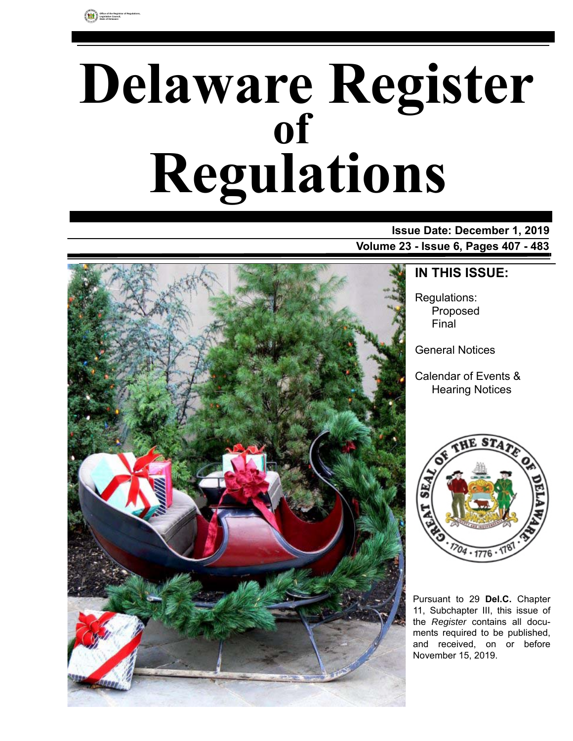Office of the Registrar of Regulations, Legislative Council, State of Delaware

# Delaware Register of Regulations

**Issue Date: December 1, 2019**

**Volume 23 - Issue 6, Pages 407 - 483**

## IN THIS ISSUE:

Regulations:
- Proposed
- Final

General Notices

Calendar of Events & Hearing Notices

Pursuant to 29 **Del.C.** Chapter 11, Subchapter III, this issue of the *Register* contains all documents required to be published, and received, on or before November 15, 2019.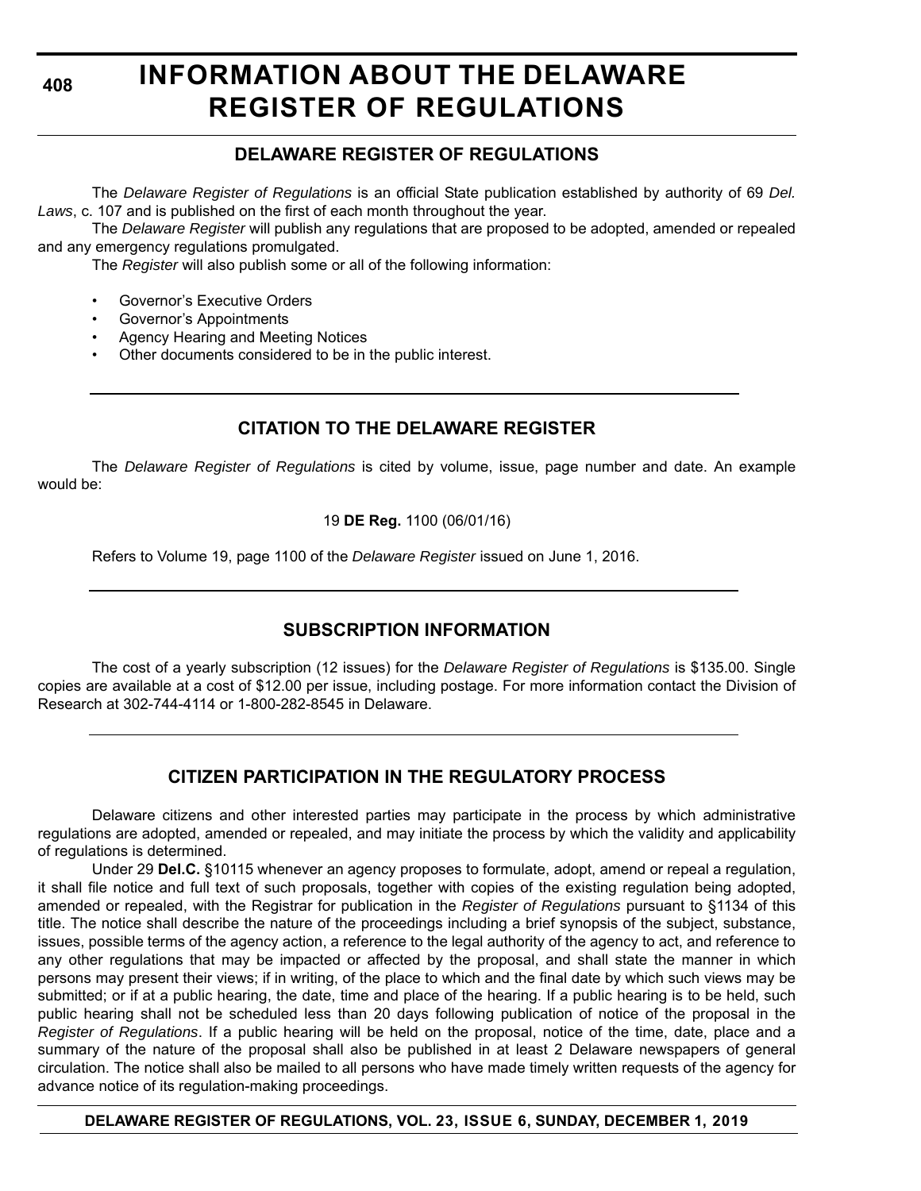# INFORMATION ABOUT THE DELAWARE REGISTER OF REGULATIONS

## DELAWARE REGISTER OF REGULATIONS

The *Delaware Register of Regulations* is an official State publication established by authority of 69 *Del. Laws*, c. 107 and is published on the first of each month throughout the year.

The *Delaware Register* will publish any regulations that are proposed to be adopted, amended or repealed and any emergency regulations promulgated.

The *Register* will also publish some or all of the following information:

- Governor's Executive Orders
- Governor's Appointments
- Agency Hearing and Meeting Notices
- Other documents considered to be in the public interest.

## CITATION TO THE DELAWARE REGISTER

The *Delaware Register of Regulations* is cited by volume, issue, page number and date. An example would be:

19 **DE Reg.** 1100 (06/01/16)

Refers to Volume 19, page 1100 of the *Delaware Register* issued on June 1, 2016.

## SUBSCRIPTION INFORMATION

The cost of a yearly subscription (12 issues) for the *Delaware Register of Regulations* is $135.00. Single copies are available at a cost of $12.00 per issue, including postage. For more information contact the Division of Research at 302-744-4114 or 1-800-282-8545 in Delaware.

## CITIZEN PARTICIPATION IN THE REGULATORY PROCESS

Delaware citizens and other interested parties may participate in the process by which administrative regulations are adopted, amended or repealed, and may initiate the process by which the validity and applicability of regulations is determined.

Under 29 **Del.C.** §10115 whenever an agency proposes to formulate, adopt, amend or repeal a regulation, it shall file notice and full text of such proposals, together with copies of the existing regulation being adopted, amended or repealed, with the Registrar for publication in the *Register of Regulations* pursuant to §1134 of this title. The notice shall describe the nature of the proceedings including a brief synopsis of the subject, substance, issues, possible terms of the agency action, a reference to the legal authority of the agency to act, and reference to any other regulations that may be impacted or affected by the proposal, and shall state the manner in which persons may present their views; if in writing, of the place to which and the final date by which such views may be submitted; or if at a public hearing, the date, time and place of the hearing. If a public hearing is to be held, such public hearing shall not be scheduled less than 20 days following publication of notice of the proposal in the *Register of Regulations*. If a public hearing will be held on the proposal, notice of the time, date, place and a summary of the nature of the proposal shall also be published in at least 2 Delaware newspapers of general circulation. The notice shall also be mailed to all persons who have made timely written requests of the agency for advance notice of its regulation-making proceedings.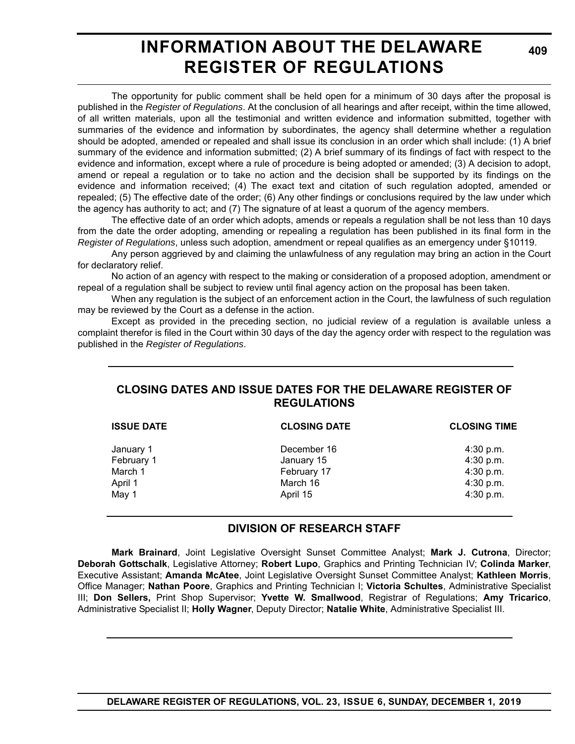# INFORMATION ABOUT THE DELAWARE REGISTER OF REGULATIONS

The opportunity for public comment shall be held open for a minimum of 30 days after the proposal is published in the *Register of Regulations*. At the conclusion of all hearings and after receipt, within the time allowed, of all written materials, upon all the testimonial and written evidence and information submitted, together with summaries of the evidence and information by subordinates, the agency shall determine whether a regulation should be adopted, amended or repealed and shall issue its conclusion in an order which shall include: (1) A brief summary of the evidence and information submitted; (2) A brief summary of its findings of fact with respect to the evidence and information, except where a rule of procedure is being adopted or amended; (3) A decision to adopt, amend or repeal a regulation or to take no action and the decision shall be supported by its findings on the evidence and information received; (4) The exact text and citation of such regulation adopted, amended or repealed; (5) The effective date of the order; (6) Any other findings or conclusions required by the law under which the agency has authority to act; and (7) The signature of at least a quorum of the agency members.

The effective date of an order which adopts, amends or repeals a regulation shall be not less than 10 days from the date the order adopting, amending or repealing a regulation has been published in its final form in the *Register of Regulations*, unless such adoption, amendment or repeal qualifies as an emergency under §10119.

Any person aggrieved by and claiming the unlawfulness of any regulation may bring an action in the Court for declaratory relief.

No action of an agency with respect to the making or consideration of a proposed adoption, amendment or repeal of a regulation shall be subject to review until final agency action on the proposal has been taken.

When any regulation is the subject of an enforcement action in the Court, the lawfulness of such regulation may be reviewed by the Court as a defense in the action.

Except as provided in the preceding section, no judicial review of a regulation is available unless a complaint therefor is filed in the Court within 30 days of the day the agency order with respect to the regulation was published in the *Register of Regulations*.

## CLOSING DATES AND ISSUE DATES FOR THE DELAWARE REGISTER OF REGULATIONS

| ISSUE DATE | CLOSING DATE | CLOSING TIME |
|---|---|---|
| January 1 | December 16 | 4:30 p.m. |
| February 1 | January 15 | 4:30 p.m. |
| March 1 | February 17 | 4:30 p.m. |
| April 1 | March 16 | 4:30 p.m. |
| May 1 | April 15 | 4:30 p.m. |

## DIVISION OF RESEARCH STAFF

**Mark Brainard**, Joint Legislative Oversight Sunset Committee Analyst; **Mark J. Cutrona**, Director; **Deborah Gottschalk**, Legislative Attorney; **Robert Lupo**, Graphics and Printing Technician IV; **Colinda Marker**, Executive Assistant; **Amanda McAtee**, Joint Legislative Oversight Sunset Committee Analyst; **Kathleen Morris**, Office Manager; **Nathan Poore**, Graphics and Printing Technician I; **Victoria Schultes**, Administrative Specialist III; **Don Sellers,** Print Shop Supervisor; **Yvette W. Smallwood**, Registrar of Regulations; **Amy Tricarico**, Administrative Specialist II; **Holly Wagner**, Deputy Director; **Natalie White**, Administrative Specialist III.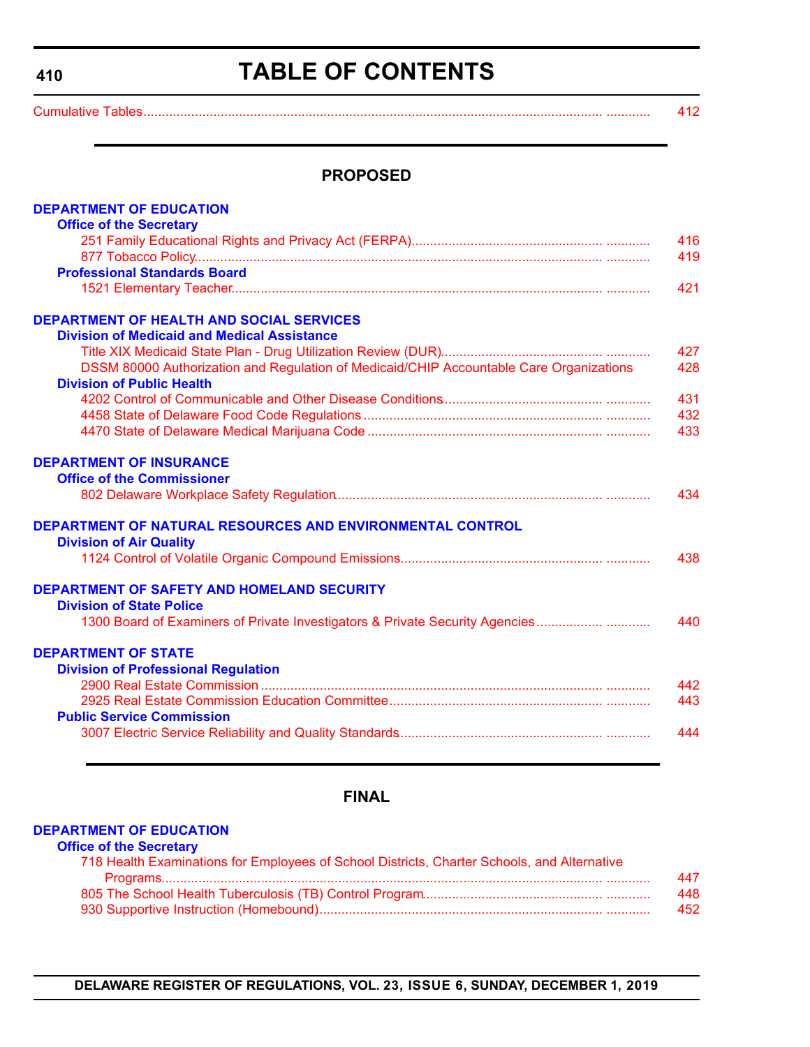# TABLE OF CONTENTS

Cumulative Tables ........................................................................................................................... 412

## PROPOSED

### DEPARTMENT OF EDUCATION

**Office of the Secretary**

- 251 Family Educational Rights and Privacy Act (FERPA) ........................................................ 416
- 877 Tobacco Policy ........................................................................................................... 419

**Professional Standards Board**

- 1521 Elementary Teacher ................................................................................................. 421

### DEPARTMENT OF HEALTH AND SOCIAL SERVICES

**Division of Medicaid and Medical Assistance**

- Title XIX Medicaid State Plan - Drug Utilization Review (DUR) ............................................. 427
- DSSM 80000 Authorization and Regulation of Medicaid/CHIP Accountable Care Organizations 428

**Division of Public Health**

- 4202 Control of Communicable and Other Disease Conditions ............................................ 431
- 4458 State of Delaware Food Code Regulations ................................................................. 432
- 4470 State of Delaware Medical Marijuana Code ................................................................ 433

### DEPARTMENT OF INSURANCE

**Office of the Commissioner**

- 802 Delaware Workplace Safety Regulation ........................................................................ 434

### DEPARTMENT OF NATURAL RESOURCES AND ENVIRONMENTAL CONTROL

**Division of Air Quality**

- 1124 Control of Volatile Organic Compound Emissions ....................................................... 438

### DEPARTMENT OF SAFETY AND HOMELAND SECURITY

**Division of State Police**

- 1300 Board of Examiners of Private Investigators & Private Security Agencies ...................... 440

### DEPARTMENT OF STATE

**Division of Professional Regulation**

- 2900 Real Estate Commission ............................................................................................ 442
- 2925 Real Estate Commission Education Committee ......................................................... 443

**Public Service Commission**

- 3007 Electric Service Reliability and Quality Standards ....................................................... 444

## FINAL

### DEPARTMENT OF EDUCATION

**Office of the Secretary**

- 718 Health Examinations for Employees of School Districts, Charter Schools, and Alternative Programs ........................................................................................................................ 447
- 805 The School Health Tuberculosis (TB) Control Program ................................................ 448
- 930 Supportive Instruction (Homebound) ............................................................................ 452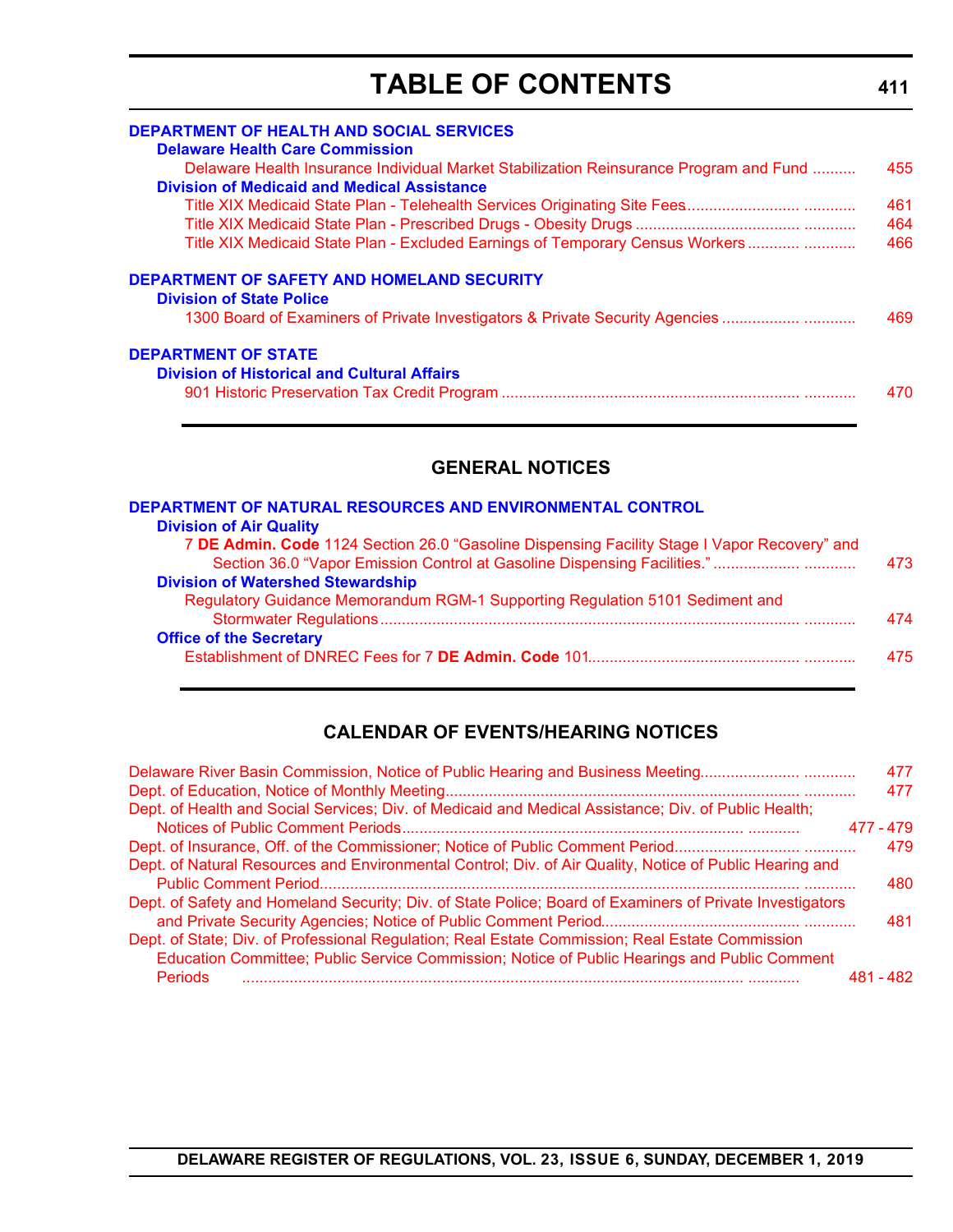# TABLE OF CONTENTS

**DEPARTMENT OF HEALTH AND SOCIAL SERVICES**

**Delaware Health Care Commission**

Delaware Health Insurance Individual Market Stabilization Reinsurance Program and Fund .......... 455

**Division of Medicaid and Medical Assistance**

Title XIX Medicaid State Plan - Telehealth Services Originating Site Fees........................ ............ 461

Title XIX Medicaid State Plan - Prescribed Drugs - Obesity Drugs .................................... ............ 464

Title XIX Medicaid State Plan - Excluded Earnings of Temporary Census Workers ........... ............ 466

**DEPARTMENT OF SAFETY AND HOMELAND SECURITY**

**Division of State Police**

1300 Board of Examiners of Private Investigators & Private Security Agencies ................. ............ 469

**DEPARTMENT OF STATE**

**Division of Historical and Cultural Affairs**

901 Historic Preservation Tax Credit Program .................................................................. ............ 470

## GENERAL NOTICES

**DEPARTMENT OF NATURAL RESOURCES AND ENVIRONMENTAL CONTROL**

**Division of Air Quality**

7 **DE Admin. Code** 1124 Section 26.0 "Gasoline Dispensing Facility Stage I Vapor Recovery" and Section 36.0 "Vapor Emission Control at Gasoline Dispensing Facilities." ................... ............ 473

**Division of Watershed Stewardship**

Regulatory Guidance Memorandum RGM-1 Supporting Regulation 5101 Sediment and Stormwater Regulations.............................................................................................. ............ 474

**Office of the Secretary**

Establishment of DNREC Fees for 7 **DE Admin. Code** 101............................................... ............ 475

## CALENDAR OF EVENTS/HEARING NOTICES

Delaware River Basin Commission, Notice of Public Hearing and Business Meeting...................... ............ 477

Dept. of Education, Notice of Monthly Meeting................................................................................ ............ 477

Dept. of Health and Social Services; Div. of Medicaid and Medical Assistance; Div. of Public Health; Notices of Public Comment Periods............................................................................. ............ 477 - 479

Dept. of Insurance, Off. of the Commissioner; Notice of Public Comment Period........................... ............ 479

Dept. of Natural Resources and Environmental Control; Div. of Air Quality, Notice of Public Hearing and Public Comment Period............................................................................................................ ............ 480

Dept. of Safety and Homeland Security; Div. of State Police; Board of Examiners of Private Investigators and Private Security Agencies; Notice of Public Comment Period............................................ ............ 481

Dept. of State; Div. of Professional Regulation; Real Estate Commission; Real Estate Commission Education Committee; Public Service Commission; Notice of Public Hearings and Public Comment Periods ................................................................................................................. ............ 481 - 482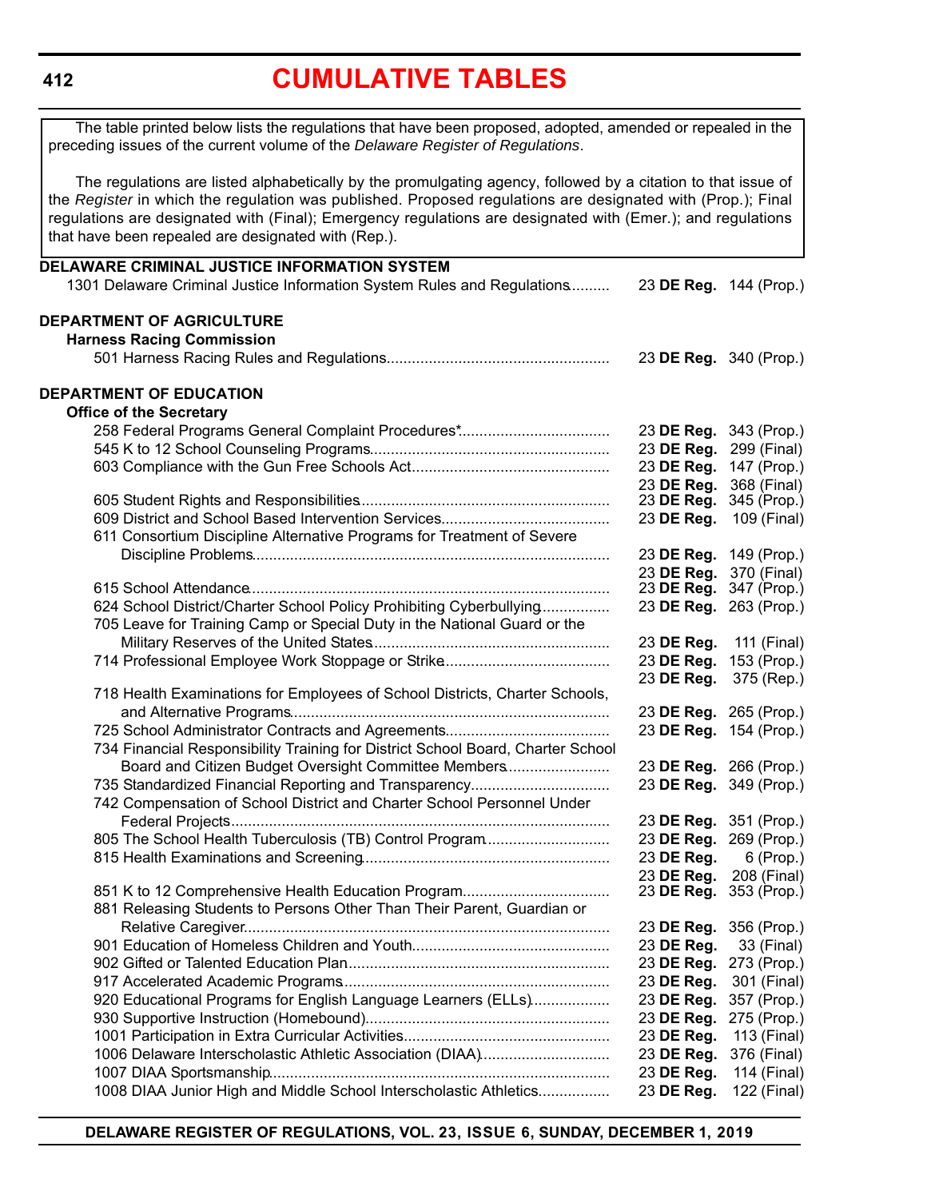# CUMULATIVE TABLES

The table printed below lists the regulations that have been proposed, adopted, amended or repealed in the preceding issues of the current volume of the *Delaware Register of Regulations*.

The regulations are listed alphabetically by the promulgating agency, followed by a citation to that issue of the *Register* in which the regulation was published. Proposed regulations are designated with (Prop.); Final regulations are designated with (Final); Emergency regulations are designated with (Emer.); and regulations that have been repealed are designated with (Rep.).

**DELAWARE CRIMINAL JUSTICE INFORMATION SYSTEM**

| Regulation | Citation |
|---|---|
| 1301 Delaware Criminal Justice Information System Rules and Regulations | 23 **DE Reg.** 144 (Prop.) |

**DEPARTMENT OF AGRICULTURE**

**Harness Racing Commission**

| Regulation | Citation |
|---|---|
| 501 Harness Racing Rules and Regulations | 23 **DE Reg.** 340 (Prop.) |

**DEPARTMENT OF EDUCATION**

**Office of the Secretary**

| Regulation | Citation |
|---|---|
| 258 Federal Programs General Complaint Procedures* | 23 **DE Reg.** 343 (Prop.) |
| 545 K to 12 School Counseling Programs | 23 **DE Reg.** 299 (Final) |
| 603 Compliance with the Gun Free Schools Act | 23 **DE Reg.** 147 (Prop.) |
| | 23 **DE Reg.** 368 (Final) |
| 605 Student Rights and Responsibilities | 23 **DE Reg.** 345 (Prop.) |
| 609 District and School Based Intervention Services | 23 **DE Reg.** 109 (Final) |
| 611 Consortium Discipline Alternative Programs for Treatment of Severe Discipline Problems | 23 **DE Reg.** 149 (Prop.) |
| | 23 **DE Reg.** 370 (Final) |
| 615 School Attendance | 23 **DE Reg.** 347 (Prop.) |
| 624 School District/Charter School Policy Prohibiting Cyberbullying | 23 **DE Reg.** 263 (Prop.) |
| 705 Leave for Training Camp or Special Duty in the National Guard or the Military Reserves of the United States | 23 **DE Reg.** 111 (Final) |
| 714 Professional Employee Work Stoppage or Strike | 23 **DE Reg.** 153 (Prop.) |
| | 23 **DE Reg.** 375 (Rep.) |
| 718 Health Examinations for Employees of School Districts, Charter Schools, and Alternative Programs | 23 **DE Reg.** 265 (Prop.) |
| 725 School Administrator Contracts and Agreements | 23 **DE Reg.** 154 (Prop.) |
| 734 Financial Responsibility Training for District School Board, Charter School Board and Citizen Budget Oversight Committee Members | 23 **DE Reg.** 266 (Prop.) |
| 735 Standardized Financial Reporting and Transparency | 23 **DE Reg.** 349 (Prop.) |
| 742 Compensation of School District and Charter School Personnel Under Federal Projects | 23 **DE Reg.** 351 (Prop.) |
| 805 The School Health Tuberculosis (TB) Control Program | 23 **DE Reg.** 269 (Prop.) |
| 815 Health Examinations and Screening | 23 **DE Reg.** 6 (Prop.) |
| | 23 **DE Reg.** 208 (Final) |
| 851 K to 12 Comprehensive Health Education Program | 23 **DE Reg.** 353 (Prop.) |
| 881 Releasing Students to Persons Other Than Their Parent, Guardian or Relative Caregiver | 23 **DE Reg.** 356 (Prop.) |
| 901 Education of Homeless Children and Youth | 23 **DE Reg.** 33 (Final) |
| 902 Gifted or Talented Education Plan | 23 **DE Reg.** 273 (Prop.) |
| 917 Accelerated Academic Programs | 23 **DE Reg.** 301 (Final) |
| 920 Educational Programs for English Language Learners (ELLs) | 23 **DE Reg.** 357 (Prop.) |
| 930 Supportive Instruction (Homebound) | 23 **DE Reg.** 275 (Prop.) |
| 1001 Participation in Extra Curricular Activities | 23 **DE Reg.** 113 (Final) |
| 1006 Delaware Interscholastic Athletic Association (DIAA) | 23 **DE Reg.** 376 (Final) |
| 1007 DIAA Sportsmanship | 23 **DE Reg.** 114 (Final) |
| 1008 DIAA Junior High and Middle School Interscholastic Athletics | 23 **DE Reg.** 122 (Final) |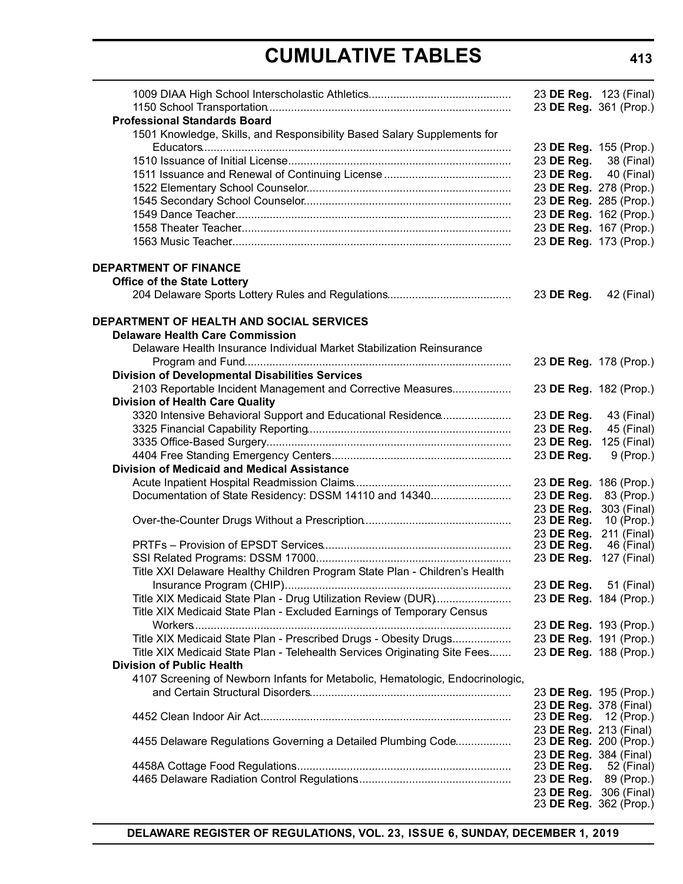1009 DIAA High School Interscholastic Athletics............................................. 23 **DE Reg.** 123 (Final)
1150 School Transportation............................................................................ 23 **DE Reg.** 361 (Prop.)

**Professional Standards Board**

1501 Knowledge, Skills, and Responsibility Based Salary Supplements for Educators.................................................................................................. 23 **DE Reg.** 155 (Prop.)
1510 Issuance of Initial License....................................................................... 23 **DE Reg.** 38 (Final)
1511 Issuance and Renewal of Continuing License ......................................... 23 **DE Reg.** 40 (Final)
1522 Elementary School Counselor................................................................. 23 **DE Reg.** 278 (Prop.)
1545 Secondary School Counselor.................................................................. 23 **DE Reg.** 285 (Prop.)
1549 Dance Teacher........................................................................................ 23 **DE Reg.** 162 (Prop.)
1558 Theater Teacher...................................................................................... 23 **DE Reg.** 167 (Prop.)
1563 Music Teacher......................................................................................... 23 **DE Reg.** 173 (Prop.)

**DEPARTMENT OF FINANCE**

**Office of the State Lottery**

204 Delaware Sports Lottery Rules and Regulations....................................... 23 **DE Reg.** 42 (Final)

**DEPARTMENT OF HEALTH AND SOCIAL SERVICES**

**Delaware Health Care Commission**

Delaware Health Insurance Individual Market Stabilization Reinsurance Program and Fund..................................................................................... 23 **DE Reg.** 178 (Prop.)

**Division of Developmental Disabilities Services**

2103 Reportable Incident Management and Corrective Measures.................. 23 **DE Reg.** 182 (Prop.)

**Division of Health Care Quality**

3320 Intensive Behavioral Support and Educational Residence...................... 23 **DE Reg.** 43 (Final)
3325 Financial Capability Reporting................................................................. 23 **DE Reg.** 45 (Final)
3335 Office-Based Surgery.............................................................................. 23 **DE Reg.** 125 (Final)
4404 Free Standing Emergency Centers......................................................... 23 **DE Reg.** 9 (Prop.)

**Division of Medicaid and Medical Assistance**

Acute Inpatient Hospital Readmission Claims.................................................. 23 **DE Reg.** 186 (Prop.)
Documentation of State Residency: DSSM 14110 and 14340.......................... 23 **DE Reg.** 83 (Prop.)
23 **DE Reg.** 303 (Final)
Over-the-Counter Drugs Without a Prescription............................................... 23 **DE Reg.** 10 (Prop.)
23 **DE Reg.** 211 (Final)
PRTFs – Provision of EPSDT Services............................................................ 23 **DE Reg.** 46 (Final)
SSI Related Programs: DSSM 17000............................................................... 23 **DE Reg.** 127 (Final)
Title XXI Delaware Healthy Children Program State Plan - Children's Health Insurance Program (CHIP)........................................................................ 23 **DE Reg.** 51 (Final)
Title XIX Medicaid State Plan - Drug Utilization Review (DUR)........................ 23 **DE Reg.** 184 (Prop.)
Title XIX Medicaid State Plan - Excluded Earnings of Temporary Census Workers..................................................................................................... 23 **DE Reg.** 193 (Prop.)
Title XIX Medicaid State Plan - Prescribed Drugs - Obesity Drugs.................. 23 **DE Reg.** 191 (Prop.)
Title XIX Medicaid State Plan - Telehealth Services Originating Site Fees....... 23 **DE Reg.** 188 (Prop.)

**Division of Public Health**

4107 Screening of Newborn Infants for Metabolic, Hematologic, Endocrinologic, and Certain Structural Disorders................................................................ 23 **DE Reg.** 195 (Prop.)
23 **DE Reg.** 378 (Final)
4452 Clean Indoor Air Act................................................................................ 23 **DE Reg.** 12 (Prop.)
23 **DE Reg.** 213 (Final)
4455 Delaware Regulations Governing a Detailed Plumbing Code................. 23 **DE Reg.** 200 (Prop.)
23 **DE Reg.** 384 (Final)
4458A Cottage Food Regulations.................................................................... 23 **DE Reg.** 52 (Final)
4465 Delaware Radiation Control Regulations................................................ 23 **DE Reg.** 89 (Prop.)
23 **DE Reg.** 306 (Final)
23 **DE Reg.** 362 (Prop.)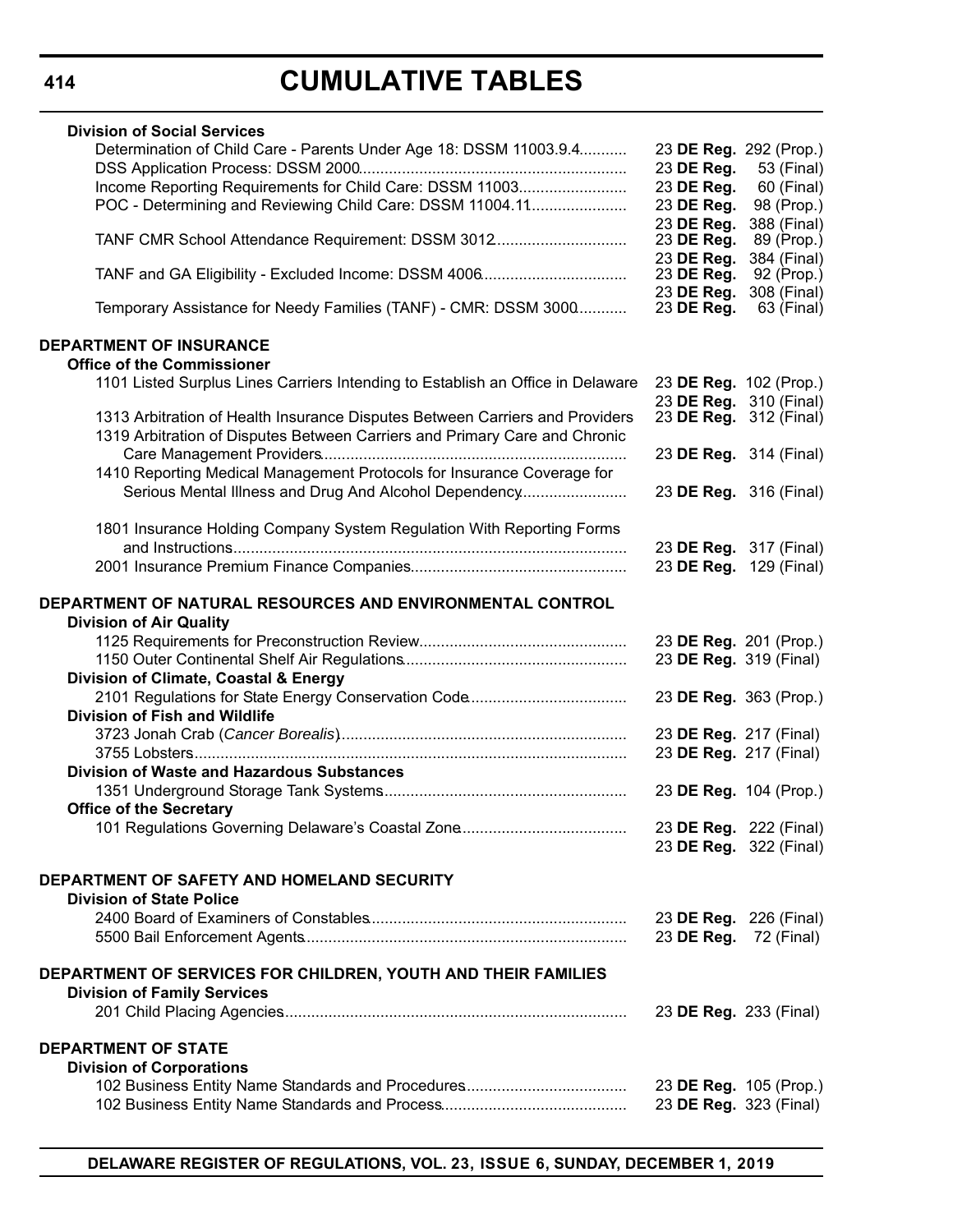# CUMULATIVE TABLES

**Division of Social Services**

| Regulation | Citation |
|---|---|
| Determination of Child Care - Parents Under Age 18: DSSM 11003.9.4 | 23 **DE Reg.** 292 (Prop.) |
| DSS Application Process: DSSM 2000 | 23 **DE Reg.** 53 (Final) |
| Income Reporting Requirements for Child Care: DSSM 11003 | 23 **DE Reg.** 60 (Final) |
| POC - Determining and Reviewing Child Care: DSSM 11004.11 | 23 **DE Reg.** 98 (Prop.) |
| | 23 **DE Reg.** 388 (Final) |
| TANF CMR School Attendance Requirement: DSSM 3012 | 23 **DE Reg.** 89 (Prop.) |
| | 23 **DE Reg.** 384 (Final) |
| TANF and GA Eligibility - Excluded Income: DSSM 4006 | 23 **DE Reg.** 92 (Prop.) |
| | 23 **DE Reg.** 308 (Final) |
| Temporary Assistance for Needy Families (TANF) - CMR: DSSM 3000 | 23 **DE Reg.** 63 (Final) |

## DEPARTMENT OF INSURANCE

**Office of the Commissioner**

| Regulation | Citation |
|---|---|
| 1101 Listed Surplus Lines Carriers Intending to Establish an Office in Delaware | 23 **DE Reg.** 102 (Prop.) |
| | 23 **DE Reg.** 310 (Final) |
| 1313 Arbitration of Health Insurance Disputes Between Carriers and Providers | 23 **DE Reg.** 312 (Final) |
| 1319 Arbitration of Disputes Between Carriers and Primary Care and Chronic Care Management Providers | 23 **DE Reg.** 314 (Final) |
| 1410 Reporting Medical Management Protocols for Insurance Coverage for Serious Mental Illness and Drug And Alcohol Dependency | 23 **DE Reg.** 316 (Final) |
| 1801 Insurance Holding Company System Regulation With Reporting Forms and Instructions | 23 **DE Reg.** 317 (Final) |
| 2001 Insurance Premium Finance Companies | 23 **DE Reg.** 129 (Final) |

## DEPARTMENT OF NATURAL RESOURCES AND ENVIRONMENTAL CONTROL

**Division of Air Quality**

| Regulation | Citation |
|---|---|
| 1125 Requirements for Preconstruction Review | 23 **DE Reg.** 201 (Prop.) |
| 1150 Outer Continental Shelf Air Regulations | 23 **DE Reg.** 319 (Final) |

**Division of Climate, Coastal & Energy**

| Regulation | Citation |
|---|---|
| 2101 Regulations for State Energy Conservation Code | 23 **DE Reg.** 363 (Prop.) |

**Division of Fish and Wildlife**

| Regulation | Citation |
|---|---|
| 3723 Jonah Crab (*Cancer Borealis*) | 23 **DE Reg.** 217 (Final) |
| 3755 Lobsters | 23 **DE Reg.** 217 (Final) |

**Division of Waste and Hazardous Substances**

| Regulation | Citation |
|---|---|
| 1351 Underground Storage Tank Systems | 23 **DE Reg.** 104 (Prop.) |

**Office of the Secretary**

| Regulation | Citation |
|---|---|
| 101 Regulations Governing Delaware's Coastal Zone | 23 **DE Reg.** 222 (Final) |
| | 23 **DE Reg.** 322 (Final) |

## DEPARTMENT OF SAFETY AND HOMELAND SECURITY

**Division of State Police**

| Regulation | Citation |
|---|---|
| 2400 Board of Examiners of Constables | 23 **DE Reg.** 226 (Final) |
| 5500 Bail Enforcement Agents | 23 **DE Reg.** 72 (Final) |

## DEPARTMENT OF SERVICES FOR CHILDREN, YOUTH AND THEIR FAMILIES

**Division of Family Services**

| Regulation | Citation |
|---|---|
| 201 Child Placing Agencies | 23 **DE Reg.** 233 (Final) |

## DEPARTMENT OF STATE

**Division of Corporations**

| Regulation | Citation |
|---|---|
| 102 Business Entity Name Standards and Procedures | 23 **DE Reg.** 105 (Prop.) |
| 102 Business Entity Name Standards and Process | 23 **DE Reg.** 323 (Final) |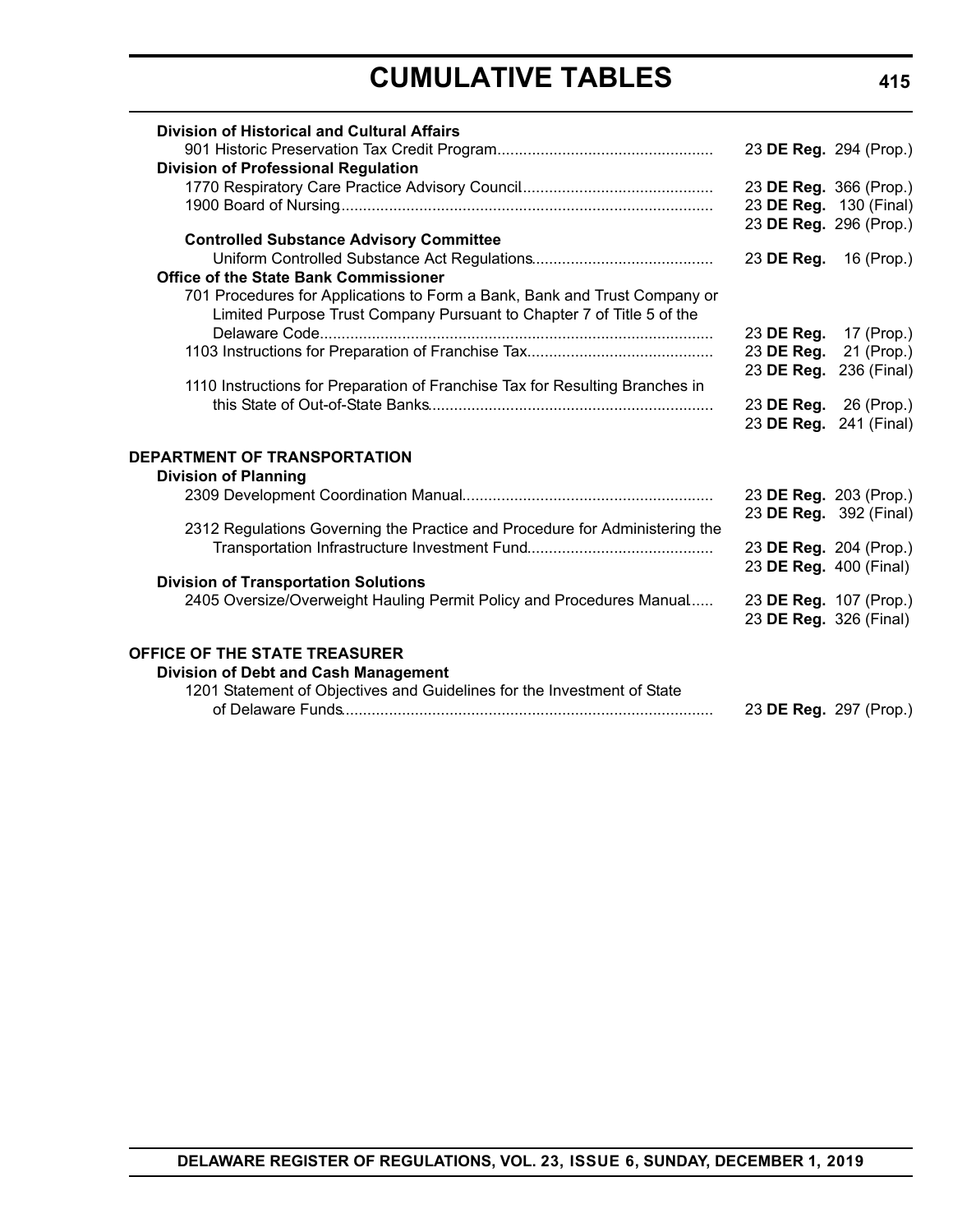**Division of Historical and Cultural Affairs**

901 Historic Preservation Tax Credit Program.................................................. 23 **DE Reg.** 294 (Prop.)

**Division of Professional Regulation**

1770 Respiratory Care Practice Advisory Council............................................ 23 **DE Reg.** 366 (Prop.)

1900 Board of Nursing..................................................................................... 23 **DE Reg.** 130 (Final)
23 **DE Reg.** 296 (Prop.)

**Controlled Substance Advisory Committee**

Uniform Controlled Substance Act Regulations.......................................... 23 **DE Reg.** 16 (Prop.)

**Office of the State Bank Commissioner**

701 Procedures for Applications to Form a Bank, Bank and Trust Company or Limited Purpose Trust Company Pursuant to Chapter 7 of Title 5 of the Delaware Code.......................................................................................... 23 **DE Reg.** 17 (Prop.)

1103 Instructions for Preparation of Franchise Tax........................................... 23 **DE Reg.** 21 (Prop.)
23 **DE Reg.** 236 (Final)

1110 Instructions for Preparation of Franchise Tax for Resulting Branches in this State of Out-of-State Banks................................................................. 23 **DE Reg.** 26 (Prop.)
23 **DE Reg.** 241 (Final)

**DEPARTMENT OF TRANSPORTATION**

**Division of Planning**

2309 Development Coordination Manual.......................................................... 23 **DE Reg.** 203 (Prop.)
23 **DE Reg.** 392 (Final)

2312 Regulations Governing the Practice and Procedure for Administering the Transportation Infrastructure Investment Fund........................................... 23 **DE Reg.** 204 (Prop.)
23 **DE Reg.** 400 (Final)

**Division of Transportation Solutions**

2405 Oversize/Overweight Hauling Permit Policy and Procedures Manual...... 23 **DE Reg.** 107 (Prop.)
23 **DE Reg.** 326 (Final)

**OFFICE OF THE STATE TREASURER**

**Division of Debt and Cash Management**

1201 Statement of Objectives and Guidelines for the Investment of State of Delaware Funds..................................................................................... 23 **DE Reg.** 297 (Prop.)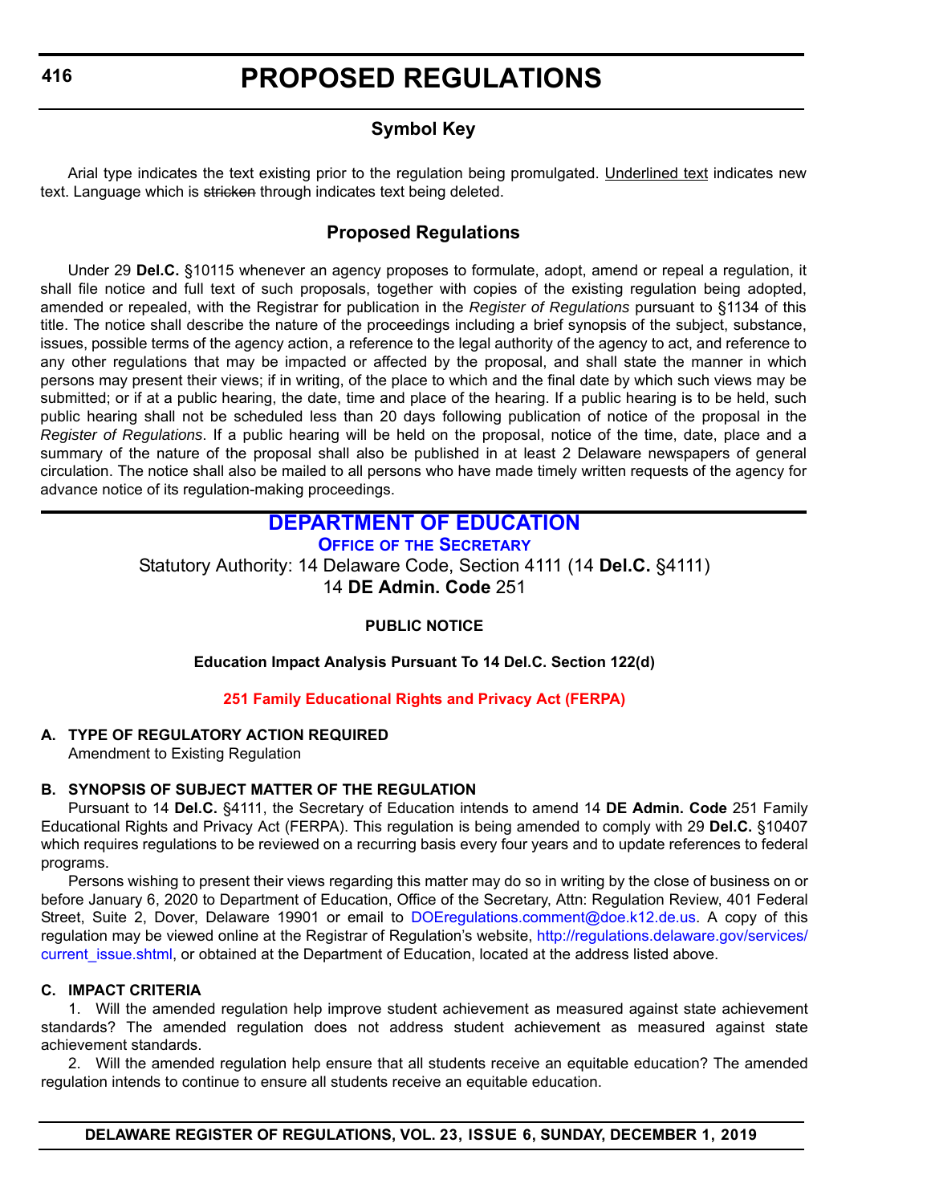# PROPOSED REGULATIONS

### Symbol Key

Arial type indicates the text existing prior to the regulation being promulgated. Underlined text indicates new text. Language which is ~~stricken~~ through indicates text being deleted.

### Proposed Regulations

Under 29 **Del.C.** §10115 whenever an agency proposes to formulate, adopt, amend or repeal a regulation, it shall file notice and full text of such proposals, together with copies of the existing regulation being adopted, amended or repealed, with the Registrar for publication in the *Register of Regulations* pursuant to §1134 of this title. The notice shall describe the nature of the proceedings including a brief synopsis of the subject, substance, issues, possible terms of the agency action, a reference to the legal authority of the agency to act, and reference to any other regulations that may be impacted or affected by the proposal, and shall state the manner in which persons may present their views; if in writing, of the place to which and the final date by which such views may be submitted; or if at a public hearing, the date, time and place of the hearing. If a public hearing is to be held, such public hearing shall not be scheduled less than 20 days following publication of notice of the proposal in the *Register of Regulations*. If a public hearing will be held on the proposal, notice of the time, date, place and a summary of the nature of the proposal shall also be published in at least 2 Delaware newspapers of general circulation. The notice shall also be mailed to all persons who have made timely written requests of the agency for advance notice of its regulation-making proceedings.

## DEPARTMENT OF EDUCATION

**Office of the Secretary**

Statutory Authority: 14 Delaware Code, Section 4111 (14 **Del.C.** §4111)
14 **DE Admin. Code** 251

**PUBLIC NOTICE**

**Education Impact Analysis Pursuant To 14 Del.C. Section 122(d)**

**251 Family Educational Rights and Privacy Act (FERPA)**

**A. TYPE OF REGULATORY ACTION REQUIRED**

Amendment to Existing Regulation

**B. SYNOPSIS OF SUBJECT MATTER OF THE REGULATION**

Pursuant to 14 **Del.C.** §4111, the Secretary of Education intends to amend 14 **DE Admin. Code** 251 Family Educational Rights and Privacy Act (FERPA). This regulation is being amended to comply with 29 **Del.C.** §10407 which requires regulations to be reviewed on a recurring basis every four years and to update references to federal programs.

Persons wishing to present their views regarding this matter may do so in writing by the close of business on or before January 6, 2020 to Department of Education, Office of the Secretary, Attn: Regulation Review, 401 Federal Street, Suite 2, Dover, Delaware 19901 or email to DOEregulations.comment@doe.k12.de.us. A copy of this regulation may be viewed online at the Registrar of Regulation's website, http://regulations.delaware.gov/services/current_issue.shtml, or obtained at the Department of Education, located at the address listed above.

**C. IMPACT CRITERIA**

1. Will the amended regulation help improve student achievement as measured against state achievement standards? The amended regulation does not address student achievement as measured against state achievement standards.

2. Will the amended regulation help ensure that all students receive an equitable education? The amended regulation intends to continue to ensure all students receive an equitable education.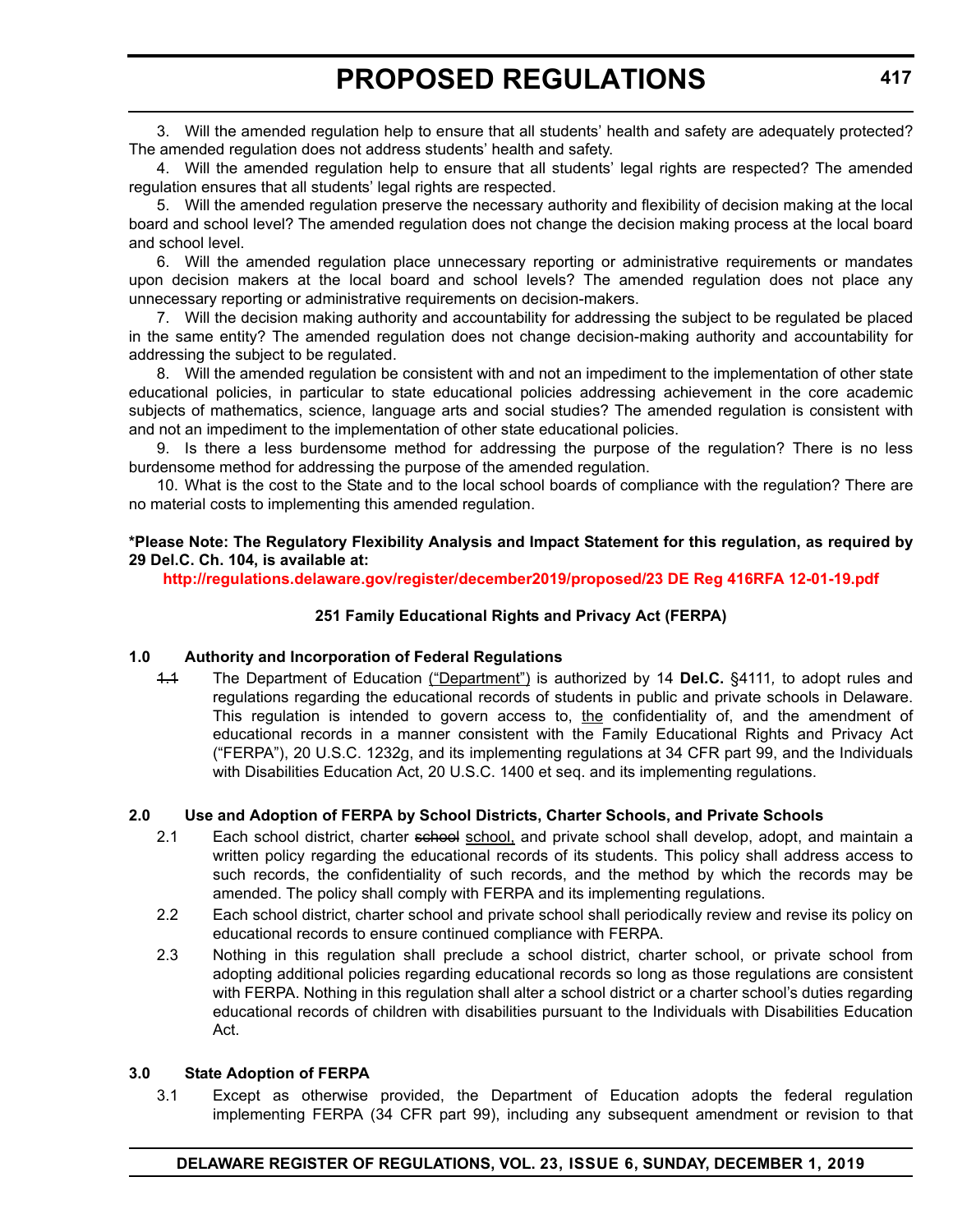3. Will the amended regulation help to ensure that all students' health and safety are adequately protected? The amended regulation does not address students' health and safety.

4. Will the amended regulation help to ensure that all students' legal rights are respected? The amended regulation ensures that all students' legal rights are respected.

5. Will the amended regulation preserve the necessary authority and flexibility of decision making at the local board and school level? The amended regulation does not change the decision making process at the local board and school level.

6. Will the amended regulation place unnecessary reporting or administrative requirements or mandates upon decision makers at the local board and school levels? The amended regulation does not place any unnecessary reporting or administrative requirements on decision-makers.

7. Will the decision making authority and accountability for addressing the subject to be regulated be placed in the same entity? The amended regulation does not change decision-making authority and accountability for addressing the subject to be regulated.

8. Will the amended regulation be consistent with and not an impediment to the implementation of other state educational policies, in particular to state educational policies addressing achievement in the core academic subjects of mathematics, science, language arts and social studies? The amended regulation is consistent with and not an impediment to the implementation of other state educational policies.

9. Is there a less burdensome method for addressing the purpose of the regulation? There is no less burdensome method for addressing the purpose of the amended regulation.

10. What is the cost to the State and to the local school boards of compliance with the regulation? There are no material costs to implementing this amended regulation.

**\*Please Note: The Regulatory Flexibility Analysis and Impact Statement for this regulation, as required by 29 Del.C. Ch. 104, is available at:**

**http://regulations.delaware.gov/register/december2019/proposed/23 DE Reg 416RFA 12-01-19.pdf**

**251 Family Educational Rights and Privacy Act (FERPA)**

**1.0 Authority and Incorporation of Federal Regulations**

~~1.1~~ The Department of Education <u>("Department")</u> is authorized by 14 **Del.C.** §4111, to adopt rules and regulations regarding the educational records of students in public and private schools in Delaware. This regulation is intended to govern access to, <u>the</u> confidentiality of, and the amendment of educational records in a manner consistent with the Family Educational Rights and Privacy Act ("FERPA"), 20 U.S.C. 1232g, and its implementing regulations at 34 CFR part 99, and the Individuals with Disabilities Education Act, 20 U.S.C. 1400 et seq. and its implementing regulations.

**2.0 Use and Adoption of FERPA by School Districts, Charter Schools, and Private Schools**

2.1 Each school district, charter ~~school~~ <u>school,</u> and private school shall develop, adopt, and maintain a written policy regarding the educational records of its students. This policy shall address access to such records, the confidentiality of such records, and the method by which the records may be amended. The policy shall comply with FERPA and its implementing regulations.

2.2 Each school district, charter school and private school shall periodically review and revise its policy on educational records to ensure continued compliance with FERPA.

2.3 Nothing in this regulation shall preclude a school district, charter school, or private school from adopting additional policies regarding educational records so long as those regulations are consistent with FERPA. Nothing in this regulation shall alter a school district or a charter school's duties regarding educational records of children with disabilities pursuant to the Individuals with Disabilities Education Act.

**3.0 State Adoption of FERPA**

3.1 Except as otherwise provided, the Department of Education adopts the federal regulation implementing FERPA (34 CFR part 99), including any subsequent amendment or revision to that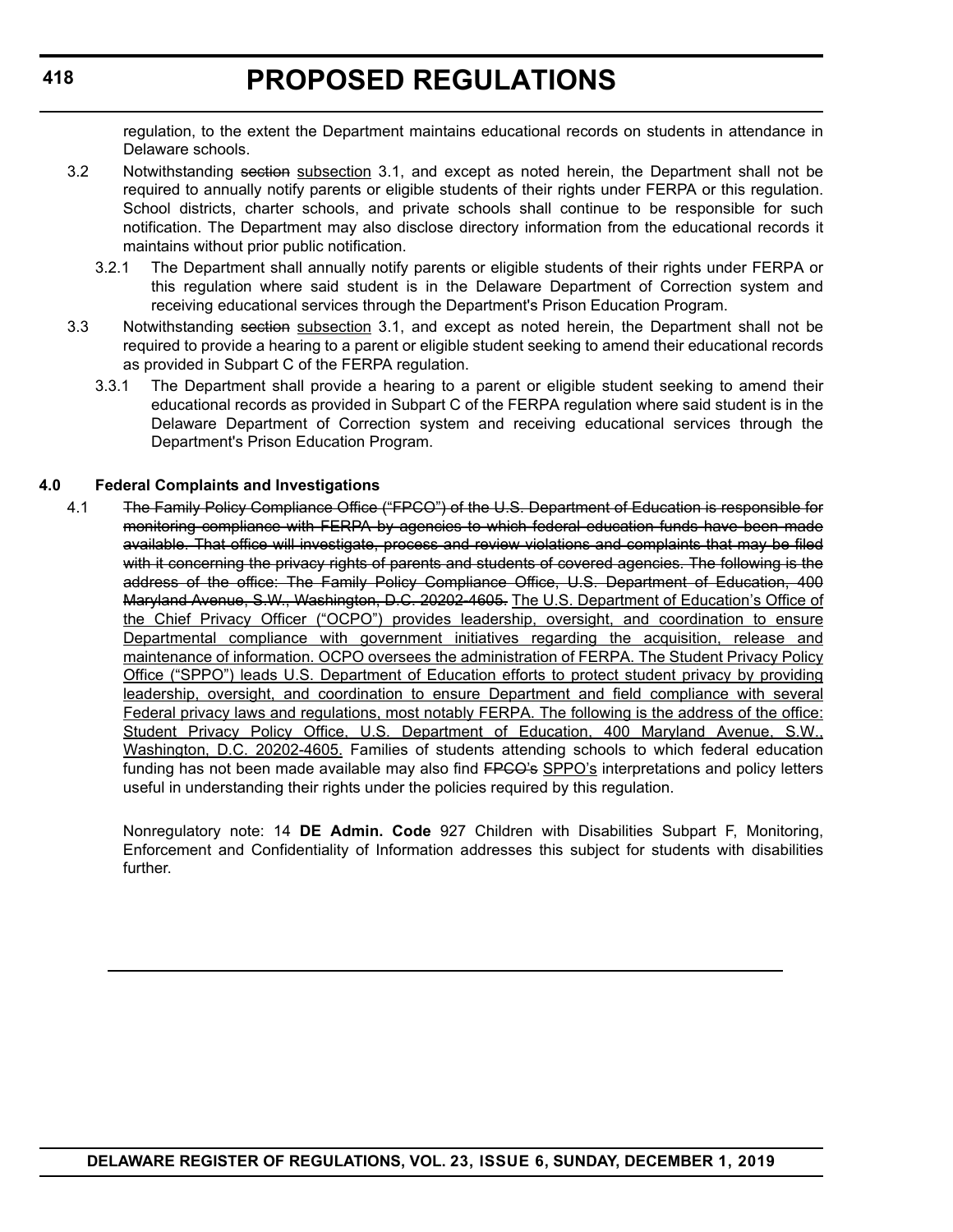regulation, to the extent the Department maintains educational records on students in attendance in Delaware schools.

3.2 Notwithstanding ~~section~~ <u>subsection</u> 3.1, and except as noted herein, the Department shall not be required to annually notify parents or eligible students of their rights under FERPA or this regulation. School districts, charter schools, and private schools shall continue to be responsible for such notification. The Department may also disclose directory information from the educational records it maintains without prior public notification.

3.2.1 The Department shall annually notify parents or eligible students of their rights under FERPA or this regulation where said student is in the Delaware Department of Correction system and receiving educational services through the Department's Prison Education Program.

3.3 Notwithstanding ~~section~~ <u>subsection</u> 3.1, and except as noted herein, the Department shall not be required to provide a hearing to a parent or eligible student seeking to amend their educational records as provided in Subpart C of the FERPA regulation.

3.3.1 The Department shall provide a hearing to a parent or eligible student seeking to amend their educational records as provided in Subpart C of the FERPA regulation where said student is in the Delaware Department of Correction system and receiving educational services through the Department's Prison Education Program.

**4.0 Federal Complaints and Investigations**

4.1 ~~The Family Policy Compliance Office ("FPCO") of the U.S. Department of Education is responsible for monitoring compliance with FERPA by agencies to which federal education funds have been made available. That office will investigate, process and review violations and complaints that may be filed with it concerning the privacy rights of parents and students of covered agencies. The following is the address of the office: The Family Policy Compliance Office, U.S. Department of Education, 400 Maryland Avenue, S.W., Washington, D.C. 20202-4605.~~ <u>The U.S. Department of Education's Office of the Chief Privacy Officer ("OCPO") provides leadership, oversight, and coordination to ensure Departmental compliance with government initiatives regarding the acquisition, release and maintenance of information. OCPO oversees the administration of FERPA. The Student Privacy Policy Office ("SPPO") leads U.S. Department of Education efforts to protect student privacy by providing leadership, oversight, and coordination to ensure Department and field compliance with several Federal privacy laws and regulations, most notably FERPA. The following is the address of the office: Student Privacy Policy Office, U.S. Department of Education, 400 Maryland Avenue, S.W., Washington, D.C. 20202-4605.</u> Families of students attending schools to which federal education funding has not been made available may also find ~~FPCO's~~ <u>SPPO's</u> interpretations and policy letters useful in understanding their rights under the policies required by this regulation.

Nonregulatory note: 14 **DE Admin. Code** 927 Children with Disabilities Subpart F, Monitoring, Enforcement and Confidentiality of Information addresses this subject for students with disabilities further.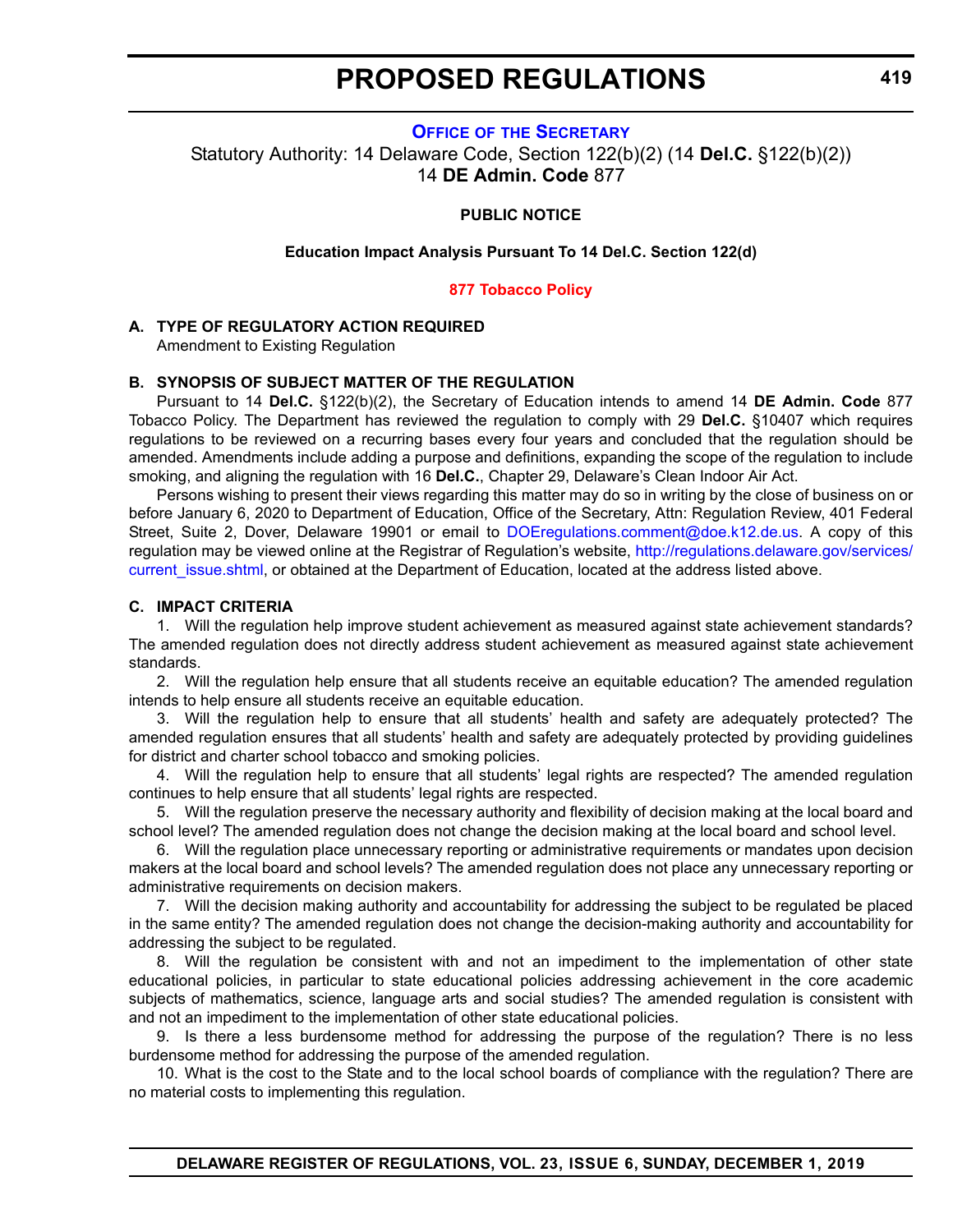## OFFICE OF THE SECRETARY

Statutory Authority: 14 Delaware Code, Section 122(b)(2) (14 **Del.C.** §122(b)(2))
14 **DE Admin. Code** 877

**PUBLIC NOTICE**

**Education Impact Analysis Pursuant To 14 Del.C. Section 122(d)**

**877 Tobacco Policy**

**A. TYPE OF REGULATORY ACTION REQUIRED**

Amendment to Existing Regulation

**B. SYNOPSIS OF SUBJECT MATTER OF THE REGULATION**

Pursuant to 14 **Del.C.** §122(b)(2), the Secretary of Education intends to amend 14 **DE Admin. Code** 877 Tobacco Policy. The Department has reviewed the regulation to comply with 29 **Del.C.** §10407 which requires regulations to be reviewed on a recurring bases every four years and concluded that the regulation should be amended. Amendments include adding a purpose and definitions, expanding the scope of the regulation to include smoking, and aligning the regulation with 16 **Del.C.**, Chapter 29, Delaware's Clean Indoor Air Act.

Persons wishing to present their views regarding this matter may do so in writing by the close of business on or before January 6, 2020 to Department of Education, Office of the Secretary, Attn: Regulation Review, 401 Federal Street, Suite 2, Dover, Delaware 19901 or email to DOEregulations.comment@doe.k12.de.us. A copy of this regulation may be viewed online at the Registrar of Regulation's website, http://regulations.delaware.gov/services/current_issue.shtml, or obtained at the Department of Education, located at the address listed above.

**C. IMPACT CRITERIA**

1. Will the regulation help improve student achievement as measured against state achievement standards? The amended regulation does not directly address student achievement as measured against state achievement standards.

2. Will the regulation help ensure that all students receive an equitable education? The amended regulation intends to help ensure all students receive an equitable education.

3. Will the regulation help to ensure that all students' health and safety are adequately protected? The amended regulation ensures that all students' health and safety are adequately protected by providing guidelines for district and charter school tobacco and smoking policies.

4. Will the regulation help to ensure that all students' legal rights are respected? The amended regulation continues to help ensure that all students' legal rights are respected.

5. Will the regulation preserve the necessary authority and flexibility of decision making at the local board and school level? The amended regulation does not change the decision making at the local board and school level.

6. Will the regulation place unnecessary reporting or administrative requirements or mandates upon decision makers at the local board and school levels? The amended regulation does not place any unnecessary reporting or administrative requirements on decision makers.

7. Will the decision making authority and accountability for addressing the subject to be regulated be placed in the same entity? The amended regulation does not change the decision-making authority and accountability for addressing the subject to be regulated.

8. Will the regulation be consistent with and not an impediment to the implementation of other state educational policies, in particular to state educational policies addressing achievement in the core academic subjects of mathematics, science, language arts and social studies? The amended regulation is consistent with and not an impediment to the implementation of other state educational policies.

9. Is there a less burdensome method for addressing the purpose of the regulation? There is no less burdensome method for addressing the purpose of the amended regulation.

10. What is the cost to the State and to the local school boards of compliance with the regulation? There are no material costs to implementing this regulation.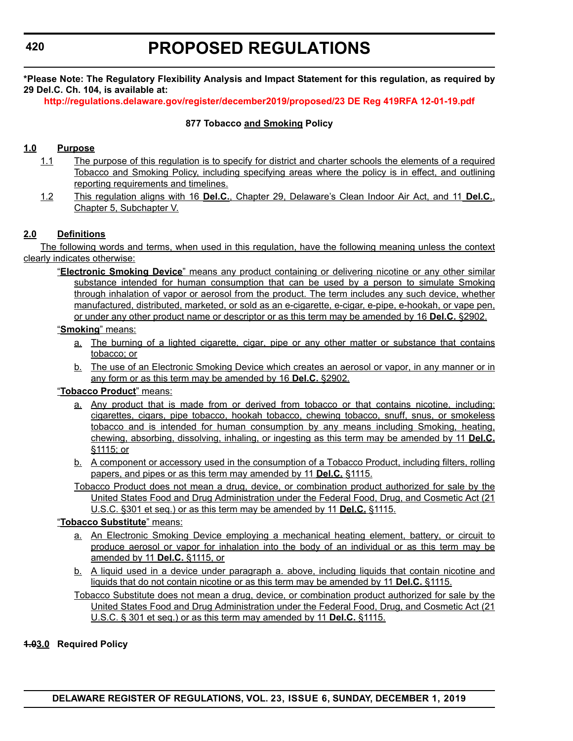**\*Please Note: The Regulatory Flexibility Analysis and Impact Statement for this regulation, as required by 29 Del.C. Ch. 104, is available at:**

**http://regulations.delaware.gov/register/december2019/proposed/23 DE Reg 419RFA 12-01-19.pdf**

**877 Tobacco and Smoking Policy**

**1.0 Purpose**

1.1 The purpose of this regulation is to specify for district and charter schools the elements of a required Tobacco and Smoking Policy, including specifying areas where the policy is in effect, and outlining reporting requirements and timelines.

1.2 This regulation aligns with 16 **Del.C.**, Chapter 29, Delaware's Clean Indoor Air Act, and 11 **Del.C.**, Chapter 5, Subchapter V.

**2.0 Definitions**

The following words and terms, when used in this regulation, have the following meaning unless the context clearly indicates otherwise:

"**Electronic Smoking Device**" means any product containing or delivering nicotine or any other similar substance intended for human consumption that can be used by a person to simulate Smoking through inhalation of vapor or aerosol from the product. The term includes any such device, whether manufactured, distributed, marketed, or sold as an e-cigarette, e-cigar, e-pipe, e-hookah, or vape pen, or under any other product name or descriptor or as this term may be amended by 16 **Del.C.** §2902.

"**Smoking**" means:

a. The burning of a lighted cigarette, cigar, pipe or any other matter or substance that contains tobacco; or

b. The use of an Electronic Smoking Device which creates an aerosol or vapor, in any manner or in any form or as this term may be amended by 16 **Del.C.** §2902.

"**Tobacco Product**" means:

a. Any product that is made from or derived from tobacco or that contains nicotine, including: cigarettes, cigars, pipe tobacco, hookah tobacco, chewing tobacco, snuff, snus, or smokeless tobacco and is intended for human consumption by any means including Smoking, heating, chewing, absorbing, dissolving, inhaling, or ingesting as this term may be amended by 11 **Del.C.** §1115; or

b. A component or accessory used in the consumption of a Tobacco Product, including filters, rolling papers, and pipes or as this term may amended by 11 **Del.C.** §1115.

Tobacco Product does not mean a drug, device, or combination product authorized for sale by the United States Food and Drug Administration under the Federal Food, Drug, and Cosmetic Act (21 U.S.C. §301 et seq.) or as this term may be amended by 11 **Del.C.** §1115.

"**Tobacco Substitute**" means:

a. An Electronic Smoking Device employing a mechanical heating element, battery, or circuit to produce aerosol or vapor for inhalation into the body of an individual or as this term may be amended by 11 **Del.C.** §1115, or

b. A liquid used in a device under paragraph a. above, including liquids that contain nicotine and liquids that do not contain nicotine or as this term may be amended by 11 **Del.C.** §1115.

Tobacco Substitute does not mean a drug, device, or combination product authorized for sale by the United States Food and Drug Administration under the Federal Food, Drug, and Cosmetic Act (21 U.S.C. § 301 et seq.) or as this term may amended by 11 **Del.C.** §1115.

**~~1.0~~3.0 Required Policy**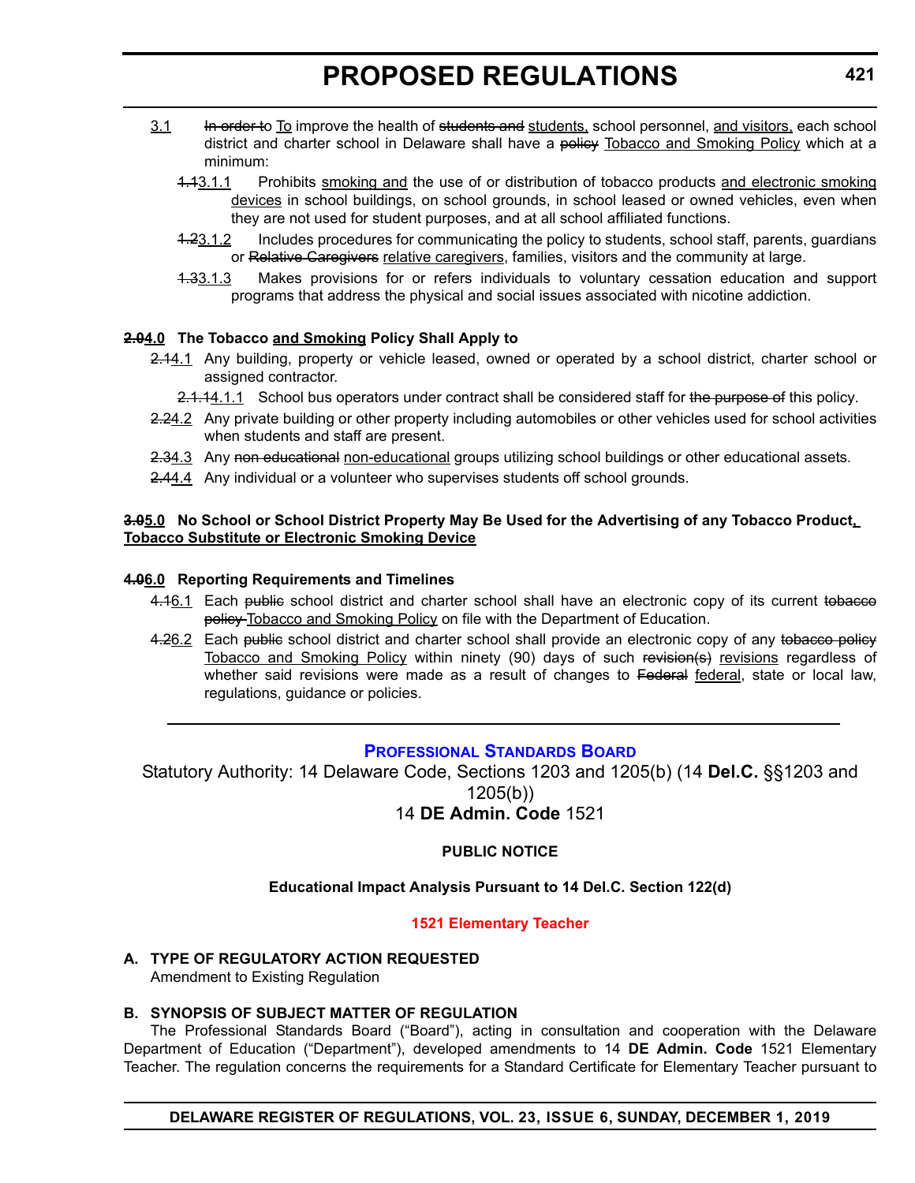3.1 ~~In order t~~o To improve the health of ~~students and~~ students, school personnel, and visitors, each school district and charter school in Delaware shall have a ~~policy~~ Tobacco and Smoking Policy which at a minimum:

~~1.1~~3.1.1 Prohibits smoking and the use of or distribution of tobacco products and electronic smoking devices in school buildings, on school grounds, in school leased or owned vehicles, even when they are not used for student purposes, and at all school affiliated functions.

~~1.2~~3.1.2 Includes procedures for communicating the policy to students, school staff, parents, guardians or ~~Relative Caregivers~~ relative caregivers, families, visitors and the community at large.

~~1.3~~3.1.3 Makes provisions for or refers individuals to voluntary cessation education and support programs that address the physical and social issues associated with nicotine addiction.

**~~2.0~~4.0 The Tobacco and Smoking Policy Shall Apply to**

~~2.1~~4.1 Any building, property or vehicle leased, owned or operated by a school district, charter school or assigned contractor.

~~2.1.1~~4.1.1 School bus operators under contract shall be considered staff for ~~the purpose of~~ this policy.

~~2.2~~4.2 Any private building or other property including automobiles or other vehicles used for school activities when students and staff are present.

~~2.3~~4.3 Any ~~non educational~~ non-educational groups utilizing school buildings or other educational assets.

~~2.4~~4.4 Any individual or a volunteer who supervises students off school grounds.

**~~3.0~~5.0 No School or School District Property May Be Used for the Advertising of any Tobacco Product, Tobacco Substitute or Electronic Smoking Device**

**~~4.0~~6.0 Reporting Requirements and Timelines**

~~4.1~~6.1 Each ~~public~~ school district and charter school shall have an electronic copy of its current ~~tobacco policy~~ Tobacco and Smoking Policy on file with the Department of Education.

~~4.2~~6.2 Each ~~public~~ school district and charter school shall provide an electronic copy of any ~~tobacco policy~~ Tobacco and Smoking Policy within ninety (90) days of such ~~revision(s)~~ revisions regardless of whether said revisions were made as a result of changes to ~~Federal~~ federal, state or local law, regulations, guidance or policies.

---

## Professional Standards Board

Statutory Authority: 14 Delaware Code, Sections 1203 and 1205(b) (14 **Del.C.** §§1203 and 1205(b))
14 **DE Admin. Code** 1521

**PUBLIC NOTICE**

**Educational Impact Analysis Pursuant to 14 Del.C. Section 122(d)**

### 1521 Elementary Teacher

**A. TYPE OF REGULATORY ACTION REQUESTED**
Amendment to Existing Regulation

**B. SYNOPSIS OF SUBJECT MATTER OF REGULATION**

The Professional Standards Board ("Board"), acting in consultation and cooperation with the Delaware Department of Education ("Department"), developed amendments to 14 **DE Admin. Code** 1521 Elementary Teacher. The regulation concerns the requirements for a Standard Certificate for Elementary Teacher pursuant to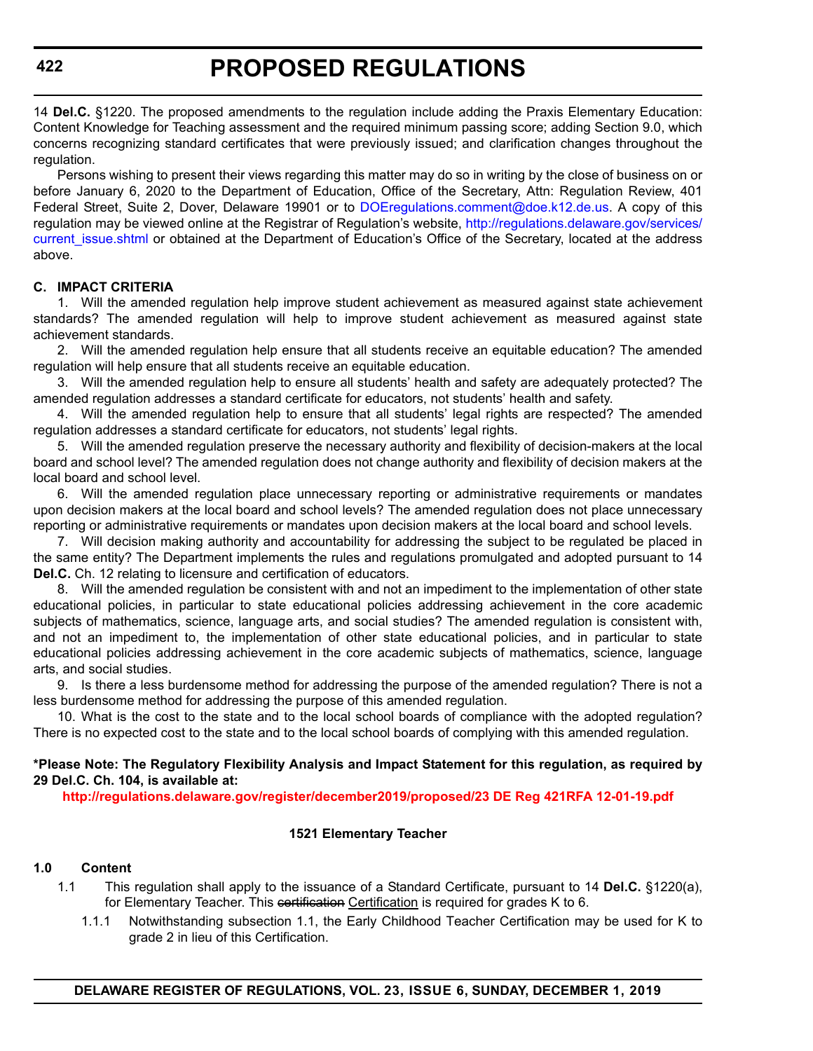14 **Del.C.** §1220. The proposed amendments to the regulation include adding the Praxis Elementary Education: Content Knowledge for Teaching assessment and the required minimum passing score; adding Section 9.0, which concerns recognizing standard certificates that were previously issued; and clarification changes throughout the regulation.

Persons wishing to present their views regarding this matter may do so in writing by the close of business on or before January 6, 2020 to the Department of Education, Office of the Secretary, Attn: Regulation Review, 401 Federal Street, Suite 2, Dover, Delaware 19901 or to DOEregulations.comment@doe.k12.de.us. A copy of this regulation may be viewed online at the Registrar of Regulation's website, http://regulations.delaware.gov/services/current_issue.shtml or obtained at the Department of Education's Office of the Secretary, located at the address above.

**C. IMPACT CRITERIA**

1. Will the amended regulation help improve student achievement as measured against state achievement standards? The amended regulation will help to improve student achievement as measured against state achievement standards.

2. Will the amended regulation help ensure that all students receive an equitable education? The amended regulation will help ensure that all students receive an equitable education.

3. Will the amended regulation help to ensure all students' health and safety are adequately protected? The amended regulation addresses a standard certificate for educators, not students' health and safety.

4. Will the amended regulation help to ensure that all students' legal rights are respected? The amended regulation addresses a standard certificate for educators, not students' legal rights.

5. Will the amended regulation preserve the necessary authority and flexibility of decision-makers at the local board and school level? The amended regulation does not change authority and flexibility of decision makers at the local board and school level.

6. Will the amended regulation place unnecessary reporting or administrative requirements or mandates upon decision makers at the local board and school levels? The amended regulation does not place unnecessary reporting or administrative requirements or mandates upon decision makers at the local board and school levels.

7. Will decision making authority and accountability for addressing the subject to be regulated be placed in the same entity? The Department implements the rules and regulations promulgated and adopted pursuant to 14 **Del.C.** Ch. 12 relating to licensure and certification of educators.

8. Will the amended regulation be consistent with and not an impediment to the implementation of other state educational policies, in particular to state educational policies addressing achievement in the core academic subjects of mathematics, science, language arts, and social studies? The amended regulation is consistent with, and not an impediment to, the implementation of other state educational policies, and in particular to state educational policies addressing achievement in the core academic subjects of mathematics, science, language arts, and social studies.

9. Is there a less burdensome method for addressing the purpose of the amended regulation? There is not a less burdensome method for addressing the purpose of this amended regulation.

10. What is the cost to the state and to the local school boards of compliance with the adopted regulation? There is no expected cost to the state and to the local school boards of complying with this amended regulation.

**\*Please Note: The Regulatory Flexibility Analysis and Impact Statement for this regulation, as required by 29 Del.C. Ch. 104, is available at:**

**http://regulations.delaware.gov/register/december2019/proposed/23 DE Reg 421RFA 12-01-19.pdf**

**1521 Elementary Teacher**

**1.0 Content**

1.1 This regulation shall apply to the issuance of a Standard Certificate, pursuant to 14 **Del.C.** §1220(a), for Elementary Teacher. This ~~certification~~ Certification is required for grades K to 6.

1.1.1 Notwithstanding subsection 1.1, the Early Childhood Teacher Certification may be used for K to grade 2 in lieu of this Certification.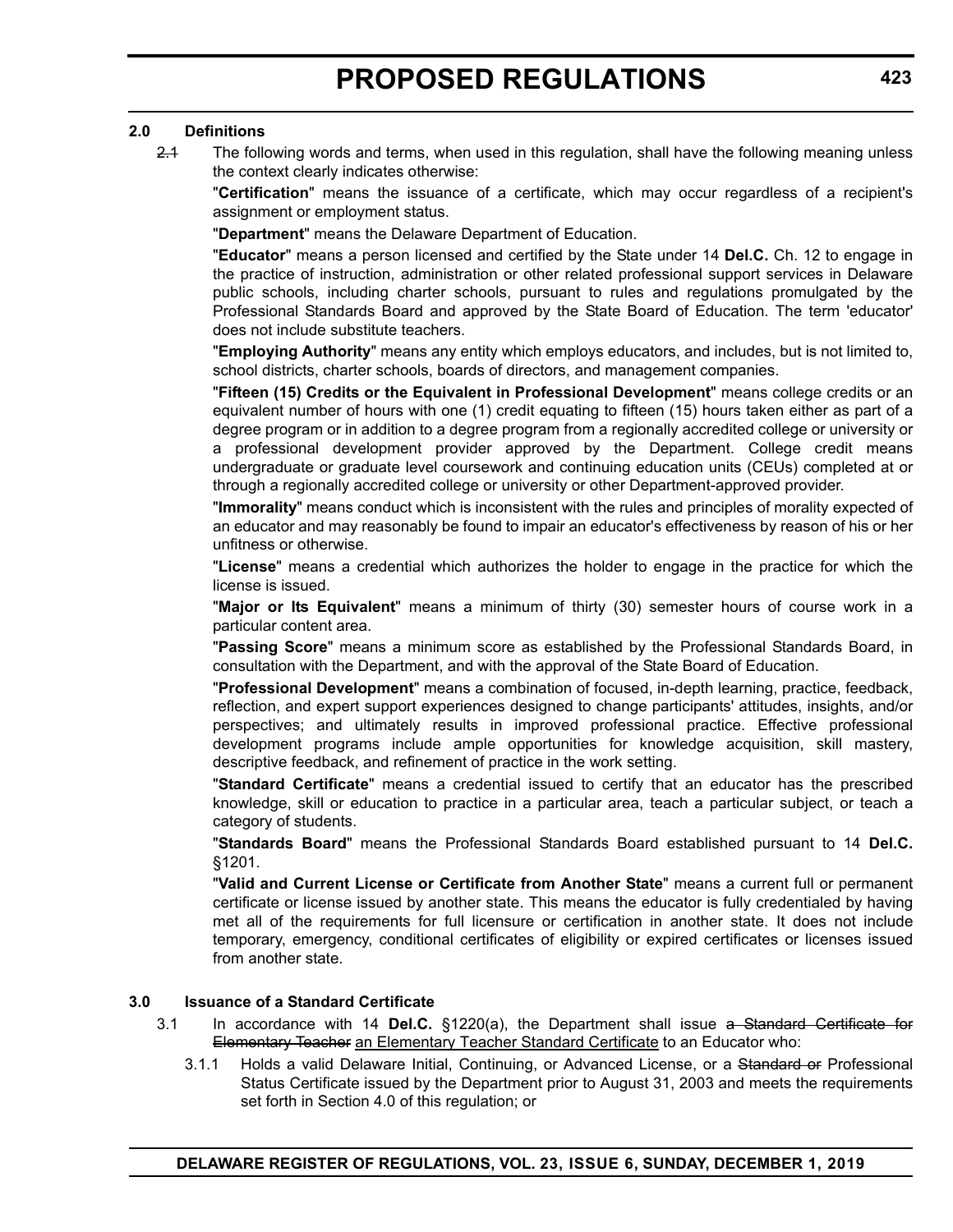**2.0 Definitions**

~~2.1~~ The following words and terms, when used in this regulation, shall have the following meaning unless the context clearly indicates otherwise:

"**Certification**" means the issuance of a certificate, which may occur regardless of a recipient's assignment or employment status.

"**Department**" means the Delaware Department of Education.

"**Educator**" means a person licensed and certified by the State under 14 **Del.C.** Ch. 12 to engage in the practice of instruction, administration or other related professional support services in Delaware public schools, including charter schools, pursuant to rules and regulations promulgated by the Professional Standards Board and approved by the State Board of Education. The term 'educator' does not include substitute teachers.

"**Employing Authority**" means any entity which employs educators, and includes, but is not limited to, school districts, charter schools, boards of directors, and management companies.

"**Fifteen (15) Credits or the Equivalent in Professional Development**" means college credits or an equivalent number of hours with one (1) credit equating to fifteen (15) hours taken either as part of a degree program or in addition to a degree program from a regionally accredited college or university or a professional development provider approved by the Department. College credit means undergraduate or graduate level coursework and continuing education units (CEUs) completed at or through a regionally accredited college or university or other Department-approved provider.

"**Immorality**" means conduct which is inconsistent with the rules and principles of morality expected of an educator and may reasonably be found to impair an educator's effectiveness by reason of his or her unfitness or otherwise.

"**License**" means a credential which authorizes the holder to engage in the practice for which the license is issued.

"**Major or Its Equivalent**" means a minimum of thirty (30) semester hours of course work in a particular content area.

"**Passing Score**" means a minimum score as established by the Professional Standards Board, in consultation with the Department, and with the approval of the State Board of Education.

"**Professional Development**" means a combination of focused, in-depth learning, practice, feedback, reflection, and expert support experiences designed to change participants' attitudes, insights, and/or perspectives; and ultimately results in improved professional practice. Effective professional development programs include ample opportunities for knowledge acquisition, skill mastery, descriptive feedback, and refinement of practice in the work setting.

"**Standard Certificate**" means a credential issued to certify that an educator has the prescribed knowledge, skill or education to practice in a particular area, teach a particular subject, or teach a category of students.

"**Standards Board**" means the Professional Standards Board established pursuant to 14 **Del.C.** §1201.

"**Valid and Current License or Certificate from Another State**" means a current full or permanent certificate or license issued by another state. This means the educator is fully credentialed by having met all of the requirements for full licensure or certification in another state. It does not include temporary, emergency, conditional certificates of eligibility or expired certificates or licenses issued from another state.

**3.0 Issuance of a Standard Certificate**

3.1 In accordance with 14 **Del.C.** §1220(a), the Department shall issue ~~a Standard Certificate for Elementary Teacher~~ <u>an Elementary Teacher Standard Certificate</u> to an Educator who:

3.1.1 Holds a valid Delaware Initial, Continuing, or Advanced License, or a ~~Standard or~~ Professional Status Certificate issued by the Department prior to August 31, 2003 and meets the requirements set forth in Section 4.0 of this regulation; or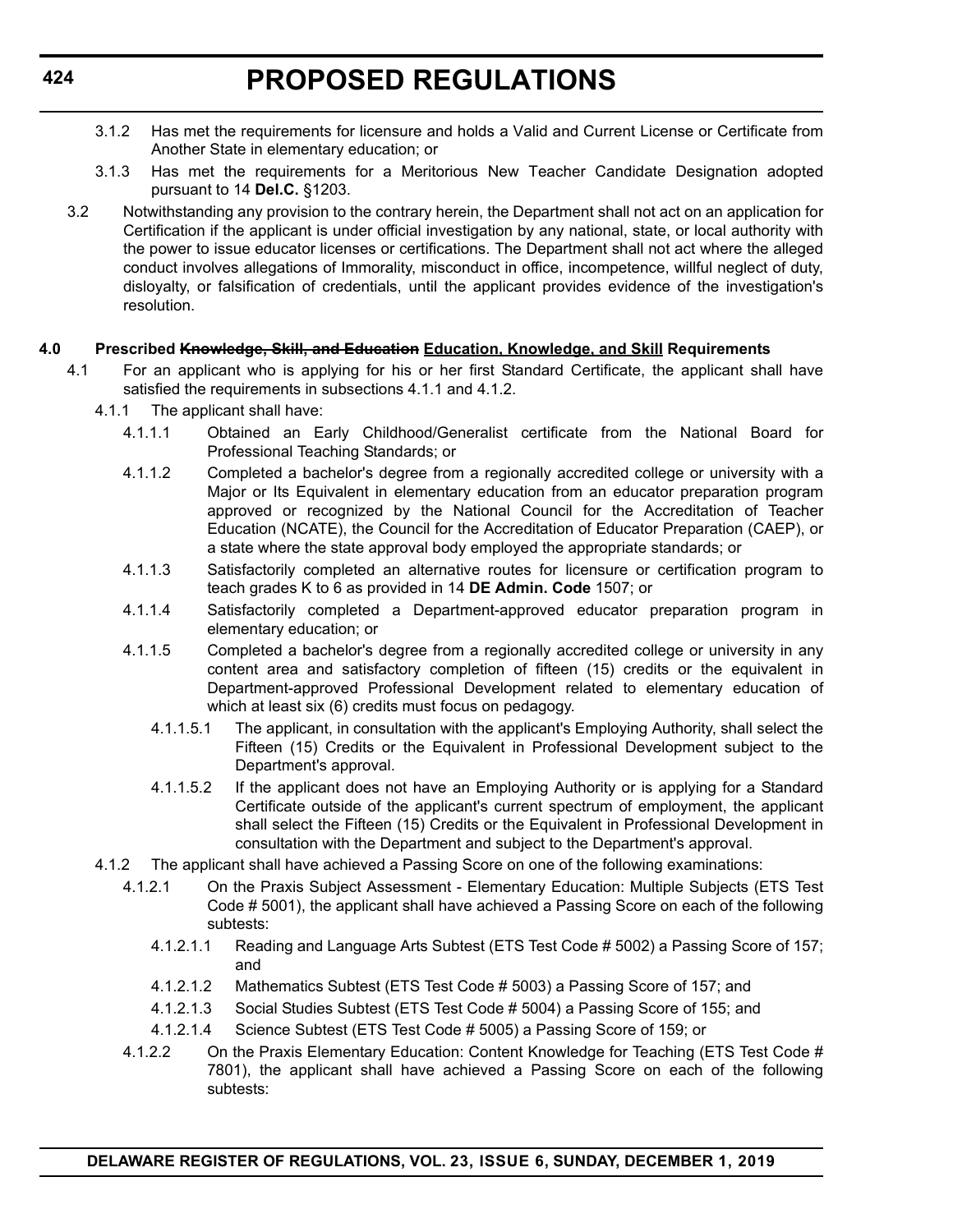3.1.2 Has met the requirements for licensure and holds a Valid and Current License or Certificate from Another State in elementary education; or

3.1.3 Has met the requirements for a Meritorious New Teacher Candidate Designation adopted pursuant to 14 **Del.C.** §1203.

3.2 Notwithstanding any provision to the contrary herein, the Department shall not act on an application for Certification if the applicant is under official investigation by any national, state, or local authority with the power to issue educator licenses or certifications. The Department shall not act where the alleged conduct involves allegations of Immorality, misconduct in office, incompetence, willful neglect of duty, disloyalty, or falsification of credentials, until the applicant provides evidence of the investigation's resolution.

**4.0 Prescribed ~~Knowledge, Skill, and Education~~ Education, Knowledge, and Skill Requirements**

4.1 For an applicant who is applying for his or her first Standard Certificate, the applicant shall have satisfied the requirements in subsections 4.1.1 and 4.1.2.

4.1.1 The applicant shall have:

4.1.1.1 Obtained an Early Childhood/Generalist certificate from the National Board for Professional Teaching Standards; or

4.1.1.2 Completed a bachelor's degree from a regionally accredited college or university with a Major or Its Equivalent in elementary education from an educator preparation program approved or recognized by the National Council for the Accreditation of Teacher Education (NCATE), the Council for the Accreditation of Educator Preparation (CAEP), or a state where the state approval body employed the appropriate standards; or

4.1.1.3 Satisfactorily completed an alternative routes for licensure or certification program to teach grades K to 6 as provided in 14 **DE Admin. Code** 1507; or

4.1.1.4 Satisfactorily completed a Department-approved educator preparation program in elementary education; or

4.1.1.5 Completed a bachelor's degree from a regionally accredited college or university in any content area and satisfactory completion of fifteen (15) credits or the equivalent in Department-approved Professional Development related to elementary education of which at least six (6) credits must focus on pedagogy.

4.1.1.5.1 The applicant, in consultation with the applicant's Employing Authority, shall select the Fifteen (15) Credits or the Equivalent in Professional Development subject to the Department's approval.

4.1.1.5.2 If the applicant does not have an Employing Authority or is applying for a Standard Certificate outside of the applicant's current spectrum of employment, the applicant shall select the Fifteen (15) Credits or the Equivalent in Professional Development in consultation with the Department and subject to the Department's approval.

4.1.2 The applicant shall have achieved a Passing Score on one of the following examinations:

4.1.2.1 On the Praxis Subject Assessment - Elementary Education: Multiple Subjects (ETS Test Code # 5001), the applicant shall have achieved a Passing Score on each of the following subtests:

4.1.2.1.1 Reading and Language Arts Subtest (ETS Test Code # 5002) a Passing Score of 157; and

4.1.2.1.2 Mathematics Subtest (ETS Test Code # 5003) a Passing Score of 157; and

4.1.2.1.3 Social Studies Subtest (ETS Test Code # 5004) a Passing Score of 155; and

4.1.2.1.4 Science Subtest (ETS Test Code # 5005) a Passing Score of 159; or

4.1.2.2 On the Praxis Elementary Education: Content Knowledge for Teaching (ETS Test Code # 7801), the applicant shall have achieved a Passing Score on each of the following subtests: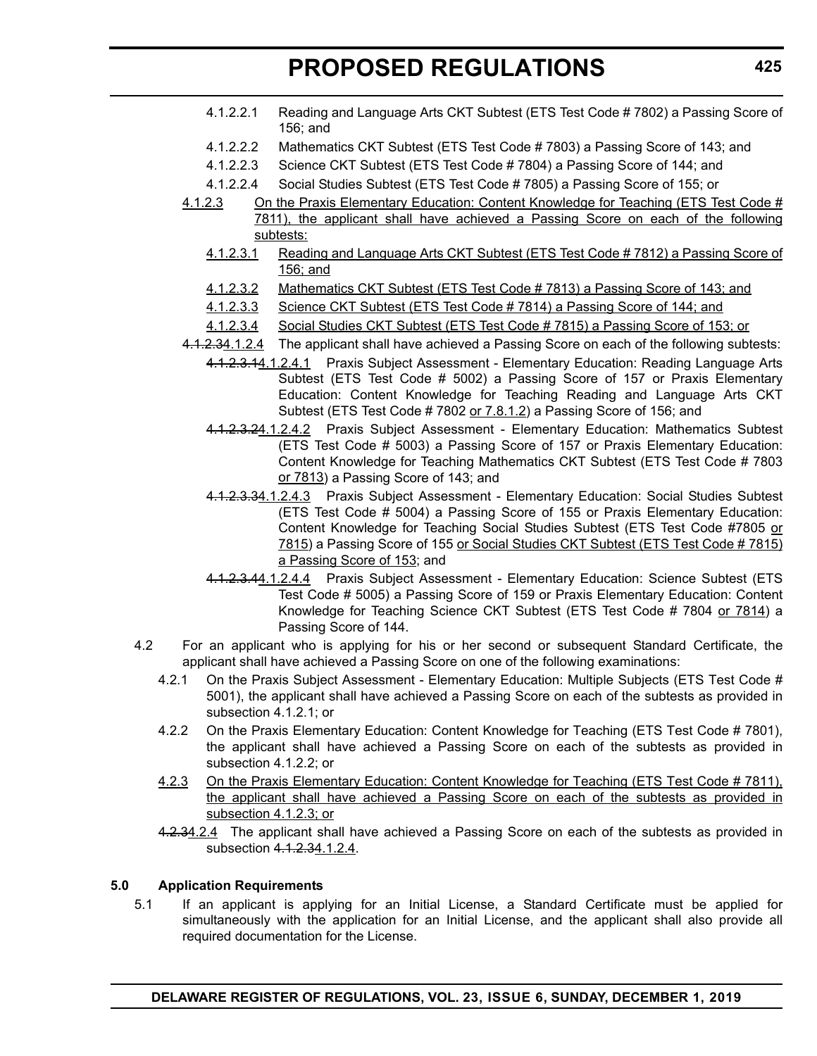4.1.2.2.1 Reading and Language Arts CKT Subtest (ETS Test Code # 7802) a Passing Score of 156; and

4.1.2.2.2 Mathematics CKT Subtest (ETS Test Code # 7803) a Passing Score of 143; and

4.1.2.2.3 Science CKT Subtest (ETS Test Code # 7804) a Passing Score of 144; and

4.1.2.2.4 Social Studies Subtest (ETS Test Code # 7805) a Passing Score of 155; or

4.1.2.3 On the Praxis Elementary Education: Content Knowledge for Teaching (ETS Test Code # 7811), the applicant shall have achieved a Passing Score on each of the following subtests:

4.1.2.3.1 Reading and Language Arts CKT Subtest (ETS Test Code # 7812) a Passing Score of 156; and

4.1.2.3.2 Mathematics CKT Subtest (ETS Test Code # 7813) a Passing Score of 143; and

4.1.2.3.3 Science CKT Subtest (ETS Test Code # 7814) a Passing Score of 144; and

4.1.2.3.4 Social Studies CKT Subtest (ETS Test Code # 7815) a Passing Score of 153; or

~~4.1.2.3~~4.1.2.4 The applicant shall have achieved a Passing Score on each of the following subtests:

~~4.1.2.3.1~~4.1.2.4.1 Praxis Subject Assessment - Elementary Education: Reading Language Arts Subtest (ETS Test Code # 5002) a Passing Score of 157 or Praxis Elementary Education: Content Knowledge for Teaching Reading and Language Arts CKT Subtest (ETS Test Code # 7802 or 7.8.1.2) a Passing Score of 156; and

~~4.1.2.3.2~~4.1.2.4.2 Praxis Subject Assessment - Elementary Education: Mathematics Subtest (ETS Test Code # 5003) a Passing Score of 157 or Praxis Elementary Education: Content Knowledge for Teaching Mathematics CKT Subtest (ETS Test Code # 7803 or 7813) a Passing Score of 143; and

~~4.1.2.3.3~~4.1.2.4.3 Praxis Subject Assessment - Elementary Education: Social Studies Subtest (ETS Test Code # 5004) a Passing Score of 155 or Praxis Elementary Education: Content Knowledge for Teaching Social Studies Subtest (ETS Test Code #7805 or 7815) a Passing Score of 155 or Social Studies CKT Subtest (ETS Test Code # 7815) a Passing Score of 153; and

~~4.1.2.3.4~~4.1.2.4.4 Praxis Subject Assessment - Elementary Education: Science Subtest (ETS Test Code # 5005) a Passing Score of 159 or Praxis Elementary Education: Content Knowledge for Teaching Science CKT Subtest (ETS Test Code # 7804 or 7814) a Passing Score of 144.

4.2 For an applicant who is applying for his or her second or subsequent Standard Certificate, the applicant shall have achieved a Passing Score on one of the following examinations:

4.2.1 On the Praxis Subject Assessment - Elementary Education: Multiple Subjects (ETS Test Code # 5001), the applicant shall have achieved a Passing Score on each of the subtests as provided in subsection 4.1.2.1; or

4.2.2 On the Praxis Elementary Education: Content Knowledge for Teaching (ETS Test Code # 7801), the applicant shall have achieved a Passing Score on each of the subtests as provided in subsection 4.1.2.2; or

4.2.3 On the Praxis Elementary Education: Content Knowledge for Teaching (ETS Test Code # 7811), the applicant shall have achieved a Passing Score on each of the subtests as provided in subsection 4.1.2.3; or

~~4.2.3~~4.2.4 The applicant shall have achieved a Passing Score on each of the subtests as provided in subsection ~~4.1.2.3~~4.1.2.4.

**5.0 Application Requirements**

5.1 If an applicant is applying for an Initial License, a Standard Certificate must be applied for simultaneously with the application for an Initial License, and the applicant shall also provide all required documentation for the License.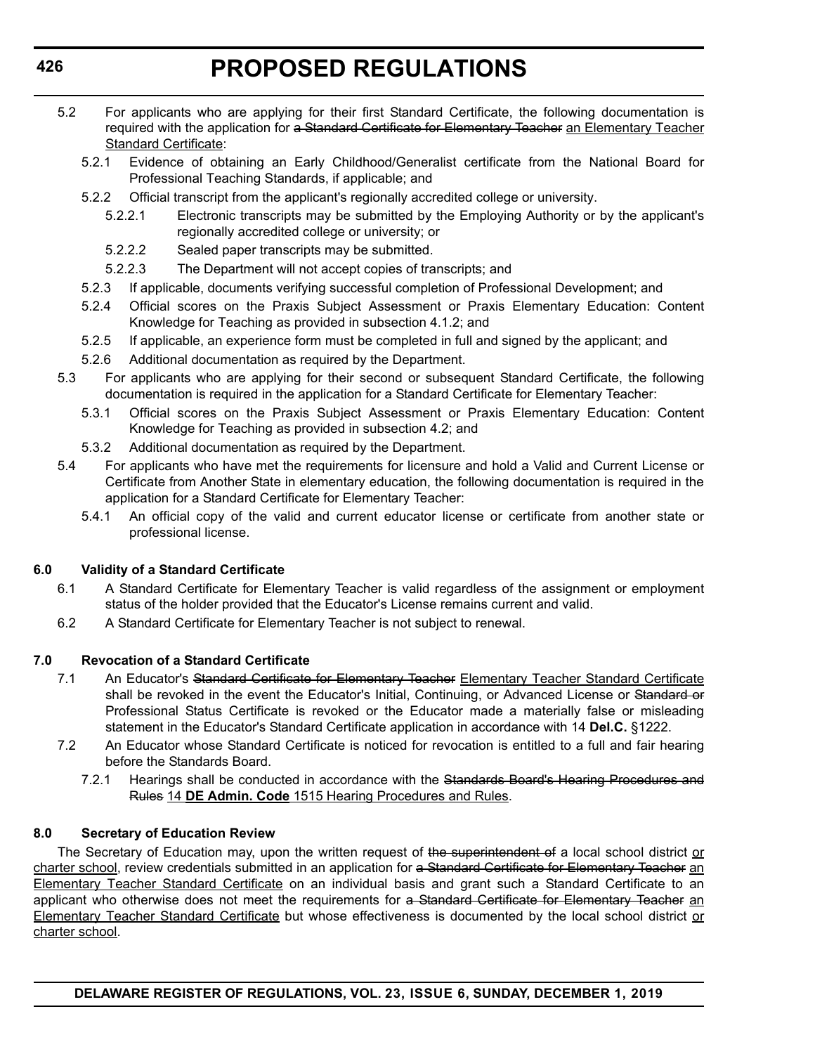5.2 For applicants who are applying for their first Standard Certificate, the following documentation is required with the application for ~~a Standard Certificate for Elementary Teacher~~ <u>an Elementary Teacher Standard Certificate</u>:

5.2.1 Evidence of obtaining an Early Childhood/Generalist certificate from the National Board for Professional Teaching Standards, if applicable; and

5.2.2 Official transcript from the applicant's regionally accredited college or university.

5.2.2.1 Electronic transcripts may be submitted by the Employing Authority or by the applicant's regionally accredited college or university; or

5.2.2.2 Sealed paper transcripts may be submitted.

5.2.2.3 The Department will not accept copies of transcripts; and

5.2.3 If applicable, documents verifying successful completion of Professional Development; and

5.2.4 Official scores on the Praxis Subject Assessment or Praxis Elementary Education: Content Knowledge for Teaching as provided in subsection 4.1.2; and

5.2.5 If applicable, an experience form must be completed in full and signed by the applicant; and

5.2.6 Additional documentation as required by the Department.

5.3 For applicants who are applying for their second or subsequent Standard Certificate, the following documentation is required in the application for a Standard Certificate for Elementary Teacher:

5.3.1 Official scores on the Praxis Subject Assessment or Praxis Elementary Education: Content Knowledge for Teaching as provided in subsection 4.2; and

5.3.2 Additional documentation as required by the Department.

5.4 For applicants who have met the requirements for licensure and hold a Valid and Current License or Certificate from Another State in elementary education, the following documentation is required in the application for a Standard Certificate for Elementary Teacher:

5.4.1 An official copy of the valid and current educator license or certificate from another state or professional license.

**6.0 Validity of a Standard Certificate**

6.1 A Standard Certificate for Elementary Teacher is valid regardless of the assignment or employment status of the holder provided that the Educator's License remains current and valid.

6.2 A Standard Certificate for Elementary Teacher is not subject to renewal.

**7.0 Revocation of a Standard Certificate**

7.1 An Educator's ~~Standard Certificate for Elementary Teacher~~ <u>Elementary Teacher Standard Certificate</u> shall be revoked in the event the Educator's Initial, Continuing, or Advanced License or ~~Standard or~~ Professional Status Certificate is revoked or the Educator made a materially false or misleading statement in the Educator's Standard Certificate application in accordance with 14 **Del.C.** §1222.

7.2 An Educator whose Standard Certificate is noticed for revocation is entitled to a full and fair hearing before the Standards Board.

7.2.1 Hearings shall be conducted in accordance with the ~~Standards Board's Hearing Procedures and Rules~~ <u>14 **DE Admin. Code** 1515 Hearing Procedures and Rules</u>.

**8.0 Secretary of Education Review**

The Secretary of Education may, upon the written request of ~~the superintendent of~~ a local school district <u>or charter school</u>, review credentials submitted in an application for ~~a Standard Certificate for Elementary Teacher~~ <u>an Elementary Teacher Standard Certificate</u> on an individual basis and grant such a Standard Certificate to an applicant who otherwise does not meet the requirements for ~~a Standard Certificate for Elementary Teacher~~ <u>an Elementary Teacher Standard Certificate</u> but whose effectiveness is documented by the local school district <u>or charter school</u>.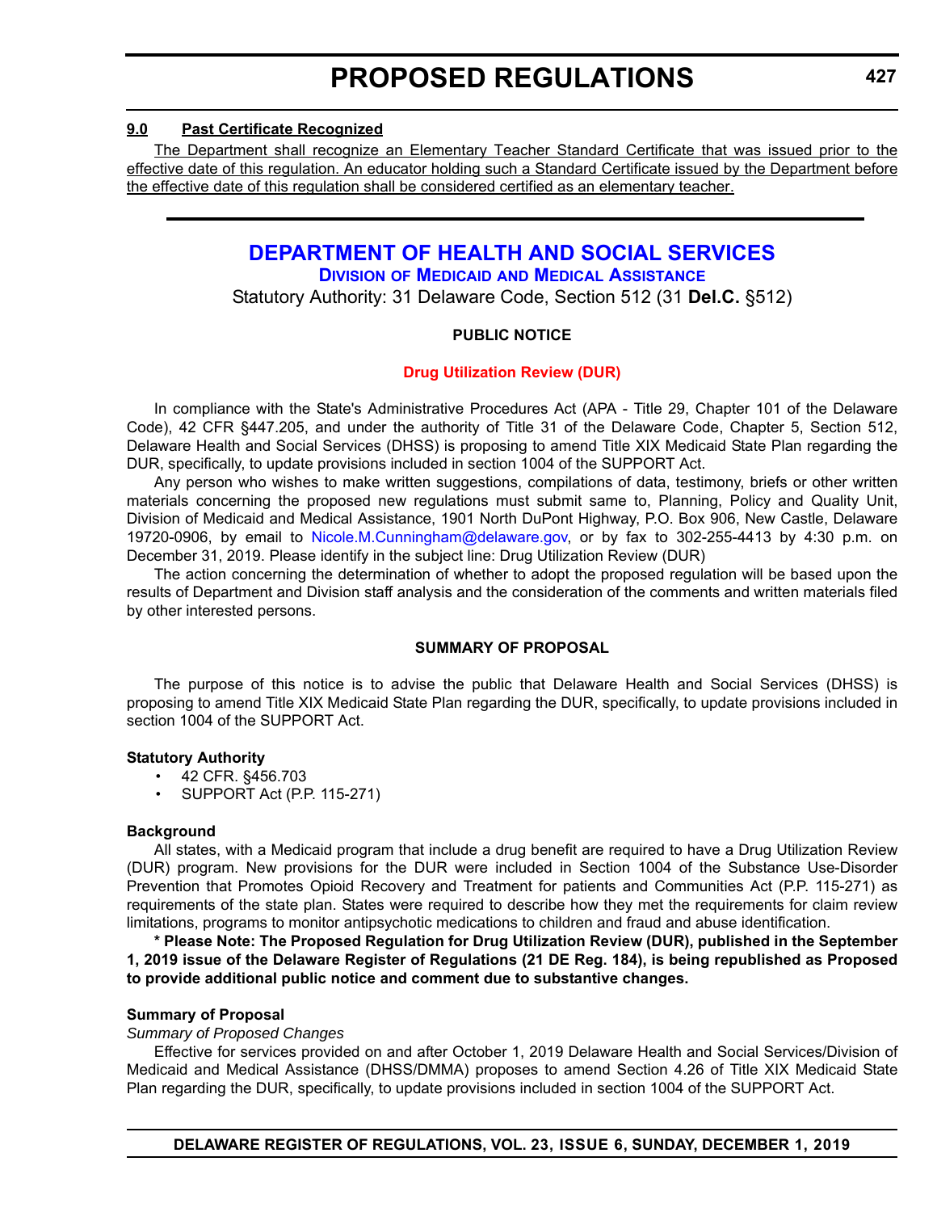**9.0 Past Certificate Recognized**

The Department shall recognize an Elementary Teacher Standard Certificate that was issued prior to the effective date of this regulation. An educator holding such a Standard Certificate issued by the Department before the effective date of this regulation shall be considered certified as an elementary teacher.

---

# DEPARTMENT OF HEALTH AND SOCIAL SERVICES

## Division of Medicaid and Medical Assistance

Statutory Authority: 31 Delaware Code, Section 512 (31 **Del.C.** §512)

**PUBLIC NOTICE**

**Drug Utilization Review (DUR)**

In compliance with the State's Administrative Procedures Act (APA - Title 29, Chapter 101 of the Delaware Code), 42 CFR §447.205, and under the authority of Title 31 of the Delaware Code, Chapter 5, Section 512, Delaware Health and Social Services (DHSS) is proposing to amend Title XIX Medicaid State Plan regarding the DUR, specifically, to update provisions included in section 1004 of the SUPPORT Act.

Any person who wishes to make written suggestions, compilations of data, testimony, briefs or other written materials concerning the proposed new regulations must submit same to, Planning, Policy and Quality Unit, Division of Medicaid and Medical Assistance, 1901 North DuPont Highway, P.O. Box 906, New Castle, Delaware 19720-0906, by email to Nicole.M.Cunningham@delaware.gov, or by fax to 302-255-4413 by 4:30 p.m. on December 31, 2019. Please identify in the subject line: Drug Utilization Review (DUR)

The action concerning the determination of whether to adopt the proposed regulation will be based upon the results of Department and Division staff analysis and the consideration of the comments and written materials filed by other interested persons.

**SUMMARY OF PROPOSAL**

The purpose of this notice is to advise the public that Delaware Health and Social Services (DHSS) is proposing to amend Title XIX Medicaid State Plan regarding the DUR, specifically, to update provisions included in section 1004 of the SUPPORT Act.

**Statutory Authority**

- 42 CFR. §456.703
- SUPPORT Act (P.P. 115-271)

**Background**

All states, with a Medicaid program that include a drug benefit are required to have a Drug Utilization Review (DUR) program. New provisions for the DUR were included in Section 1004 of the Substance Use-Disorder Prevention that Promotes Opioid Recovery and Treatment for patients and Communities Act (P.P. 115-271) as requirements of the state plan. States were required to describe how they met the requirements for claim review limitations, programs to monitor antipsychotic medications to children and fraud and abuse identification.

**\* Please Note: The Proposed Regulation for Drug Utilization Review (DUR), published in the September 1, 2019 issue of the Delaware Register of Regulations (21 DE Reg. 184), is being republished as Proposed to provide additional public notice and comment due to substantive changes.**

**Summary of Proposal**

*Summary of Proposed Changes*

Effective for services provided on and after October 1, 2019 Delaware Health and Social Services/Division of Medicaid and Medical Assistance (DHSS/DMMA) proposes to amend Section 4.26 of Title XIX Medicaid State Plan regarding the DUR, specifically, to update provisions included in section 1004 of the SUPPORT Act.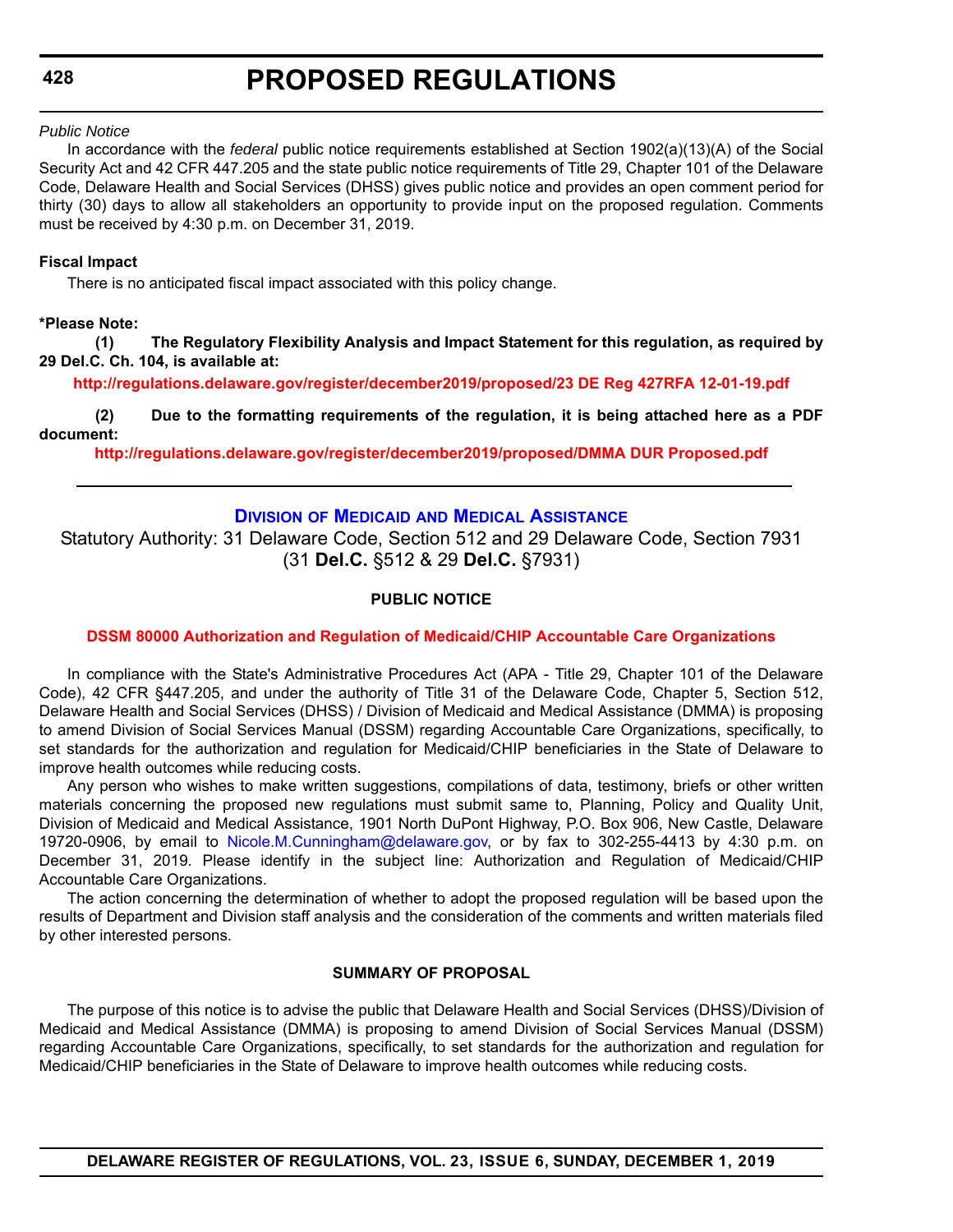*Public Notice*

In accordance with the *federal* public notice requirements established at Section 1902(a)(13)(A) of the Social Security Act and 42 CFR 447.205 and the state public notice requirements of Title 29, Chapter 101 of the Delaware Code, Delaware Health and Social Services (DHSS) gives public notice and provides an open comment period for thirty (30) days to allow all stakeholders an opportunity to provide input on the proposed regulation. Comments must be received by 4:30 p.m. on December 31, 2019.

**Fiscal Impact**

There is no anticipated fiscal impact associated with this policy change.

**\*Please Note:**

**(1) The Regulatory Flexibility Analysis and Impact Statement for this regulation, as required by 29 Del.C. Ch. 104, is available at:**

**http://regulations.delaware.gov/register/december2019/proposed/23 DE Reg 427RFA 12-01-19.pdf**

**(2) Due to the formatting requirements of the regulation, it is being attached here as a PDF document:**

**http://regulations.delaware.gov/register/december2019/proposed/DMMA DUR Proposed.pdf**

---

## Division of Medicaid and Medical Assistance

Statutory Authority: 31 Delaware Code, Section 512 and 29 Delaware Code, Section 7931 (31 **Del.C.** §512 & 29 **Del.C.** §7931)

**PUBLIC NOTICE**

**DSSM 80000 Authorization and Regulation of Medicaid/CHIP Accountable Care Organizations**

In compliance with the State's Administrative Procedures Act (APA - Title 29, Chapter 101 of the Delaware Code), 42 CFR §447.205, and under the authority of Title 31 of the Delaware Code, Chapter 5, Section 512, Delaware Health and Social Services (DHSS) / Division of Medicaid and Medical Assistance (DMMA) is proposing to amend Division of Social Services Manual (DSSM) regarding Accountable Care Organizations, specifically, to set standards for the authorization and regulation for Medicaid/CHIP beneficiaries in the State of Delaware to improve health outcomes while reducing costs.

Any person who wishes to make written suggestions, compilations of data, testimony, briefs or other written materials concerning the proposed new regulations must submit same to, Planning, Policy and Quality Unit, Division of Medicaid and Medical Assistance, 1901 North DuPont Highway, P.O. Box 906, New Castle, Delaware 19720-0906, by email to Nicole.M.Cunningham@delaware.gov, or by fax to 302-255-4413 by 4:30 p.m. on December 31, 2019. Please identify in the subject line: Authorization and Regulation of Medicaid/CHIP Accountable Care Organizations.

The action concerning the determination of whether to adopt the proposed regulation will be based upon the results of Department and Division staff analysis and the consideration of the comments and written materials filed by other interested persons.

**SUMMARY OF PROPOSAL**

The purpose of this notice is to advise the public that Delaware Health and Social Services (DHSS)/Division of Medicaid and Medical Assistance (DMMA) is proposing to amend Division of Social Services Manual (DSSM) regarding Accountable Care Organizations, specifically, to set standards for the authorization and regulation for Medicaid/CHIP beneficiaries in the State of Delaware to improve health outcomes while reducing costs.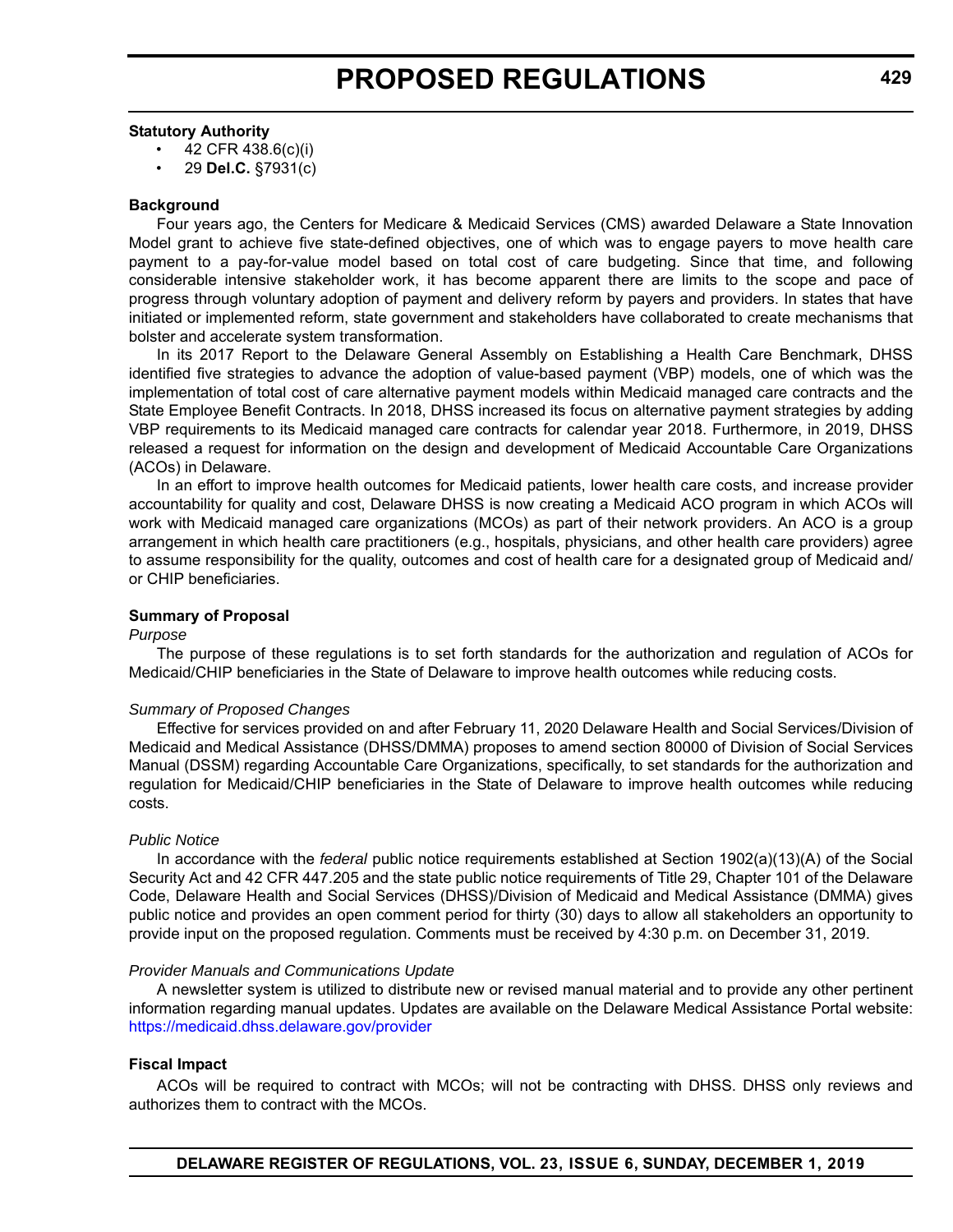**Statutory Authority**

- 42 CFR 438.6(c)(i)
- 29 **Del.C.** §7931(c)

**Background**

Four years ago, the Centers for Medicare & Medicaid Services (CMS) awarded Delaware a State Innovation Model grant to achieve five state-defined objectives, one of which was to engage payers to move health care payment to a pay-for-value model based on total cost of care budgeting. Since that time, and following considerable intensive stakeholder work, it has become apparent there are limits to the scope and pace of progress through voluntary adoption of payment and delivery reform by payers and providers. In states that have initiated or implemented reform, state government and stakeholders have collaborated to create mechanisms that bolster and accelerate system transformation.

In its 2017 Report to the Delaware General Assembly on Establishing a Health Care Benchmark, DHSS identified five strategies to advance the adoption of value-based payment (VBP) models, one of which was the implementation of total cost of care alternative payment models within Medicaid managed care contracts and the State Employee Benefit Contracts. In 2018, DHSS increased its focus on alternative payment strategies by adding VBP requirements to its Medicaid managed care contracts for calendar year 2018. Furthermore, in 2019, DHSS released a request for information on the design and development of Medicaid Accountable Care Organizations (ACOs) in Delaware.

In an effort to improve health outcomes for Medicaid patients, lower health care costs, and increase provider accountability for quality and cost, Delaware DHSS is now creating a Medicaid ACO program in which ACOs will work with Medicaid managed care organizations (MCOs) as part of their network providers. An ACO is a group arrangement in which health care practitioners (e.g., hospitals, physicians, and other health care providers) agree to assume responsibility for the quality, outcomes and cost of health care for a designated group of Medicaid and/or CHIP beneficiaries.

**Summary of Proposal**

*Purpose*

The purpose of these regulations is to set forth standards for the authorization and regulation of ACOs for Medicaid/CHIP beneficiaries in the State of Delaware to improve health outcomes while reducing costs.

*Summary of Proposed Changes*

Effective for services provided on and after February 11, 2020 Delaware Health and Social Services/Division of Medicaid and Medical Assistance (DHSS/DMMA) proposes to amend section 80000 of Division of Social Services Manual (DSSM) regarding Accountable Care Organizations, specifically, to set standards for the authorization and regulation for Medicaid/CHIP beneficiaries in the State of Delaware to improve health outcomes while reducing costs.

*Public Notice*

In accordance with the *federal* public notice requirements established at Section 1902(a)(13)(A) of the Social Security Act and 42 CFR 447.205 and the state public notice requirements of Title 29, Chapter 101 of the Delaware Code, Delaware Health and Social Services (DHSS)/Division of Medicaid and Medical Assistance (DMMA) gives public notice and provides an open comment period for thirty (30) days to allow all stakeholders an opportunity to provide input on the proposed regulation. Comments must be received by 4:30 p.m. on December 31, 2019.

*Provider Manuals and Communications Update*

A newsletter system is utilized to distribute new or revised manual material and to provide any other pertinent information regarding manual updates. Updates are available on the Delaware Medical Assistance Portal website: https://medicaid.dhss.delaware.gov/provider

**Fiscal Impact**

ACOs will be required to contract with MCOs; will not be contracting with DHSS. DHSS only reviews and authorizes them to contract with the MCOs.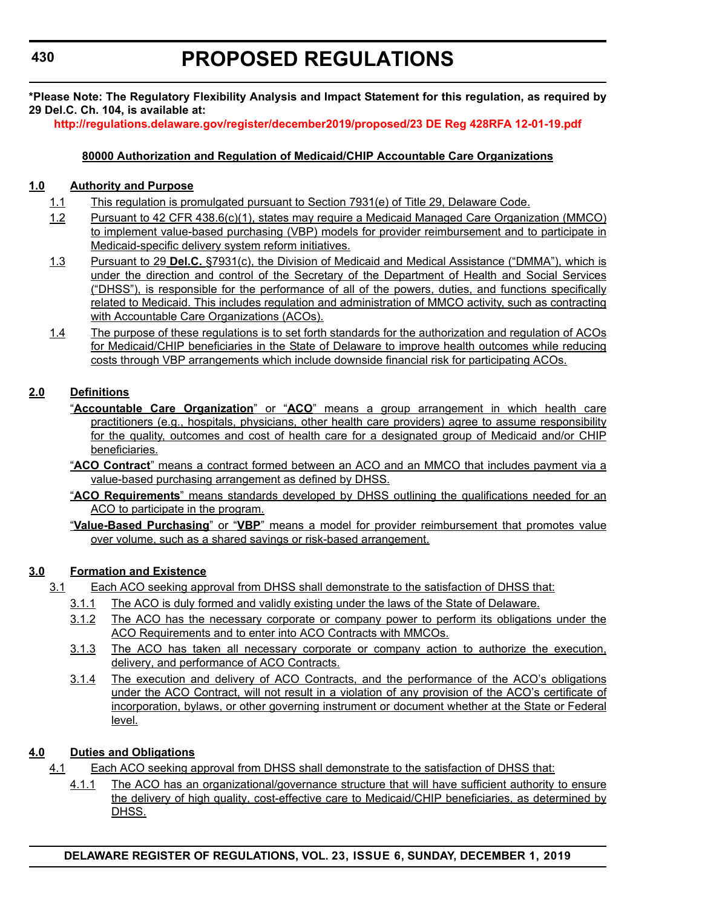**\*Please Note: The Regulatory Flexibility Analysis and Impact Statement for this regulation, as required by 29 Del.C. Ch. 104, is available at:**

**http://regulations.delaware.gov/register/december2019/proposed/23 DE Reg 428RFA 12-01-19.pdf**

**80000 Authorization and Regulation of Medicaid/CHIP Accountable Care Organizations**

**1.0 Authority and Purpose**

1.1 This regulation is promulgated pursuant to Section 7931(e) of Title 29, Delaware Code.

1.2 Pursuant to 42 CFR 438.6(c)(1), states may require a Medicaid Managed Care Organization (MMCO) to implement value-based purchasing (VBP) models for provider reimbursement and to participate in Medicaid-specific delivery system reform initiatives.

1.3 Pursuant to 29 **Del.C.** §7931(c), the Division of Medicaid and Medical Assistance ("DMMA"), which is under the direction and control of the Secretary of the Department of Health and Social Services ("DHSS"), is responsible for the performance of all of the powers, duties, and functions specifically related to Medicaid. This includes regulation and administration of MMCO activity, such as contracting with Accountable Care Organizations (ACOs).

1.4 The purpose of these regulations is to set forth standards for the authorization and regulation of ACOs for Medicaid/CHIP beneficiaries in the State of Delaware to improve health outcomes while reducing costs through VBP arrangements which include downside financial risk for participating ACOs.

**2.0 Definitions**

"**Accountable Care Organization**" or "**ACO**" means a group arrangement in which health care practitioners (e.g., hospitals, physicians, other health care providers) agree to assume responsibility for the quality, outcomes and cost of health care for a designated group of Medicaid and/or CHIP beneficiaries.

"**ACO Contract**" means a contract formed between an ACO and an MMCO that includes payment via a value-based purchasing arrangement as defined by DHSS.

"**ACO Requirements**" means standards developed by DHSS outlining the qualifications needed for an ACO to participate in the program.

"**Value-Based Purchasing**" or "**VBP**" means a model for provider reimbursement that promotes value over volume, such as a shared savings or risk-based arrangement.

**3.0 Formation and Existence**

3.1 Each ACO seeking approval from DHSS shall demonstrate to the satisfaction of DHSS that:

3.1.1 The ACO is duly formed and validly existing under the laws of the State of Delaware.

3.1.2 The ACO has the necessary corporate or company power to perform its obligations under the ACO Requirements and to enter into ACO Contracts with MMCOs.

3.1.3 The ACO has taken all necessary corporate or company action to authorize the execution, delivery, and performance of ACO Contracts.

3.1.4 The execution and delivery of ACO Contracts, and the performance of the ACO's obligations under the ACO Contract, will not result in a violation of any provision of the ACO's certificate of incorporation, bylaws, or other governing instrument or document whether at the State or Federal level.

**4.0 Duties and Obligations**

4.1 Each ACO seeking approval from DHSS shall demonstrate to the satisfaction of DHSS that:

4.1.1 The ACO has an organizational/governance structure that will have sufficient authority to ensure the delivery of high quality, cost-effective care to Medicaid/CHIP beneficiaries, as determined by DHSS.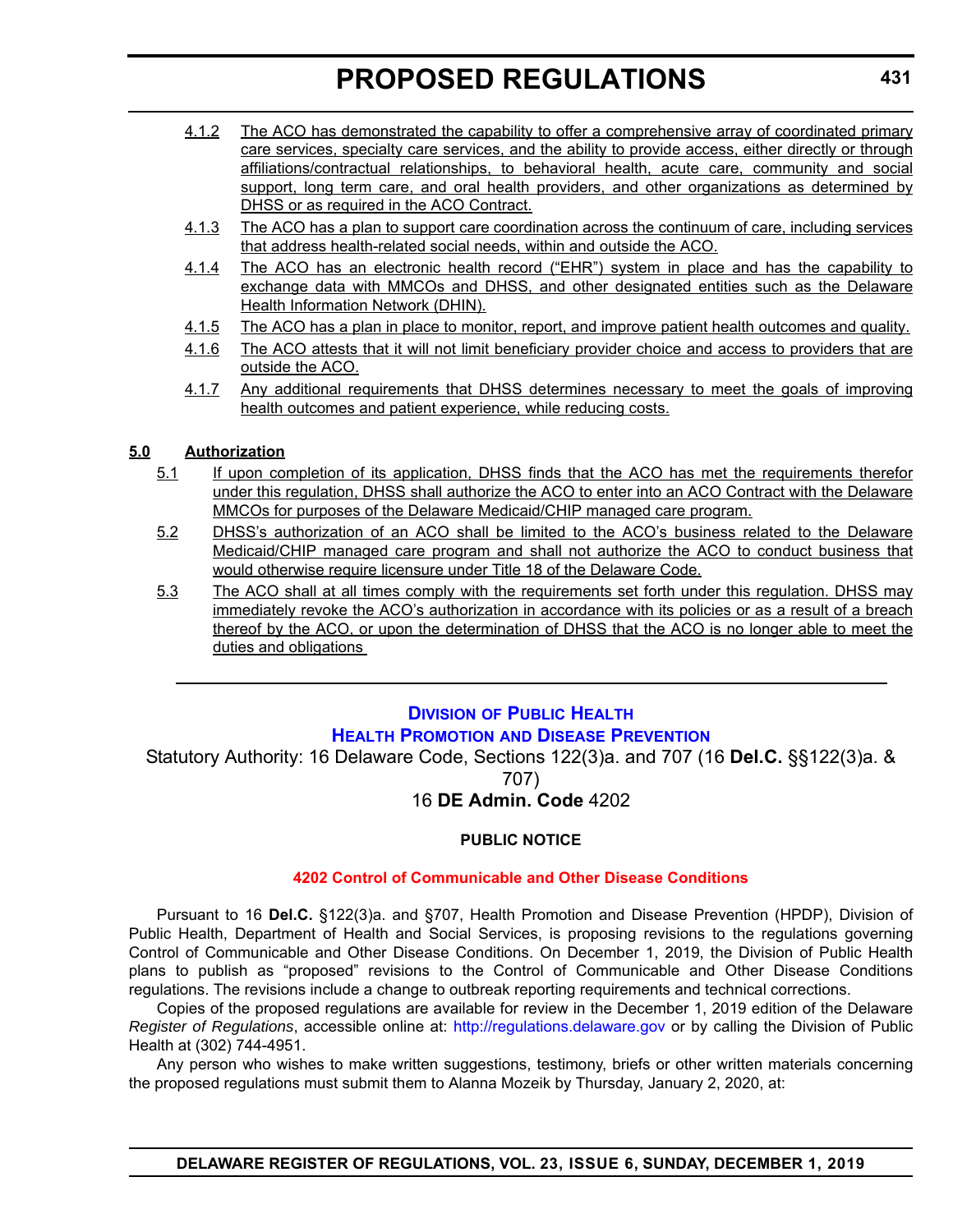4.1.2 The ACO has demonstrated the capability to offer a comprehensive array of coordinated primary care services, specialty care services, and the ability to provide access, either directly or through affiliations/contractual relationships, to behavioral health, acute care, community and social support, long term care, and oral health providers, and other organizations as determined by DHSS or as required in the ACO Contract.

4.1.3 The ACO has a plan to support care coordination across the continuum of care, including services that address health-related social needs, within and outside the ACO.

4.1.4 The ACO has an electronic health record ("EHR") system in place and has the capability to exchange data with MMCOs and DHSS, and other designated entities such as the Delaware Health Information Network (DHIN).

4.1.5 The ACO has a plan in place to monitor, report, and improve patient health outcomes and quality.

4.1.6 The ACO attests that it will not limit beneficiary provider choice and access to providers that are outside the ACO.

4.1.7 Any additional requirements that DHSS determines necessary to meet the goals of improving health outcomes and patient experience, while reducing costs.

**5.0 Authorization**

5.1 If upon completion of its application, DHSS finds that the ACO has met the requirements therefor under this regulation, DHSS shall authorize the ACO to enter into an ACO Contract with the Delaware MMCOs for purposes of the Delaware Medicaid/CHIP managed care program.

5.2 DHSS's authorization of an ACO shall be limited to the ACO's business related to the Delaware Medicaid/CHIP managed care program and shall not authorize the ACO to conduct business that would otherwise require licensure under Title 18 of the Delaware Code.

5.3 The ACO shall at all times comply with the requirements set forth under this regulation. DHSS may immediately revoke the ACO's authorization in accordance with its policies or as a result of a breach thereof by the ACO, or upon the determination of DHSS that the ACO is no longer able to meet the duties and obligations

---

## Division of Public Health
## Health Promotion and Disease Prevention

Statutory Authority: 16 Delaware Code, Sections 122(3)a. and 707 (16 **Del.C.** §§122(3)a. & 707)

16 **DE Admin. Code** 4202

**PUBLIC NOTICE**

**4202 Control of Communicable and Other Disease Conditions**

Pursuant to 16 **Del.C.** §122(3)a. and §707, Health Promotion and Disease Prevention (HPDP), Division of Public Health, Department of Health and Social Services, is proposing revisions to the regulations governing Control of Communicable and Other Disease Conditions. On December 1, 2019, the Division of Public Health plans to publish as "proposed" revisions to the Control of Communicable and Other Disease Conditions regulations. The revisions include a change to outbreak reporting requirements and technical corrections.

Copies of the proposed regulations are available for review in the December 1, 2019 edition of the Delaware *Register of Regulations*, accessible online at: http://regulations.delaware.gov or by calling the Division of Public Health at (302) 744-4951.

Any person who wishes to make written suggestions, testimony, briefs or other written materials concerning the proposed regulations must submit them to Alanna Mozeik by Thursday, January 2, 2020, at: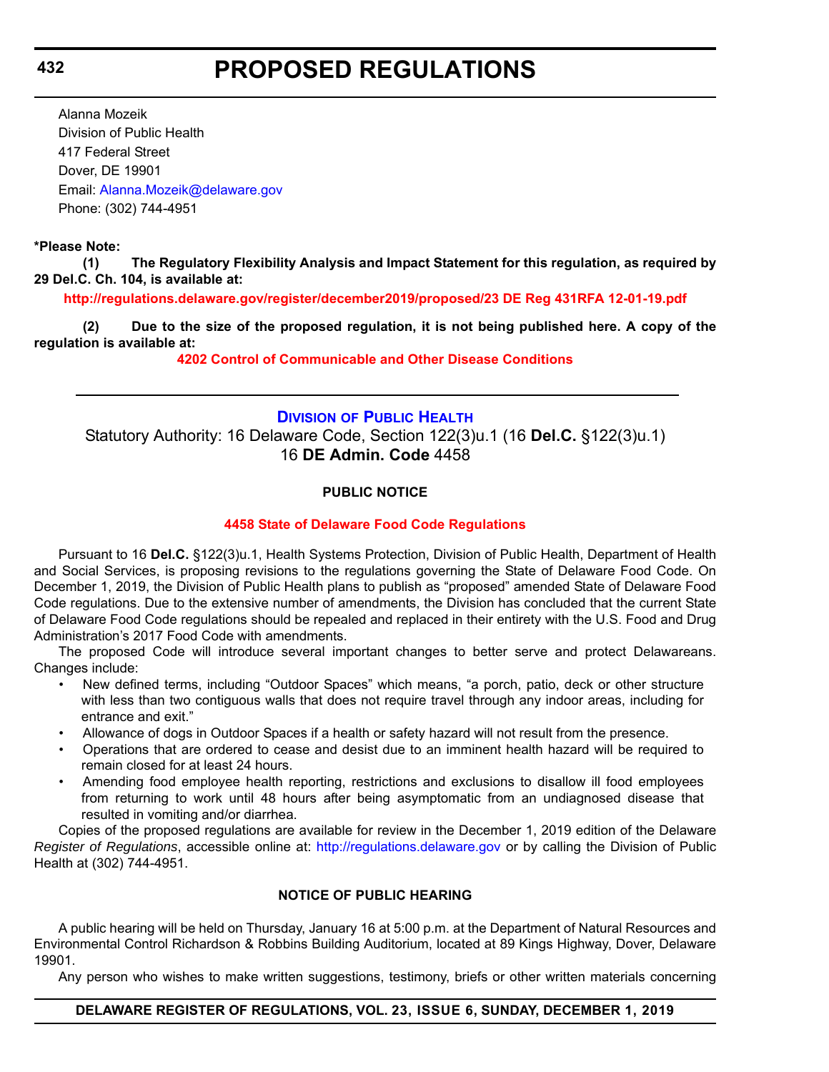Alanna Mozeik
Division of Public Health
417 Federal Street
Dover, DE 19901
Email: Alanna.Mozeik@delaware.gov
Phone: (302) 744-4951

**\*Please Note:**

**(1) The Regulatory Flexibility Analysis and Impact Statement for this regulation, as required by 29 Del.C. Ch. 104, is available at:**

**http://regulations.delaware.gov/register/december2019/proposed/23 DE Reg 431RFA 12-01-19.pdf**

**(2) Due to the size of the proposed regulation, it is not being published here. A copy of the regulation is available at:**

**4202 Control of Communicable and Other Disease Conditions**

---

## DIVISION OF PUBLIC HEALTH

Statutory Authority: 16 Delaware Code, Section 122(3)u.1 (16 **Del.C.** §122(3)u.1)
16 **DE Admin. Code** 4458

### PUBLIC NOTICE

### 4458 State of Delaware Food Code Regulations

Pursuant to 16 **Del.C.** §122(3)u.1, Health Systems Protection, Division of Public Health, Department of Health and Social Services, is proposing revisions to the regulations governing the State of Delaware Food Code. On December 1, 2019, the Division of Public Health plans to publish as "proposed" amended State of Delaware Food Code regulations. Due to the extensive number of amendments, the Division has concluded that the current State of Delaware Food Code regulations should be repealed and replaced in their entirety with the U.S. Food and Drug Administration's 2017 Food Code with amendments.

The proposed Code will introduce several important changes to better serve and protect Delawareans. Changes include:

- New defined terms, including "Outdoor Spaces" which means, "a porch, patio, deck or other structure with less than two contiguous walls that does not require travel through any indoor areas, including for entrance and exit."
- Allowance of dogs in Outdoor Spaces if a health or safety hazard will not result from the presence.
- Operations that are ordered to cease and desist due to an imminent health hazard will be required to remain closed for at least 24 hours.
- Amending food employee health reporting, restrictions and exclusions to disallow ill food employees from returning to work until 48 hours after being asymptomatic from an undiagnosed disease that resulted in vomiting and/or diarrhea.

Copies of the proposed regulations are available for review in the December 1, 2019 edition of the Delaware *Register of Regulations*, accessible online at: http://regulations.delaware.gov or by calling the Division of Public Health at (302) 744-4951.

### NOTICE OF PUBLIC HEARING

A public hearing will be held on Thursday, January 16 at 5:00 p.m. at the Department of Natural Resources and Environmental Control Richardson & Robbins Building Auditorium, located at 89 Kings Highway, Dover, Delaware 19901.

Any person who wishes to make written suggestions, testimony, briefs or other written materials concerning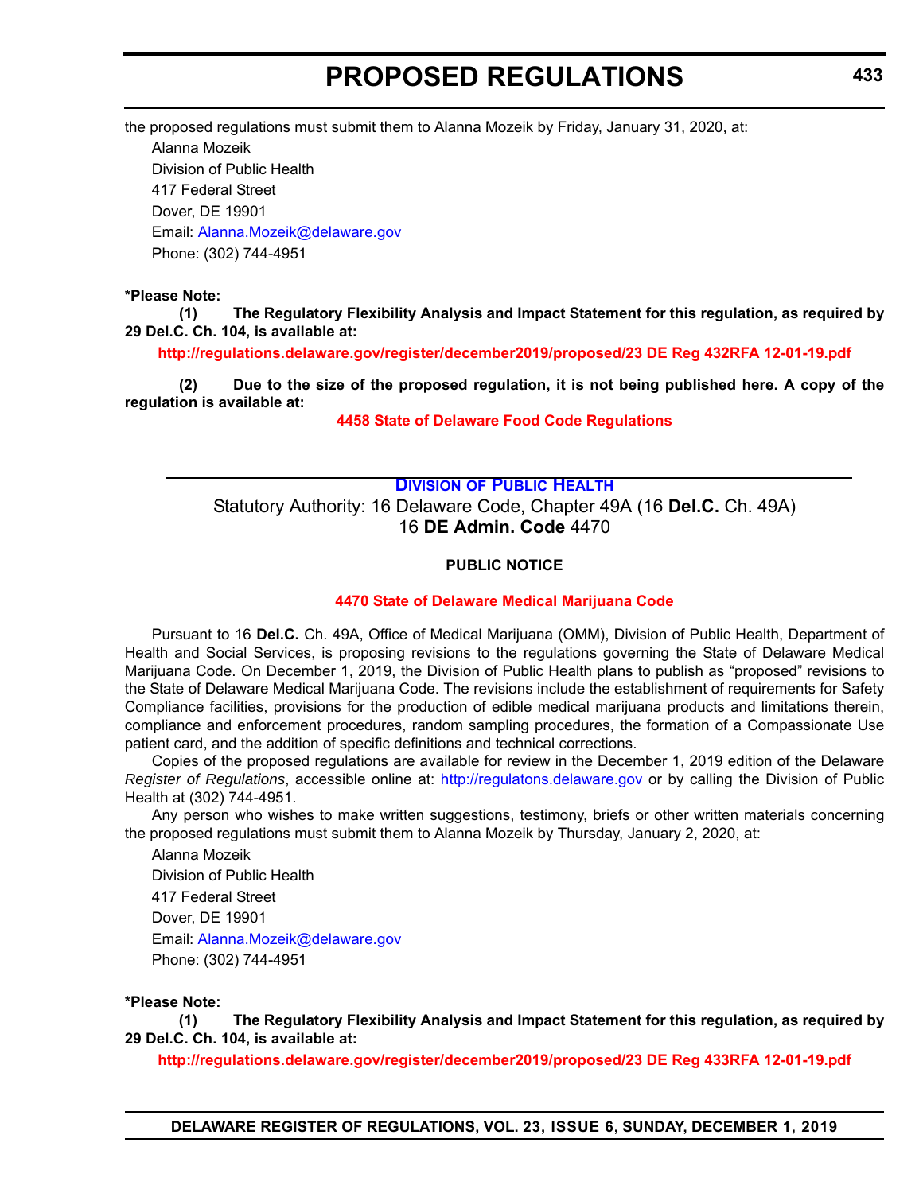the proposed regulations must submit them to Alanna Mozeik by Friday, January 31, 2020, at:

Alanna Mozeik
Division of Public Health
417 Federal Street
Dover, DE 19901
Email: Alanna.Mozeik@delaware.gov
Phone: (302) 744-4951

**\*Please Note:**

**(1) The Regulatory Flexibility Analysis and Impact Statement for this regulation, as required by 29 Del.C. Ch. 104, is available at:**

**http://regulations.delaware.gov/register/december2019/proposed/23 DE Reg 432RFA 12-01-19.pdf**

**(2) Due to the size of the proposed regulation, it is not being published here. A copy of the regulation is available at:**

**4458 State of Delaware Food Code Regulations**

---

## DIVISION OF PUBLIC HEALTH

Statutory Authority: 16 Delaware Code, Chapter 49A (16 **Del.C.** Ch. 49A)
16 **DE Admin. Code** 4470

**PUBLIC NOTICE**

**4470 State of Delaware Medical Marijuana Code**

Pursuant to 16 **Del.C.** Ch. 49A, Office of Medical Marijuana (OMM), Division of Public Health, Department of Health and Social Services, is proposing revisions to the regulations governing the State of Delaware Medical Marijuana Code. On December 1, 2019, the Division of Public Health plans to publish as "proposed" revisions to the State of Delaware Medical Marijuana Code. The revisions include the establishment of requirements for Safety Compliance facilities, provisions for the production of edible medical marijuana products and limitations therein, compliance and enforcement procedures, random sampling procedures, the formation of a Compassionate Use patient card, and the addition of specific definitions and technical corrections.

Copies of the proposed regulations are available for review in the December 1, 2019 edition of the Delaware *Register of Regulations*, accessible online at: http://regulatons.delaware.gov or by calling the Division of Public Health at (302) 744-4951.

Any person who wishes to make written suggestions, testimony, briefs or other written materials concerning the proposed regulations must submit them to Alanna Mozeik by Thursday, January 2, 2020, at:

Alanna Mozeik
Division of Public Health
417 Federal Street
Dover, DE 19901
Email: Alanna.Mozeik@delaware.gov
Phone: (302) 744-4951

**\*Please Note:**

**(1) The Regulatory Flexibility Analysis and Impact Statement for this regulation, as required by 29 Del.C. Ch. 104, is available at:**

**http://regulations.delaware.gov/register/december2019/proposed/23 DE Reg 433RFA 12-01-19.pdf**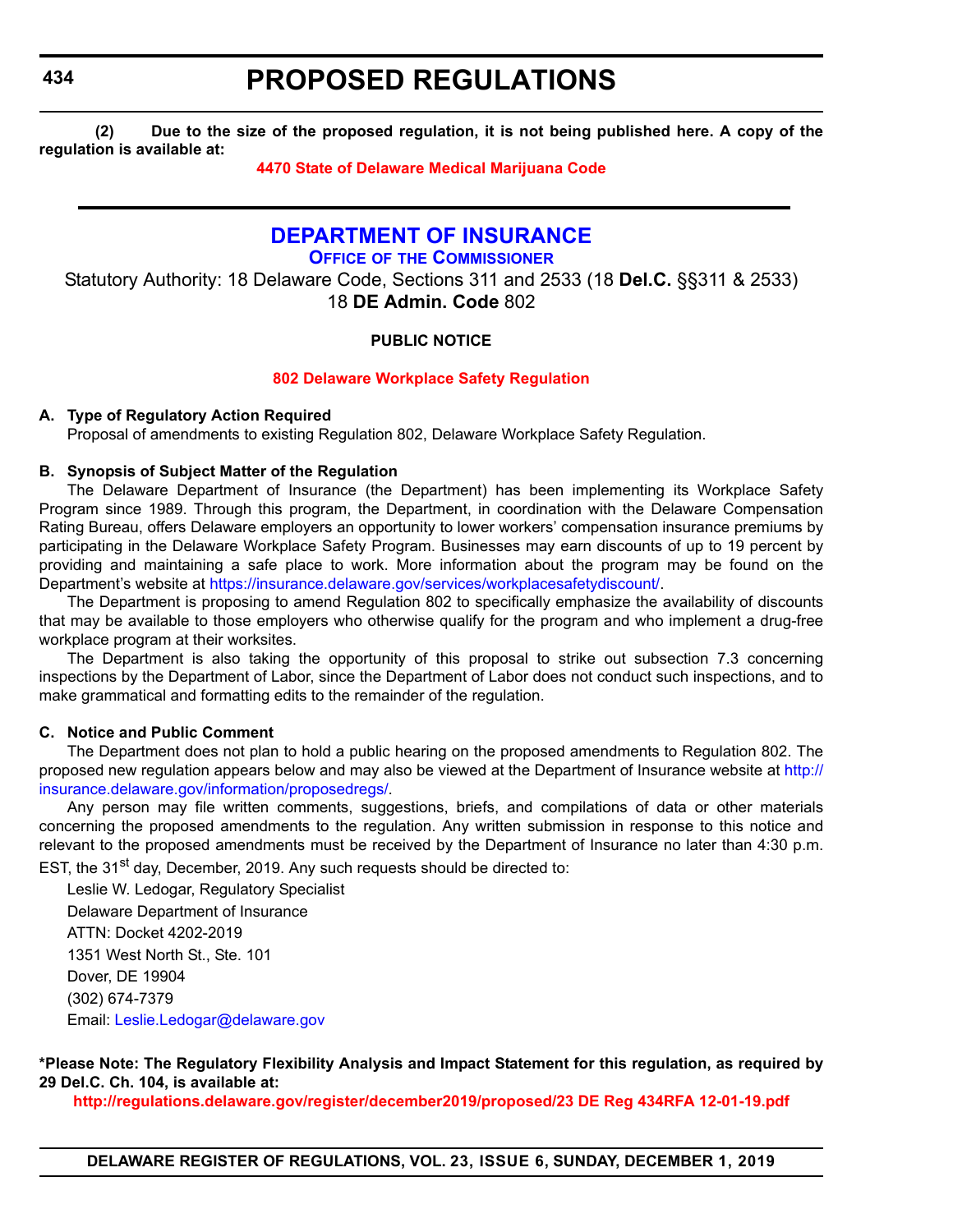**(2) Due to the size of the proposed regulation, it is not being published here. A copy of the regulation is available at:**

**4470 State of Delaware Medical Marijuana Code**

---

# DEPARTMENT OF INSURANCE

## OFFICE OF THE COMMISSIONER

Statutory Authority: 18 Delaware Code, Sections 311 and 2533 (18 **Del.C.** §§311 & 2533)
18 **DE Admin. Code** 802

**PUBLIC NOTICE**

**802 Delaware Workplace Safety Regulation**

**A. Type of Regulatory Action Required**

Proposal of amendments to existing Regulation 802, Delaware Workplace Safety Regulation.

**B. Synopsis of Subject Matter of the Regulation**

The Delaware Department of Insurance (the Department) has been implementing its Workplace Safety Program since 1989. Through this program, the Department, in coordination with the Delaware Compensation Rating Bureau, offers Delaware employers an opportunity to lower workers' compensation insurance premiums by participating in the Delaware Workplace Safety Program. Businesses may earn discounts of up to 19 percent by providing and maintaining a safe place to work. More information about the program may be found on the Department's website at https://insurance.delaware.gov/services/workplacesafetydiscount/.

The Department is proposing to amend Regulation 802 to specifically emphasize the availability of discounts that may be available to those employers who otherwise qualify for the program and who implement a drug-free workplace program at their worksites.

The Department is also taking the opportunity of this proposal to strike out subsection 7.3 concerning inspections by the Department of Labor, since the Department of Labor does not conduct such inspections, and to make grammatical and formatting edits to the remainder of the regulation.

**C. Notice and Public Comment**

The Department does not plan to hold a public hearing on the proposed amendments to Regulation 802. The proposed new regulation appears below and may also be viewed at the Department of Insurance website at http://insurance.delaware.gov/information/proposedregs/.

Any person may file written comments, suggestions, briefs, and compilations of data or other materials concerning the proposed amendments to the regulation. Any written submission in response to this notice and relevant to the proposed amendments must be received by the Department of Insurance no later than 4:30 p.m. EST, the 31st day, December, 2019. Any such requests should be directed to:

Leslie W. Ledogar, Regulatory Specialist
Delaware Department of Insurance
ATTN: Docket 4202-2019
1351 West North St., Ste. 101
Dover, DE 19904
(302) 674-7379
Email: Leslie.Ledogar@delaware.gov

**\*Please Note: The Regulatory Flexibility Analysis and Impact Statement for this regulation, as required by 29 Del.C. Ch. 104, is available at:**

**http://regulations.delaware.gov/register/december2019/proposed/23 DE Reg 434RFA 12-01-19.pdf**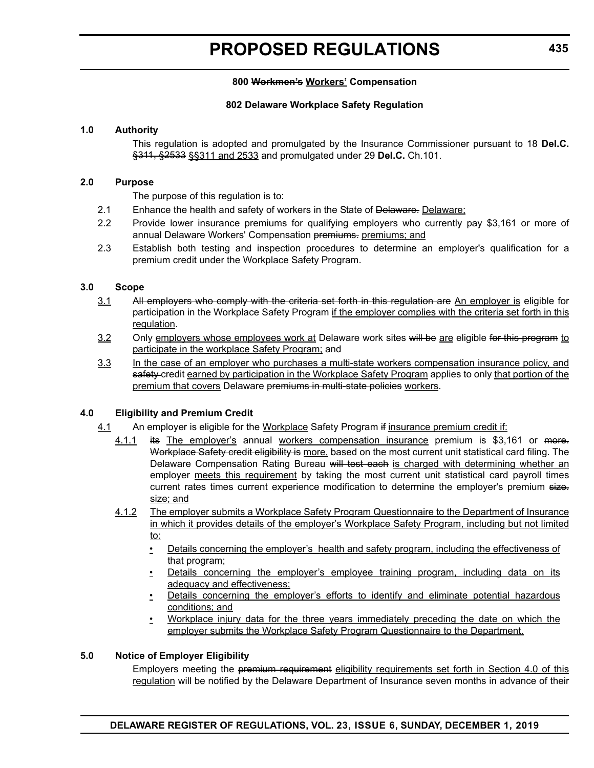**800 ~~Workmen's~~ Workers' Compensation**

**802 Delaware Workplace Safety Regulation**

**1.0 Authority**

This regulation is adopted and promulgated by the Insurance Commissioner pursuant to 18 **Del.C.** ~~§311, §2533~~ §§311 and 2533 and promulgated under 29 **Del.C.** Ch.101.

**2.0 Purpose**

The purpose of this regulation is to:

2.1 Enhance the health and safety of workers in the State of ~~Delaware.~~ Delaware;

2.2 Provide lower insurance premiums for qualifying employers who currently pay $3,161 or more of annual Delaware Workers' Compensation ~~premiums.~~ premiums; and

2.3 Establish both testing and inspection procedures to determine an employer's qualification for a premium credit under the Workplace Safety Program.

**3.0 Scope**

3.1 ~~All employers who comply with the criteria set forth in this regulation are~~ An employer is eligible for participation in the Workplace Safety Program if the employer complies with the criteria set forth in this regulation.

3.2 Only employers whose employees work at Delaware work sites ~~will be~~ are eligible ~~for this program~~ to participate in the workplace Safety Program; and

3.3 In the case of an employer who purchases a multi-state workers compensation insurance policy, and ~~safety~~ credit earned by participation in the Workplace Safety Program applies to only that portion of the premium that covers Delaware ~~premiums in multi-state policies~~ workers.

**4.0 Eligibility and Premium Credit**

4.1 An employer is eligible for the Workplace Safety Program ~~if~~ insurance premium credit if:

4.1.1 ~~its~~ The employer's annual workers compensation insurance premium is $3,161 or ~~more. Workplace Safety credit eligibility is~~ more, based on the most current unit statistical card filing. The Delaware Compensation Rating Bureau ~~will test each~~ is charged with determining whether an employer meets this requirement by taking the most current unit statistical card payroll times current rates times current experience modification to determine the employer's premium ~~size.~~ size; and

4.1.2 The employer submits a Workplace Safety Program Questionnaire to the Department of Insurance in which it provides details of the employer's Workplace Safety Program, including but not limited to:

- Details concerning the employer's health and safety program, including the effectiveness of that program;
- Details concerning the employer's employee training program, including data on its adequacy and effectiveness;
- Details concerning the employer's efforts to identify and eliminate potential hazardous conditions; and
- Workplace injury data for the three years immediately preceding the date on which the employer submits the Workplace Safety Program Questionnaire to the Department.

**5.0 Notice of Employer Eligibility**

Employers meeting the ~~premium requirement~~ eligibility requirements set forth in Section 4.0 of this regulation will be notified by the Delaware Department of Insurance seven months in advance of their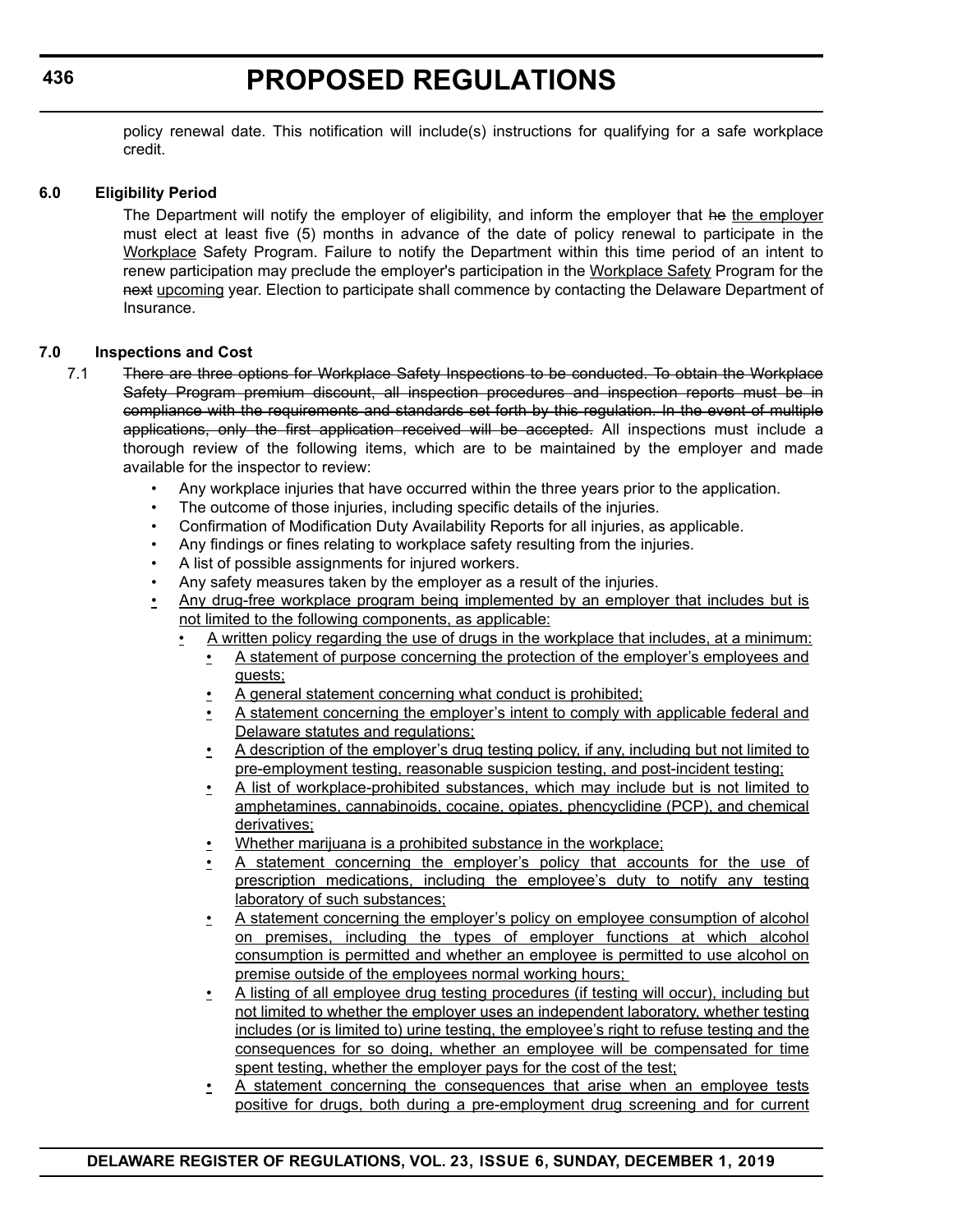policy renewal date. This notification will include(s) instructions for qualifying for a safe workplace credit.

### 6.0 Eligibility Period

The Department will notify the employer of eligibility, and inform the employer that ~~he~~ <u>the employer</u> must elect at least five (5) months in advance of the date of policy renewal to participate in the <u>Workplace</u> Safety Program. Failure to notify the Department within this time period of an intent to renew participation may preclude the employer's participation in the <u>Workplace Safety</u> Program for the ~~next~~ <u>upcoming</u> year. Election to participate shall commence by contacting the Delaware Department of Insurance.

### 7.0 Inspections and Cost

7.1 ~~There are three options for Workplace Safety Inspections to be conducted. To obtain the Workplace Safety Program premium discount, all inspection procedures and inspection reports must be in compliance with the requirements and standards set forth by this regulation. In the event of multiple applications, only the first application received will be accepted.~~ All inspections must include a thorough review of the following items, which are to be maintained by the employer and made available for the inspector to review:

- Any workplace injuries that have occurred within the three years prior to the application.
- The outcome of those injuries, including specific details of the injuries.
- Confirmation of Modification Duty Availability Reports for all injuries, as applicable.
- Any findings or fines relating to workplace safety resulting from the injuries.
- A list of possible assignments for injured workers.
- Any safety measures taken by the employer as a result of the injuries.
- <u>Any drug-free workplace program being implemented by an employer that includes but is not limited to the following components, as applicable:</u>
  - <u>A written policy regarding the use of drugs in the workplace that includes, at a minimum:</u>
    - <u>A statement of purpose concerning the protection of the employer's employees and guests;</u>
    - <u>A general statement concerning what conduct is prohibited;</u>
    - <u>A statement concerning the employer's intent to comply with applicable federal and Delaware statutes and regulations;</u>
    - <u>A description of the employer's drug testing policy, if any, including but not limited to pre-employment testing, reasonable suspicion testing, and post-incident testing;</u>
    - <u>A list of workplace-prohibited substances, which may include but is not limited to amphetamines, cannabinoids, cocaine, opiates, phencyclidine (PCP), and chemical derivatives;</u>
    - <u>Whether marijuana is a prohibited substance in the workplace;</u>
    - <u>A statement concerning the employer's policy that accounts for the use of prescription medications, including the employee's duty to notify any testing laboratory of such substances;</u>
    - <u>A statement concerning the employer's policy on employee consumption of alcohol on premises, including the types of employer functions at which alcohol consumption is permitted and whether an employee is permitted to use alcohol on premise outside of the employees normal working hours;</u>
    - <u>A listing of all employee drug testing procedures (if testing will occur), including but not limited to whether the employer uses an independent laboratory, whether testing includes (or is limited to) urine testing, the employee's right to refuse testing and the consequences for so doing, whether an employee will be compensated for time spent testing, whether the employer pays for the cost of the test;</u>
    - <u>A statement concerning the consequences that arise when an employee tests positive for drugs, both during a pre-employment drug screening and for current</u>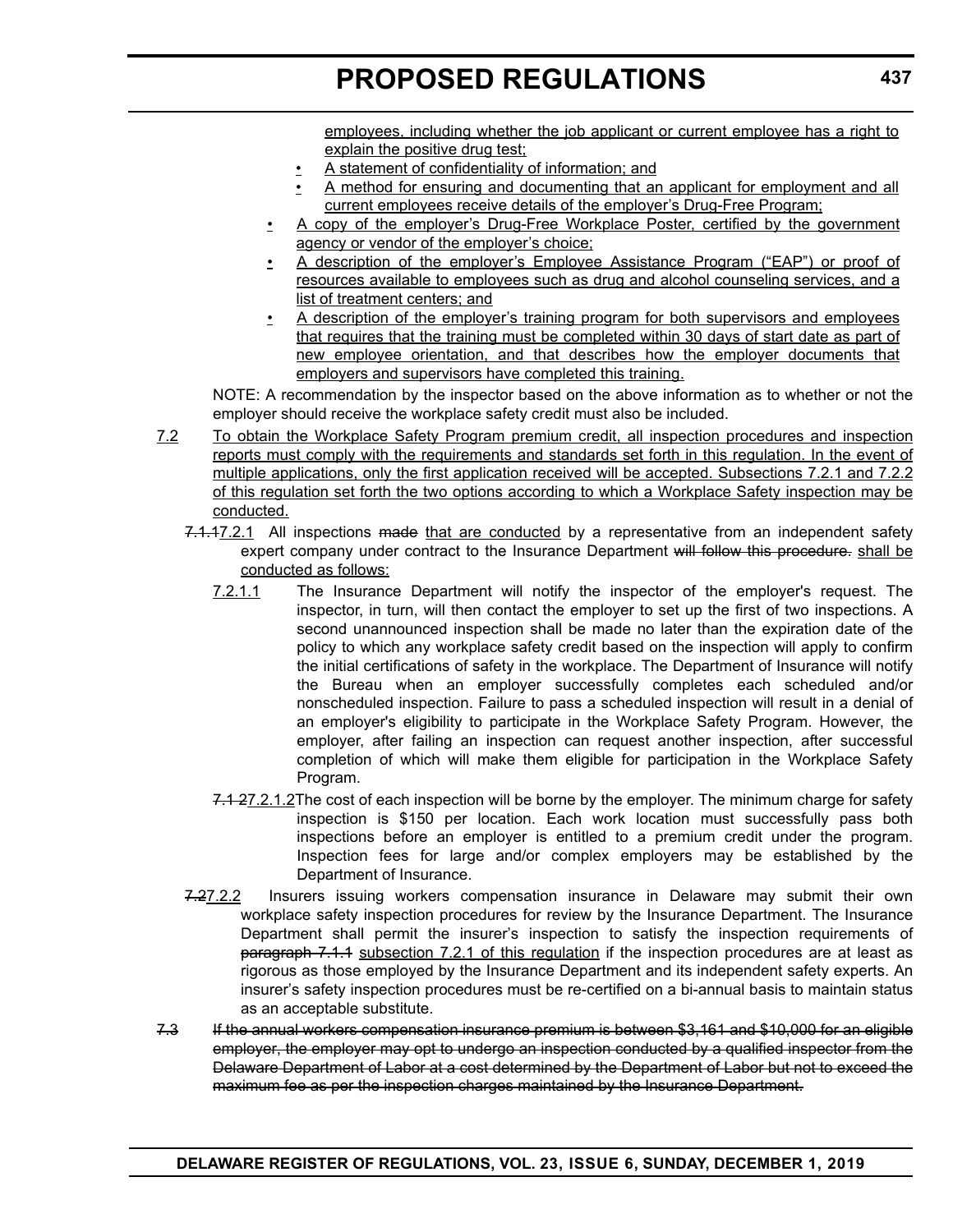employees, including whether the job applicant or current employee has a right to explain the positive drug test;

- A statement of confidentiality of information; and
- A method for ensuring and documenting that an applicant for employment and all current employees receive details of the employer's Drug-Free Program;

- A copy of the employer's Drug-Free Workplace Poster, certified by the government agency or vendor of the employer's choice;
- A description of the employer's Employee Assistance Program ("EAP") or proof of resources available to employees such as drug and alcohol counseling services, and a list of treatment centers; and
- A description of the employer's training program for both supervisors and employees that requires that the training must be completed within 30 days of start date as part of new employee orientation, and that describes how the employer documents that employers and supervisors have completed this training.

NOTE: A recommendation by the inspector based on the above information as to whether or not the employer should receive the workplace safety credit must also be included.

7.2 To obtain the Workplace Safety Program premium credit, all inspection procedures and inspection reports must comply with the requirements and standards set forth in this regulation. In the event of multiple applications, only the first application received will be accepted. Subsections 7.2.1 and 7.2.2 of this regulation set forth the two options according to which a Workplace Safety inspection may be conducted.

~~7.1.1~~7.2.1 All inspections ~~made~~ that are conducted by a representative from an independent safety expert company under contract to the Insurance Department ~~will follow this procedure.~~ shall be conducted as follows:

7.2.1.1 The Insurance Department will notify the inspector of the employer's request. The inspector, in turn, will then contact the employer to set up the first of two inspections. A second unannounced inspection shall be made no later than the expiration date of the policy to which any workplace safety credit based on the inspection will apply to confirm the initial certifications of safety in the workplace. The Department of Insurance will notify the Bureau when an employer successfully completes each scheduled and/or nonscheduled inspection. Failure to pass a scheduled inspection will result in a denial of an employer's eligibility to participate in the Workplace Safety Program. However, the employer, after failing an inspection can request another inspection, after successful completion of which will make them eligible for participation in the Workplace Safety Program.

~~7.1 2~~7.2.1.2The cost of each inspection will be borne by the employer. The minimum charge for safety inspection is $150 per location. Each work location must successfully pass both inspections before an employer is entitled to a premium credit under the program. Inspection fees for large and/or complex employers may be established by the Department of Insurance.

~~7.2~~7.2.2 Insurers issuing workers compensation insurance in Delaware may submit their own workplace safety inspection procedures for review by the Insurance Department. The Insurance Department shall permit the insurer's inspection to satisfy the inspection requirements of ~~paragraph 7.1.1~~ subsection 7.2.1 of this regulation if the inspection procedures are at least as rigorous as those employed by the Insurance Department and its independent safety experts. An insurer's safety inspection procedures must be re-certified on a bi-annual basis to maintain status as an acceptable substitute.

~~7.3 If the annual workers compensation insurance premium is between $3,161 and $10,000 for an eligible employer, the employer may opt to undergo an inspection conducted by a qualified inspector from the Delaware Department of Labor at a cost determined by the Department of Labor but not to exceed the maximum fee as per the inspection charges maintained by the Insurance Department.~~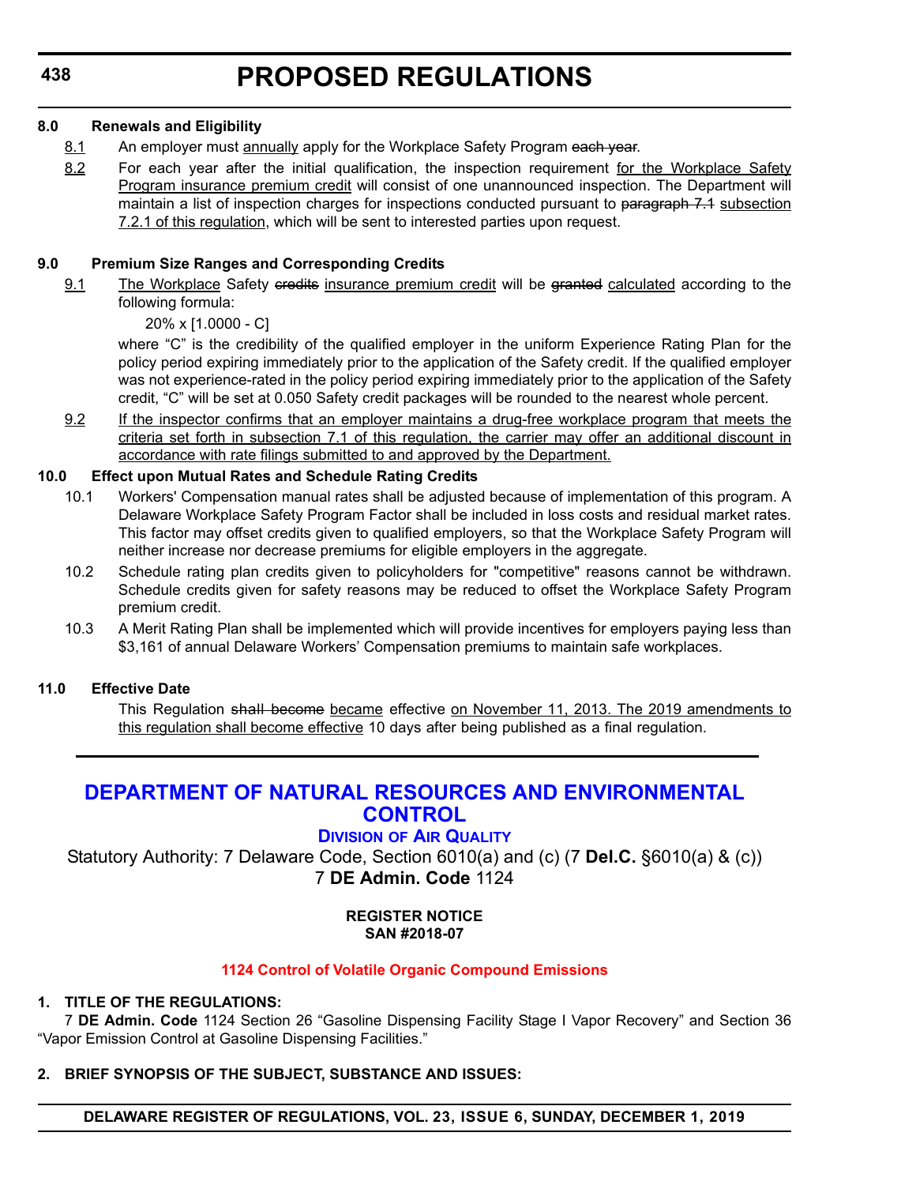**8.0 Renewals and Eligibility**

8.1 An employer must annually apply for the Workplace Safety Program ~~each year~~.

8.2 For each year after the initial qualification, the inspection requirement for the Workplace Safety Program insurance premium credit will consist of one unannounced inspection. The Department will maintain a list of inspection charges for inspections conducted pursuant to ~~paragraph 7.1~~ subsection 7.2.1 of this regulation, which will be sent to interested parties upon request.

**9.0 Premium Size Ranges and Corresponding Credits**

9.1 The Workplace Safety ~~credits~~ insurance premium credit will be ~~granted~~ calculated according to the following formula:

20% x [1.0000 - C]

where "C" is the credibility of the qualified employer in the uniform Experience Rating Plan for the policy period expiring immediately prior to the application of the Safety credit. If the qualified employer was not experience-rated in the policy period expiring immediately prior to the application of the Safety credit, "C" will be set at 0.050 Safety credit packages will be rounded to the nearest whole percent.

9.2 If the inspector confirms that an employer maintains a drug-free workplace program that meets the criteria set forth in subsection 7.1 of this regulation, the carrier may offer an additional discount in accordance with rate filings submitted to and approved by the Department.

**10.0 Effect upon Mutual Rates and Schedule Rating Credits**

10.1 Workers' Compensation manual rates shall be adjusted because of implementation of this program. A Delaware Workplace Safety Program Factor shall be included in loss costs and residual market rates. This factor may offset credits given to qualified employers, so that the Workplace Safety Program will neither increase nor decrease premiums for eligible employers in the aggregate.

10.2 Schedule rating plan credits given to policyholders for "competitive" reasons cannot be withdrawn. Schedule credits given for safety reasons may be reduced to offset the Workplace Safety Program premium credit.

10.3 A Merit Rating Plan shall be implemented which will provide incentives for employers paying less than $3,161 of annual Delaware Workers' Compensation premiums to maintain safe workplaces.

**11.0 Effective Date**

This Regulation ~~shall become~~ became effective on November 11, 2013. The 2019 amendments to this regulation shall become effective 10 days after being published as a final regulation.

---

# DEPARTMENT OF NATURAL RESOURCES AND ENVIRONMENTAL CONTROL

## Division of Air Quality

Statutory Authority: 7 Delaware Code, Section 6010(a) and (c) (7 **Del.C.** §6010(a) & (c))
7 **DE Admin. Code** 1124

**REGISTER NOTICE**
**SAN #2018-07**

### 1124 Control of Volatile Organic Compound Emissions

**1. TITLE OF THE REGULATIONS:**

7 **DE Admin. Code** 1124 Section 26 "Gasoline Dispensing Facility Stage I Vapor Recovery" and Section 36 "Vapor Emission Control at Gasoline Dispensing Facilities."

**2. BRIEF SYNOPSIS OF THE SUBJECT, SUBSTANCE AND ISSUES:**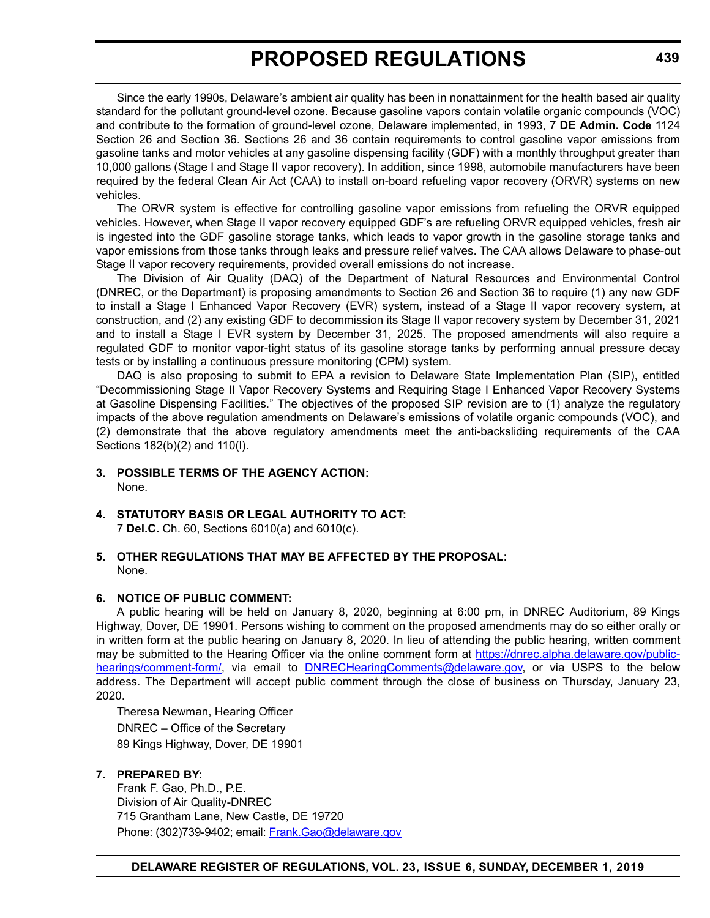Since the early 1990s, Delaware's ambient air quality has been in nonattainment for the health based air quality standard for the pollutant ground-level ozone. Because gasoline vapors contain volatile organic compounds (VOC) and contribute to the formation of ground-level ozone, Delaware implemented, in 1993, 7 **DE Admin. Code** 1124 Section 26 and Section 36. Sections 26 and 36 contain requirements to control gasoline vapor emissions from gasoline tanks and motor vehicles at any gasoline dispensing facility (GDF) with a monthly throughput greater than 10,000 gallons (Stage I and Stage II vapor recovery). In addition, since 1998, automobile manufacturers have been required by the federal Clean Air Act (CAA) to install on-board refueling vapor recovery (ORVR) systems on new vehicles.

The ORVR system is effective for controlling gasoline vapor emissions from refueling the ORVR equipped vehicles. However, when Stage II vapor recovery equipped GDF's are refueling ORVR equipped vehicles, fresh air is ingested into the GDF gasoline storage tanks, which leads to vapor growth in the gasoline storage tanks and vapor emissions from those tanks through leaks and pressure relief valves. The CAA allows Delaware to phase-out Stage II vapor recovery requirements, provided overall emissions do not increase.

The Division of Air Quality (DAQ) of the Department of Natural Resources and Environmental Control (DNREC, or the Department) is proposing amendments to Section 26 and Section 36 to require (1) any new GDF to install a Stage I Enhanced Vapor Recovery (EVR) system, instead of a Stage II vapor recovery system, at construction, and (2) any existing GDF to decommission its Stage II vapor recovery system by December 31, 2021 and to install a Stage I EVR system by December 31, 2025. The proposed amendments will also require a regulated GDF to monitor vapor-tight status of its gasoline storage tanks by performing annual pressure decay tests or by installing a continuous pressure monitoring (CPM) system.

DAQ is also proposing to submit to EPA a revision to Delaware State Implementation Plan (SIP), entitled "Decommissioning Stage II Vapor Recovery Systems and Requiring Stage I Enhanced Vapor Recovery Systems at Gasoline Dispensing Facilities." The objectives of the proposed SIP revision are to (1) analyze the regulatory impacts of the above regulation amendments on Delaware's emissions of volatile organic compounds (VOC), and (2) demonstrate that the above regulatory amendments meet the anti-backsliding requirements of the CAA Sections 182(b)(2) and 110(l).

**3. POSSIBLE TERMS OF THE AGENCY ACTION:**

None.

**4. STATUTORY BASIS OR LEGAL AUTHORITY TO ACT:**

7 **Del.C.** Ch. 60, Sections 6010(a) and 6010(c).

**5. OTHER REGULATIONS THAT MAY BE AFFECTED BY THE PROPOSAL:**

None.

**6. NOTICE OF PUBLIC COMMENT:**

A public hearing will be held on January 8, 2020, beginning at 6:00 pm, in DNREC Auditorium, 89 Kings Highway, Dover, DE 19901. Persons wishing to comment on the proposed amendments may do so either orally or in written form at the public hearing on January 8, 2020. In lieu of attending the public hearing, written comment may be submitted to the Hearing Officer via the online comment form at https://dnrec.alpha.delaware.gov/public-hearings/comment-form/, via email to DNRECHearingComments@delaware.gov, or via USPS to the below address. The Department will accept public comment through the close of business on Thursday, January 23, 2020.

Theresa Newman, Hearing Officer
DNREC – Office of the Secretary
89 Kings Highway, Dover, DE 19901

**7. PREPARED BY:**

Frank F. Gao, Ph.D., P.E.
Division of Air Quality-DNREC
715 Grantham Lane, New Castle, DE 19720
Phone: (302)739-9402; email: Frank.Gao@delaware.gov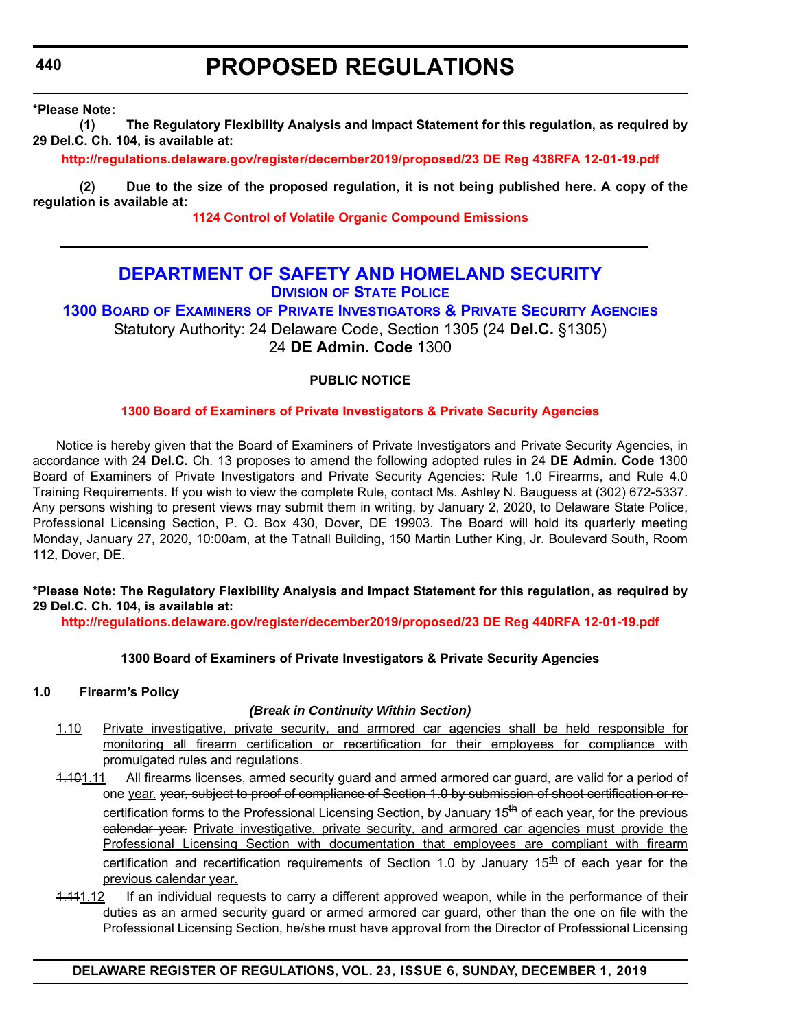**\*Please Note:**

**(1) The Regulatory Flexibility Analysis and Impact Statement for this regulation, as required by 29 Del.C. Ch. 104, is available at:**

**http://regulations.delaware.gov/register/december2019/proposed/23 DE Reg 438RFA 12-01-19.pdf**

**(2) Due to the size of the proposed regulation, it is not being published here. A copy of the regulation is available at:**

**1124 Control of Volatile Organic Compound Emissions**

---

## DEPARTMENT OF SAFETY AND HOMELAND SECURITY

### DIVISION OF STATE POLICE

### 1300 BOARD OF EXAMINERS OF PRIVATE INVESTIGATORS & PRIVATE SECURITY AGENCIES

Statutory Authority: 24 Delaware Code, Section 1305 (24 **Del.C.** §1305)
24 **DE Admin. Code** 1300

**PUBLIC NOTICE**

**1300 Board of Examiners of Private Investigators & Private Security Agencies**

Notice is hereby given that the Board of Examiners of Private Investigators and Private Security Agencies, in accordance with 24 **Del.C.** Ch. 13 proposes to amend the following adopted rules in 24 **DE Admin. Code** 1300 Board of Examiners of Private Investigators and Private Security Agencies: Rule 1.0 Firearms, and Rule 4.0 Training Requirements. If you wish to view the complete Rule, contact Ms. Ashley N. Bauguess at (302) 672-5337. Any persons wishing to present views may submit them in writing, by January 2, 2020, to Delaware State Police, Professional Licensing Section, P. O. Box 430, Dover, DE 19903. The Board will hold its quarterly meeting Monday, January 27, 2020, 10:00am, at the Tatnall Building, 150 Martin Luther King, Jr. Boulevard South, Room 112, Dover, DE.

**\*Please Note: The Regulatory Flexibility Analysis and Impact Statement for this regulation, as required by 29 Del.C. Ch. 104, is available at:**

**http://regulations.delaware.gov/register/december2019/proposed/23 DE Reg 440RFA 12-01-19.pdf**

**1300 Board of Examiners of Private Investigators & Private Security Agencies**

**1.0 Firearm's Policy**

***(Break in Continuity Within Section)***

1.10 Private investigative, private security, and armored car agencies shall be held responsible for monitoring all firearm certification or recertification for their employees for compliance with promulgated rules and regulations.

~~1.10~~1.11 All firearms licenses, armed security guard and armed armored car guard, are valid for a period of one year. ~~year, subject to proof of compliance of Section 1.0 by submission of shoot certification or re-certification forms to the Professional Licensing Section, by January 15th of each year, for the previous calendar year.~~ Private investigative, private security, and armored car agencies must provide the Professional Licensing Section with documentation that employees are compliant with firearm certification and recertification requirements of Section 1.0 by January 15th of each year for the previous calendar year.

~~1.11~~1.12 If an individual requests to carry a different approved weapon, while in the performance of their duties as an armed security guard or armed armored car guard, other than the one on file with the Professional Licensing Section, he/she must have approval from the Director of Professional Licensing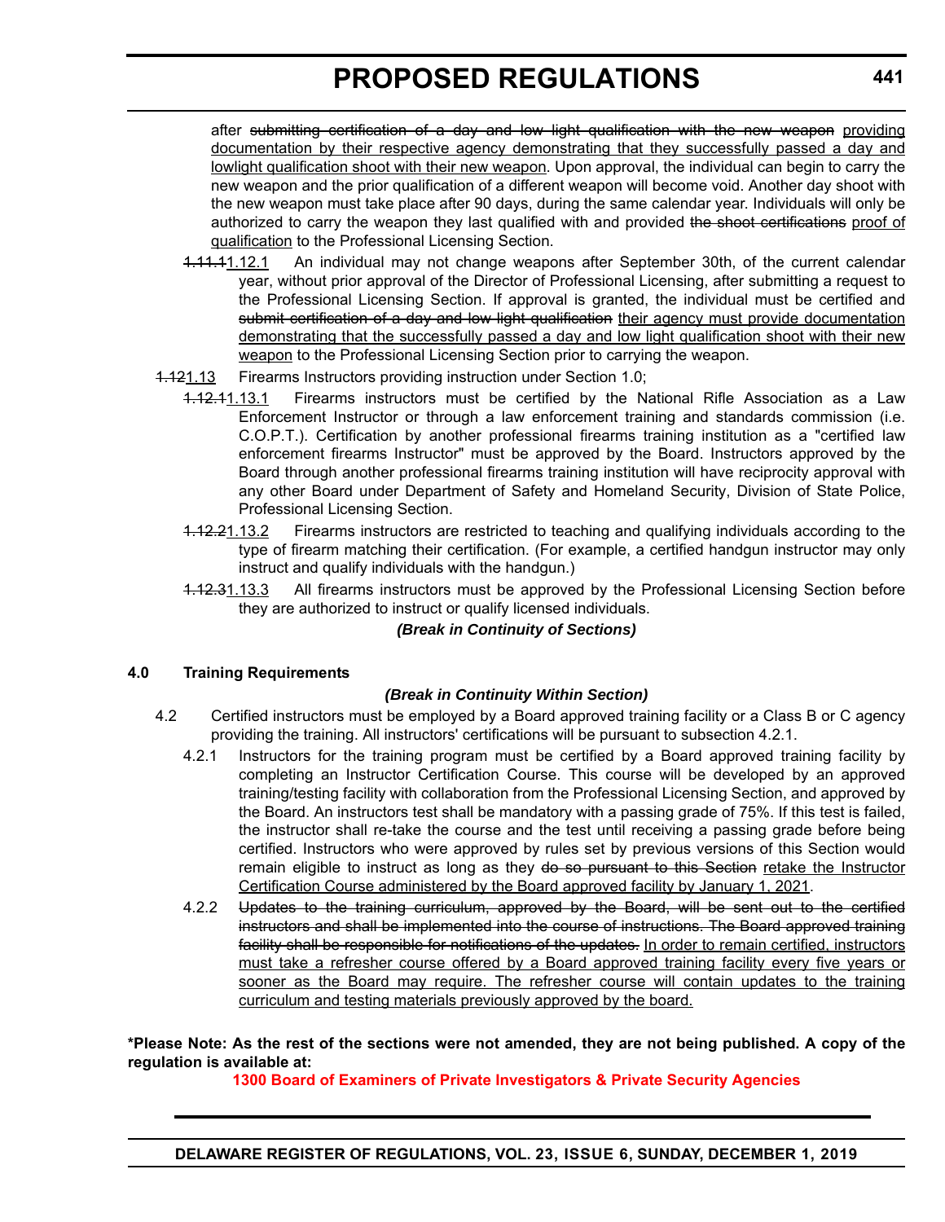after ~~submitting certification of a day and low light qualification with the new weapon~~ <u>providing documentation by their respective agency demonstrating that they successfully passed a day and lowlight qualification shoot with their new weapon</u>. Upon approval, the individual can begin to carry the new weapon and the prior qualification of a different weapon will become void. Another day shoot with the new weapon must take place after 90 days, during the same calendar year. Individuals will only be authorized to carry the weapon they last qualified with and provided ~~the shoot certifications~~ <u>proof of qualification</u> to the Professional Licensing Section.

~~1.11.1~~<u>1.12.1</u> An individual may not change weapons after September 30th, of the current calendar year, without prior approval of the Director of Professional Licensing, after submitting a request to the Professional Licensing Section. If approval is granted, the individual must be certified and ~~submit certification of a day and low light qualification~~ <u>their agency must provide documentation demonstrating that the successfully passed a day and low light qualification shoot with their new weapon</u> to the Professional Licensing Section prior to carrying the weapon.

~~1.12~~<u>1.13</u> Firearms Instructors providing instruction under Section 1.0;

~~1.12.1~~<u>1.13.1</u> Firearms instructors must be certified by the National Rifle Association as a Law Enforcement Instructor or through a law enforcement training and standards commission (i.e. C.O.P.T.). Certification by another professional firearms training institution as a "certified law enforcement firearms Instructor" must be approved by the Board. Instructors approved by the Board through another professional firearms training institution will have reciprocity approval with any other Board under Department of Safety and Homeland Security, Division of State Police, Professional Licensing Section.

~~1.12.2~~<u>1.13.2</u> Firearms instructors are restricted to teaching and qualifying individuals according to the type of firearm matching their certification. (For example, a certified handgun instructor may only instruct and qualify individuals with the handgun.)

~~1.12.3~~<u>1.13.3</u> All firearms instructors must be approved by the Professional Licensing Section before they are authorized to instruct or qualify licensed individuals.

***(Break in Continuity of Sections)***

**4.0 Training Requirements**

***(Break in Continuity Within Section)***

4.2 Certified instructors must be employed by a Board approved training facility or a Class B or C agency providing the training. All instructors' certifications will be pursuant to subsection 4.2.1.

4.2.1 Instructors for the training program must be certified by a Board approved training facility by completing an Instructor Certification Course. This course will be developed by an approved training/testing facility with collaboration from the Professional Licensing Section, and approved by the Board. An instructors test shall be mandatory with a passing grade of 75%. If this test is failed, the instructor shall re-take the course and the test until receiving a passing grade before being certified. Instructors who were approved by rules set by previous versions of this Section would remain eligible to instruct as long as they ~~do so pursuant to this Section~~ <u>retake the Instructor Certification Course administered by the Board approved facility by January 1, 2021</u>.

4.2.2 ~~Updates to the training curriculum, approved by the Board, will be sent out to the certified instructors and shall be implemented into the course of instructions. The Board approved training facility shall be responsible for notifications of the updates.~~ <u>In order to remain certified, instructors must take a refresher course offered by a Board approved training facility every five years or sooner as the Board may require. The refresher course will contain updates to the training curriculum and testing materials previously approved by the board.</u>

**\*Please Note: As the rest of the sections were not amended, they are not being published. A copy of the regulation is available at:**

**1300 Board of Examiners of Private Investigators & Private Security Agencies**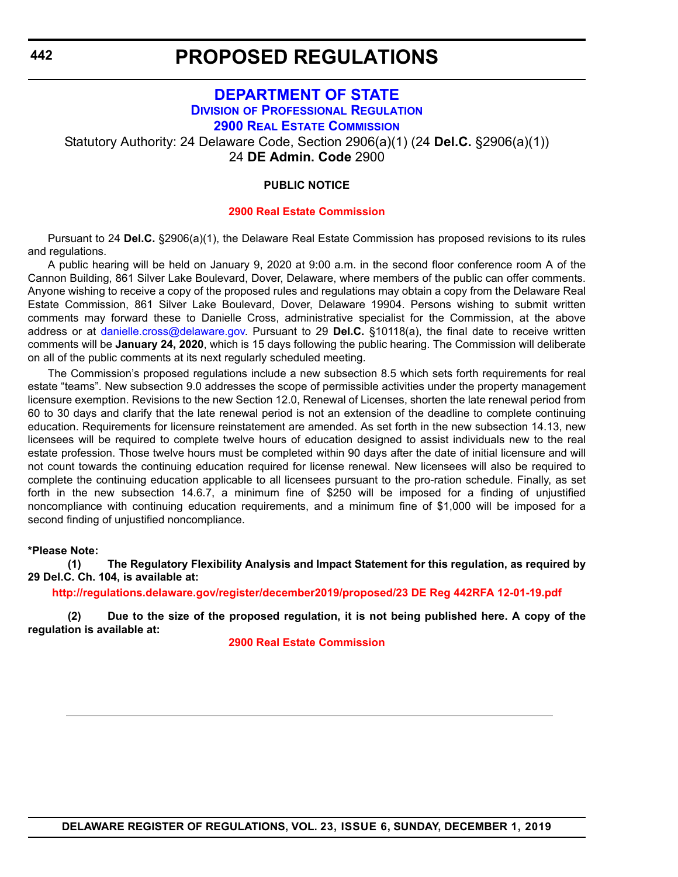# PROPOSED REGULATIONS

## DEPARTMENT OF STATE

### Division of Professional Regulation

### 2900 Real Estate Commission

Statutory Authority: 24 Delaware Code, Section 2906(a)(1) (24 **Del.C.** §2906(a)(1))
24 **DE Admin. Code** 2900

**PUBLIC NOTICE**

**2900 Real Estate Commission**

Pursuant to 24 **Del.C.** §2906(a)(1), the Delaware Real Estate Commission has proposed revisions to its rules and regulations.

A public hearing will be held on January 9, 2020 at 9:00 a.m. in the second floor conference room A of the Cannon Building, 861 Silver Lake Boulevard, Dover, Delaware, where members of the public can offer comments. Anyone wishing to receive a copy of the proposed rules and regulations may obtain a copy from the Delaware Real Estate Commission, 861 Silver Lake Boulevard, Dover, Delaware 19904. Persons wishing to submit written comments may forward these to Danielle Cross, administrative specialist for the Commission, at the above address or at danielle.cross@delaware.gov. Pursuant to 29 **Del.C.** §10118(a), the final date to receive written comments will be **January 24, 2020**, which is 15 days following the public hearing. The Commission will deliberate on all of the public comments at its next regularly scheduled meeting.

The Commission's proposed regulations include a new subsection 8.5 which sets forth requirements for real estate "teams". New subsection 9.0 addresses the scope of permissible activities under the property management licensure exemption. Revisions to the new Section 12.0, Renewal of Licenses, shorten the late renewal period from 60 to 30 days and clarify that the late renewal period is not an extension of the deadline to complete continuing education. Requirements for licensure reinstatement are amended. As set forth in the new subsection 14.13, new licensees will be required to complete twelve hours of education designed to assist individuals new to the real estate profession. Those twelve hours must be completed within 90 days after the date of initial licensure and will not count towards the continuing education required for license renewal. New licensees will also be required to complete the continuing education applicable to all licensees pursuant to the pro-ration schedule. Finally, as set forth in the new subsection 14.6.7, a minimum fine of $250 will be imposed for a finding of unjustified noncompliance with continuing education requirements, and a minimum fine of $1,000 will be imposed for a second finding of unjustified noncompliance.

**\*Please Note:**

**(1) The Regulatory Flexibility Analysis and Impact Statement for this regulation, as required by 29 Del.C. Ch. 104, is available at:**

**http://regulations.delaware.gov/register/december2019/proposed/23 DE Reg 442RFA 12-01-19.pdf**

**(2) Due to the size of the proposed regulation, it is not being published here. A copy of the regulation is available at:**

**2900 Real Estate Commission**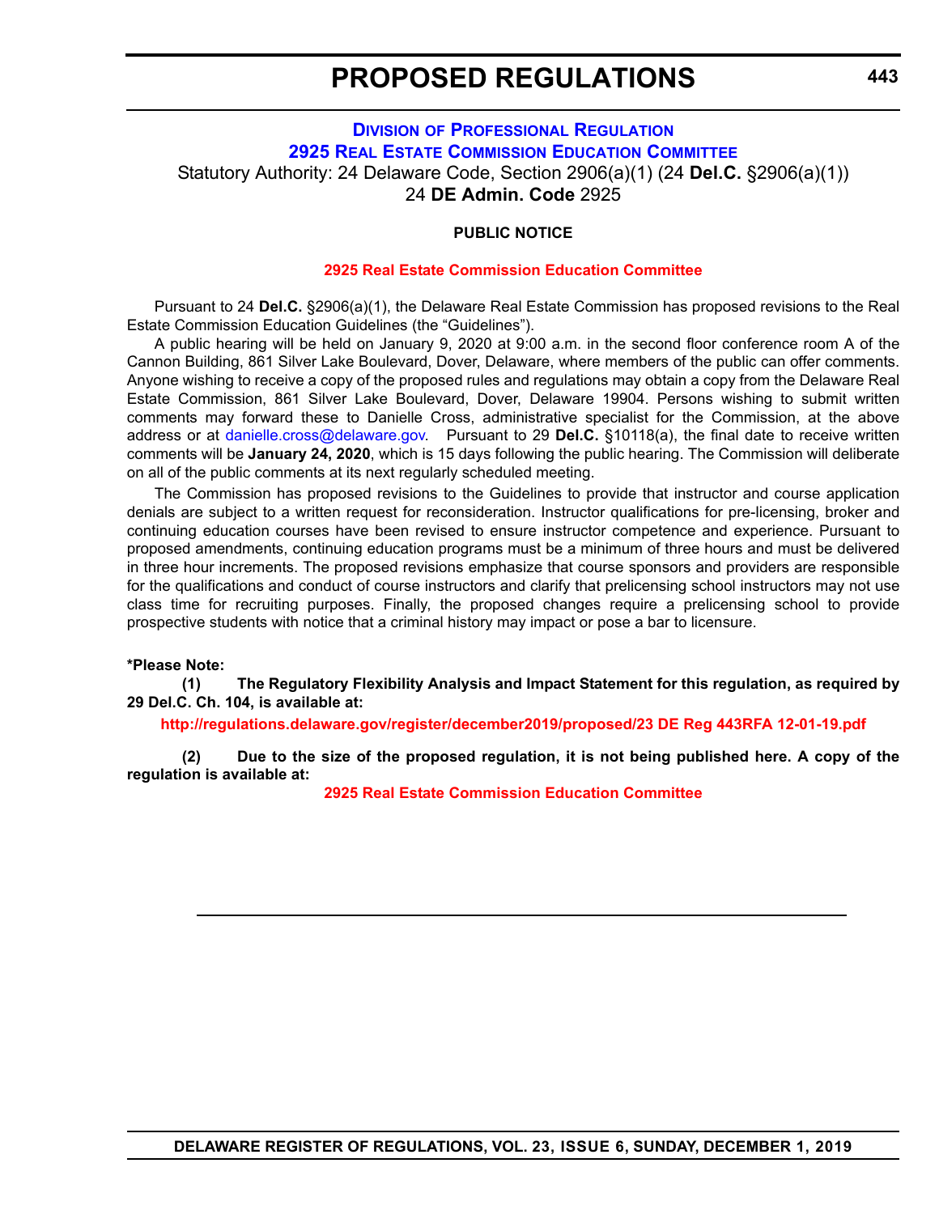## Division of Professional Regulation

## 2925 Real Estate Commission Education Committee

Statutory Authority: 24 Delaware Code, Section 2906(a)(1) (24 **Del.C.** §2906(a)(1))
24 **DE Admin. Code** 2925

**PUBLIC NOTICE**

**2925 Real Estate Commission Education Committee**

Pursuant to 24 **Del.C.** §2906(a)(1), the Delaware Real Estate Commission has proposed revisions to the Real Estate Commission Education Guidelines (the "Guidelines").

A public hearing will be held on January 9, 2020 at 9:00 a.m. in the second floor conference room A of the Cannon Building, 861 Silver Lake Boulevard, Dover, Delaware, where members of the public can offer comments. Anyone wishing to receive a copy of the proposed rules and regulations may obtain a copy from the Delaware Real Estate Commission, 861 Silver Lake Boulevard, Dover, Delaware 19904. Persons wishing to submit written comments may forward these to Danielle Cross, administrative specialist for the Commission, at the above address or at danielle.cross@delaware.gov. Pursuant to 29 **Del.C.** §10118(a), the final date to receive written comments will be **January 24, 2020**, which is 15 days following the public hearing. The Commission will deliberate on all of the public comments at its next regularly scheduled meeting.

The Commission has proposed revisions to the Guidelines to provide that instructor and course application denials are subject to a written request for reconsideration. Instructor qualifications for pre-licensing, broker and continuing education courses have been revised to ensure instructor competence and experience. Pursuant to proposed amendments, continuing education programs must be a minimum of three hours and must be delivered in three hour increments. The proposed revisions emphasize that course sponsors and providers are responsible for the qualifications and conduct of course instructors and clarify that prelicensing school instructors may not use class time for recruiting purposes. Finally, the proposed changes require a prelicensing school to provide prospective students with notice that a criminal history may impact or pose a bar to licensure.

**\*Please Note:**

**(1) The Regulatory Flexibility Analysis and Impact Statement for this regulation, as required by 29 Del.C. Ch. 104, is available at:**

**http://regulations.delaware.gov/register/december2019/proposed/23 DE Reg 443RFA 12-01-19.pdf**

**(2) Due to the size of the proposed regulation, it is not being published here. A copy of the regulation is available at:**

**2925 Real Estate Commission Education Committee**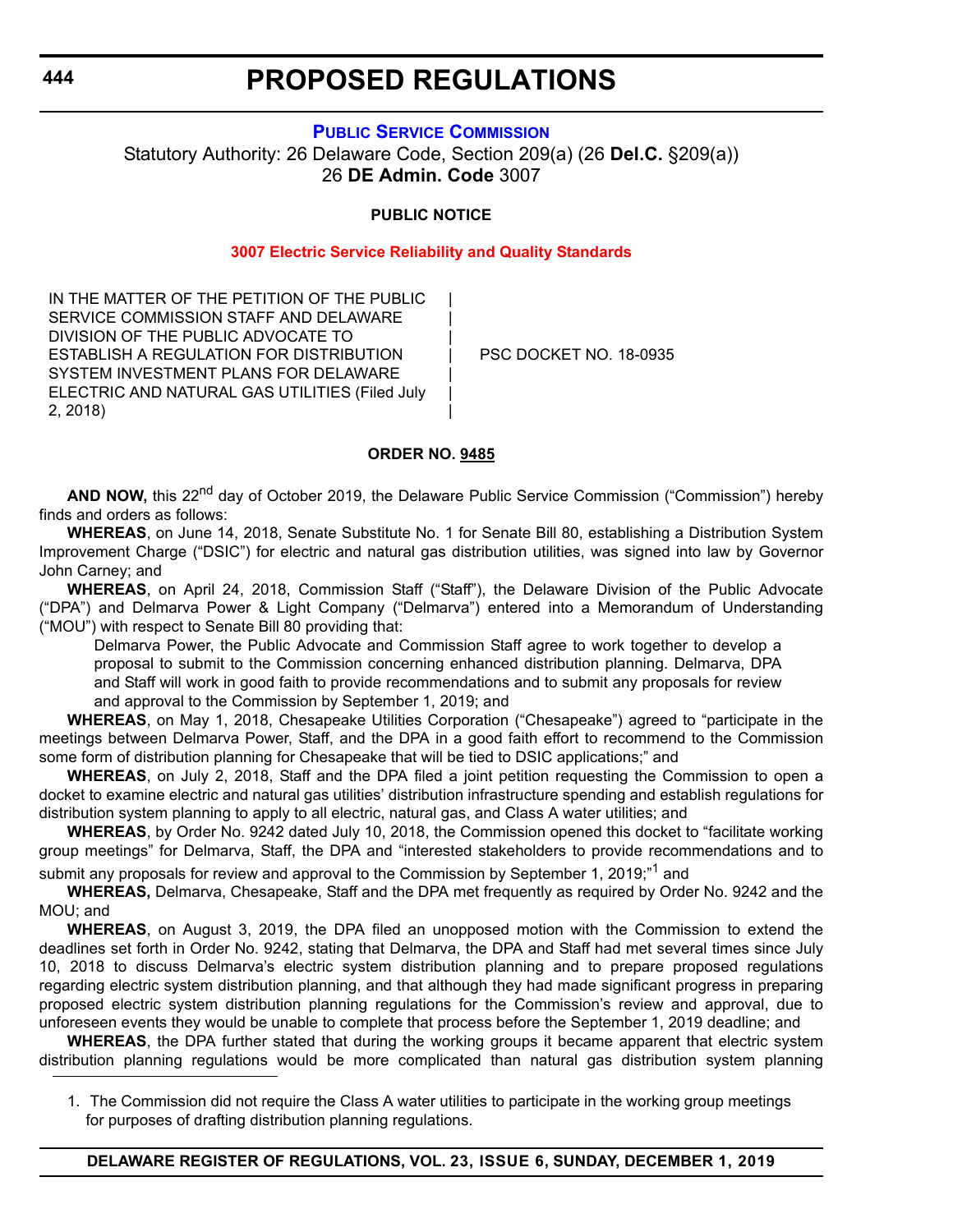# PROPOSED REGULATIONS

### PUBLIC SERVICE COMMISSION

Statutory Authority: 26 Delaware Code, Section 209(a) (26 **Del.C.** §209(a))
26 **DE Admin. Code** 3007

**PUBLIC NOTICE**

**3007 Electric Service Reliability and Quality Standards**

| | |
|---|---|
| IN THE MATTER OF THE PETITION OF THE PUBLIC SERVICE COMMISSION STAFF AND DELAWARE DIVISION OF THE PUBLIC ADVOCATE TO ESTABLISH A REGULATION FOR DISTRIBUTION SYSTEM INVESTMENT PLANS FOR DELAWARE ELECTRIC AND NATURAL GAS UTILITIES (Filed July 2, 2018) | PSC DOCKET NO. 18-0935 |

**ORDER NO. 9485**

**AND NOW,** this 22nd day of October 2019, the Delaware Public Service Commission ("Commission") hereby finds and orders as follows:

**WHEREAS**, on June 14, 2018, Senate Substitute No. 1 for Senate Bill 80, establishing a Distribution System Improvement Charge ("DSIC") for electric and natural gas distribution utilities, was signed into law by Governor John Carney; and

**WHEREAS**, on April 24, 2018, Commission Staff ("Staff"), the Delaware Division of the Public Advocate ("DPA") and Delmarva Power & Light Company ("Delmarva") entered into a Memorandum of Understanding ("MOU") with respect to Senate Bill 80 providing that:

> Delmarva Power, the Public Advocate and Commission Staff agree to work together to develop a proposal to submit to the Commission concerning enhanced distribution planning. Delmarva, DPA and Staff will work in good faith to provide recommendations and to submit any proposals for review and approval to the Commission by September 1, 2019; and

**WHEREAS**, on May 1, 2018, Chesapeake Utilities Corporation ("Chesapeake") agreed to "participate in the meetings between Delmarva Power, Staff, and the DPA in a good faith effort to recommend to the Commission some form of distribution planning for Chesapeake that will be tied to DSIC applications;" and

**WHEREAS**, on July 2, 2018, Staff and the DPA filed a joint petition requesting the Commission to open a docket to examine electric and natural gas utilities' distribution infrastructure spending and establish regulations for distribution system planning to apply to all electric, natural gas, and Class A water utilities; and

**WHEREAS**, by Order No. 9242 dated July 10, 2018, the Commission opened this docket to "facilitate working group meetings" for Delmarva, Staff, the DPA and "interested stakeholders to provide recommendations and to submit any proposals for review and approval to the Commission by September 1, 2019;"[1] and

**WHEREAS,** Delmarva, Chesapeake, Staff and the DPA met frequently as required by Order No. 9242 and the MOU; and

**WHEREAS**, on August 3, 2019, the DPA filed an unopposed motion with the Commission to extend the deadlines set forth in Order No. 9242, stating that Delmarva, the DPA and Staff had met several times since July 10, 2018 to discuss Delmarva's electric system distribution planning and to prepare proposed regulations regarding electric system distribution planning, and that although they had made significant progress in preparing proposed electric system distribution planning regulations for the Commission's review and approval, due to unforeseen events they would be unable to complete that process before the September 1, 2019 deadline; and

**WHEREAS**, the DPA further stated that during the working groups it became apparent that electric system distribution planning regulations would be more complicated than natural gas distribution system planning

---

1. The Commission did not require the Class A water utilities to participate in the working group meetings for purposes of drafting distribution planning regulations.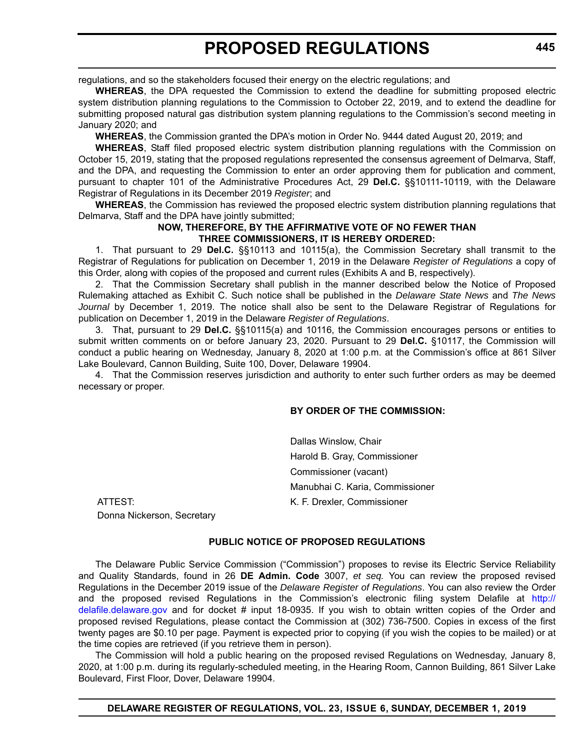regulations, and so the stakeholders focused their energy on the electric regulations; and

**WHEREAS**, the DPA requested the Commission to extend the deadline for submitting proposed electric system distribution planning regulations to the Commission to October 22, 2019, and to extend the deadline for submitting proposed natural gas distribution system planning regulations to the Commission's second meeting in January 2020; and

**WHEREAS**, the Commission granted the DPA's motion in Order No. 9444 dated August 20, 2019; and

**WHEREAS**, Staff filed proposed electric system distribution planning regulations with the Commission on October 15, 2019, stating that the proposed regulations represented the consensus agreement of Delmarva, Staff, and the DPA, and requesting the Commission to enter an order approving them for publication and comment, pursuant to chapter 101 of the Administrative Procedures Act, 29 **Del.C.** §§10111-10119, with the Delaware Registrar of Regulations in its December 2019 *Register*; and

**WHEREAS**, the Commission has reviewed the proposed electric system distribution planning regulations that Delmarva, Staff and the DPA have jointly submitted;

**NOW, THEREFORE, BY THE AFFIRMATIVE VOTE OF NO FEWER THAN THREE COMMISSIONERS, IT IS HEREBY ORDERED:**

1. That pursuant to 29 **Del.C.** §§10113 and 10115(a), the Commission Secretary shall transmit to the Registrar of Regulations for publication on December 1, 2019 in the Delaware *Register of Regulations* a copy of this Order, along with copies of the proposed and current rules (Exhibits A and B, respectively).

2. That the Commission Secretary shall publish in the manner described below the Notice of Proposed Rulemaking attached as Exhibit C. Such notice shall be published in the *Delaware State News* and *The News Journal* by December 1, 2019. The notice shall also be sent to the Delaware Registrar of Regulations for publication on December 1, 2019 in the Delaware *Register of Regulations*.

3. That, pursuant to 29 **Del.C.** §§10115(a) and 10116, the Commission encourages persons or entities to submit written comments on or before January 23, 2020. Pursuant to 29 **Del.C.** §10117, the Commission will conduct a public hearing on Wednesday, January 8, 2020 at 1:00 p.m. at the Commission's office at 861 Silver Lake Boulevard, Cannon Building, Suite 100, Dover, Delaware 19904.

4. That the Commission reserves jurisdiction and authority to enter such further orders as may be deemed necessary or proper.

**BY ORDER OF THE COMMISSION:**

Dallas Winslow, Chair

Harold B. Gray, Commissioner

Commissioner (vacant)

Manubhai C. Karia, Commissioner

K. F. Drexler, Commissioner

ATTEST:

Donna Nickerson, Secretary

**PUBLIC NOTICE OF PROPOSED REGULATIONS**

The Delaware Public Service Commission ("Commission") proposes to revise its Electric Service Reliability and Quality Standards, found in 26 **DE Admin. Code** 3007, *et seq.* You can review the proposed revised Regulations in the December 2019 issue of the *Delaware Register of Regulations*. You can also review the Order and the proposed revised Regulations in the Commission's electronic filing system Delafile at http://delafile.delaware.gov and for docket # input 18-0935. If you wish to obtain written copies of the Order and proposed revised Regulations, please contact the Commission at (302) 736-7500. Copies in excess of the first twenty pages are $0.10 per page. Payment is expected prior to copying (if you wish the copies to be mailed) or at the time copies are retrieved (if you retrieve them in person).

The Commission will hold a public hearing on the proposed revised Regulations on Wednesday, January 8, 2020, at 1:00 p.m. during its regularly-scheduled meeting, in the Hearing Room, Cannon Building, 861 Silver Lake Boulevard, First Floor, Dover, Delaware 19904.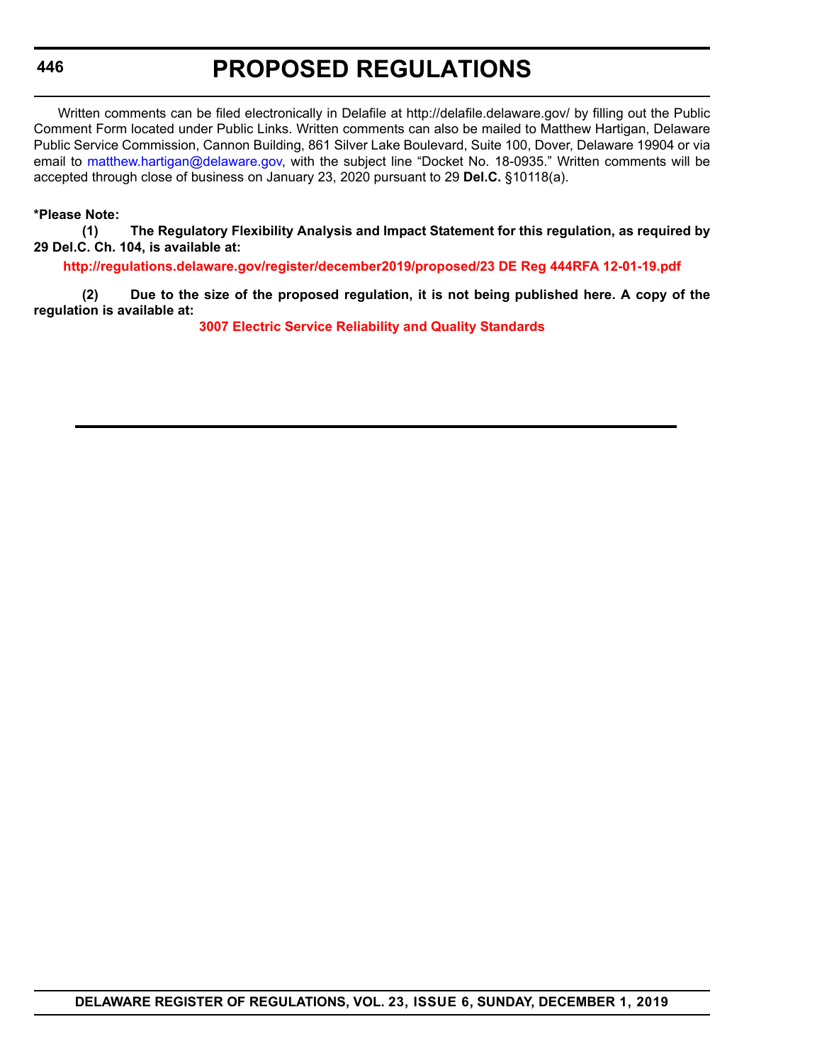Written comments can be filed electronically in Delafile at http://delafile.delaware.gov/ by filling out the Public Comment Form located under Public Links. Written comments can also be mailed to Matthew Hartigan, Delaware Public Service Commission, Cannon Building, 861 Silver Lake Boulevard, Suite 100, Dover, Delaware 19904 or via email to matthew.hartigan@delaware.gov, with the subject line "Docket No. 18-0935." Written comments will be accepted through close of business on January 23, 2020 pursuant to 29 **Del.C.** §10118(a).

**\*Please Note:**

**(1) The Regulatory Flexibility Analysis and Impact Statement for this regulation, as required by 29 Del.C. Ch. 104, is available at:**

**http://regulations.delaware.gov/register/december2019/proposed/23 DE Reg 444RFA 12-01-19.pdf**

**(2) Due to the size of the proposed regulation, it is not being published here. A copy of the regulation is available at:**

**3007 Electric Service Reliability and Quality Standards**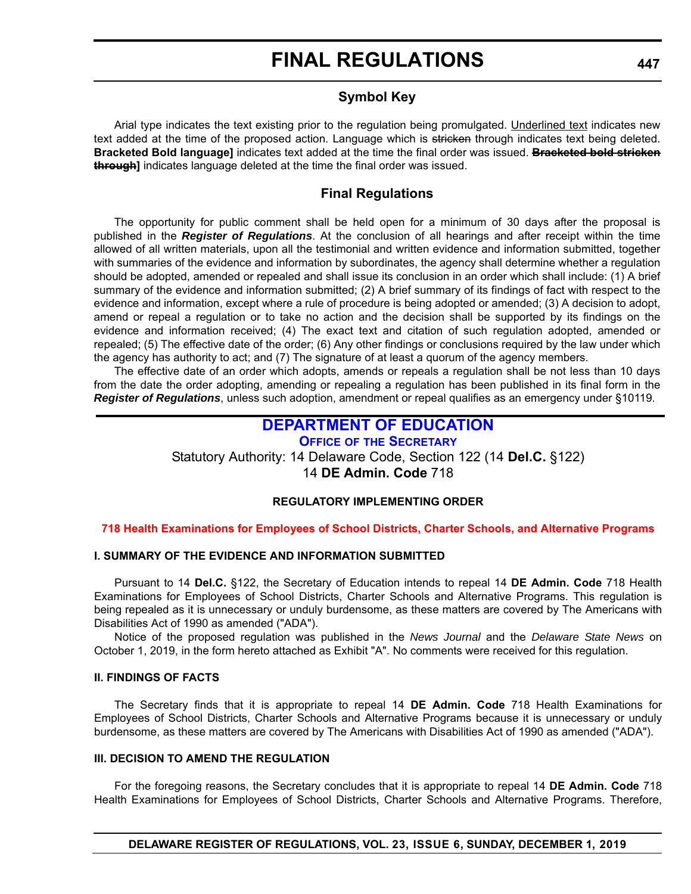## Symbol Key

Arial type indicates the text existing prior to the regulation being promulgated. <u>Underlined text</u> indicates new text added at the time of the proposed action. Language which is ~~stricken~~ through indicates text being deleted. **Bracketed Bold language]** indicates text added at the time the final order was issued. **~~Bracketed bold stricken through~~]** indicates language deleted at the time the final order was issued.

## Final Regulations

The opportunity for public comment shall be held open for a minimum of 30 days after the proposal is published in the ***Register of Regulations***. At the conclusion of all hearings and after receipt within the time allowed of all written materials, upon all the testimonial and written evidence and information submitted, together with summaries of the evidence and information by subordinates, the agency shall determine whether a regulation should be adopted, amended or repealed and shall issue its conclusion in an order which shall include: (1) A brief summary of the evidence and information submitted; (2) A brief summary of its findings of fact with respect to the evidence and information, except where a rule of procedure is being adopted or amended; (3) A decision to adopt, amend or repeal a regulation or to take no action and the decision shall be supported by its findings on the evidence and information received; (4) The exact text and citation of such regulation adopted, amended or repealed; (5) The effective date of the order; (6) Any other findings or conclusions required by the law under which the agency has authority to act; and (7) The signature of at least a quorum of the agency members.

The effective date of an order which adopts, amends or repeals a regulation shall be not less than 10 days from the date the order adopting, amending or repealing a regulation has been published in its final form in the ***Register of Regulations***, unless such adoption, amendment or repeal qualifies as an emergency under §10119.

# DEPARTMENT OF EDUCATION

### OFFICE OF THE SECRETARY

Statutory Authority: 14 Delaware Code, Section 122 (14 **Del.C.** §122)
14 **DE Admin. Code** 718

**REGULATORY IMPLEMENTING ORDER**

**718 Health Examinations for Employees of School Districts, Charter Schools, and Alternative Programs**

**I. SUMMARY OF THE EVIDENCE AND INFORMATION SUBMITTED**

Pursuant to 14 **Del.C.** §122, the Secretary of Education intends to repeal 14 **DE Admin. Code** 718 Health Examinations for Employees of School Districts, Charter Schools and Alternative Programs. This regulation is being repealed as it is unnecessary or unduly burdensome, as these matters are covered by The Americans with Disabilities Act of 1990 as amended ("ADA").

Notice of the proposed regulation was published in the *News Journal* and the *Delaware State News* on October 1, 2019, in the form hereto attached as Exhibit "A". No comments were received for this regulation.

**II. FINDINGS OF FACTS**

The Secretary finds that it is appropriate to repeal 14 **DE Admin. Code** 718 Health Examinations for Employees of School Districts, Charter Schools and Alternative Programs because it is unnecessary or unduly burdensome, as these matters are covered by The Americans with Disabilities Act of 1990 as amended ("ADA").

**III. DECISION TO AMEND THE REGULATION**

For the foregoing reasons, the Secretary concludes that it is appropriate to repeal 14 **DE Admin. Code** 718 Health Examinations for Employees of School Districts, Charter Schools and Alternative Programs. Therefore,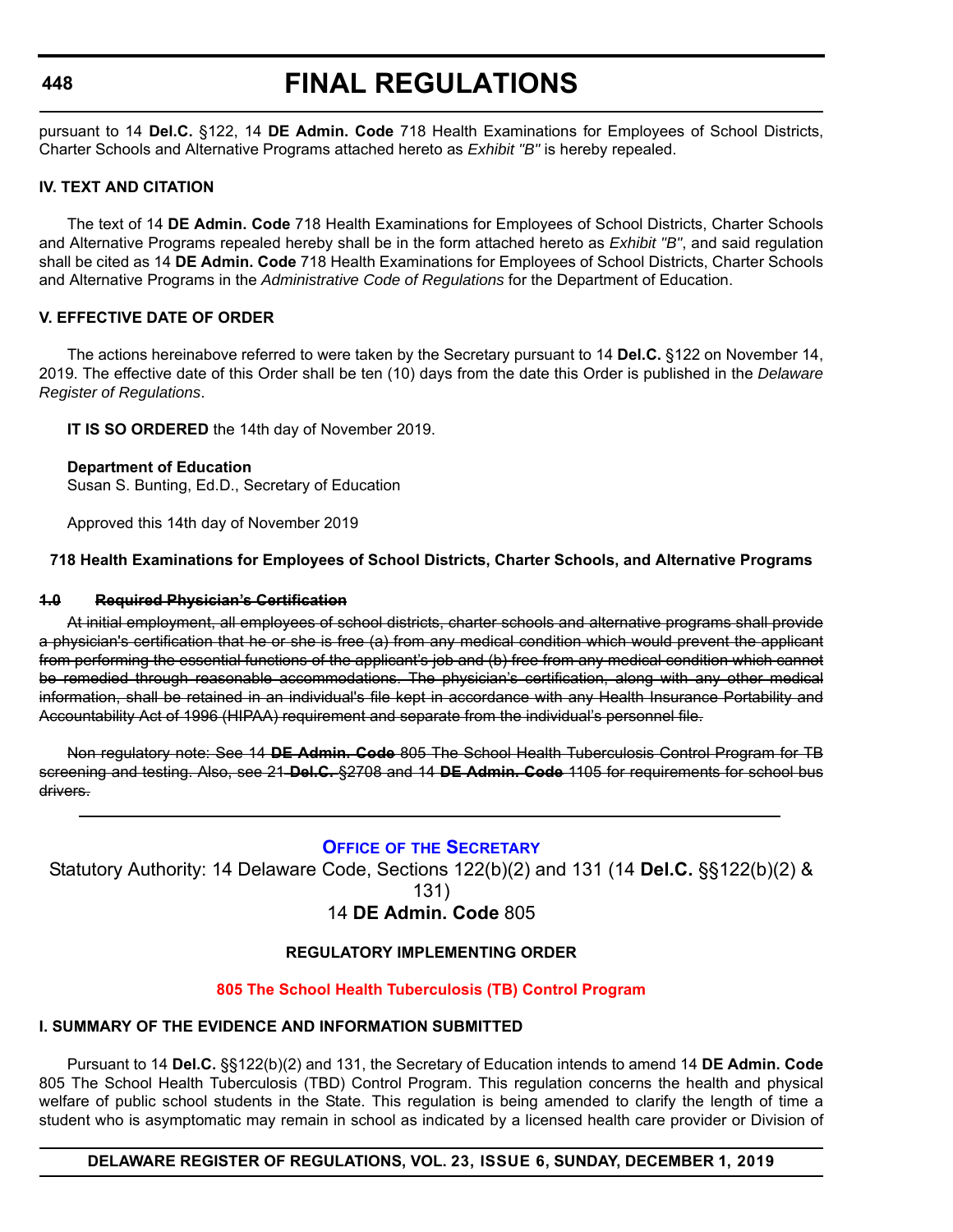pursuant to 14 **Del.C.** §122, 14 **DE Admin. Code** 718 Health Examinations for Employees of School Districts, Charter Schools and Alternative Programs attached hereto as *Exhibit "B"* is hereby repealed.

### IV. TEXT AND CITATION

The text of 14 **DE Admin. Code** 718 Health Examinations for Employees of School Districts, Charter Schools and Alternative Programs repealed hereby shall be in the form attached hereto as *Exhibit "B"*, and said regulation shall be cited as 14 **DE Admin. Code** 718 Health Examinations for Employees of School Districts, Charter Schools and Alternative Programs in the *Administrative Code of Regulations* for the Department of Education.

### V. EFFECTIVE DATE OF ORDER

The actions hereinabove referred to were taken by the Secretary pursuant to 14 **Del.C.** §122 on November 14, 2019. The effective date of this Order shall be ten (10) days from the date this Order is published in the *Delaware Register of Regulations*.

**IT IS SO ORDERED** the 14th day of November 2019.

**Department of Education**
Susan S. Bunting, Ed.D., Secretary of Education

Approved this 14th day of November 2019

**718 Health Examinations for Employees of School Districts, Charter Schools, and Alternative Programs**

~~**1.0 Required Physician's Certification**~~

~~At initial employment, all employees of school districts, charter schools and alternative programs shall provide a physician's certification that he or she is free (a) from any medical condition which would prevent the applicant from performing the essential functions of the applicant's job and (b) free from any medical condition which cannot be remedied through reasonable accommodations. The physician's certification, along with any other medical information, shall be retained in an individual's file kept in accordance with any Health Insurance Portability and Accountability Act of 1996 (HIPAA) requirement and separate from the individual's personnel file.~~

~~Non regulatory note: See 14 **DE Admin. Code** 805 The School Health Tuberculosis Control Program for TB screening and testing. Also, see 21 **Del.C.** §2708 and 14 **DE Admin. Code** 1105 for requirements for school bus drivers.~~

---

## OFFICE OF THE SECRETARY

Statutory Authority: 14 Delaware Code, Sections 122(b)(2) and 131 (14 **Del.C.** §§122(b)(2) & 131)

14 **DE Admin. Code** 805

### REGULATORY IMPLEMENTING ORDER

### 805 The School Health Tuberculosis (TB) Control Program

### I. SUMMARY OF THE EVIDENCE AND INFORMATION SUBMITTED

Pursuant to 14 **Del.C.** §§122(b)(2) and 131, the Secretary of Education intends to amend 14 **DE Admin. Code** 805 The School Health Tuberculosis (TBD) Control Program. This regulation concerns the health and physical welfare of public school students in the State. This regulation is being amended to clarify the length of time a student who is asymptomatic may remain in school as indicated by a licensed health care provider or Division of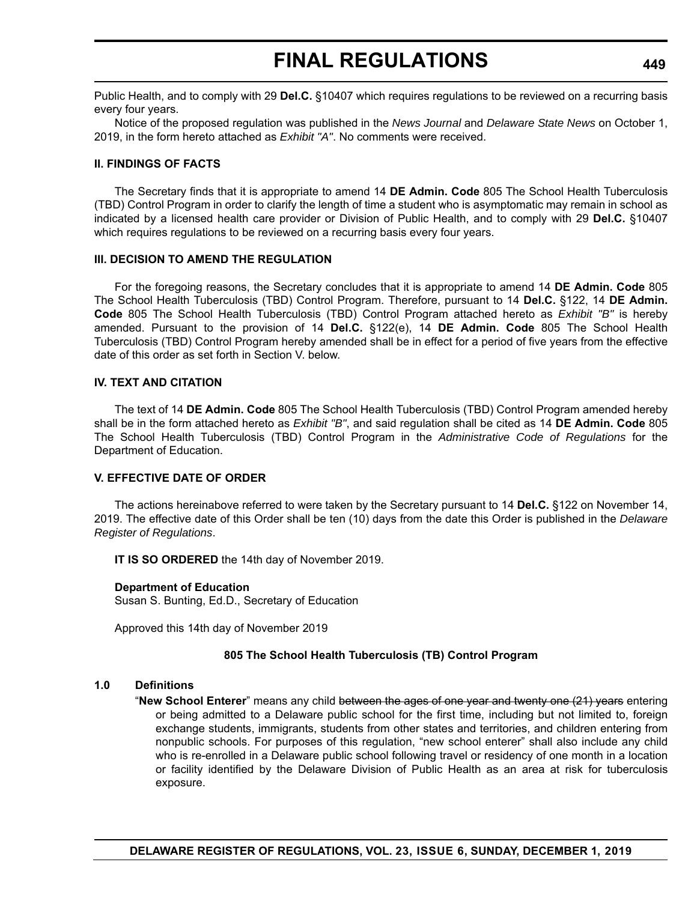Public Health, and to comply with 29 **Del.C.** §10407 which requires regulations to be reviewed on a recurring basis every four years.

Notice of the proposed regulation was published in the *News Journal* and *Delaware State News* on October 1, 2019, in the form hereto attached as *Exhibit "A"*. No comments were received.

#### II. FINDINGS OF FACTS

The Secretary finds that it is appropriate to amend 14 **DE Admin. Code** 805 The School Health Tuberculosis (TBD) Control Program in order to clarify the length of time a student who is asymptomatic may remain in school as indicated by a licensed health care provider or Division of Public Health, and to comply with 29 **Del.C.** §10407 which requires regulations to be reviewed on a recurring basis every four years.

#### III. DECISION TO AMEND THE REGULATION

For the foregoing reasons, the Secretary concludes that it is appropriate to amend 14 **DE Admin. Code** 805 The School Health Tuberculosis (TBD) Control Program. Therefore, pursuant to 14 **Del.C.** §122, 14 **DE Admin. Code** 805 The School Health Tuberculosis (TBD) Control Program attached hereto as *Exhibit "B"* is hereby amended. Pursuant to the provision of 14 **Del.C.** §122(e), 14 **DE Admin. Code** 805 The School Health Tuberculosis (TBD) Control Program hereby amended shall be in effect for a period of five years from the effective date of this order as set forth in Section V. below.

#### IV. TEXT AND CITATION

The text of 14 **DE Admin. Code** 805 The School Health Tuberculosis (TBD) Control Program amended hereby shall be in the form attached hereto as *Exhibit "B"*, and said regulation shall be cited as 14 **DE Admin. Code** 805 The School Health Tuberculosis (TBD) Control Program in the *Administrative Code of Regulations* for the Department of Education.

#### V. EFFECTIVE DATE OF ORDER

The actions hereinabove referred to were taken by the Secretary pursuant to 14 **Del.C.** §122 on November 14, 2019. The effective date of this Order shall be ten (10) days from the date this Order is published in the *Delaware Register of Regulations*.

**IT IS SO ORDERED** the 14th day of November 2019.

**Department of Education**
Susan S. Bunting, Ed.D., Secretary of Education

Approved this 14th day of November 2019

### 805 The School Health Tuberculosis (TB) Control Program

**1.0 Definitions**

"**New School Enterer**" means any child ~~between the ages of one year and twenty one (21) years~~ entering or being admitted to a Delaware public school for the first time, including but not limited to, foreign exchange students, immigrants, students from other states and territories, and children entering from nonpublic schools. For purposes of this regulation, "new school enterer" shall also include any child who is re-enrolled in a Delaware public school following travel or residency of one month in a location or facility identified by the Delaware Division of Public Health as an area at risk for tuberculosis exposure.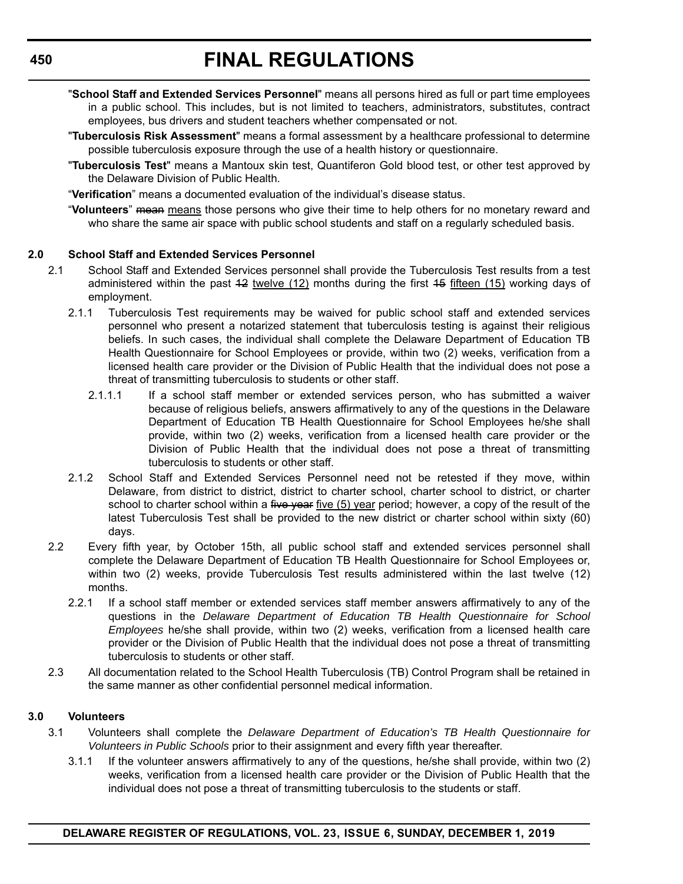"**School Staff and Extended Services Personnel**" means all persons hired as full or part time employees in a public school. This includes, but is not limited to teachers, administrators, substitutes, contract employees, bus drivers and student teachers whether compensated or not.

"**Tuberculosis Risk Assessment**" means a formal assessment by a healthcare professional to determine possible tuberculosis exposure through the use of a health history or questionnaire.

"**Tuberculosis Test**" means a Mantoux skin test, Quantiferon Gold blood test, or other test approved by the Delaware Division of Public Health.

"**Verification**" means a documented evaluation of the individual's disease status.

"**Volunteers**" ~~mean~~ means those persons who give their time to help others for no monetary reward and who share the same air space with public school students and staff on a regularly scheduled basis.

**2.0 School Staff and Extended Services Personnel**

2.1 School Staff and Extended Services personnel shall provide the Tuberculosis Test results from a test administered within the past ~~12~~ twelve (12) months during the first ~~15~~ fifteen (15) working days of employment.

2.1.1 Tuberculosis Test requirements may be waived for public school staff and extended services personnel who present a notarized statement that tuberculosis testing is against their religious beliefs. In such cases, the individual shall complete the Delaware Department of Education TB Health Questionnaire for School Employees or provide, within two (2) weeks, verification from a licensed health care provider or the Division of Public Health that the individual does not pose a threat of transmitting tuberculosis to students or other staff.

2.1.1.1 If a school staff member or extended services person, who has submitted a waiver because of religious beliefs, answers affirmatively to any of the questions in the Delaware Department of Education TB Health Questionnaire for School Employees he/she shall provide, within two (2) weeks, verification from a licensed health care provider or the Division of Public Health that the individual does not pose a threat of transmitting tuberculosis to students or other staff.

2.1.2 School Staff and Extended Services Personnel need not be retested if they move, within Delaware, from district to district, district to charter school, charter school to district, or charter school to charter school within a ~~five year~~ five (5) year period; however, a copy of the result of the latest Tuberculosis Test shall be provided to the new district or charter school within sixty (60) days.

2.2 Every fifth year, by October 15th, all public school staff and extended services personnel shall complete the Delaware Department of Education TB Health Questionnaire for School Employees or, within two (2) weeks, provide Tuberculosis Test results administered within the last twelve (12) months.

2.2.1 If a school staff member or extended services staff member answers affirmatively to any of the questions in the *Delaware Department of Education TB Health Questionnaire for School Employees* he/she shall provide, within two (2) weeks, verification from a licensed health care provider or the Division of Public Health that the individual does not pose a threat of transmitting tuberculosis to students or other staff.

2.3 All documentation related to the School Health Tuberculosis (TB) Control Program shall be retained in the same manner as other confidential personnel medical information.

**3.0 Volunteers**

3.1 Volunteers shall complete the *Delaware Department of Education's TB Health Questionnaire for Volunteers in Public Schools* prior to their assignment and every fifth year thereafter.

3.1.1 If the volunteer answers affirmatively to any of the questions, he/she shall provide, within two (2) weeks, verification from a licensed health care provider or the Division of Public Health that the individual does not pose a threat of transmitting tuberculosis to the students or staff.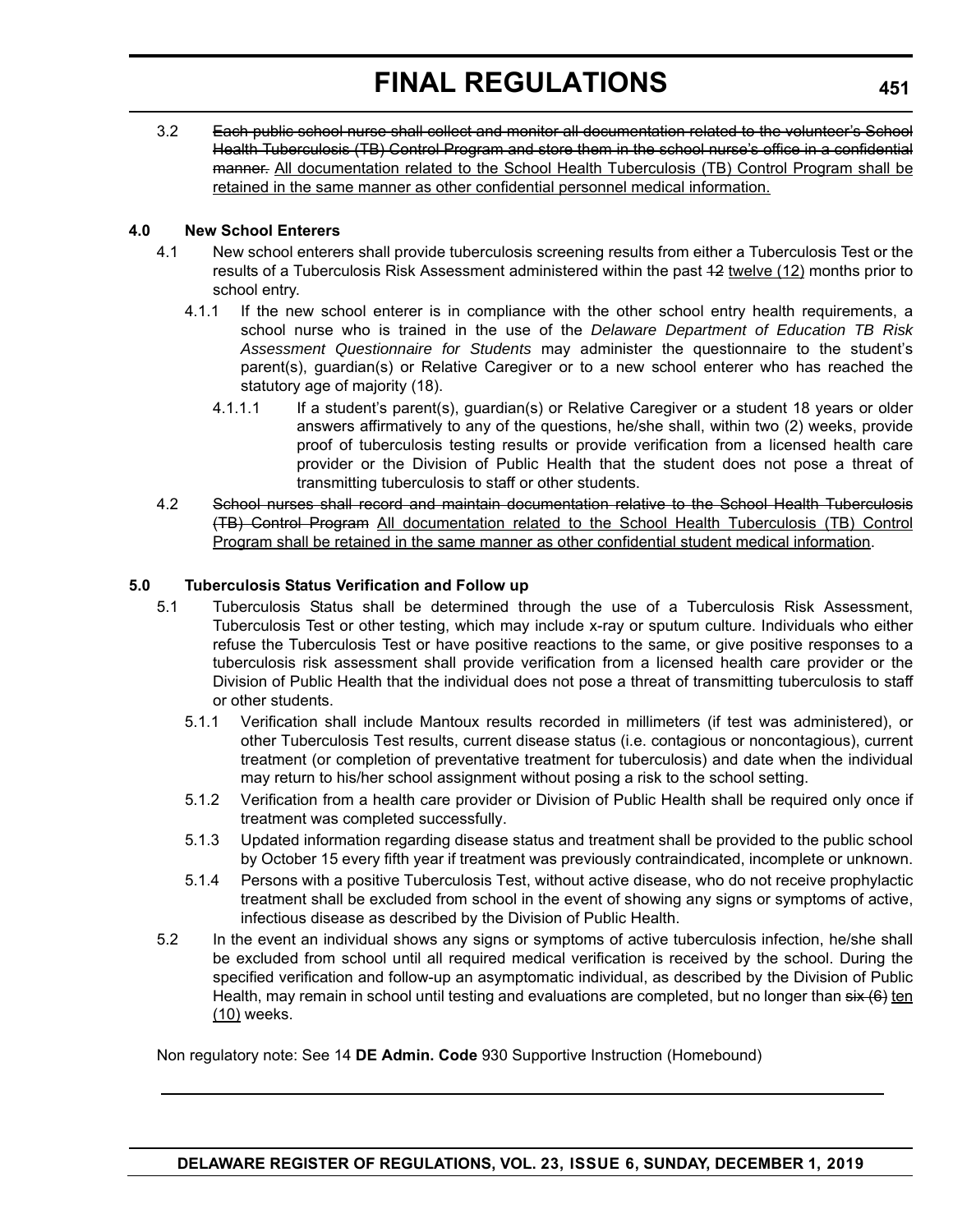3.2 ~~Each public school nurse shall collect and monitor all documentation related to the volunteer's School Health Tuberculosis (TB) Control Program and store them in the school nurse's office in a confidential manner.~~ <u>All documentation related to the School Health Tuberculosis (TB) Control Program shall be retained in the same manner as other confidential personnel medical information.</u>

**4.0 New School Enterers**

4.1 New school enterers shall provide tuberculosis screening results from either a Tuberculosis Test or the results of a Tuberculosis Risk Assessment administered within the past ~~12~~ <u>twelve (12)</u> months prior to school entry.

4.1.1 If the new school enterer is in compliance with the other school entry health requirements, a school nurse who is trained in the use of the *Delaware Department of Education TB Risk Assessment Questionnaire for Students* may administer the questionnaire to the student's parent(s), guardian(s) or Relative Caregiver or to a new school enterer who has reached the statutory age of majority (18).

4.1.1.1 If a student's parent(s), guardian(s) or Relative Caregiver or a student 18 years or older answers affirmatively to any of the questions, he/she shall, within two (2) weeks, provide proof of tuberculosis testing results or provide verification from a licensed health care provider or the Division of Public Health that the student does not pose a threat of transmitting tuberculosis to staff or other students.

4.2 ~~School nurses shall record and maintain documentation relative to the School Health Tuberculosis (TB) Control Program~~ <u>All documentation related to the School Health Tuberculosis (TB) Control Program shall be retained in the same manner as other confidential student medical information</u>.

**5.0 Tuberculosis Status Verification and Follow up**

5.1 Tuberculosis Status shall be determined through the use of a Tuberculosis Risk Assessment, Tuberculosis Test or other testing, which may include x-ray or sputum culture. Individuals who either refuse the Tuberculosis Test or have positive reactions to the same, or give positive responses to a tuberculosis risk assessment shall provide verification from a licensed health care provider or the Division of Public Health that the individual does not pose a threat of transmitting tuberculosis to staff or other students.

5.1.1 Verification shall include Mantoux results recorded in millimeters (if test was administered), or other Tuberculosis Test results, current disease status (i.e. contagious or noncontagious), current treatment (or completion of preventative treatment for tuberculosis) and date when the individual may return to his/her school assignment without posing a risk to the school setting.

5.1.2 Verification from a health care provider or Division of Public Health shall be required only once if treatment was completed successfully.

5.1.3 Updated information regarding disease status and treatment shall be provided to the public school by October 15 every fifth year if treatment was previously contraindicated, incomplete or unknown.

5.1.4 Persons with a positive Tuberculosis Test, without active disease, who do not receive prophylactic treatment shall be excluded from school in the event of showing any signs or symptoms of active, infectious disease as described by the Division of Public Health.

5.2 In the event an individual shows any signs or symptoms of active tuberculosis infection, he/she shall be excluded from school until all required medical verification is received by the school. During the specified verification and follow-up an asymptomatic individual, as described by the Division of Public Health, may remain in school until testing and evaluations are completed, but no longer than ~~six (6)~~ <u>ten (10)</u> weeks.

Non regulatory note: See 14 **DE Admin. Code** 930 Supportive Instruction (Homebound)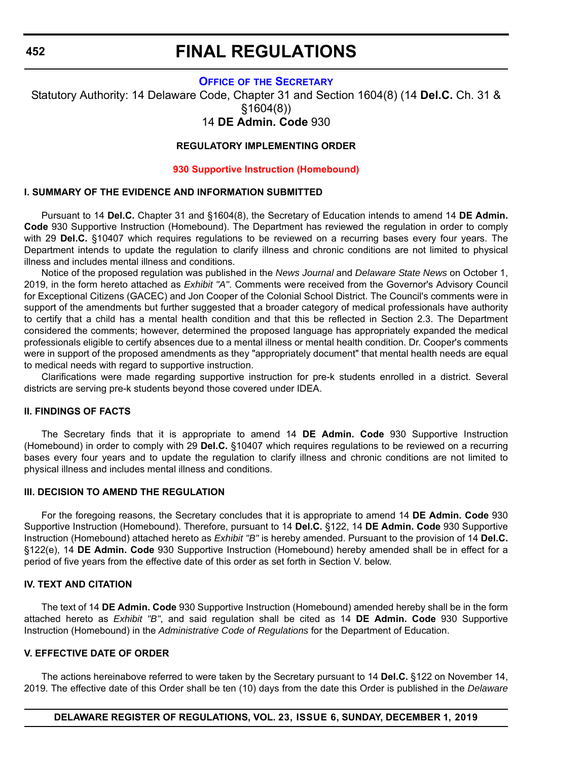# FINAL REGULATIONS

**OFFICE OF THE SECRETARY**

Statutory Authority: 14 Delaware Code, Chapter 31 and Section 1604(8) (14 **Del.C.** Ch. 31 & §1604(8))

14 **DE Admin. Code** 930

**REGULATORY IMPLEMENTING ORDER**

**930 Supportive Instruction (Homebound)**

**I. SUMMARY OF THE EVIDENCE AND INFORMATION SUBMITTED**

Pursuant to 14 **Del.C.** Chapter 31 and §1604(8), the Secretary of Education intends to amend 14 **DE Admin. Code** 930 Supportive Instruction (Homebound). The Department has reviewed the regulation in order to comply with 29 **Del.C.** §10407 which requires regulations to be reviewed on a recurring bases every four years. The Department intends to update the regulation to clarify illness and chronic conditions are not limited to physical illness and includes mental illness and conditions.

Notice of the proposed regulation was published in the *News Journal* and *Delaware State News* on October 1, 2019, in the form hereto attached as *Exhibit "A"*. Comments were received from the Governor's Advisory Council for Exceptional Citizens (GACEC) and Jon Cooper of the Colonial School District. The Council's comments were in support of the amendments but further suggested that a broader category of medical professionals have authority to certify that a child has a mental health condition and that this be reflected in Section 2.3. The Department considered the comments; however, determined the proposed language has appropriately expanded the medical professionals eligible to certify absences due to a mental illness or mental health condition. Dr. Cooper's comments were in support of the proposed amendments as they "appropriately document" that mental health needs are equal to medical needs with regard to supportive instruction.

Clarifications were made regarding supportive instruction for pre-k students enrolled in a district. Several districts are serving pre-k students beyond those covered under IDEA.

**II. FINDINGS OF FACTS**

The Secretary finds that it is appropriate to amend 14 **DE Admin. Code** 930 Supportive Instruction (Homebound) in order to comply with 29 **Del.C.** §10407 which requires regulations to be reviewed on a recurring bases every four years and to update the regulation to clarify illness and chronic conditions are not limited to physical illness and includes mental illness and conditions.

**III. DECISION TO AMEND THE REGULATION**

For the foregoing reasons, the Secretary concludes that it is appropriate to amend 14 **DE Admin. Code** 930 Supportive Instruction (Homebound). Therefore, pursuant to 14 **Del.C.** §122, 14 **DE Admin. Code** 930 Supportive Instruction (Homebound) attached hereto as *Exhibit "B"* is hereby amended. Pursuant to the provision of 14 **Del.C.** §122(e), 14 **DE Admin. Code** 930 Supportive Instruction (Homebound) hereby amended shall be in effect for a period of five years from the effective date of this order as set forth in Section V. below.

**IV. TEXT AND CITATION**

The text of 14 **DE Admin. Code** 930 Supportive Instruction (Homebound) amended hereby shall be in the form attached hereto as *Exhibit "B"*, and said regulation shall be cited as 14 **DE Admin. Code** 930 Supportive Instruction (Homebound) in the *Administrative Code of Regulations* for the Department of Education.

**V. EFFECTIVE DATE OF ORDER**

The actions hereinabove referred to were taken by the Secretary pursuant to 14 **Del.C.** §122 on November 14, 2019. The effective date of this Order shall be ten (10) days from the date this Order is published in the *Delaware*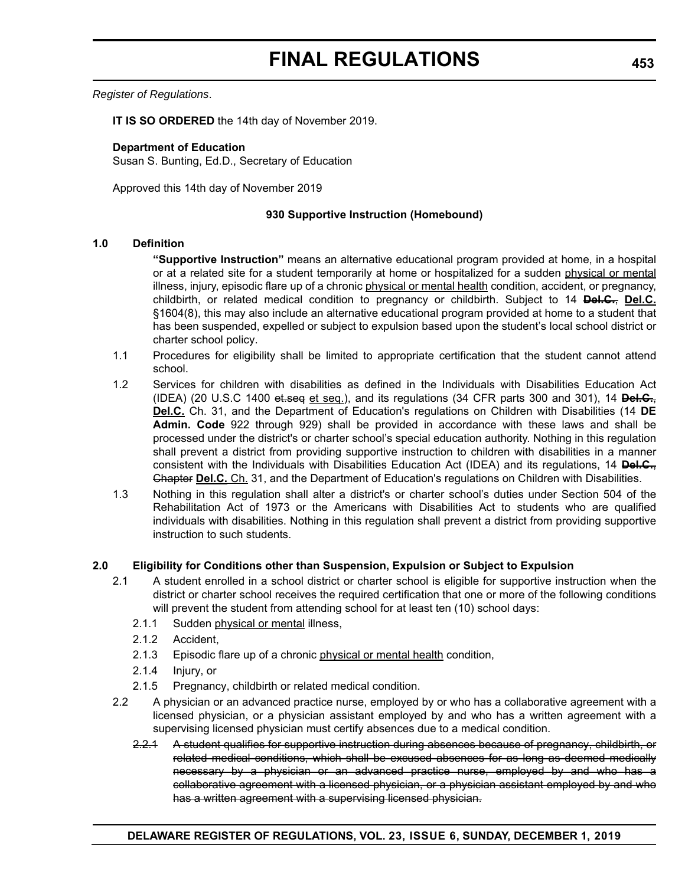*Register of Regulations*.

**IT IS SO ORDERED** the 14th day of November 2019.

**Department of Education**
Susan S. Bunting, Ed.D., Secretary of Education

Approved this 14th day of November 2019

**930 Supportive Instruction (Homebound)**

**1.0 Definition**

**"Supportive Instruction"** means an alternative educational program provided at home, in a hospital or at a related site for a student temporarily at home or hospitalized for a sudden <u>physical or mental</u> illness, injury, episodic flare up of a chronic <u>physical or mental health</u> condition, accident, or pregnancy, childbirth, or related medical condition to pregnancy or childbirth. Subject to 14 ~~**Del.C.**,~~ <u>**Del.C.**</u> §1604(8), this may also include an alternative educational program provided at home to a student that has been suspended, expelled or subject to expulsion based upon the student's local school district or charter school policy.

1.1 Procedures for eligibility shall be limited to appropriate certification that the student cannot attend school.

1.2 Services for children with disabilities as defined in the Individuals with Disabilities Education Act (IDEA) (20 U.S.C 1400 ~~et.seq~~ <u>et seq.</u>), and its regulations (34 CFR parts 300 and 301), 14 ~~**Del.C.**,~~ <u>**Del.C.**</u> Ch. 31, and the Department of Education's regulations on Children with Disabilities (14 **DE Admin. Code** 922 through 929) shall be provided in accordance with these laws and shall be processed under the district's or charter school's special education authority. Nothing in this regulation shall prevent a district from providing supportive instruction to children with disabilities in a manner consistent with the Individuals with Disabilities Education Act (IDEA) and its regulations, 14 ~~**Del.C.**, Chapter~~ <u>**Del.C.** Ch.</u> 31, and the Department of Education's regulations on Children with Disabilities.

1.3 Nothing in this regulation shall alter a district's or charter school's duties under Section 504 of the Rehabilitation Act of 1973 or the Americans with Disabilities Act to students who are qualified individuals with disabilities. Nothing in this regulation shall prevent a district from providing supportive instruction to such students.

**2.0 Eligibility for Conditions other than Suspension, Expulsion or Subject to Expulsion**

2.1 A student enrolled in a school district or charter school is eligible for supportive instruction when the district or charter school receives the required certification that one or more of the following conditions will prevent the student from attending school for at least ten (10) school days:

2.1.1 Sudden <u>physical or mental</u> illness,

2.1.2 Accident,

2.1.3 Episodic flare up of a chronic <u>physical or mental health</u> condition,

2.1.4 Injury, or

2.1.5 Pregnancy, childbirth or related medical condition.

2.2 A physician or an advanced practice nurse, employed by or who has a collaborative agreement with a licensed physician, or a physician assistant employed by and who has a written agreement with a supervising licensed physician must certify absences due to a medical condition.

~~2.2.1 A student qualifies for supportive instruction during absences because of pregnancy, childbirth, or related medical conditions, which shall be excused absences for as long as deemed medically necessary by a physician or an advanced practice nurse, employed by and who has a collaborative agreement with a licensed physician, or a physician assistant employed by and who has a written agreement with a supervising licensed physician.~~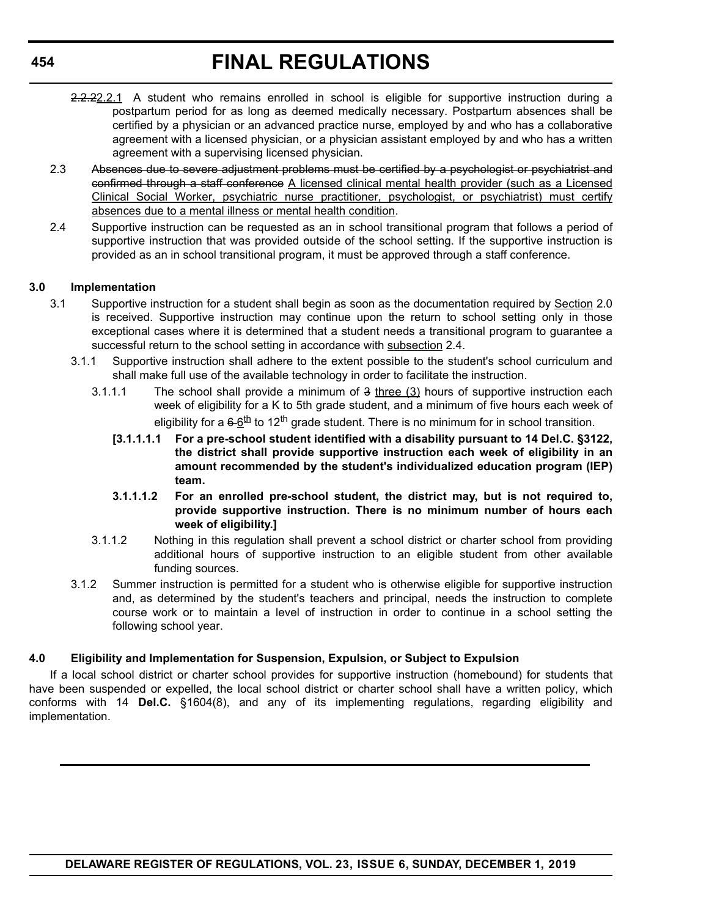2.2.22.2.1 A student who remains enrolled in school is eligible for supportive instruction during a postpartum period for as long as deemed medically necessary. Postpartum absences shall be certified by a physician or an advanced practice nurse, employed by and who has a collaborative agreement with a licensed physician, or a physician assistant employed by and who has a written agreement with a supervising licensed physician.

2.3 ~~Absences due to severe adjustment problems must be certified by a psychologist or psychiatrist and confirmed through a staff conference~~ A licensed clinical mental health provider (such as a Licensed Clinical Social Worker, psychiatric nurse practitioner, psychologist, or psychiatrist) must certify absences due to a mental illness or mental health condition.

2.4 Supportive instruction can be requested as an in school transitional program that follows a period of supportive instruction that was provided outside of the school setting. If the supportive instruction is provided as an in school transitional program, it must be approved through a staff conference.

**3.0 Implementation**

3.1 Supportive instruction for a student shall begin as soon as the documentation required by Section 2.0 is received. Supportive instruction may continue upon the return to school setting only in those exceptional cases where it is determined that a student needs a transitional program to guarantee a successful return to the school setting in accordance with subsection 2.4.

3.1.1 Supportive instruction shall adhere to the extent possible to the student's school curriculum and shall make full use of the available technology in order to facilitate the instruction.

3.1.1.1 The school shall provide a minimum of ~~3~~ three (3) hours of supportive instruction each week of eligibility for a K to 5th grade student, and a minimum of five hours each week of eligibility for a ~~6~~ 6th to 12th grade student. There is no minimum for in school transition.

**[3.1.1.1.1 For a pre-school student identified with a disability pursuant to 14 Del.C. §3122, the district shall provide supportive instruction each week of eligibility in an amount recommended by the student's individualized education program (IEP) team.**

**3.1.1.1.2 For an enrolled pre-school student, the district may, but is not required to, provide supportive instruction. There is no minimum number of hours each week of eligibility.]**

3.1.1.2 Nothing in this regulation shall prevent a school district or charter school from providing additional hours of supportive instruction to an eligible student from other available funding sources.

3.1.2 Summer instruction is permitted for a student who is otherwise eligible for supportive instruction and, as determined by the student's teachers and principal, needs the instruction to complete course work or to maintain a level of instruction in order to continue in a school setting the following school year.

**4.0 Eligibility and Implementation for Suspension, Expulsion, or Subject to Expulsion**

If a local school district or charter school provides for supportive instruction (homebound) for students that have been suspended or expelled, the local school district or charter school shall have a written policy, which conforms with 14 **Del.C.** §1604(8), and any of its implementing regulations, regarding eligibility and implementation.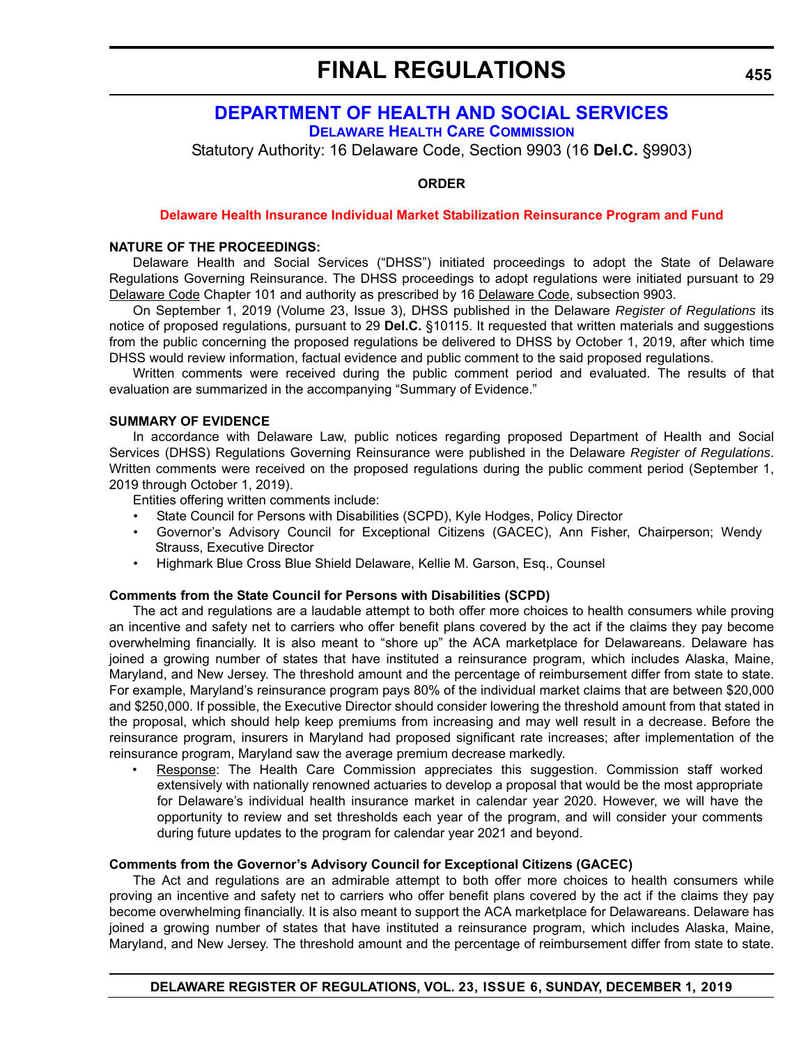# FINAL REGULATIONS

## DEPARTMENT OF HEALTH AND SOCIAL SERVICES

### Delaware Health Care Commission

Statutory Authority: 16 Delaware Code, Section 9903 (16 **Del.C.** §9903)

**ORDER**

**Delaware Health Insurance Individual Market Stabilization Reinsurance Program and Fund**

**NATURE OF THE PROCEEDINGS:**

Delaware Health and Social Services ("DHSS") initiated proceedings to adopt the State of Delaware Regulations Governing Reinsurance. The DHSS proceedings to adopt regulations were initiated pursuant to 29 Delaware Code Chapter 101 and authority as prescribed by 16 Delaware Code, subsection 9903.

On September 1, 2019 (Volume 23, Issue 3), DHSS published in the Delaware *Register of Regulations* its notice of proposed regulations, pursuant to 29 **Del.C.** §10115. It requested that written materials and suggestions from the public concerning the proposed regulations be delivered to DHSS by October 1, 2019, after which time DHSS would review information, factual evidence and public comment to the said proposed regulations.

Written comments were received during the public comment period and evaluated. The results of that evaluation are summarized in the accompanying "Summary of Evidence."

**SUMMARY OF EVIDENCE**

In accordance with Delaware Law, public notices regarding proposed Department of Health and Social Services (DHSS) Regulations Governing Reinsurance were published in the Delaware *Register of Regulations*. Written comments were received on the proposed regulations during the public comment period (September 1, 2019 through October 1, 2019).

Entities offering written comments include:

- State Council for Persons with Disabilities (SCPD), Kyle Hodges, Policy Director
- Governor's Advisory Council for Exceptional Citizens (GACEC), Ann Fisher, Chairperson; Wendy Strauss, Executive Director
- Highmark Blue Cross Blue Shield Delaware, Kellie M. Garson, Esq., Counsel

**Comments from the State Council for Persons with Disabilities (SCPD)**

The act and regulations are a laudable attempt to both offer more choices to health consumers while proving an incentive and safety net to carriers who offer benefit plans covered by the act if the claims they pay become overwhelming financially. It is also meant to "shore up" the ACA marketplace for Delawareans. Delaware has joined a growing number of states that have instituted a reinsurance program, which includes Alaska, Maine, Maryland, and New Jersey. The threshold amount and the percentage of reimbursement differ from state to state. For example, Maryland's reinsurance program pays 80% of the individual market claims that are between $20,000 and $250,000. If possible, the Executive Director should consider lowering the threshold amount from that stated in the proposal, which should help keep premiums from increasing and may well result in a decrease. Before the reinsurance program, insurers in Maryland had proposed significant rate increases; after implementation of the reinsurance program, Maryland saw the average premium decrease markedly.

- Response: The Health Care Commission appreciates this suggestion. Commission staff worked extensively with nationally renowned actuaries to develop a proposal that would be the most appropriate for Delaware's individual health insurance market in calendar year 2020. However, we will have the opportunity to review and set thresholds each year of the program, and will consider your comments during future updates to the program for calendar year 2021 and beyond.

**Comments from the Governor's Advisory Council for Exceptional Citizens (GACEC)**

The Act and regulations are an admirable attempt to both offer more choices to health consumers while proving an incentive and safety net to carriers who offer benefit plans covered by the act if the claims they pay become overwhelming financially. It is also meant to support the ACA marketplace for Delawareans. Delaware has joined a growing number of states that have instituted a reinsurance program, which includes Alaska, Maine, Maryland, and New Jersey. The threshold amount and the percentage of reimbursement differ from state to state.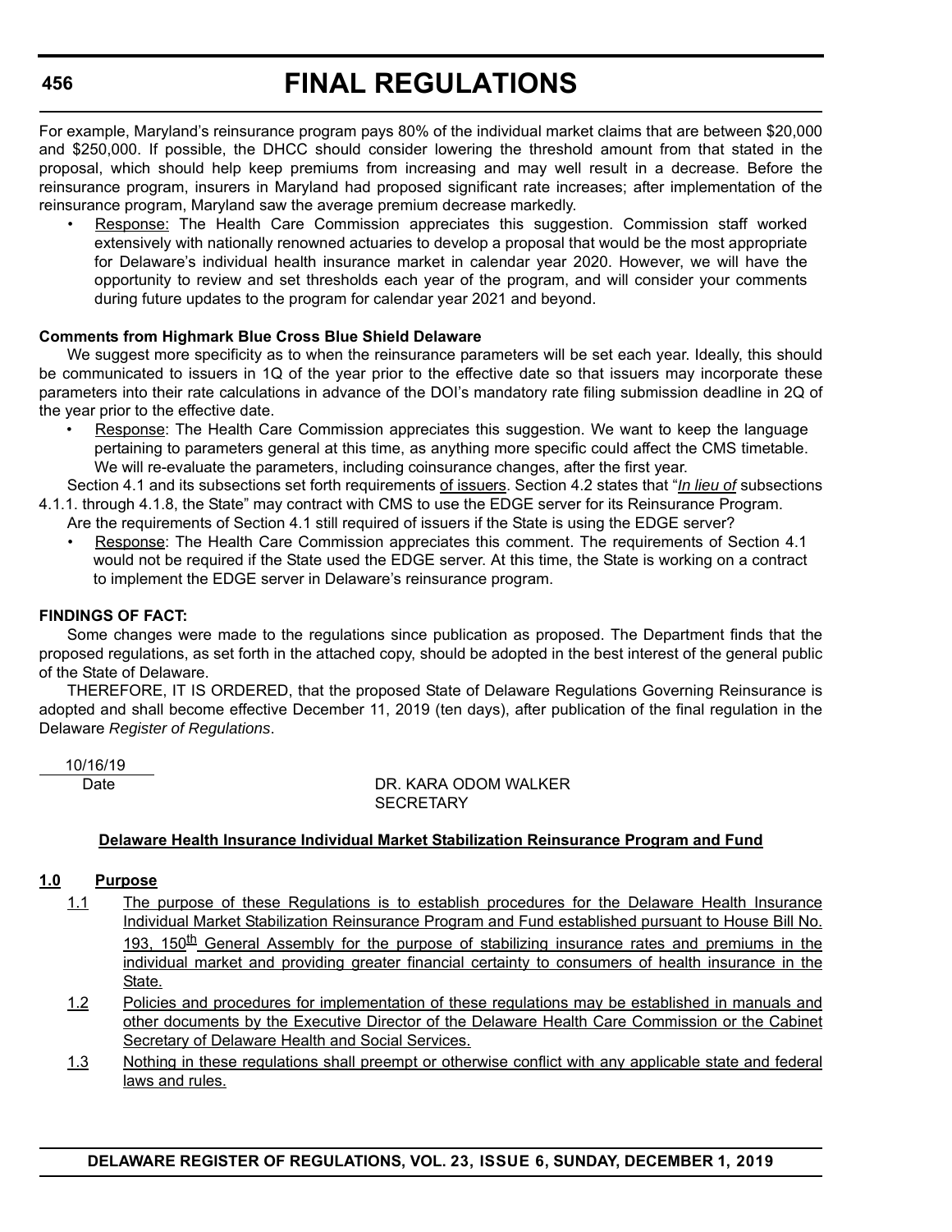For example, Maryland's reinsurance program pays 80% of the individual market claims that are between $20,000 and $250,000. If possible, the DHCC should consider lowering the threshold amount from that stated in the proposal, which should help keep premiums from increasing and may well result in a decrease. Before the reinsurance program, insurers in Maryland had proposed significant rate increases; after implementation of the reinsurance program, Maryland saw the average premium decrease markedly.

- Response: The Health Care Commission appreciates this suggestion. Commission staff worked extensively with nationally renowned actuaries to develop a proposal that would be the most appropriate for Delaware's individual health insurance market in calendar year 2020. However, we will have the opportunity to review and set thresholds each year of the program, and will consider your comments during future updates to the program for calendar year 2021 and beyond.

**Comments from Highmark Blue Cross Blue Shield Delaware**

We suggest more specificity as to when the reinsurance parameters will be set each year. Ideally, this should be communicated to issuers in 1Q of the year prior to the effective date so that issuers may incorporate these parameters into their rate calculations in advance of the DOI's mandatory rate filing submission deadline in 2Q of the year prior to the effective date.

- Response: The Health Care Commission appreciates this suggestion. We want to keep the language pertaining to parameters general at this time, as anything more specific could affect the CMS timetable. We will re-evaluate the parameters, including coinsurance changes, after the first year.

Section 4.1 and its subsections set forth requirements of issuers. Section 4.2 states that "*In lieu of* subsections 4.1.1. through 4.1.8, the State" may contract with CMS to use the EDGE server for its Reinsurance Program.

Are the requirements of Section 4.1 still required of issuers if the State is using the EDGE server?

- Response: The Health Care Commission appreciates this comment. The requirements of Section 4.1 would not be required if the State used the EDGE server. At this time, the State is working on a contract to implement the EDGE server in Delaware's reinsurance program.

**FINDINGS OF FACT:**

Some changes were made to the regulations since publication as proposed. The Department finds that the proposed regulations, as set forth in the attached copy, should be adopted in the best interest of the general public of the State of Delaware.

THEREFORE, IT IS ORDERED, that the proposed State of Delaware Regulations Governing Reinsurance is adopted and shall become effective December 11, 2019 (ten days), after publication of the final regulation in the Delaware *Register of Regulations*.

10/16/19
Date

DR. KARA ODOM WALKER
SECRETARY

**Delaware Health Insurance Individual Market Stabilization Reinsurance Program and Fund**

**1.0 Purpose**

1.1 The purpose of these Regulations is to establish procedures for the Delaware Health Insurance Individual Market Stabilization Reinsurance Program and Fund established pursuant to House Bill No. 193, 150th General Assembly for the purpose of stabilizing insurance rates and premiums in the individual market and providing greater financial certainty to consumers of health insurance in the State.

1.2 Policies and procedures for implementation of these regulations may be established in manuals and other documents by the Executive Director of the Delaware Health Care Commission or the Cabinet Secretary of Delaware Health and Social Services.

1.3 Nothing in these regulations shall preempt or otherwise conflict with any applicable state and federal laws and rules.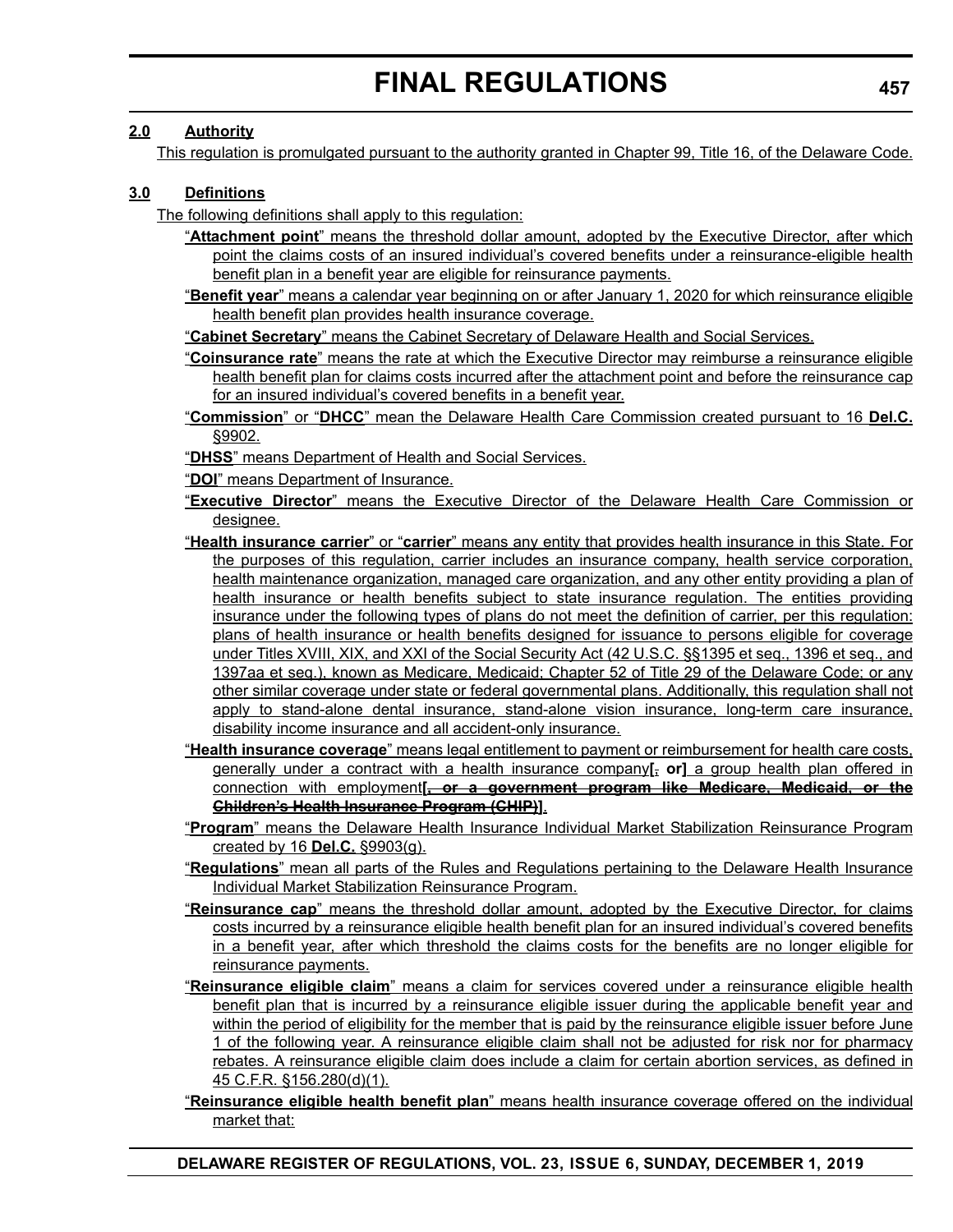**2.0 Authority**

This regulation is promulgated pursuant to the authority granted in Chapter 99, Title 16, of the Delaware Code.

**3.0 Definitions**

The following definitions shall apply to this regulation:

"**Attachment point**" means the threshold dollar amount, adopted by the Executive Director, after which point the claims costs of an insured individual's covered benefits under a reinsurance-eligible health benefit plan in a benefit year are eligible for reinsurance payments.

"**Benefit year**" means a calendar year beginning on or after January 1, 2020 for which reinsurance eligible health benefit plan provides health insurance coverage.

"**Cabinet Secretary**" means the Cabinet Secretary of Delaware Health and Social Services.

"**Coinsurance rate**" means the rate at which the Executive Director may reimburse a reinsurance eligible health benefit plan for claims costs incurred after the attachment point and before the reinsurance cap for an insured individual's covered benefits in a benefit year.

"**Commission**" or "**DHCC**" mean the Delaware Health Care Commission created pursuant to 16 **Del.C.** §9902.

"**DHSS**" means Department of Health and Social Services.

"**DOI**" means Department of Insurance.

"**Executive Director**" means the Executive Director of the Delaware Health Care Commission or designee.

"**Health insurance carrier**" or "**carrier**" means any entity that provides health insurance in this State. For the purposes of this regulation, carrier includes an insurance company, health service corporation, health maintenance organization, managed care organization, and any other entity providing a plan of health insurance or health benefits subject to state insurance regulation. The entities providing insurance under the following types of plans do not meet the definition of carrier, per this regulation: plans of health insurance or health benefits designed for issuance to persons eligible for coverage under Titles XVIII, XIX, and XXI of the Social Security Act (42 U.S.C. §§1395 et seq., 1396 et seq., and 1397aa et seq.), known as Medicare, Medicaid; Chapter 52 of Title 29 of the Delaware Code; or any other similar coverage under state or federal governmental plans. Additionally, this regulation shall not apply to stand-alone dental insurance, stand-alone vision insurance, long-term care insurance, disability income insurance and all accident-only insurance.

"**Health insurance coverage**" means legal entitlement to payment or reimbursement for health care costs, generally under a contract with a health insurance company**[**~~,~~ **or]** a group health plan offered in connection with employment**[**~~, or a government program like Medicare, Medicaid, or the Children's Health Insurance Program (CHIP)~~**]**.

"**Program**" means the Delaware Health Insurance Individual Market Stabilization Reinsurance Program created by 16 **Del.C.** §9903(g).

"**Regulations**" mean all parts of the Rules and Regulations pertaining to the Delaware Health Insurance Individual Market Stabilization Reinsurance Program.

"**Reinsurance cap**" means the threshold dollar amount, adopted by the Executive Director, for claims costs incurred by a reinsurance eligible health benefit plan for an insured individual's covered benefits in a benefit year, after which threshold the claims costs for the benefits are no longer eligible for reinsurance payments.

"**Reinsurance eligible claim**" means a claim for services covered under a reinsurance eligible health benefit plan that is incurred by a reinsurance eligible issuer during the applicable benefit year and within the period of eligibility for the member that is paid by the reinsurance eligible issuer before June 1 of the following year. A reinsurance eligible claim shall not be adjusted for risk nor for pharmacy rebates. A reinsurance eligible claim does include a claim for certain abortion services, as defined in 45 C.F.R. §156.280(d)(1).

"**Reinsurance eligible health benefit plan**" means health insurance coverage offered on the individual market that: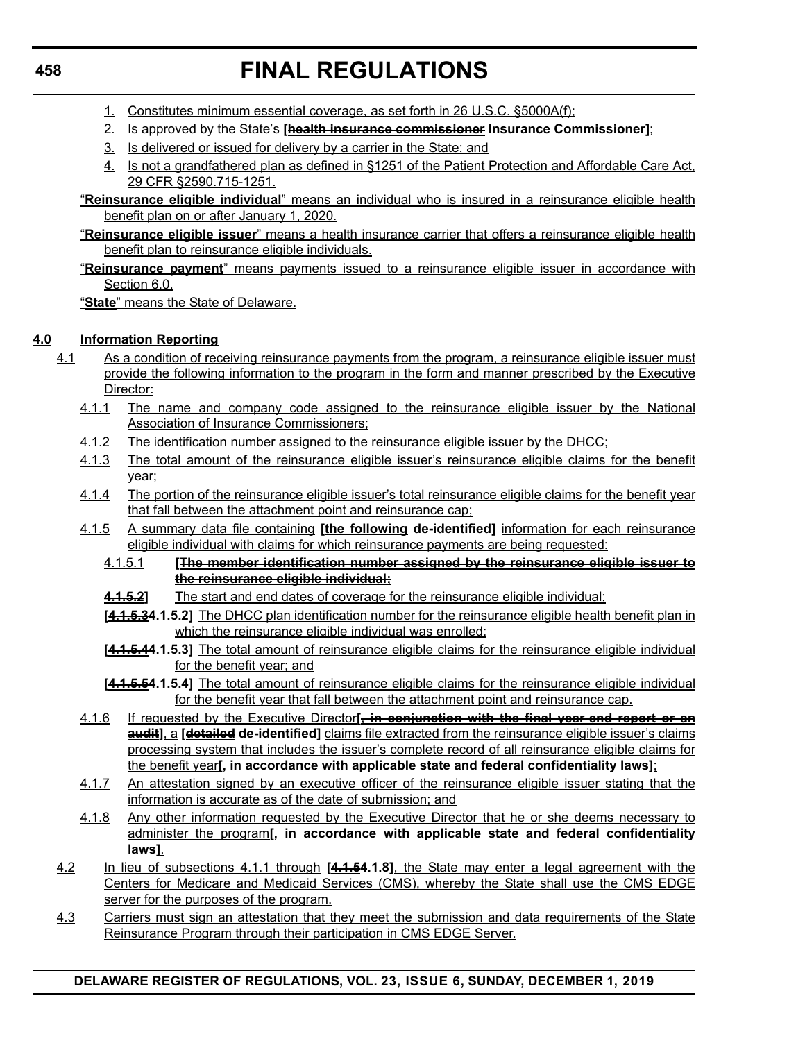1. Constitutes minimum essential coverage, as set forth in 26 U.S.C. §5000A(f);
2. Is approved by the State's **[~~health insurance commissioner~~ Insurance Commissioner]**;
3. Is delivered or issued for delivery by a carrier in the State; and
4. Is not a grandfathered plan as defined in §1251 of the Patient Protection and Affordable Care Act, 29 CFR §2590.715-1251.

"**Reinsurance eligible individual**" means an individual who is insured in a reinsurance eligible health benefit plan on or after January 1, 2020.

"**Reinsurance eligible issuer**" means a health insurance carrier that offers a reinsurance eligible health benefit plan to reinsurance eligible individuals.

"**Reinsurance payment**" means payments issued to a reinsurance eligible issuer in accordance with Section 6.0.

"**State**" means the State of Delaware.

**4.0 Information Reporting**

4.1 As a condition of receiving reinsurance payments from the program, a reinsurance eligible issuer must provide the following information to the program in the form and manner prescribed by the Executive Director:

4.1.1 The name and company code assigned to the reinsurance eligible issuer by the National Association of Insurance Commissioners;

4.1.2 The identification number assigned to the reinsurance eligible issuer by the DHCC;

4.1.3 The total amount of the reinsurance eligible issuer's reinsurance eligible claims for the benefit year;

4.1.4 The portion of the reinsurance eligible issuer's total reinsurance eligible claims for the benefit year that fall between the attachment point and reinsurance cap;

4.1.5 A summary data file containing **[~~the following~~ de-identified]** information for each reinsurance eligible individual with claims for which reinsurance payments are being requested:

4.1.5.1 **[~~The member identification number assigned by the reinsurance eligible issuer to the reinsurance eligible individual;~~**

**~~4.1.5.2~~]** The start and end dates of coverage for the reinsurance eligible individual;

**[~~4.1.5.3~~4.1.5.2]** The DHCC plan identification number for the reinsurance eligible health benefit plan in which the reinsurance eligible individual was enrolled;

**[~~4.1.5.4~~4.1.5.3]** The total amount of reinsurance eligible claims for the reinsurance eligible individual for the benefit year; and

**[~~4.1.5.5~~4.1.5.4]** The total amount of reinsurance eligible claims for the reinsurance eligible individual for the benefit year that fall between the attachment point and reinsurance cap.

4.1.6 If requested by the Executive Director**[~~, in conjunction with the final year-end report or an audit~~]**, a **[~~detailed~~ de-identified]** claims file extracted from the reinsurance eligible issuer's claims processing system that includes the issuer's complete record of all reinsurance eligible claims for the benefit year**[, in accordance with applicable state and federal confidentiality laws]**;

4.1.7 An attestation signed by an executive officer of the reinsurance eligible issuer stating that the information is accurate as of the date of submission; and

4.1.8 Any other information requested by the Executive Director that he or she deems necessary to administer the program**[, in accordance with applicable state and federal confidentiality laws]**.

4.2 In lieu of subsections 4.1.1 through **[~~4.1.5~~4.1.8]**, the State may enter a legal agreement with the Centers for Medicare and Medicaid Services (CMS), whereby the State shall use the CMS EDGE server for the purposes of the program.

4.3 Carriers must sign an attestation that they meet the submission and data requirements of the State Reinsurance Program through their participation in CMS EDGE Server.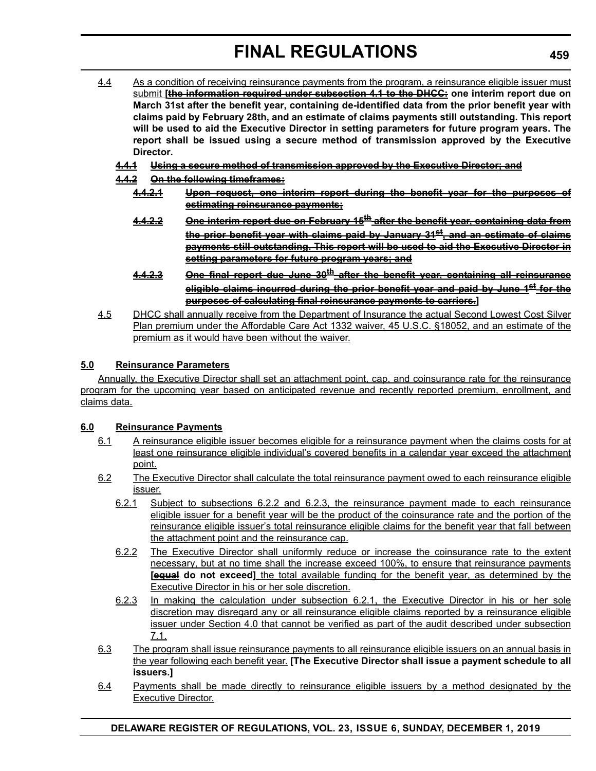4.4 As a condition of receiving reinsurance payments from the program, a reinsurance eligible issuer must submit **[~~the information required under subsection 4.1 to the DHCC:~~ one interim report due on March 31st after the benefit year, containing de-identified data from the prior benefit year with claims paid by February 28th, and an estimate of claims payments still outstanding. This report will be used to aid the Executive Director in setting parameters for future program years. The report shall be issued using a secure method of transmission approved by the Executive Director.**

**~~4.4.1 Using a secure method of transmission approved by the Executive Director; and~~**

**~~4.4.2 On the following timeframes:~~**

**~~4.4.2.1 Upon request, one interim report during the benefit year for the purposes of estimating reinsurance payments;~~**

**~~4.4.2.2 One interim report due on February 15th after the benefit year, containing data from the prior benefit year with claims paid by January 31st, and an estimate of claims payments still outstanding. This report will be used to aid the Executive Director in setting parameters for future program years; and~~**

**~~4.4.2.3 One final report due June 30th after the benefit year, containing all reinsurance eligible claims incurred during the prior benefit year and paid by June 1st for the purposes of calculating final reinsurance payments to carriers.~~]**

4.5 DHCC shall annually receive from the Department of Insurance the actual Second Lowest Cost Silver Plan premium under the Affordable Care Act 1332 waiver, 45 U.S.C. §18052, and an estimate of the premium as it would have been without the waiver.

**5.0 Reinsurance Parameters**

Annually, the Executive Director shall set an attachment point, cap, and coinsurance rate for the reinsurance program for the upcoming year based on anticipated revenue and recently reported premium, enrollment, and claims data.

**6.0 Reinsurance Payments**

6.1 A reinsurance eligible issuer becomes eligible for a reinsurance payment when the claims costs for at least one reinsurance eligible individual's covered benefits in a calendar year exceed the attachment point.

6.2 The Executive Director shall calculate the total reinsurance payment owed to each reinsurance eligible issuer.

6.2.1 Subject to subsections 6.2.2 and 6.2.3, the reinsurance payment made to each reinsurance eligible issuer for a benefit year will be the product of the coinsurance rate and the portion of the reinsurance eligible issuer's total reinsurance eligible claims for the benefit year that fall between the attachment point and the reinsurance cap.

6.2.2 The Executive Director shall uniformly reduce or increase the coinsurance rate to the extent necessary, but at no time shall the increase exceed 100%, to ensure that reinsurance payments **[~~equal~~ do not exceed]** the total available funding for the benefit year, as determined by the Executive Director in his or her sole discretion.

6.2.3 In making the calculation under subsection 6.2.1, the Executive Director in his or her sole discretion may disregard any or all reinsurance eligible claims reported by a reinsurance eligible issuer under Section 4.0 that cannot be verified as part of the audit described under subsection 7.1.

6.3 The program shall issue reinsurance payments to all reinsurance eligible issuers on an annual basis in the year following each benefit year. **[The Executive Director shall issue a payment schedule to all issuers.]**

6.4 Payments shall be made directly to reinsurance eligible issuers by a method designated by the Executive Director.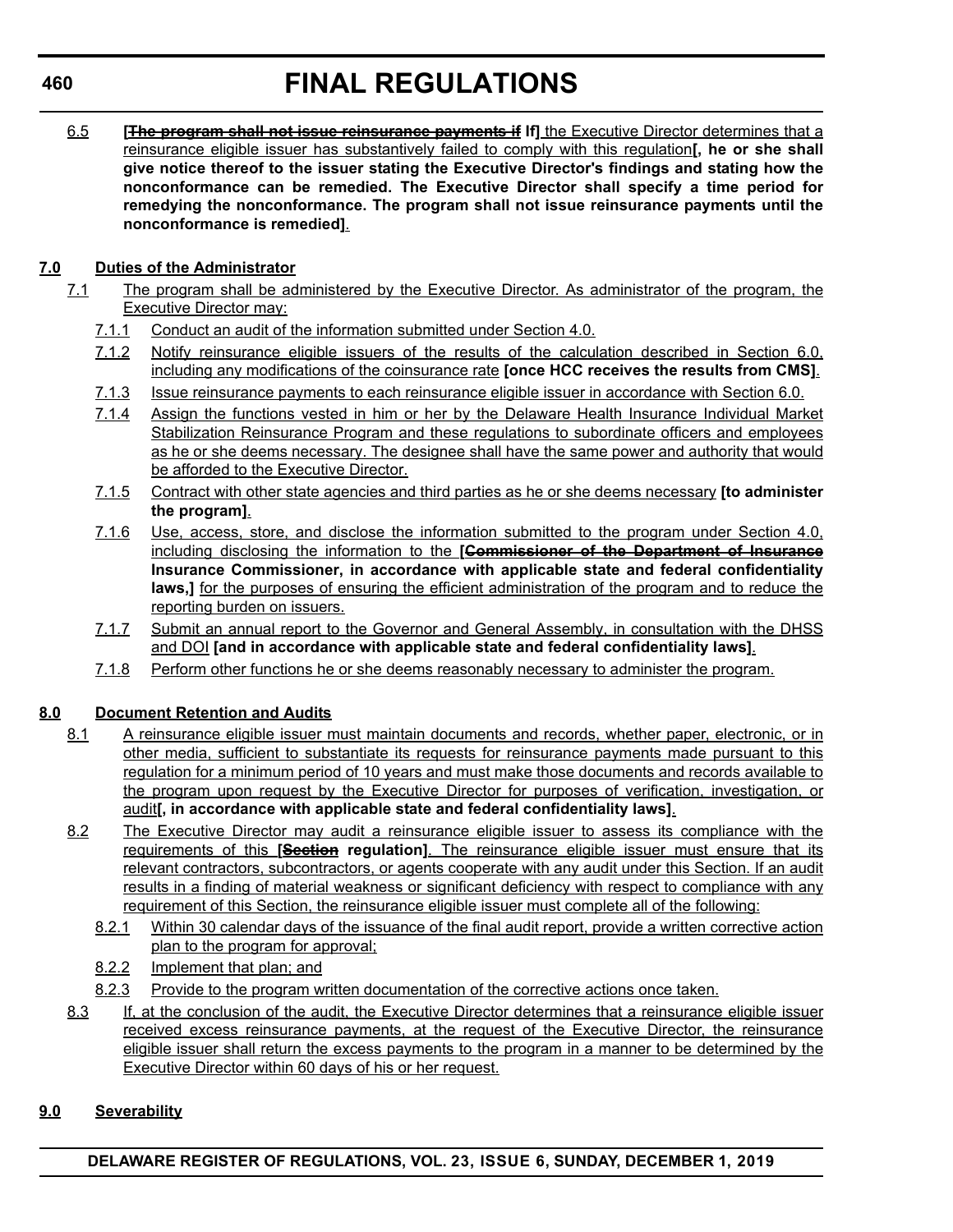6.5 **[~~The program shall not issue reinsurance payments if~~ If]** the Executive Director determines that a reinsurance eligible issuer has substantively failed to comply with this regulation**[, he or she shall give notice thereof to the issuer stating the Executive Director's findings and stating how the nonconformance can be remedied. The Executive Director shall specify a time period for remedying the nonconformance. The program shall not issue reinsurance payments until the nonconformance is remedied]**.

## 7.0 Duties of the Administrator

7.1 The program shall be administered by the Executive Director. As administrator of the program, the Executive Director may:

7.1.1 Conduct an audit of the information submitted under Section 4.0.

7.1.2 Notify reinsurance eligible issuers of the results of the calculation described in Section 6.0, including any modifications of the coinsurance rate **[once HCC receives the results from CMS]**.

7.1.3 Issue reinsurance payments to each reinsurance eligible issuer in accordance with Section 6.0.

7.1.4 Assign the functions vested in him or her by the Delaware Health Insurance Individual Market Stabilization Reinsurance Program and these regulations to subordinate officers and employees as he or she deems necessary. The designee shall have the same power and authority that would be afforded to the Executive Director.

7.1.5 Contract with other state agencies and third parties as he or she deems necessary **[to administer the program]**.

7.1.6 Use, access, store, and disclose the information submitted to the program under Section 4.0, including disclosing the information to the **[~~Commissioner of the Department of Insurance~~ Insurance Commissioner, in accordance with applicable state and federal confidentiality laws,]** for the purposes of ensuring the efficient administration of the program and to reduce the reporting burden on issuers.

7.1.7 Submit an annual report to the Governor and General Assembly, in consultation with the DHSS and DOI **[and in accordance with applicable state and federal confidentiality laws]**.

7.1.8 Perform other functions he or she deems reasonably necessary to administer the program.

## 8.0 Document Retention and Audits

8.1 A reinsurance eligible issuer must maintain documents and records, whether paper, electronic, or in other media, sufficient to substantiate its requests for reinsurance payments made pursuant to this regulation for a minimum period of 10 years and must make those documents and records available to the program upon request by the Executive Director for purposes of verification, investigation, or audit**[, in accordance with applicable state and federal confidentiality laws]**.

8.2 The Executive Director may audit a reinsurance eligible issuer to assess its compliance with the requirements of this **[~~Section~~ regulation]**. The reinsurance eligible issuer must ensure that its relevant contractors, subcontractors, or agents cooperate with any audit under this Section. If an audit results in a finding of material weakness or significant deficiency with respect to compliance with any requirement of this Section, the reinsurance eligible issuer must complete all of the following:

8.2.1 Within 30 calendar days of the issuance of the final audit report, provide a written corrective action plan to the program for approval;

8.2.2 Implement that plan; and

8.2.3 Provide to the program written documentation of the corrective actions once taken.

8.3 If, at the conclusion of the audit, the Executive Director determines that a reinsurance eligible issuer received excess reinsurance payments, at the request of the Executive Director, the reinsurance eligible issuer shall return the excess payments to the program in a manner to be determined by the Executive Director within 60 days of his or her request.

## 9.0 Severability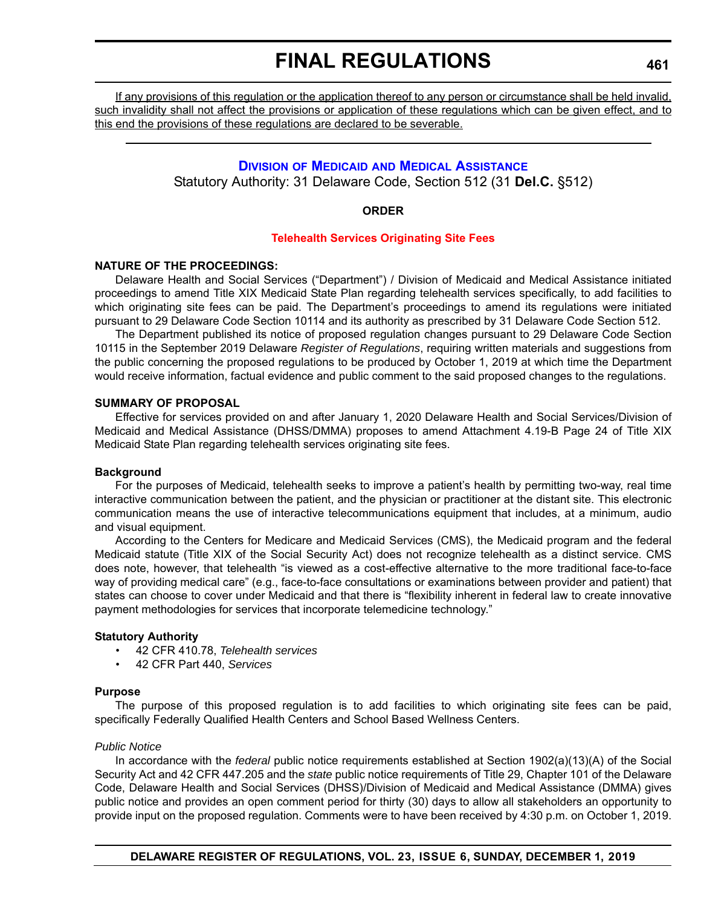If any provisions of this regulation or the application thereof to any person or circumstance shall be held invalid, such invalidity shall not affect the provisions or application of these regulations which can be given effect, and to this end the provisions of these regulations are declared to be severable.

---

## Division of Medicaid and Medical Assistance

Statutory Authority: 31 Delaware Code, Section 512 (31 **Del.C.** §512)

**ORDER**

### Telehealth Services Originating Site Fees

**NATURE OF THE PROCEEDINGS:**

Delaware Health and Social Services ("Department") / Division of Medicaid and Medical Assistance initiated proceedings to amend Title XIX Medicaid State Plan regarding telehealth services specifically, to add facilities to which originating site fees can be paid. The Department's proceedings to amend its regulations were initiated pursuant to 29 Delaware Code Section 10114 and its authority as prescribed by 31 Delaware Code Section 512.

The Department published its notice of proposed regulation changes pursuant to 29 Delaware Code Section 10115 in the September 2019 Delaware *Register of Regulations*, requiring written materials and suggestions from the public concerning the proposed regulations to be produced by October 1, 2019 at which time the Department would receive information, factual evidence and public comment to the said proposed changes to the regulations.

**SUMMARY OF PROPOSAL**

Effective for services provided on and after January 1, 2020 Delaware Health and Social Services/Division of Medicaid and Medical Assistance (DHSS/DMMA) proposes to amend Attachment 4.19-B Page 24 of Title XIX Medicaid State Plan regarding telehealth services originating site fees.

**Background**

For the purposes of Medicaid, telehealth seeks to improve a patient's health by permitting two-way, real time interactive communication between the patient, and the physician or practitioner at the distant site. This electronic communication means the use of interactive telecommunications equipment that includes, at a minimum, audio and visual equipment.

According to the Centers for Medicare and Medicaid Services (CMS), the Medicaid program and the federal Medicaid statute (Title XIX of the Social Security Act) does not recognize telehealth as a distinct service. CMS does note, however, that telehealth "is viewed as a cost-effective alternative to the more traditional face-to-face way of providing medical care" (e.g., face-to-face consultations or examinations between provider and patient) that states can choose to cover under Medicaid and that there is "flexibility inherent in federal law to create innovative payment methodologies for services that incorporate telemedicine technology."

**Statutory Authority**

- 42 CFR 410.78, *Telehealth services*
- 42 CFR Part 440, *Services*

**Purpose**

The purpose of this proposed regulation is to add facilities to which originating site fees can be paid, specifically Federally Qualified Health Centers and School Based Wellness Centers.

*Public Notice*

In accordance with the *federal* public notice requirements established at Section 1902(a)(13)(A) of the Social Security Act and 42 CFR 447.205 and the *state* public notice requirements of Title 29, Chapter 101 of the Delaware Code, Delaware Health and Social Services (DHSS)/Division of Medicaid and Medical Assistance (DMMA) gives public notice and provides an open comment period for thirty (30) days to allow all stakeholders an opportunity to provide input on the proposed regulation. Comments were to have been received by 4:30 p.m. on October 1, 2019.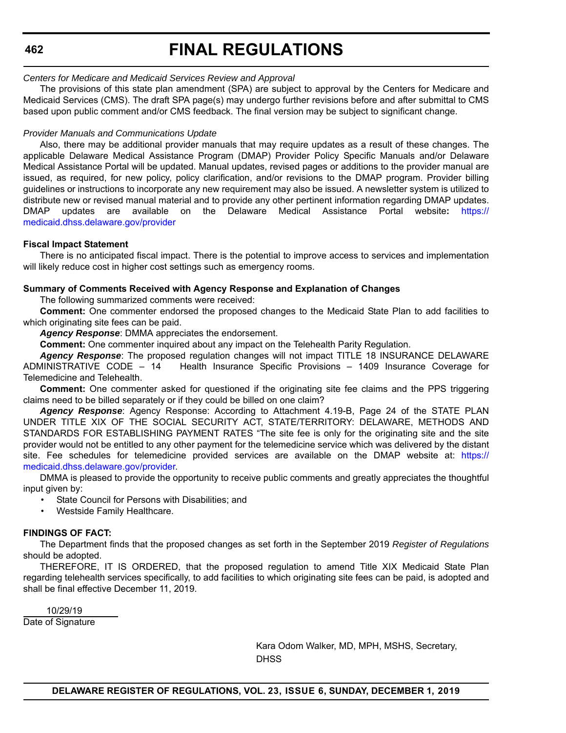*Centers for Medicare and Medicaid Services Review and Approval*

The provisions of this state plan amendment (SPA) are subject to approval by the Centers for Medicare and Medicaid Services (CMS). The draft SPA page(s) may undergo further revisions before and after submittal to CMS based upon public comment and/or CMS feedback. The final version may be subject to significant change.

*Provider Manuals and Communications Update*

Also, there may be additional provider manuals that may require updates as a result of these changes. The applicable Delaware Medical Assistance Program (DMAP) Provider Policy Specific Manuals and/or Delaware Medical Assistance Portal will be updated. Manual updates, revised pages or additions to the provider manual are issued, as required, for new policy, policy clarification, and/or revisions to the DMAP program. Provider billing guidelines or instructions to incorporate any new requirement may also be issued. A newsletter system is utilized to distribute new or revised manual material and to provide any other pertinent information regarding DMAP updates. DMAP updates are available on the Delaware Medical Assistance Portal website**:** https://medicaid.dhss.delaware.gov/provider

**Fiscal Impact Statement**

There is no anticipated fiscal impact. There is the potential to improve access to services and implementation will likely reduce cost in higher cost settings such as emergency rooms.

**Summary of Comments Received with Agency Response and Explanation of Changes**

The following summarized comments were received:

**Comment:** One commenter endorsed the proposed changes to the Medicaid State Plan to add facilities to which originating site fees can be paid.

***Agency Response***: DMMA appreciates the endorsement.

**Comment:** One commenter inquired about any impact on the Telehealth Parity Regulation.

***Agency Response***: The proposed regulation changes will not impact TITLE 18 INSURANCE DELAWARE ADMINISTRATIVE CODE – 14 Health Insurance Specific Provisions – 1409 Insurance Coverage for Telemedicine and Telehealth.

**Comment:** One commenter asked for questioned if the originating site fee claims and the PPS triggering claims need to be billed separately or if they could be billed on one claim?

***Agency Response***: Agency Response: According to Attachment 4.19-B, Page 24 of the STATE PLAN UNDER TITLE XIX OF THE SOCIAL SECURITY ACT, STATE/TERRITORY: DELAWARE, METHODS AND STANDARDS FOR ESTABLISHING PAYMENT RATES "The site fee is only for the originating site and the site provider would not be entitled to any other payment for the telemedicine service which was delivered by the distant site. Fee schedules for telemedicine provided services are available on the DMAP website at: https://medicaid.dhss.delaware.gov/provider.

DMMA is pleased to provide the opportunity to receive public comments and greatly appreciates the thoughtful input given by:

- State Council for Persons with Disabilities; and
- Westside Family Healthcare.

**FINDINGS OF FACT:**

The Department finds that the proposed changes as set forth in the September 2019 *Register of Regulations* should be adopted.

THEREFORE, IT IS ORDERED, that the proposed regulation to amend Title XIX Medicaid State Plan regarding telehealth services specifically, to add facilities to which originating site fees can be paid, is adopted and shall be final effective December 11, 2019.

10/29/19
Date of Signature

Kara Odom Walker, MD, MPH, MSHS, Secretary, DHSS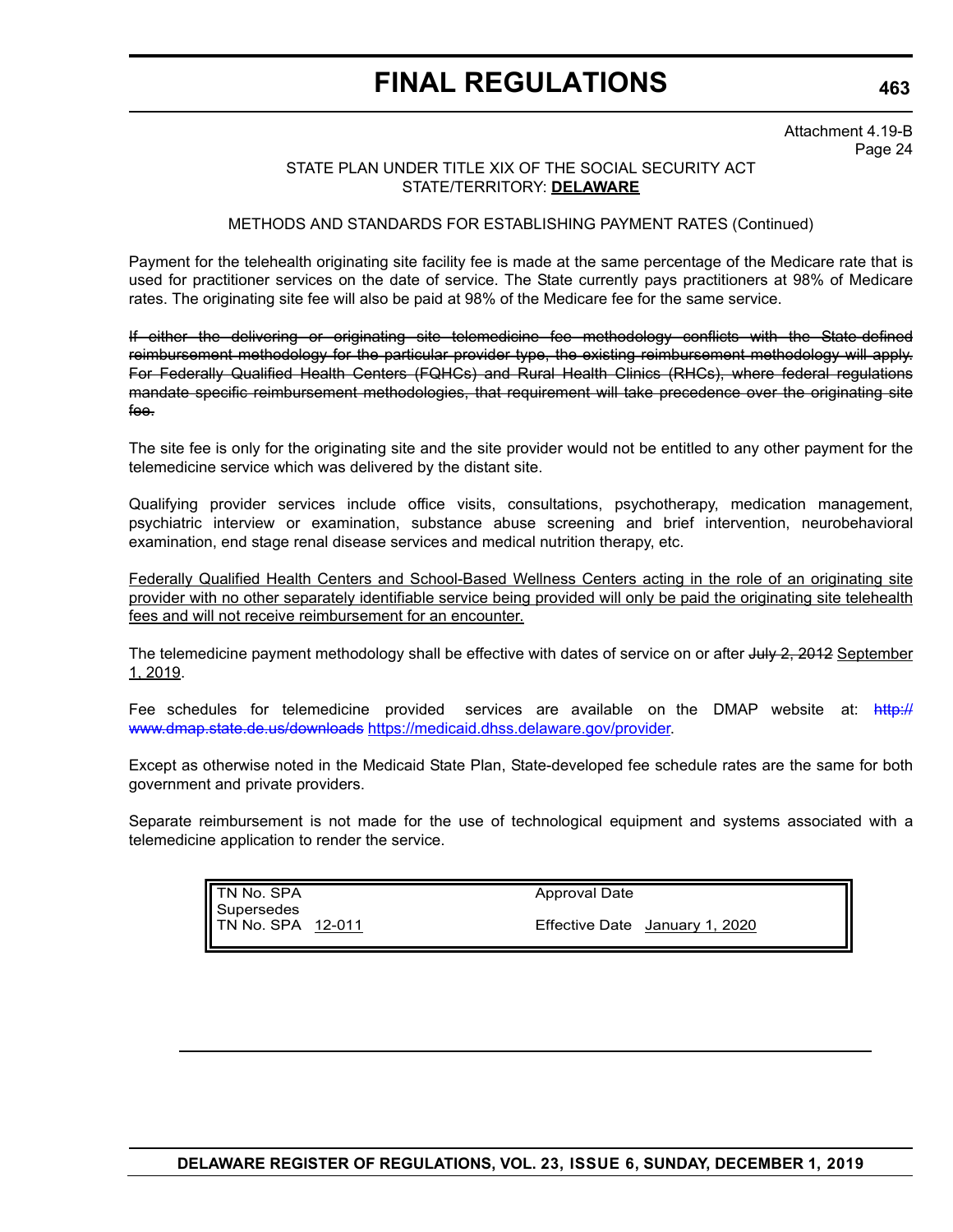Attachment 4.19-B
Page 24

STATE PLAN UNDER TITLE XIX OF THE SOCIAL SECURITY ACT
STATE/TERRITORY: **DELAWARE**

METHODS AND STANDARDS FOR ESTABLISHING PAYMENT RATES (Continued)

Payment for the telehealth originating site facility fee is made at the same percentage of the Medicare rate that is used for practitioner services on the date of service. The State currently pays practitioners at 98% of Medicare rates. The originating site fee will also be paid at 98% of the Medicare fee for the same service.

~~If either the delivering or originating site telemedicine fee methodology conflicts with the State-defined reimbursement methodology for the particular provider type, the existing reimbursement methodology will apply. For Federally Qualified Health Centers (FQHCs) and Rural Health Clinics (RHCs), where federal regulations mandate specific reimbursement methodologies, that requirement will take precedence over the originating site fee.~~

The site fee is only for the originating site and the site provider would not be entitled to any other payment for the telemedicine service which was delivered by the distant site.

Qualifying provider services include office visits, consultations, psychotherapy, medication management, psychiatric interview or examination, substance abuse screening and brief intervention, neurobehavioral examination, end stage renal disease services and medical nutrition therapy, etc.

<u>Federally Qualified Health Centers and School-Based Wellness Centers acting in the role of an originating site provider with no other separately identifiable service being provided will only be paid the originating site telehealth fees and will not receive reimbursement for an encounter.</u>

The telemedicine payment methodology shall be effective with dates of service on or after ~~July 2, 2012~~ <u>September 1, 2019</u>.

Fee schedules for telemedicine provided services are available on the DMAP website at: ~~http://www.dmap.state.de.us/downloads~~ <u>https://medicaid.dhss.delaware.gov/provider</u>.

Except as otherwise noted in the Medicaid State Plan, State-developed fee schedule rates are the same for both government and private providers.

Separate reimbursement is not made for the use of technological equipment and systems associated with a telemedicine application to render the service.

| | |
|---|---|
| TN No. SPA | Approval Date |
| Supersedes<br>TN No. SPA <u>12-011</u> | Effective Date <u>January 1, 2020</u> |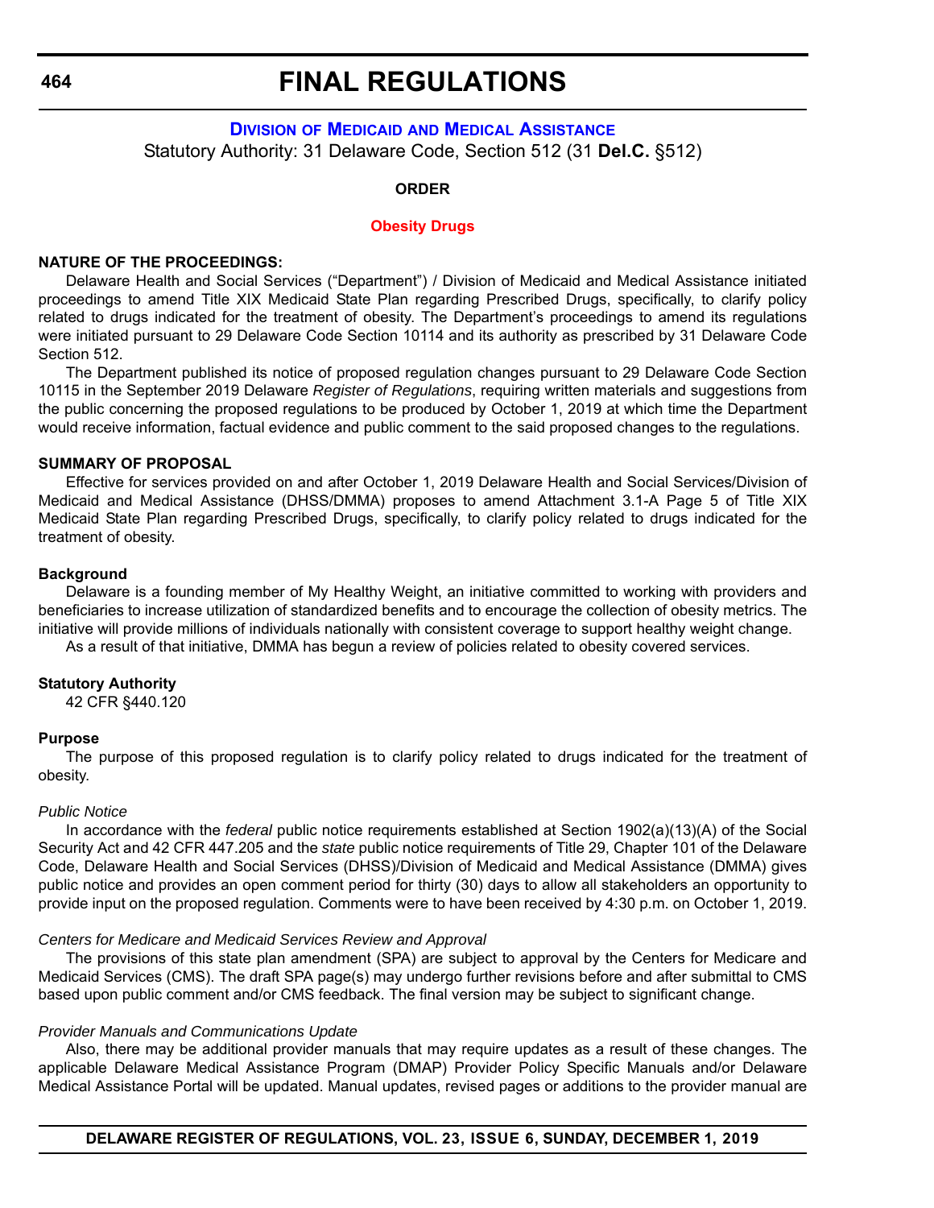# FINAL REGULATIONS

## Division of Medicaid and Medical Assistance

Statutory Authority: 31 Delaware Code, Section 512 (31 **Del.C.** §512)

**ORDER**

**Obesity Drugs**

**NATURE OF THE PROCEEDINGS:**

Delaware Health and Social Services ("Department") / Division of Medicaid and Medical Assistance initiated proceedings to amend Title XIX Medicaid State Plan regarding Prescribed Drugs, specifically, to clarify policy related to drugs indicated for the treatment of obesity. The Department's proceedings to amend its regulations were initiated pursuant to 29 Delaware Code Section 10114 and its authority as prescribed by 31 Delaware Code Section 512.

The Department published its notice of proposed regulation changes pursuant to 29 Delaware Code Section 10115 in the September 2019 Delaware *Register of Regulations*, requiring written materials and suggestions from the public concerning the proposed regulations to be produced by October 1, 2019 at which time the Department would receive information, factual evidence and public comment to the said proposed changes to the regulations.

**SUMMARY OF PROPOSAL**

Effective for services provided on and after October 1, 2019 Delaware Health and Social Services/Division of Medicaid and Medical Assistance (DHSS/DMMA) proposes to amend Attachment 3.1-A Page 5 of Title XIX Medicaid State Plan regarding Prescribed Drugs, specifically, to clarify policy related to drugs indicated for the treatment of obesity.

**Background**

Delaware is a founding member of My Healthy Weight, an initiative committed to working with providers and beneficiaries to increase utilization of standardized benefits and to encourage the collection of obesity metrics. The initiative will provide millions of individuals nationally with consistent coverage to support healthy weight change.

As a result of that initiative, DMMA has begun a review of policies related to obesity covered services.

**Statutory Authority**

42 CFR §440.120

**Purpose**

The purpose of this proposed regulation is to clarify policy related to drugs indicated for the treatment of obesity.

*Public Notice*

In accordance with the *federal* public notice requirements established at Section 1902(a)(13)(A) of the Social Security Act and 42 CFR 447.205 and the *state* public notice requirements of Title 29, Chapter 101 of the Delaware Code, Delaware Health and Social Services (DHSS)/Division of Medicaid and Medical Assistance (DMMA) gives public notice and provides an open comment period for thirty (30) days to allow all stakeholders an opportunity to provide input on the proposed regulation. Comments were to have been received by 4:30 p.m. on October 1, 2019.

*Centers for Medicare and Medicaid Services Review and Approval*

The provisions of this state plan amendment (SPA) are subject to approval by the Centers for Medicare and Medicaid Services (CMS). The draft SPA page(s) may undergo further revisions before and after submittal to CMS based upon public comment and/or CMS feedback. The final version may be subject to significant change.

*Provider Manuals and Communications Update*

Also, there may be additional provider manuals that may require updates as a result of these changes. The applicable Delaware Medical Assistance Program (DMAP) Provider Policy Specific Manuals and/or Delaware Medical Assistance Portal will be updated. Manual updates, revised pages or additions to the provider manual are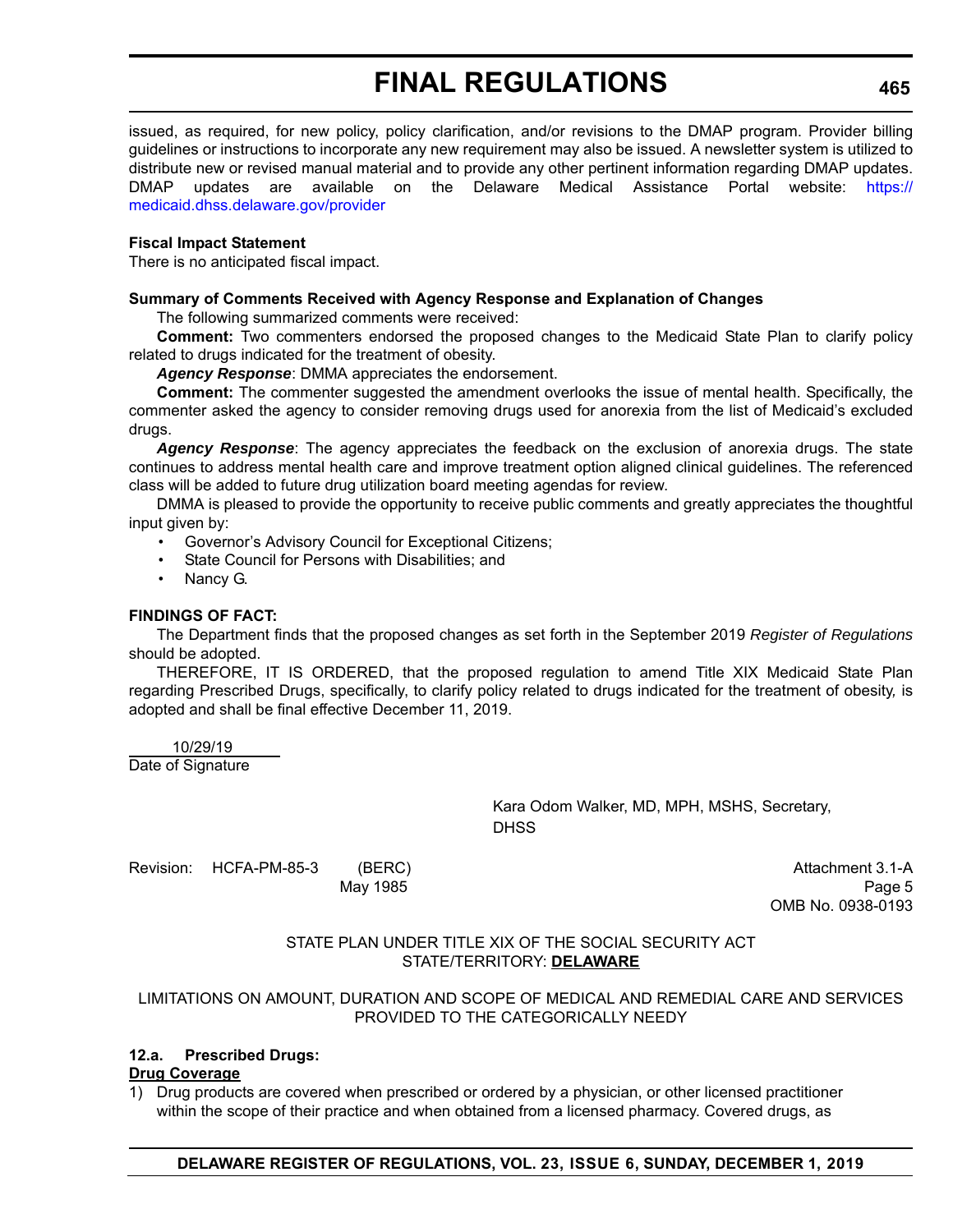issued, as required, for new policy, policy clarification, and/or revisions to the DMAP program. Provider billing guidelines or instructions to incorporate any new requirement may also be issued. A newsletter system is utilized to distribute new or revised manual material and to provide any other pertinent information regarding DMAP updates. DMAP updates are available on the Delaware Medical Assistance Portal website: https://medicaid.dhss.delaware.gov/provider

**Fiscal Impact Statement**

There is no anticipated fiscal impact.

**Summary of Comments Received with Agency Response and Explanation of Changes**

The following summarized comments were received:

**Comment:** Two commenters endorsed the proposed changes to the Medicaid State Plan to clarify policy related to drugs indicated for the treatment of obesity.

***Agency Response***: DMMA appreciates the endorsement.

**Comment:** The commenter suggested the amendment overlooks the issue of mental health. Specifically, the commenter asked the agency to consider removing drugs used for anorexia from the list of Medicaid's excluded drugs.

***Agency Response***: The agency appreciates the feedback on the exclusion of anorexia drugs. The state continues to address mental health care and improve treatment option aligned clinical guidelines. The referenced class will be added to future drug utilization board meeting agendas for review.

DMMA is pleased to provide the opportunity to receive public comments and greatly appreciates the thoughtful input given by:

- Governor's Advisory Council for Exceptional Citizens;
- State Council for Persons with Disabilities; and
- Nancy G.

**FINDINGS OF FACT:**

The Department finds that the proposed changes as set forth in the September 2019 *Register of Regulations* should be adopted.

THEREFORE, IT IS ORDERED, that the proposed regulation to amend Title XIX Medicaid State Plan regarding Prescribed Drugs, specifically, to clarify policy related to drugs indicated for the treatment of obesity, is adopted and shall be final effective December 11, 2019.

10/29/19
Date of Signature

Kara Odom Walker, MD, MPH, MSHS, Secretary, DHSS

Revision: HCFA-PM-85-3 (BERC) May 1985

Attachment 3.1-A
Page 5
OMB No. 0938-0193

STATE PLAN UNDER TITLE XIX OF THE SOCIAL SECURITY ACT
STATE/TERRITORY: **DELAWARE**

LIMITATIONS ON AMOUNT, DURATION AND SCOPE OF MEDICAL AND REMEDIAL CARE AND SERVICES PROVIDED TO THE CATEGORICALLY NEEDY

**12.a. Prescribed Drugs:**

**Drug Coverage**

1) Drug products are covered when prescribed or ordered by a physician, or other licensed practitioner within the scope of their practice and when obtained from a licensed pharmacy. Covered drugs, as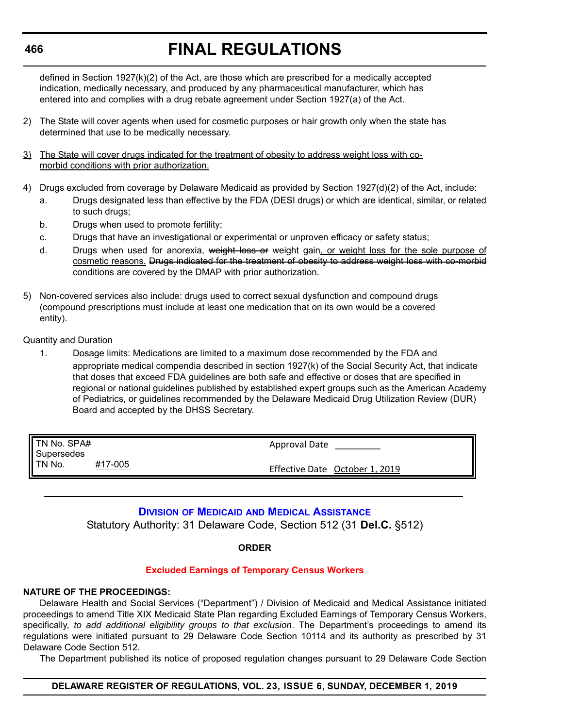defined in Section 1927(k)(2) of the Act, are those which are prescribed for a medically accepted indication, medically necessary, and produced by any pharmaceutical manufacturer, which has entered into and complies with a drug rebate agreement under Section 1927(a) of the Act.

2) The State will cover agents when used for cosmetic purposes or hair growth only when the state has determined that use to be medically necessary.

<u>3) The State will cover drugs indicated for the treatment of obesity to address weight loss with co-morbid conditions with prior authorization.</u>

4) Drugs excluded from coverage by Delaware Medicaid as provided by Section 1927(d)(2) of the Act, include:
   a. Drugs designated less than effective by the FDA (DESI drugs) or which are identical, similar, or related to such drugs;
   b. Drugs when used to promote fertility;
   c. Drugs that have an investigational or experimental or unproven efficacy or safety status;
   d. Drugs when used for anorexia, ~~weight loss or~~ weight gain<u>, or weight loss for the sole purpose of cosmetic reasons.</u> ~~Drugs indicated for the treatment of obesity to address weight loss with co-morbid conditions are covered by the DMAP with prior authorization.~~

5) Non-covered services also include: drugs used to correct sexual dysfunction and compound drugs (compound prescriptions must include at least one medication that on its own would be a covered entity).

Quantity and Duration

1. Dosage limits: Medications are limited to a maximum dose recommended by the FDA and appropriate medical compendia described in section 1927(k) of the Social Security Act, that indicate that doses that exceed FDA guidelines are both safe and effective or doses that are specified in regional or national guidelines published by established expert groups such as the American Academy of Pediatrics, or guidelines recommended by the Delaware Medicaid Drug Utilization Review (DUR) Board and accepted by the DHSS Secretary.

| TN No. SPA# Supersedes TN No. <u>#17-005</u> | Approval Date _________ Effective Date <u>October 1, 2019</u> |
|---|---|

---

## Division of Medicaid and Medical Assistance

Statutory Authority: 31 Delaware Code, Section 512 (31 **Del.C.** §512)

**ORDER**

### Excluded Earnings of Temporary Census Workers

**NATURE OF THE PROCEEDINGS:**

Delaware Health and Social Services ("Department") / Division of Medicaid and Medical Assistance initiated proceedings to amend Title XIX Medicaid State Plan regarding Excluded Earnings of Temporary Census Workers, specifically, *to add additional eligibility groups to that exclusion*. The Department's proceedings to amend its regulations were initiated pursuant to 29 Delaware Code Section 10114 and its authority as prescribed by 31 Delaware Code Section 512.

The Department published its notice of proposed regulation changes pursuant to 29 Delaware Code Section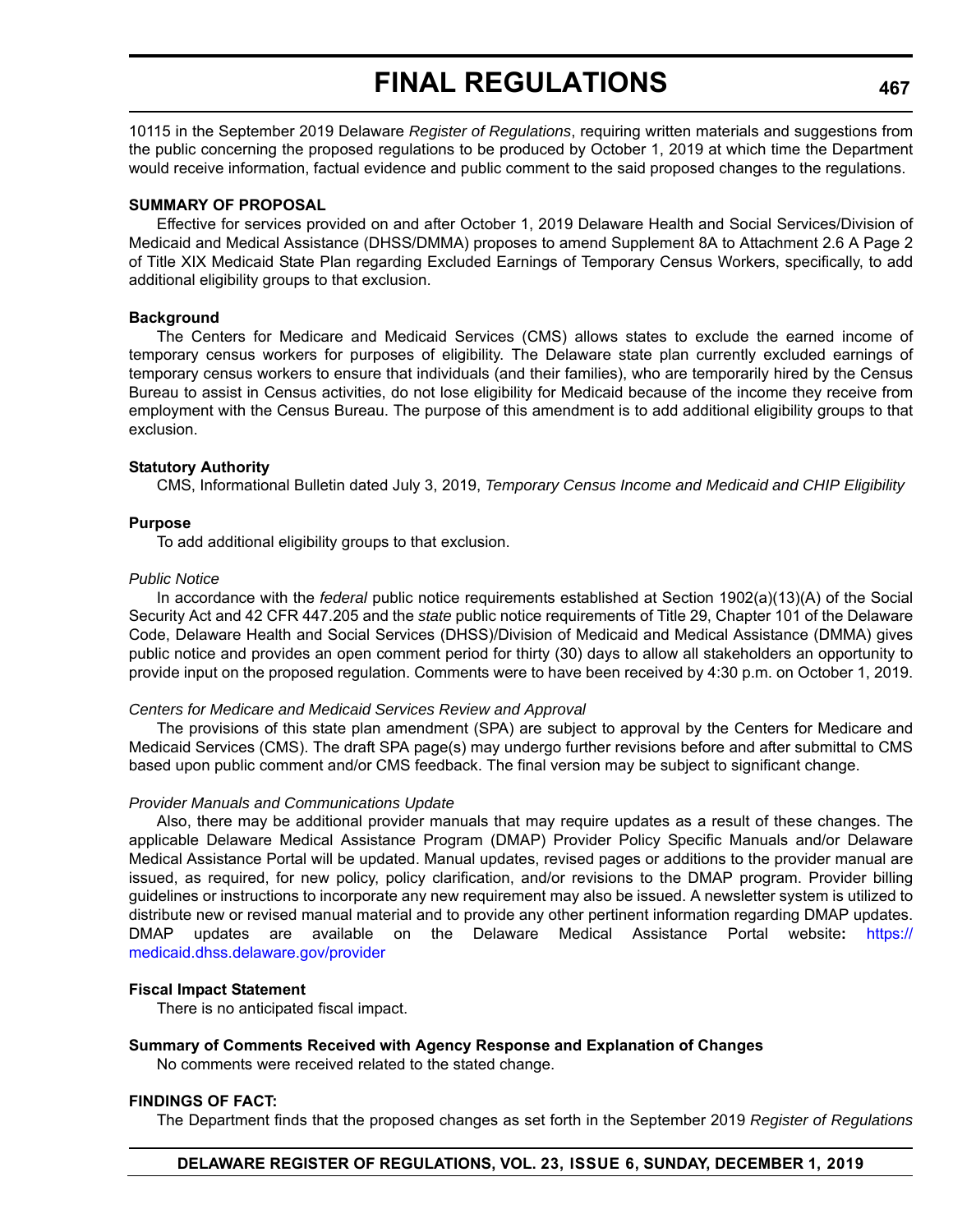10115 in the September 2019 Delaware *Register of Regulations*, requiring written materials and suggestions from the public concerning the proposed regulations to be produced by October 1, 2019 at which time the Department would receive information, factual evidence and public comment to the said proposed changes to the regulations.

**SUMMARY OF PROPOSAL**

Effective for services provided on and after October 1, 2019 Delaware Health and Social Services/Division of Medicaid and Medical Assistance (DHSS/DMMA) proposes to amend Supplement 8A to Attachment 2.6 A Page 2 of Title XIX Medicaid State Plan regarding Excluded Earnings of Temporary Census Workers, specifically, to add additional eligibility groups to that exclusion.

**Background**

The Centers for Medicare and Medicaid Services (CMS) allows states to exclude the earned income of temporary census workers for purposes of eligibility. The Delaware state plan currently excluded earnings of temporary census workers to ensure that individuals (and their families), who are temporarily hired by the Census Bureau to assist in Census activities, do not lose eligibility for Medicaid because of the income they receive from employment with the Census Bureau. The purpose of this amendment is to add additional eligibility groups to that exclusion.

**Statutory Authority**

CMS, Informational Bulletin dated July 3, 2019, *Temporary Census Income and Medicaid and CHIP Eligibility*

**Purpose**

To add additional eligibility groups to that exclusion.

*Public Notice*

In accordance with the *federal* public notice requirements established at Section 1902(a)(13)(A) of the Social Security Act and 42 CFR 447.205 and the *state* public notice requirements of Title 29, Chapter 101 of the Delaware Code, Delaware Health and Social Services (DHSS)/Division of Medicaid and Medical Assistance (DMMA) gives public notice and provides an open comment period for thirty (30) days to allow all stakeholders an opportunity to provide input on the proposed regulation. Comments were to have been received by 4:30 p.m. on October 1, 2019.

*Centers for Medicare and Medicaid Services Review and Approval*

The provisions of this state plan amendment (SPA) are subject to approval by the Centers for Medicare and Medicaid Services (CMS). The draft SPA page(s) may undergo further revisions before and after submittal to CMS based upon public comment and/or CMS feedback. The final version may be subject to significant change.

*Provider Manuals and Communications Update*

Also, there may be additional provider manuals that may require updates as a result of these changes. The applicable Delaware Medical Assistance Program (DMAP) Provider Policy Specific Manuals and/or Delaware Medical Assistance Portal will be updated. Manual updates, revised pages or additions to the provider manual are issued, as required, for new policy, policy clarification, and/or revisions to the DMAP program. Provider billing guidelines or instructions to incorporate any new requirement may also be issued. A newsletter system is utilized to distribute new or revised manual material and to provide any other pertinent information regarding DMAP updates. DMAP updates are available on the Delaware Medical Assistance Portal website**:** https://medicaid.dhss.delaware.gov/provider

**Fiscal Impact Statement**

There is no anticipated fiscal impact.

**Summary of Comments Received with Agency Response and Explanation of Changes**

No comments were received related to the stated change.

**FINDINGS OF FACT:**

The Department finds that the proposed changes as set forth in the September 2019 *Register of Regulations*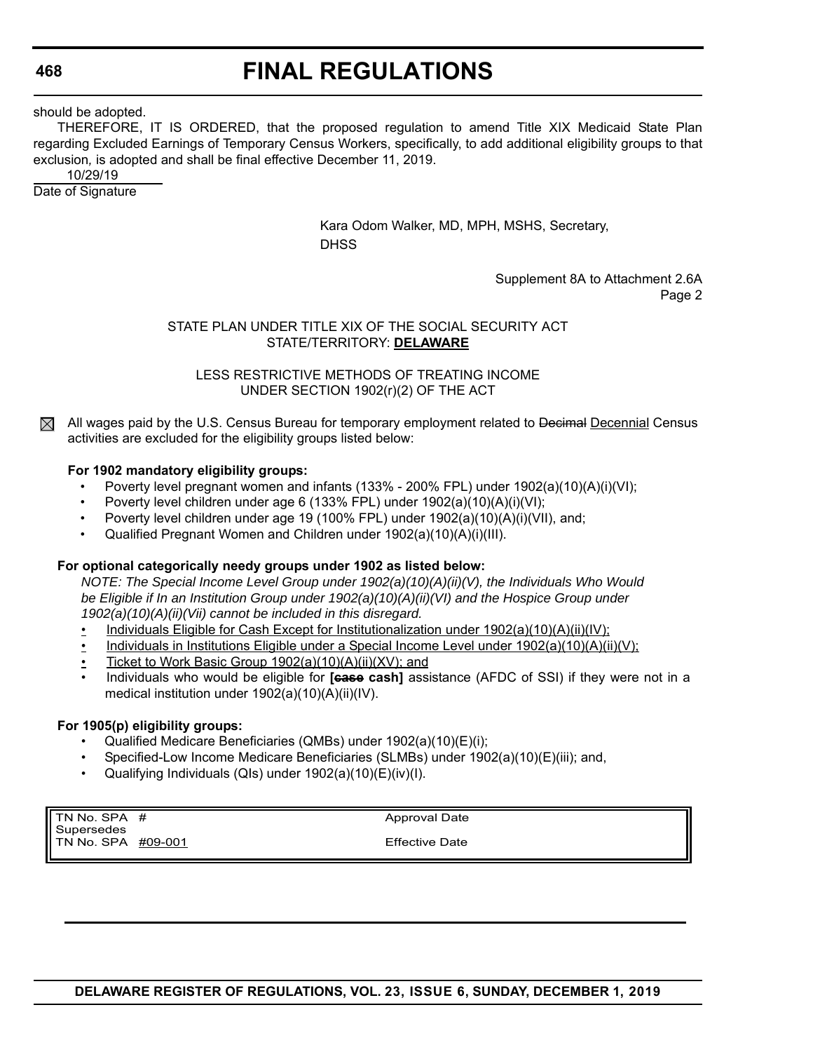should be adopted.

THEREFORE, IT IS ORDERED, that the proposed regulation to amend Title XIX Medicaid State Plan regarding Excluded Earnings of Temporary Census Workers, specifically, to add additional eligibility groups to that exclusion, is adopted and shall be final effective December 11, 2019.

10/29/19
Date of Signature

Kara Odom Walker, MD, MPH, MSHS, Secretary, DHSS

Supplement 8A to Attachment 2.6A
Page 2

STATE PLAN UNDER TITLE XIX OF THE SOCIAL SECURITY ACT
STATE/TERRITORY: **DELAWARE**

LESS RESTRICTIVE METHODS OF TREATING INCOME
UNDER SECTION 1902(r)(2) OF THE ACT

☒ All wages paid by the U.S. Census Bureau for temporary employment related to ~~Decimal~~ Decennial Census activities are excluded for the eligibility groups listed below:

**For 1902 mandatory eligibility groups:**

- Poverty level pregnant women and infants (133% - 200% FPL) under 1902(a)(10)(A)(i)(VI);
- Poverty level children under age 6 (133% FPL) under 1902(a)(10)(A)(i)(VI);
- Poverty level children under age 19 (100% FPL) under 1902(a)(10)(A)(i)(VII), and;
- Qualified Pregnant Women and Children under 1902(a)(10)(A)(i)(III).

**For optional categorically needy groups under 1902 as listed below:**

*NOTE: The Special Income Level Group under 1902(a)(10)(A)(ii)(V), the Individuals Who Would be Eligible if In an Institution Group under 1902(a)(10)(A)(ii)(VI) and the Hospice Group under 1902(a)(10)(A)(ii)(Vii) cannot be included in this disregard.*

- Individuals Eligible for Cash Except for Institutionalization under 1902(a)(10)(A)(ii)(IV);
- Individuals in Institutions Eligible under a Special Income Level under 1902(a)(10)(A)(ii)(V);
- Ticket to Work Basic Group 1902(a)(10)(A)(ii)(XV); and
- Individuals who would be eligible for **[~~case~~ cash]** assistance (AFDC of SSI) if they were not in a medical institution under 1902(a)(10)(A)(ii)(IV).

**For 1905(p) eligibility groups:**

- Qualified Medicare Beneficiaries (QMBs) under 1902(a)(10)(E)(i);
- Specified-Low Income Medicare Beneficiaries (SLMBs) under 1902(a)(10)(E)(iii); and,
- Qualifying Individuals (QIs) under 1902(a)(10)(E)(iv)(I).

| | |
|---|---|
| TN No. SPA # | Approval Date |
| Supersedes TN No. SPA #09-001 | Effective Date |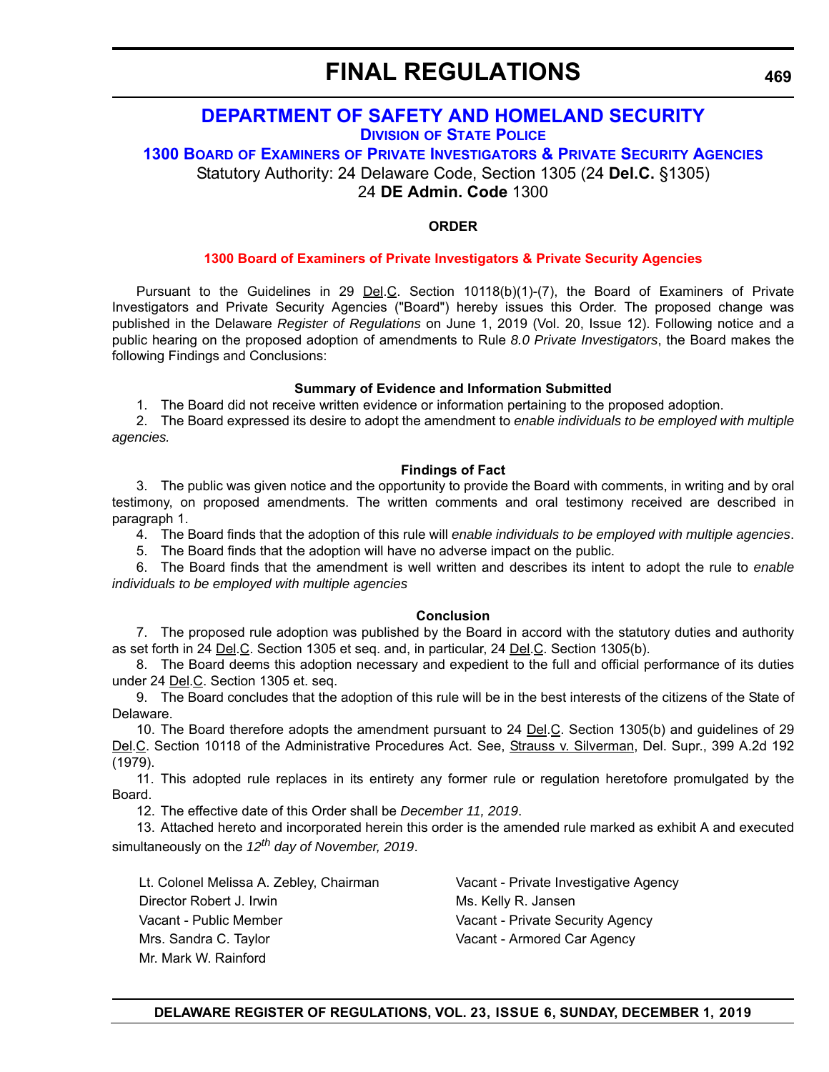# DEPARTMENT OF SAFETY AND HOMELAND SECURITY

## DIVISION OF STATE POLICE

## 1300 BOARD OF EXAMINERS OF PRIVATE INVESTIGATORS & PRIVATE SECURITY AGENCIES

Statutory Authority: 24 Delaware Code, Section 1305 (24 **Del.C.** §1305)
24 **DE Admin. Code** 1300

**ORDER**

**1300 Board of Examiners of Private Investigators & Private Security Agencies**

Pursuant to the Guidelines in 29 Del.C. Section 10118(b)(1)-(7), the Board of Examiners of Private Investigators and Private Security Agencies ("Board") hereby issues this Order. The proposed change was published in the Delaware *Register of Regulations* on June 1, 2019 (Vol. 20, Issue 12). Following notice and a public hearing on the proposed adoption of amendments to Rule *8.0 Private Investigators*, the Board makes the following Findings and Conclusions:

**Summary of Evidence and Information Submitted**

1. The Board did not receive written evidence or information pertaining to the proposed adoption.
2. The Board expressed its desire to adopt the amendment to *enable individuals to be employed with multiple agencies.*

**Findings of Fact**

3. The public was given notice and the opportunity to provide the Board with comments, in writing and by oral testimony, on proposed amendments. The written comments and oral testimony received are described in paragraph 1.
4. The Board finds that the adoption of this rule will *enable individuals to be employed with multiple agencies*.
5. The Board finds that the adoption will have no adverse impact on the public.
6. The Board finds that the amendment is well written and describes its intent to adopt the rule to *enable individuals to be employed with multiple agencies*

**Conclusion**

7. The proposed rule adoption was published by the Board in accord with the statutory duties and authority as set forth in 24 Del.C. Section 1305 et seq. and, in particular, 24 Del.C. Section 1305(b).
8. The Board deems this adoption necessary and expedient to the full and official performance of its duties under 24 Del.C. Section 1305 et. seq.
9. The Board concludes that the adoption of this rule will be in the best interests of the citizens of the State of Delaware.
10. The Board therefore adopts the amendment pursuant to 24 Del.C. Section 1305(b) and guidelines of 29 Del.C. Section 10118 of the Administrative Procedures Act. See, Strauss v. Silverman, Del. Supr., 399 A.2d 192 (1979).
11. This adopted rule replaces in its entirety any former rule or regulation heretofore promulgated by the Board.
12. The effective date of this Order shall be *December 11, 2019*.
13. Attached hereto and incorporated herein this order is the amended rule marked as exhibit A and executed simultaneously on the *12th day of November, 2019*.

Lt. Colonel Melissa A. Zebley, Chairman
Director Robert J. Irwin
Vacant - Public Member
Mrs. Sandra C. Taylor
Mr. Mark W. Rainford
Vacant - Private Investigative Agency
Ms. Kelly R. Jansen
Vacant - Private Security Agency
Vacant - Armored Car Agency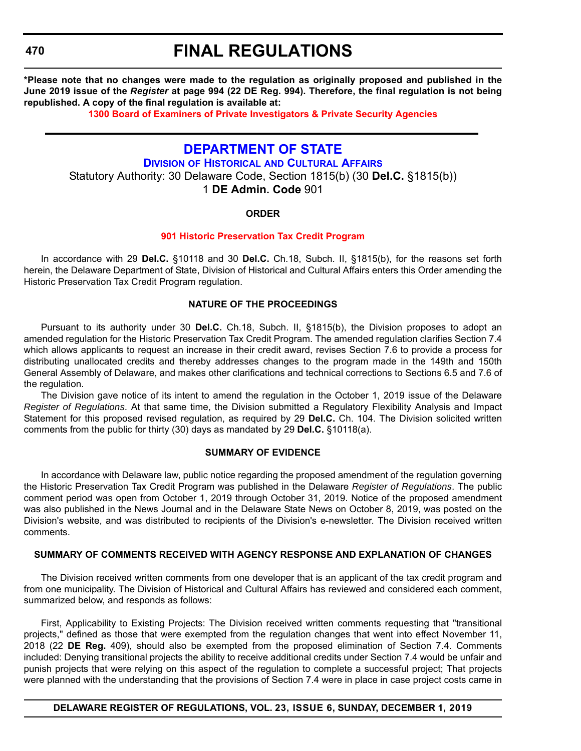**\*Please note that no changes were made to the regulation as originally proposed and published in the June 2019 issue of the *Register* at page 994 (22 DE Reg. 994). Therefore, the final regulation is not being republished. A copy of the final regulation is available at:**

**1300 Board of Examiners of Private Investigators & Private Security Agencies**

# DEPARTMENT OF STATE

## DIVISION OF HISTORICAL AND CULTURAL AFFAIRS

Statutory Authority: 30 Delaware Code, Section 1815(b) (30 **Del.C.** §1815(b))

1 **DE Admin. Code** 901

### ORDER

**901 Historic Preservation Tax Credit Program**

In accordance with 29 **Del.C.** §10118 and 30 **Del.C.** Ch.18, Subch. II, §1815(b), for the reasons set forth herein, the Delaware Department of State, Division of Historical and Cultural Affairs enters this Order amending the Historic Preservation Tax Credit Program regulation.

### NATURE OF THE PROCEEDINGS

Pursuant to its authority under 30 **Del.C.** Ch.18, Subch. II, §1815(b), the Division proposes to adopt an amended regulation for the Historic Preservation Tax Credit Program. The amended regulation clarifies Section 7.4 which allows applicants to request an increase in their credit award, revises Section 7.6 to provide a process for distributing unallocated credits and thereby addresses changes to the program made in the 149th and 150th General Assembly of Delaware, and makes other clarifications and technical corrections to Sections 6.5 and 7.6 of the regulation.

The Division gave notice of its intent to amend the regulation in the October 1, 2019 issue of the Delaware *Register of Regulations*. At that same time, the Division submitted a Regulatory Flexibility Analysis and Impact Statement for this proposed revised regulation, as required by 29 **Del.C.** Ch. 104. The Division solicited written comments from the public for thirty (30) days as mandated by 29 **Del.C.** §10118(a).

### SUMMARY OF EVIDENCE

In accordance with Delaware law, public notice regarding the proposed amendment of the regulation governing the Historic Preservation Tax Credit Program was published in the Delaware *Register of Regulations*. The public comment period was open from October 1, 2019 through October 31, 2019. Notice of the proposed amendment was also published in the News Journal and in the Delaware State News on October 8, 2019, was posted on the Division's website, and was distributed to recipients of the Division's e-newsletter. The Division received written comments.

### SUMMARY OF COMMENTS RECEIVED WITH AGENCY RESPONSE AND EXPLANATION OF CHANGES

The Division received written comments from one developer that is an applicant of the tax credit program and from one municipality. The Division of Historical and Cultural Affairs has reviewed and considered each comment, summarized below, and responds as follows:

First, Applicability to Existing Projects: The Division received written comments requesting that "transitional projects," defined as those that were exempted from the regulation changes that went into effect November 11, 2018 (22 **DE Reg.** 409), should also be exempted from the proposed elimination of Section 7.4. Comments included: Denying transitional projects the ability to receive additional credits under Section 7.4 would be unfair and punish projects that were relying on this aspect of the regulation to complete a successful project; That projects were planned with the understanding that the provisions of Section 7.4 were in place in case project costs came in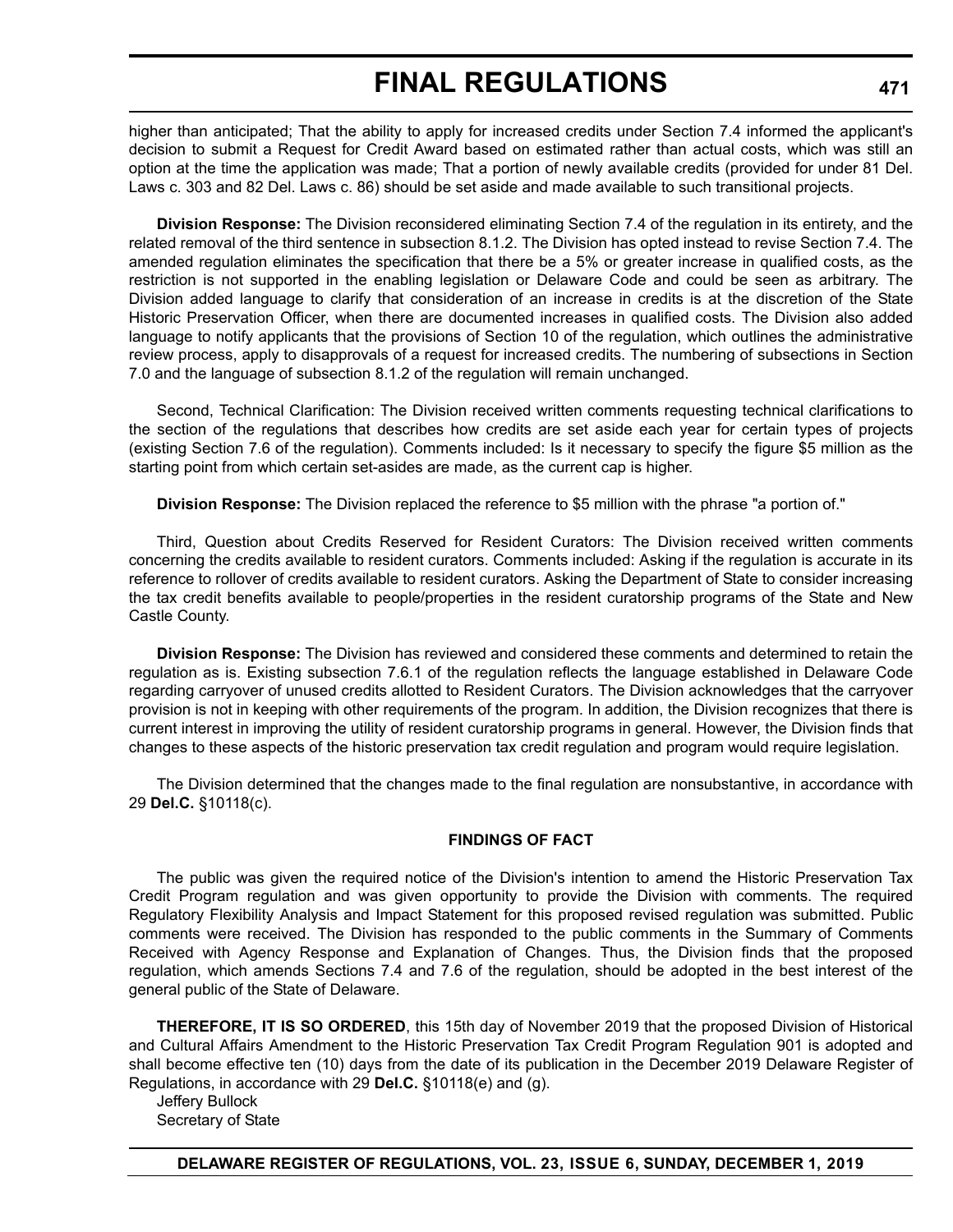higher than anticipated; That the ability to apply for increased credits under Section 7.4 informed the applicant's decision to submit a Request for Credit Award based on estimated rather than actual costs, which was still an option at the time the application was made; That a portion of newly available credits (provided for under 81 Del. Laws c. 303 and 82 Del. Laws c. 86) should be set aside and made available to such transitional projects.

**Division Response:** The Division reconsidered eliminating Section 7.4 of the regulation in its entirety, and the related removal of the third sentence in subsection 8.1.2. The Division has opted instead to revise Section 7.4. The amended regulation eliminates the specification that there be a 5% or greater increase in qualified costs, as the restriction is not supported in the enabling legislation or Delaware Code and could be seen as arbitrary. The Division added language to clarify that consideration of an increase in credits is at the discretion of the State Historic Preservation Officer, when there are documented increases in qualified costs. The Division also added language to notify applicants that the provisions of Section 10 of the regulation, which outlines the administrative review process, apply to disapprovals of a request for increased credits. The numbering of subsections in Section 7.0 and the language of subsection 8.1.2 of the regulation will remain unchanged.

Second, Technical Clarification: The Division received written comments requesting technical clarifications to the section of the regulations that describes how credits are set aside each year for certain types of projects (existing Section 7.6 of the regulation). Comments included: Is it necessary to specify the figure $5 million as the starting point from which certain set-asides are made, as the current cap is higher.

**Division Response:** The Division replaced the reference to $5 million with the phrase "a portion of."

Third, Question about Credits Reserved for Resident Curators: The Division received written comments concerning the credits available to resident curators. Comments included: Asking if the regulation is accurate in its reference to rollover of credits available to resident curators. Asking the Department of State to consider increasing the tax credit benefits available to people/properties in the resident curatorship programs of the State and New Castle County.

**Division Response:** The Division has reviewed and considered these comments and determined to retain the regulation as is. Existing subsection 7.6.1 of the regulation reflects the language established in Delaware Code regarding carryover of unused credits allotted to Resident Curators. The Division acknowledges that the carryover provision is not in keeping with other requirements of the program. In addition, the Division recognizes that there is current interest in improving the utility of resident curatorship programs in general. However, the Division finds that changes to these aspects of the historic preservation tax credit regulation and program would require legislation.

The Division determined that the changes made to the final regulation are nonsubstantive, in accordance with 29 **Del.C.** §10118(c).

**FINDINGS OF FACT**

The public was given the required notice of the Division's intention to amend the Historic Preservation Tax Credit Program regulation and was given opportunity to provide the Division with comments. The required Regulatory Flexibility Analysis and Impact Statement for this proposed revised regulation was submitted. Public comments were received. The Division has responded to the public comments in the Summary of Comments Received with Agency Response and Explanation of Changes. Thus, the Division finds that the proposed regulation, which amends Sections 7.4 and 7.6 of the regulation, should be adopted in the best interest of the general public of the State of Delaware.

**THEREFORE, IT IS SO ORDERED**, this 15th day of November 2019 that the proposed Division of Historical and Cultural Affairs Amendment to the Historic Preservation Tax Credit Program Regulation 901 is adopted and shall become effective ten (10) days from the date of its publication in the December 2019 Delaware Register of Regulations, in accordance with 29 **Del.C.** §10118(e) and (g).

Jeffery Bullock
Secretary of State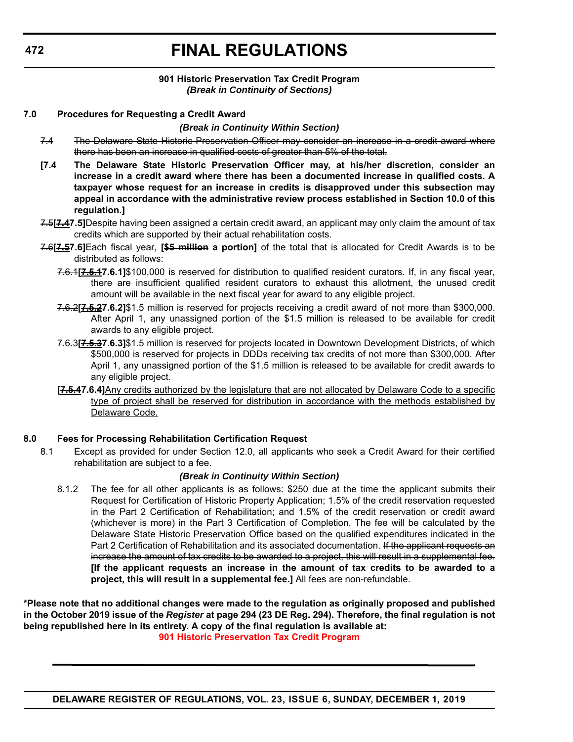# FINAL REGULATIONS

**901 Historic Preservation Tax Credit Program**
***(Break in Continuity of Sections)***

**7.0 Procedures for Requesting a Credit Award**

***(Break in Continuity Within Section)***

~~7.4 The Delaware State Historic Preservation Officer may consider an increase in a credit award where there has been an increase in qualified costs of greater than 5% of the total.~~

**[7.4 The Delaware State Historic Preservation Officer may, at his/her discretion, consider an increase in a credit award where there has been a documented increase in qualified costs. A taxpayer whose request for an increase in credits is disapproved under this subsection may appeal in accordance with the administrative review process established in Section 10.0 of this regulation.]**

~~7.5~~**[~~7.4~~7.5]**Despite having been assigned a certain credit award, an applicant may only claim the amount of tax credits which are supported by their actual rehabilitation costs.

~~7.6~~**[~~7.5~~7.6]**Each fiscal year, **[~~$5 million~~ a portion]** of the total that is allocated for Credit Awards is to be distributed as follows:

~~7.6.1~~**[~~7.5.1~~7.6.1]**$100,000 is reserved for distribution to qualified resident curators. If, in any fiscal year, there are insufficient qualified resident curators to exhaust this allotment, the unused credit amount will be available in the next fiscal year for award to any eligible project.

~~7.6.2~~**[~~7.5.2~~7.6.2]**$1.5 million is reserved for projects receiving a credit award of not more than $300,000. After April 1, any unassigned portion of the $1.5 million is released to be available for credit awards to any eligible project.

~~7.6.3~~**[~~7.5.3~~7.6.3]**$1.5 million is reserved for projects located in Downtown Development Districts, of which $500,000 is reserved for projects in DDDs receiving tax credits of not more than $300,000. After April 1, any unassigned portion of the $1.5 million is released to be available for credit awards to any eligible project.

**[~~7.5.4~~7.6.4]**<u>Any credits authorized by the legislature that are not allocated by Delaware Code to a specific type of project shall be reserved for distribution in accordance with the methods established by Delaware Code.</u>

**8.0 Fees for Processing Rehabilitation Certification Request**

8.1 Except as provided for under Section 12.0, all applicants who seek a Credit Award for their certified rehabilitation are subject to a fee.

***(Break in Continuity Within Section)***

8.1.2 The fee for all other applicants is as follows: $250 due at the time the applicant submits their Request for Certification of Historic Property Application; 1.5% of the credit reservation requested in the Part 2 Certification of Rehabilitation; and 1.5% of the credit reservation or credit award (whichever is more) in the Part 3 Certification of Completion. The fee will be calculated by the Delaware State Historic Preservation Office based on the qualified expenditures indicated in the Part 2 Certification of Rehabilitation and its associated documentation. ~~If the applicant requests an increase the amount of tax credits to be awarded to a project, this will result in a supplemental fee.~~ **[If the applicant requests an increase in the amount of tax credits to be awarded to a project, this will result in a supplemental fee.]** All fees are non-refundable.

**\*Please note that no additional changes were made to the regulation as originally proposed and published in the October 2019 issue of the *Register* at page 294 (23 DE Reg. 294). Therefore, the final regulation is not being republished here in its entirety. A copy of the final regulation is available at:**

**901 Historic Preservation Tax Credit Program**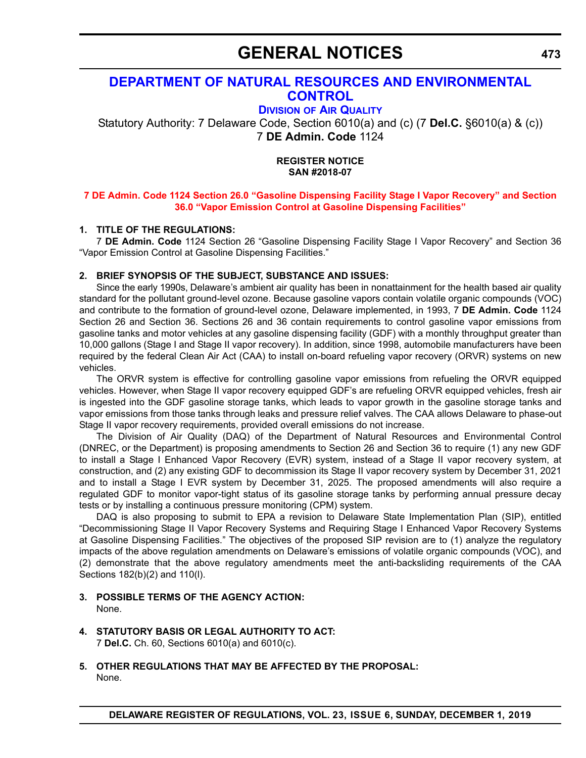# GENERAL NOTICES

## DEPARTMENT OF NATURAL RESOURCES AND ENVIRONMENTAL CONTROL

### DIVISION OF AIR QUALITY

Statutory Authority: 7 Delaware Code, Section 6010(a) and (c) (7 **Del.C.** §6010(a) & (c))
7 **DE Admin. Code** 1124

**REGISTER NOTICE**
**SAN #2018-07**

**7 DE Admin. Code 1124 Section 26.0 "Gasoline Dispensing Facility Stage I Vapor Recovery" and Section 36.0 "Vapor Emission Control at Gasoline Dispensing Facilities"**

**1. TITLE OF THE REGULATIONS:**

7 **DE Admin. Code** 1124 Section 26 "Gasoline Dispensing Facility Stage I Vapor Recovery" and Section 36 "Vapor Emission Control at Gasoline Dispensing Facilities."

**2. BRIEF SYNOPSIS OF THE SUBJECT, SUBSTANCE AND ISSUES:**

Since the early 1990s, Delaware's ambient air quality has been in nonattainment for the health based air quality standard for the pollutant ground-level ozone. Because gasoline vapors contain volatile organic compounds (VOC) and contribute to the formation of ground-level ozone, Delaware implemented, in 1993, 7 **DE Admin. Code** 1124 Section 26 and Section 36. Sections 26 and 36 contain requirements to control gasoline vapor emissions from gasoline tanks and motor vehicles at any gasoline dispensing facility (GDF) with a monthly throughput greater than 10,000 gallons (Stage I and Stage II vapor recovery). In addition, since 1998, automobile manufacturers have been required by the federal Clean Air Act (CAA) to install on-board refueling vapor recovery (ORVR) systems on new vehicles.

The ORVR system is effective for controlling gasoline vapor emissions from refueling the ORVR equipped vehicles. However, when Stage II vapor recovery equipped GDF's are refueling ORVR equipped vehicles, fresh air is ingested into the GDF gasoline storage tanks, which leads to vapor growth in the gasoline storage tanks and vapor emissions from those tanks through leaks and pressure relief valves. The CAA allows Delaware to phase-out Stage II vapor recovery requirements, provided overall emissions do not increase.

The Division of Air Quality (DAQ) of the Department of Natural Resources and Environmental Control (DNREC, or the Department) is proposing amendments to Section 26 and Section 36 to require (1) any new GDF to install a Stage I Enhanced Vapor Recovery (EVR) system, instead of a Stage II vapor recovery system, at construction, and (2) any existing GDF to decommission its Stage II vapor recovery system by December 31, 2021 and to install a Stage I EVR system by December 31, 2025. The proposed amendments will also require a regulated GDF to monitor vapor-tight status of its gasoline storage tanks by performing annual pressure decay tests or by installing a continuous pressure monitoring (CPM) system.

DAQ is also proposing to submit to EPA a revision to Delaware State Implementation Plan (SIP), entitled "Decommissioning Stage II Vapor Recovery Systems and Requiring Stage I Enhanced Vapor Recovery Systems at Gasoline Dispensing Facilities." The objectives of the proposed SIP revision are to (1) analyze the regulatory impacts of the above regulation amendments on Delaware's emissions of volatile organic compounds (VOC), and (2) demonstrate that the above regulatory amendments meet the anti-backsliding requirements of the CAA Sections 182(b)(2) and 110(l).

**3. POSSIBLE TERMS OF THE AGENCY ACTION:**

None.

**4. STATUTORY BASIS OR LEGAL AUTHORITY TO ACT:**

7 **Del.C.** Ch. 60, Sections 6010(a) and 6010(c).

**5. OTHER REGULATIONS THAT MAY BE AFFECTED BY THE PROPOSAL:**

None.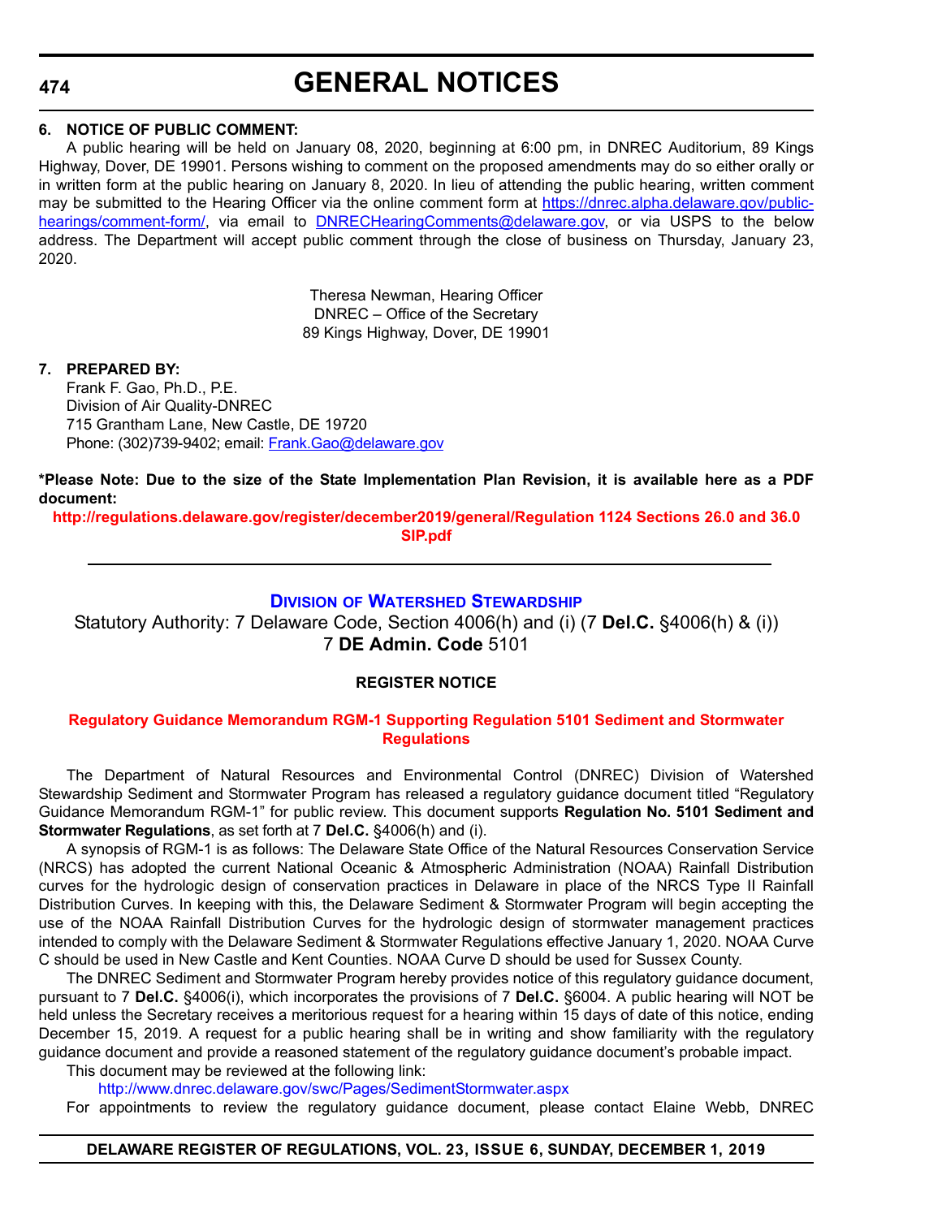**6. NOTICE OF PUBLIC COMMENT:**

A public hearing will be held on January 08, 2020, beginning at 6:00 pm, in DNREC Auditorium, 89 Kings Highway, Dover, DE 19901. Persons wishing to comment on the proposed amendments may do so either orally or in written form at the public hearing on January 8, 2020. In lieu of attending the public hearing, written comment may be submitted to the Hearing Officer via the online comment form at https://dnrec.alpha.delaware.gov/public-hearings/comment-form/, via email to DNRECHearingComments@delaware.gov, or via USPS to the below address. The Department will accept public comment through the close of business on Thursday, January 23, 2020.

Theresa Newman, Hearing Officer
DNREC – Office of the Secretary
89 Kings Highway, Dover, DE 19901

**7. PREPARED BY:**

Frank F. Gao, Ph.D., P.E.
Division of Air Quality-DNREC
715 Grantham Lane, New Castle, DE 19720
Phone: (302)739-9402; email: Frank.Gao@delaware.gov

**\*Please Note: Due to the size of the State Implementation Plan Revision, it is available here as a PDF document:**

**http://regulations.delaware.gov/register/december2019/general/Regulation 1124 Sections 26.0 and 36.0 SIP.pdf**

---

## Division of Watershed Stewardship

Statutory Authority: 7 Delaware Code, Section 4006(h) and (i) (7 **Del.C.** §4006(h) & (i))
7 **DE Admin. Code** 5101

### REGISTER NOTICE

### Regulatory Guidance Memorandum RGM-1 Supporting Regulation 5101 Sediment and Stormwater Regulations

The Department of Natural Resources and Environmental Control (DNREC) Division of Watershed Stewardship Sediment and Stormwater Program has released a regulatory guidance document titled "Regulatory Guidance Memorandum RGM-1" for public review. This document supports **Regulation No. 5101 Sediment and Stormwater Regulations**, as set forth at 7 **Del.C.** §4006(h) and (i).

A synopsis of RGM-1 is as follows: The Delaware State Office of the Natural Resources Conservation Service (NRCS) has adopted the current National Oceanic & Atmospheric Administration (NOAA) Rainfall Distribution curves for the hydrologic design of conservation practices in Delaware in place of the NRCS Type II Rainfall Distribution Curves. In keeping with this, the Delaware Sediment & Stormwater Program will begin accepting the use of the NOAA Rainfall Distribution Curves for the hydrologic design of stormwater management practices intended to comply with the Delaware Sediment & Stormwater Regulations effective January 1, 2020. NOAA Curve C should be used in New Castle and Kent Counties. NOAA Curve D should be used for Sussex County.

The DNREC Sediment and Stormwater Program hereby provides notice of this regulatory guidance document, pursuant to 7 **Del.C.** §4006(i), which incorporates the provisions of 7 **Del.C.** §6004. A public hearing will NOT be held unless the Secretary receives a meritorious request for a hearing within 15 days of date of this notice, ending December 15, 2019. A request for a public hearing shall be in writing and show familiarity with the regulatory guidance document and provide a reasoned statement of the regulatory guidance document's probable impact.

This document may be reviewed at the following link:

http://www.dnrec.delaware.gov/swc/Pages/SedimentStormwater.aspx

For appointments to review the regulatory guidance document, please contact Elaine Webb, DNREC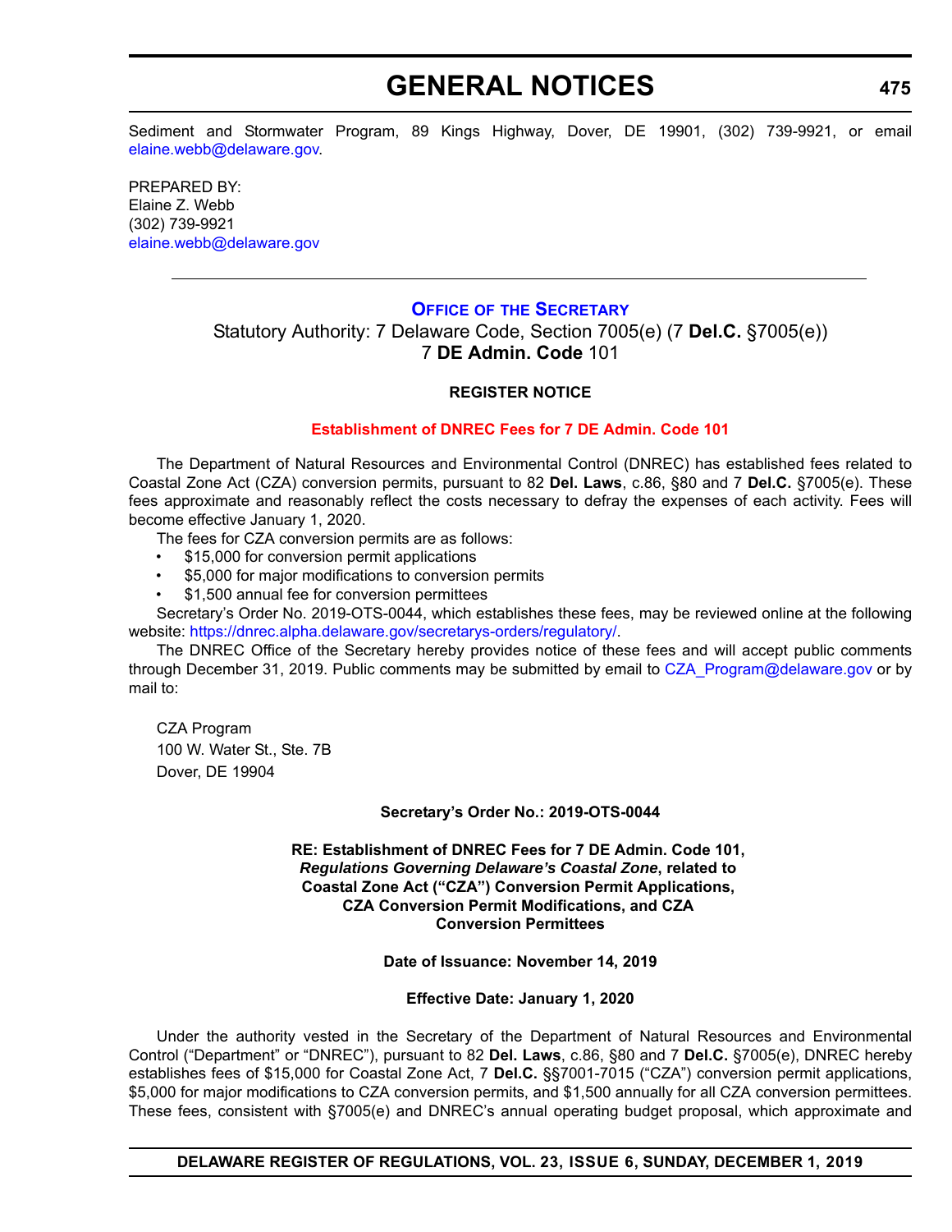Sediment and Stormwater Program, 89 Kings Highway, Dover, DE 19901, (302) 739-9921, or email elaine.webb@delaware.gov.

PREPARED BY:
Elaine Z. Webb
(302) 739-9921
elaine.webb@delaware.gov

---

## OFFICE OF THE SECRETARY

Statutory Authority: 7 Delaware Code, Section 7005(e) (7 **Del.C.** §7005(e))
7 **DE Admin. Code** 101

**REGISTER NOTICE**

### Establishment of DNREC Fees for 7 DE Admin. Code 101

The Department of Natural Resources and Environmental Control (DNREC) has established fees related to Coastal Zone Act (CZA) conversion permits, pursuant to 82 **Del. Laws**, c.86, §80 and 7 **Del.C.** §7005(e). These fees approximate and reasonably reflect the costs necessary to defray the expenses of each activity. Fees will become effective January 1, 2020.

The fees for CZA conversion permits are as follows:

- $15,000 for conversion permit applications
- $5,000 for major modifications to conversion permits
- $1,500 annual fee for conversion permittees

Secretary's Order No. 2019-OTS-0044, which establishes these fees, may be reviewed online at the following website: https://dnrec.alpha.delaware.gov/secretarys-orders/regulatory/.

The DNREC Office of the Secretary hereby provides notice of these fees and will accept public comments through December 31, 2019. Public comments may be submitted by email to CZA_Program@delaware.gov or by mail to:

CZA Program
100 W. Water St., Ste. 7B
Dover, DE 19904

**Secretary's Order No.: 2019-OTS-0044**

**RE: Establishment of DNREC Fees for 7 DE Admin. Code 101, *Regulations Governing Delaware's Coastal Zone*, related to Coastal Zone Act ("CZA") Conversion Permit Applications, CZA Conversion Permit Modifications, and CZA Conversion Permittees**

**Date of Issuance: November 14, 2019**

**Effective Date: January 1, 2020**

Under the authority vested in the Secretary of the Department of Natural Resources and Environmental Control ("Department" or "DNREC"), pursuant to 82 **Del. Laws**, c.86, §80 and 7 **Del.C.** §7005(e), DNREC hereby establishes fees of $15,000 for Coastal Zone Act, 7 **Del.C.** §§7001-7015 ("CZA") conversion permit applications, $5,000 for major modifications to CZA conversion permits, and $1,500 annually for all CZA conversion permittees. These fees, consistent with §7005(e) and DNREC's annual operating budget proposal, which approximate and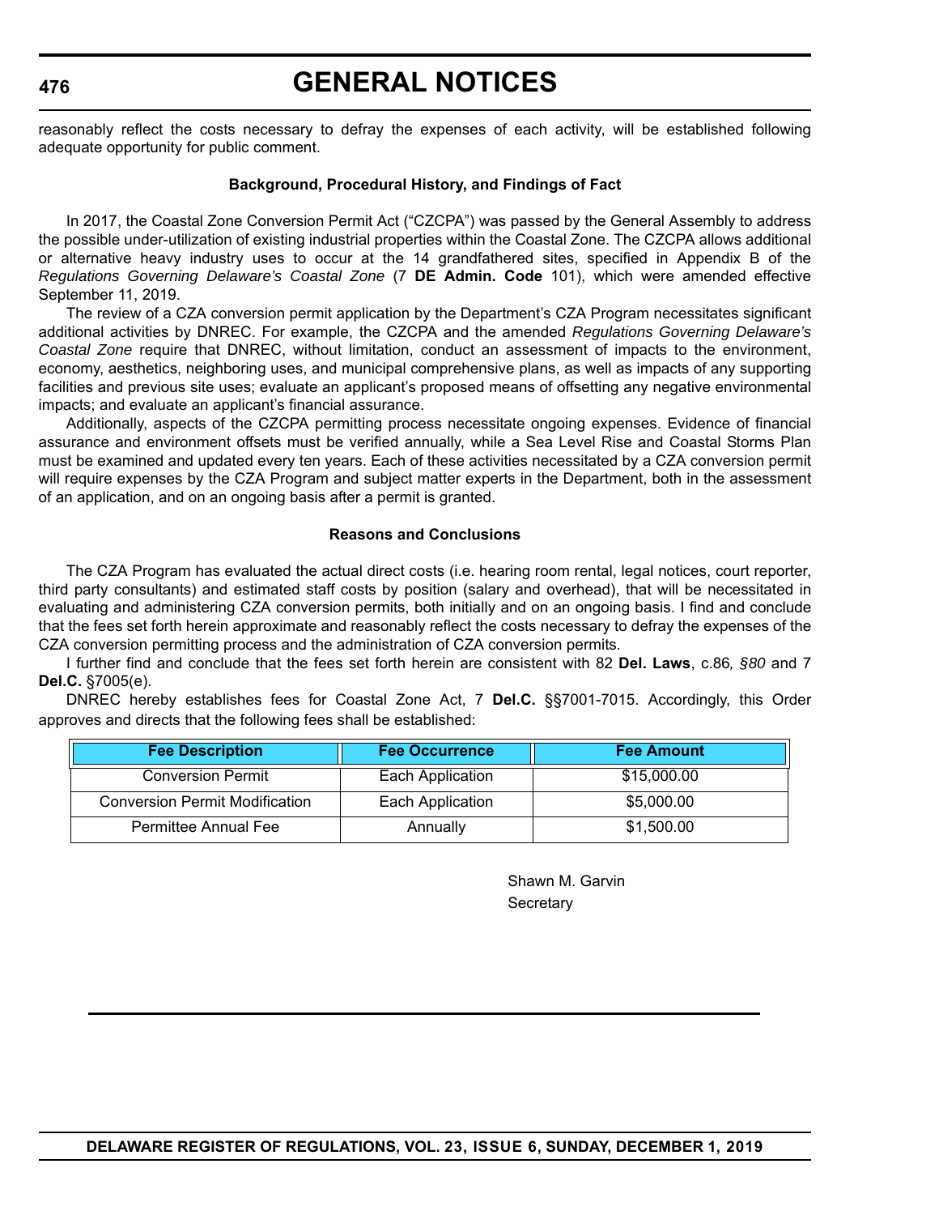reasonably reflect the costs necessary to defray the expenses of each activity, will be established following adequate opportunity for public comment.

**Background, Procedural History, and Findings of Fact**

In 2017, the Coastal Zone Conversion Permit Act ("CZCPA") was passed by the General Assembly to address the possible under-utilization of existing industrial properties within the Coastal Zone. The CZCPA allows additional or alternative heavy industry uses to occur at the 14 grandfathered sites, specified in Appendix B of the *Regulations Governing Delaware's Coastal Zone* (7 **DE Admin. Code** 101), which were amended effective September 11, 2019.

The review of a CZA conversion permit application by the Department's CZA Program necessitates significant additional activities by DNREC. For example, the CZCPA and the amended *Regulations Governing Delaware's Coastal Zone* require that DNREC, without limitation, conduct an assessment of impacts to the environment, economy, aesthetics, neighboring uses, and municipal comprehensive plans, as well as impacts of any supporting facilities and previous site uses; evaluate an applicant's proposed means of offsetting any negative environmental impacts; and evaluate an applicant's financial assurance.

Additionally, aspects of the CZCPA permitting process necessitate ongoing expenses. Evidence of financial assurance and environment offsets must be verified annually, while a Sea Level Rise and Coastal Storms Plan must be examined and updated every ten years. Each of these activities necessitated by a CZA conversion permit will require expenses by the CZA Program and subject matter experts in the Department, both in the assessment of an application, and on an ongoing basis after a permit is granted.

**Reasons and Conclusions**

The CZA Program has evaluated the actual direct costs (i.e. hearing room rental, legal notices, court reporter, third party consultants) and estimated staff costs by position (salary and overhead), that will be necessitated in evaluating and administering CZA conversion permits, both initially and on an ongoing basis. I find and conclude that the fees set forth herein approximate and reasonably reflect the costs necessary to defray the expenses of the CZA conversion permitting process and the administration of CZA conversion permits.

I further find and conclude that the fees set forth herein are consistent with 82 **Del. Laws**, c.86*, §80* and 7 **Del.C.** §7005(e).

DNREC hereby establishes fees for Coastal Zone Act, 7 **Del.C.** §§7001-7015. Accordingly, this Order approves and directs that the following fees shall be established:

| Fee Description | Fee Occurrence | Fee Amount |
|---|---|---|
| Conversion Permit | Each Application | $15,000.00 |
| Conversion Permit Modification | Each Application | $5,000.00 |
| Permittee Annual Fee | Annually | $1,500.00 |

Shawn M. Garvin
Secretary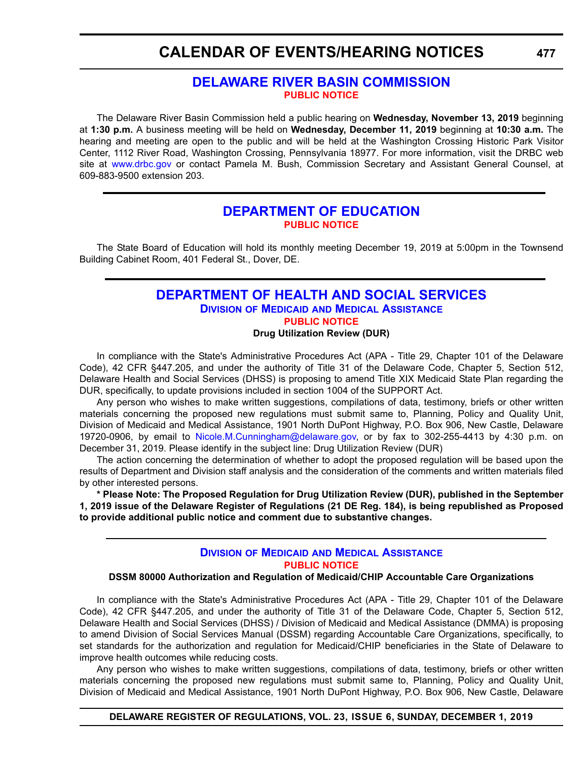# CALENDAR OF EVENTS/HEARING NOTICES

## DELAWARE RIVER BASIN COMMISSION

**PUBLIC NOTICE**

The Delaware River Basin Commission held a public hearing on **Wednesday, November 13, 2019** beginning at **1:30 p.m.** A business meeting will be held on **Wednesday, December 11, 2019** beginning at **10:30 a.m.** The hearing and meeting are open to the public and will be held at the Washington Crossing Historic Park Visitor Center, 1112 River Road, Washington Crossing, Pennsylvania 18977. For more information, visit the DRBC web site at www.drbc.gov or contact Pamela M. Bush, Commission Secretary and Assistant General Counsel, at 609-883-9500 extension 203.

## DEPARTMENT OF EDUCATION

**PUBLIC NOTICE**

The State Board of Education will hold its monthly meeting December 19, 2019 at 5:00pm in the Townsend Building Cabinet Room, 401 Federal St., Dover, DE.

## DEPARTMENT OF HEALTH AND SOCIAL SERVICES

### Division of Medicaid and Medical Assistance

**PUBLIC NOTICE**

**Drug Utilization Review (DUR)**

In compliance with the State's Administrative Procedures Act (APA - Title 29, Chapter 101 of the Delaware Code), 42 CFR §447.205, and under the authority of Title 31 of the Delaware Code, Chapter 5, Section 512, Delaware Health and Social Services (DHSS) is proposing to amend Title XIX Medicaid State Plan regarding the DUR, specifically, to update provisions included in section 1004 of the SUPPORT Act.

Any person who wishes to make written suggestions, compilations of data, testimony, briefs or other written materials concerning the proposed new regulations must submit same to, Planning, Policy and Quality Unit, Division of Medicaid and Medical Assistance, 1901 North DuPont Highway, P.O. Box 906, New Castle, Delaware 19720-0906, by email to Nicole.M.Cunningham@delaware.gov, or by fax to 302-255-4413 by 4:30 p.m. on December 31, 2019. Please identify in the subject line: Drug Utilization Review (DUR)

The action concerning the determination of whether to adopt the proposed regulation will be based upon the results of Department and Division staff analysis and the consideration of the comments and written materials filed by other interested persons.

**\* Please Note: The Proposed Regulation for Drug Utilization Review (DUR), published in the September 1, 2019 issue of the Delaware Register of Regulations (21 DE Reg. 184), is being republished as Proposed to provide additional public notice and comment due to substantive changes.**

### Division of Medicaid and Medical Assistance

**PUBLIC NOTICE**

**DSSM 80000 Authorization and Regulation of Medicaid/CHIP Accountable Care Organizations**

In compliance with the State's Administrative Procedures Act (APA - Title 29, Chapter 101 of the Delaware Code), 42 CFR §447.205, and under the authority of Title 31 of the Delaware Code, Chapter 5, Section 512, Delaware Health and Social Services (DHSS) / Division of Medicaid and Medical Assistance (DMMA) is proposing to amend Division of Social Services Manual (DSSM) regarding Accountable Care Organizations, specifically, to set standards for the authorization and regulation for Medicaid/CHIP beneficiaries in the State of Delaware to improve health outcomes while reducing costs.

Any person who wishes to make written suggestions, compilations of data, testimony, briefs or other written materials concerning the proposed new regulations must submit same to, Planning, Policy and Quality Unit, Division of Medicaid and Medical Assistance, 1901 North DuPont Highway, P.O. Box 906, New Castle, Delaware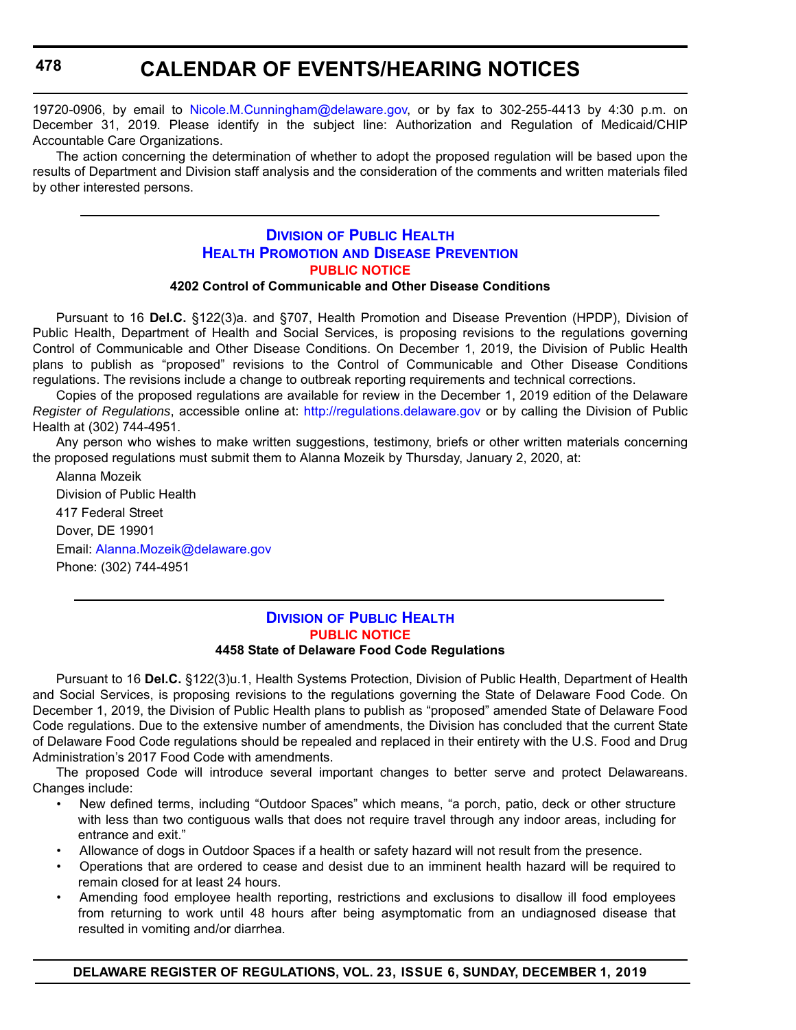19720-0906, by email to Nicole.M.Cunningham@delaware.gov, or by fax to 302-255-4413 by 4:30 p.m. on December 31, 2019. Please identify in the subject line: Authorization and Regulation of Medicaid/CHIP Accountable Care Organizations.

The action concerning the determination of whether to adopt the proposed regulation will be based upon the results of Department and Division staff analysis and the consideration of the comments and written materials filed by other interested persons.

---

## Division of Public Health
## Health Promotion and Disease Prevention
### PUBLIC NOTICE
### 4202 Control of Communicable and Other Disease Conditions

Pursuant to 16 **Del.C.** §122(3)a. and §707, Health Promotion and Disease Prevention (HPDP), Division of Public Health, Department of Health and Social Services, is proposing revisions to the regulations governing Control of Communicable and Other Disease Conditions. On December 1, 2019, the Division of Public Health plans to publish as "proposed" revisions to the Control of Communicable and Other Disease Conditions regulations. The revisions include a change to outbreak reporting requirements and technical corrections.

Copies of the proposed regulations are available for review in the December 1, 2019 edition of the Delaware *Register of Regulations*, accessible online at: http://regulations.delaware.gov or by calling the Division of Public Health at (302) 744-4951.

Any person who wishes to make written suggestions, testimony, briefs or other written materials concerning the proposed regulations must submit them to Alanna Mozeik by Thursday, January 2, 2020, at:

Alanna Mozeik
Division of Public Health
417 Federal Street
Dover, DE 19901
Email: Alanna.Mozeik@delaware.gov
Phone: (302) 744-4951

---

## Division of Public Health
### PUBLIC NOTICE
### 4458 State of Delaware Food Code Regulations

Pursuant to 16 **Del.C.** §122(3)u.1, Health Systems Protection, Division of Public Health, Department of Health and Social Services, is proposing revisions to the regulations governing the State of Delaware Food Code. On December 1, 2019, the Division of Public Health plans to publish as "proposed" amended State of Delaware Food Code regulations. Due to the extensive number of amendments, the Division has concluded that the current State of Delaware Food Code regulations should be repealed and replaced in their entirety with the U.S. Food and Drug Administration's 2017 Food Code with amendments.

The proposed Code will introduce several important changes to better serve and protect Delawareans. Changes include:

- New defined terms, including "Outdoor Spaces" which means, "a porch, patio, deck or other structure with less than two contiguous walls that does not require travel through any indoor areas, including for entrance and exit."
- Allowance of dogs in Outdoor Spaces if a health or safety hazard will not result from the presence.
- Operations that are ordered to cease and desist due to an imminent health hazard will be required to remain closed for at least 24 hours.
- Amending food employee health reporting, restrictions and exclusions to disallow ill food employees from returning to work until 48 hours after being asymptomatic from an undiagnosed disease that resulted in vomiting and/or diarrhea.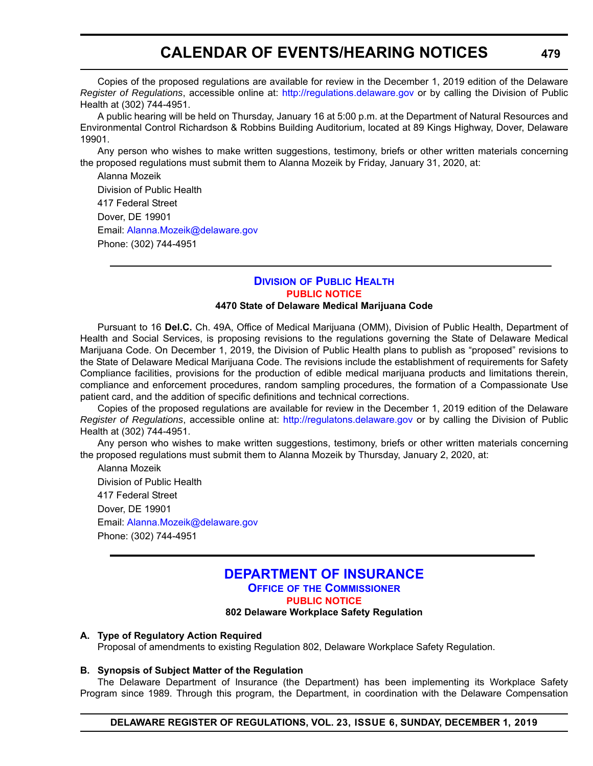Copies of the proposed regulations are available for review in the December 1, 2019 edition of the Delaware *Register of Regulations*, accessible online at: http://regulations.delaware.gov or by calling the Division of Public Health at (302) 744-4951.

A public hearing will be held on Thursday, January 16 at 5:00 p.m. at the Department of Natural Resources and Environmental Control Richardson & Robbins Building Auditorium, located at 89 Kings Highway, Dover, Delaware 19901.

Any person who wishes to make written suggestions, testimony, briefs or other written materials concerning the proposed regulations must submit them to Alanna Mozeik by Friday, January 31, 2020, at:

Alanna Mozeik
Division of Public Health
417 Federal Street
Dover, DE 19901
Email: Alanna.Mozeik@delaware.gov
Phone: (302) 744-4951

---

## Division of Public Health

### PUBLIC NOTICE

**4470 State of Delaware Medical Marijuana Code**

Pursuant to 16 **Del.C.** Ch. 49A, Office of Medical Marijuana (OMM), Division of Public Health, Department of Health and Social Services, is proposing revisions to the regulations governing the State of Delaware Medical Marijuana Code. On December 1, 2019, the Division of Public Health plans to publish as "proposed" revisions to the State of Delaware Medical Marijuana Code. The revisions include the establishment of requirements for Safety Compliance facilities, provisions for the production of edible medical marijuana products and limitations therein, compliance and enforcement procedures, random sampling procedures, the formation of a Compassionate Use patient card, and the addition of specific definitions and technical corrections.

Copies of the proposed regulations are available for review in the December 1, 2019 edition of the Delaware *Register of Regulations*, accessible online at: http://regulatons.delaware.gov or by calling the Division of Public Health at (302) 744-4951.

Any person who wishes to make written suggestions, testimony, briefs or other written materials concerning the proposed regulations must submit them to Alanna Mozeik by Thursday, January 2, 2020, at:

Alanna Mozeik
Division of Public Health
417 Federal Street
Dover, DE 19901
Email: Alanna.Mozeik@delaware.gov
Phone: (302) 744-4951

---

## DEPARTMENT OF INSURANCE

### Office of the Commissioner

### PUBLIC NOTICE

**802 Delaware Workplace Safety Regulation**

**A. Type of Regulatory Action Required**

Proposal of amendments to existing Regulation 802, Delaware Workplace Safety Regulation.

**B. Synopsis of Subject Matter of the Regulation**

The Delaware Department of Insurance (the Department) has been implementing its Workplace Safety Program since 1989. Through this program, the Department, in coordination with the Delaware Compensation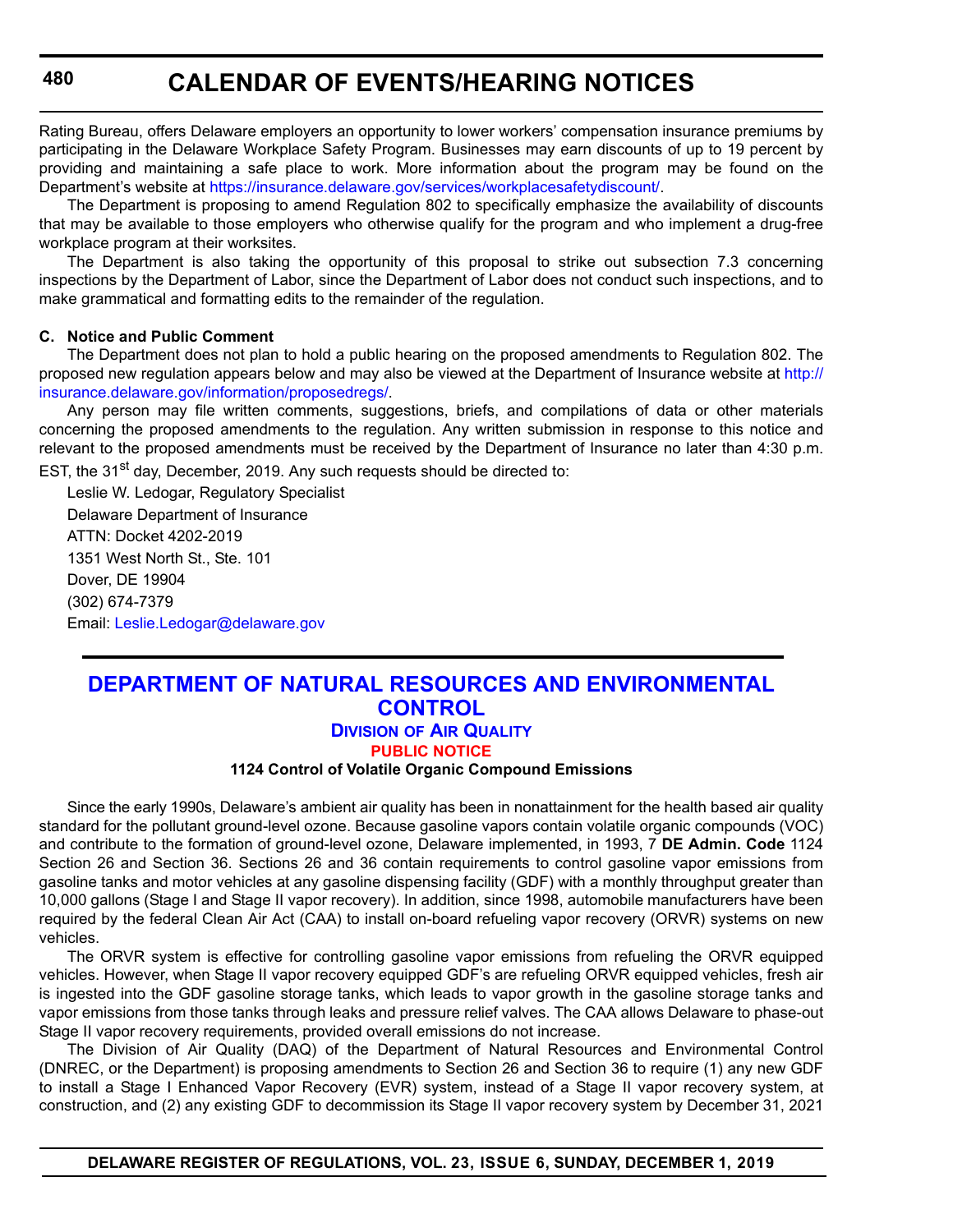Rating Bureau, offers Delaware employers an opportunity to lower workers' compensation insurance premiums by participating in the Delaware Workplace Safety Program. Businesses may earn discounts of up to 19 percent by providing and maintaining a safe place to work. More information about the program may be found on the Department's website at https://insurance.delaware.gov/services/workplacesafetydiscount/.

The Department is proposing to amend Regulation 802 to specifically emphasize the availability of discounts that may be available to those employers who otherwise qualify for the program and who implement a drug-free workplace program at their worksites.

The Department is also taking the opportunity of this proposal to strike out subsection 7.3 concerning inspections by the Department of Labor, since the Department of Labor does not conduct such inspections, and to make grammatical and formatting edits to the remainder of the regulation.

**C. Notice and Public Comment**

The Department does not plan to hold a public hearing on the proposed amendments to Regulation 802. The proposed new regulation appears below and may also be viewed at the Department of Insurance website at http://insurance.delaware.gov/information/proposedregs/.

Any person may file written comments, suggestions, briefs, and compilations of data or other materials concerning the proposed amendments to the regulation. Any written submission in response to this notice and relevant to the proposed amendments must be received by the Department of Insurance no later than 4:30 p.m. EST, the 31st day, December, 2019. Any such requests should be directed to:

Leslie W. Ledogar, Regulatory Specialist
Delaware Department of Insurance
ATTN: Docket 4202-2019
1351 West North St., Ste. 101
Dover, DE 19904
(302) 674-7379
Email: Leslie.Ledogar@delaware.gov

## DEPARTMENT OF NATURAL RESOURCES AND ENVIRONMENTAL CONTROL

### Division of Air Quality

#### PUBLIC NOTICE

**1124 Control of Volatile Organic Compound Emissions**

Since the early 1990s, Delaware's ambient air quality has been in nonattainment for the health based air quality standard for the pollutant ground-level ozone. Because gasoline vapors contain volatile organic compounds (VOC) and contribute to the formation of ground-level ozone, Delaware implemented, in 1993, 7 **DE Admin. Code** 1124 Section 26 and Section 36. Sections 26 and 36 contain requirements to control gasoline vapor emissions from gasoline tanks and motor vehicles at any gasoline dispensing facility (GDF) with a monthly throughput greater than 10,000 gallons (Stage I and Stage II vapor recovery). In addition, since 1998, automobile manufacturers have been required by the federal Clean Air Act (CAA) to install on-board refueling vapor recovery (ORVR) systems on new vehicles.

The ORVR system is effective for controlling gasoline vapor emissions from refueling the ORVR equipped vehicles. However, when Stage II vapor recovery equipped GDF's are refueling ORVR equipped vehicles, fresh air is ingested into the GDF gasoline storage tanks, which leads to vapor growth in the gasoline storage tanks and vapor emissions from those tanks through leaks and pressure relief valves. The CAA allows Delaware to phase-out Stage II vapor recovery requirements, provided overall emissions do not increase.

The Division of Air Quality (DAQ) of the Department of Natural Resources and Environmental Control (DNREC, or the Department) is proposing amendments to Section 26 and Section 36 to require (1) any new GDF to install a Stage I Enhanced Vapor Recovery (EVR) system, instead of a Stage II vapor recovery system, at construction, and (2) any existing GDF to decommission its Stage II vapor recovery system by December 31, 2021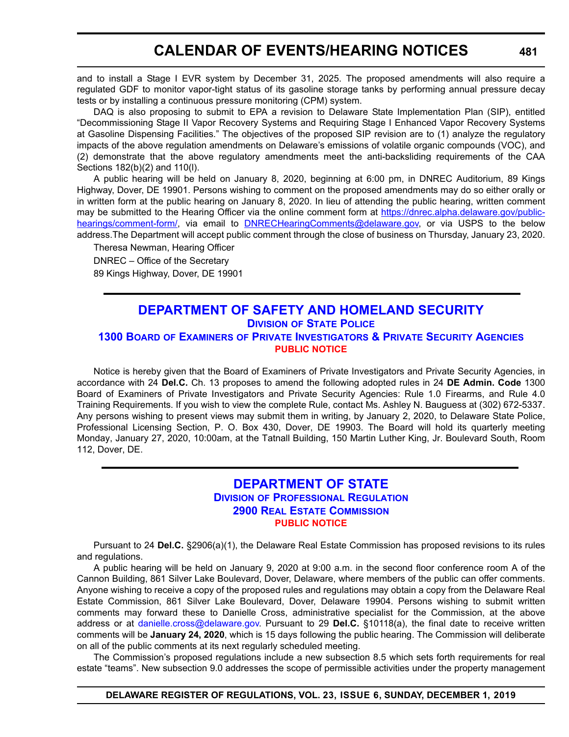and to install a Stage I EVR system by December 31, 2025. The proposed amendments will also require a regulated GDF to monitor vapor-tight status of its gasoline storage tanks by performing annual pressure decay tests or by installing a continuous pressure monitoring (CPM) system.

DAQ is also proposing to submit to EPA a revision to Delaware State Implementation Plan (SIP), entitled "Decommissioning Stage II Vapor Recovery Systems and Requiring Stage I Enhanced Vapor Recovery Systems at Gasoline Dispensing Facilities." The objectives of the proposed SIP revision are to (1) analyze the regulatory impacts of the above regulation amendments on Delaware's emissions of volatile organic compounds (VOC), and (2) demonstrate that the above regulatory amendments meet the anti-backsliding requirements of the CAA Sections 182(b)(2) and 110(l).

A public hearing will be held on January 8, 2020, beginning at 6:00 pm, in DNREC Auditorium, 89 Kings Highway, Dover, DE 19901. Persons wishing to comment on the proposed amendments may do so either orally or in written form at the public hearing on January 8, 2020. In lieu of attending the public hearing, written comment may be submitted to the Hearing Officer via the online comment form at https://dnrec.alpha.delaware.gov/public-hearings/comment-form/, via email to DNRECHearingComments@delaware.gov, or via USPS to the below address.The Department will accept public comment through the close of business on Thursday, January 23, 2020.

Theresa Newman, Hearing Officer

DNREC – Office of the Secretary

89 Kings Highway, Dover, DE 19901

## DEPARTMENT OF SAFETY AND HOMELAND SECURITY

### Division of State Police

### 1300 Board of Examiners of Private Investigators & Private Security Agencies

#### PUBLIC NOTICE

Notice is hereby given that the Board of Examiners of Private Investigators and Private Security Agencies, in accordance with 24 **Del.C.** Ch. 13 proposes to amend the following adopted rules in 24 **DE Admin. Code** 1300 Board of Examiners of Private Investigators and Private Security Agencies: Rule 1.0 Firearms, and Rule 4.0 Training Requirements. If you wish to view the complete Rule, contact Ms. Ashley N. Bauguess at (302) 672-5337. Any persons wishing to present views may submit them in writing, by January 2, 2020, to Delaware State Police, Professional Licensing Section, P. O. Box 430, Dover, DE 19903. The Board will hold its quarterly meeting Monday, January 27, 2020, 10:00am, at the Tatnall Building, 150 Martin Luther King, Jr. Boulevard South, Room 112, Dover, DE.

## DEPARTMENT OF STATE

### Division of Professional Regulation

### 2900 Real Estate Commission

#### PUBLIC NOTICE

Pursuant to 24 **Del.C.** §2906(a)(1), the Delaware Real Estate Commission has proposed revisions to its rules and regulations.

A public hearing will be held on January 9, 2020 at 9:00 a.m. in the second floor conference room A of the Cannon Building, 861 Silver Lake Boulevard, Dover, Delaware, where members of the public can offer comments. Anyone wishing to receive a copy of the proposed rules and regulations may obtain a copy from the Delaware Real Estate Commission, 861 Silver Lake Boulevard, Dover, Delaware 19904. Persons wishing to submit written comments may forward these to Danielle Cross, administrative specialist for the Commission, at the above address or at danielle.cross@delaware.gov. Pursuant to 29 **Del.C.** §10118(a), the final date to receive written comments will be **January 24, 2020**, which is 15 days following the public hearing. The Commission will deliberate on all of the public comments at its next regularly scheduled meeting.

The Commission's proposed regulations include a new subsection 8.5 which sets forth requirements for real estate "teams". New subsection 9.0 addresses the scope of permissible activities under the property management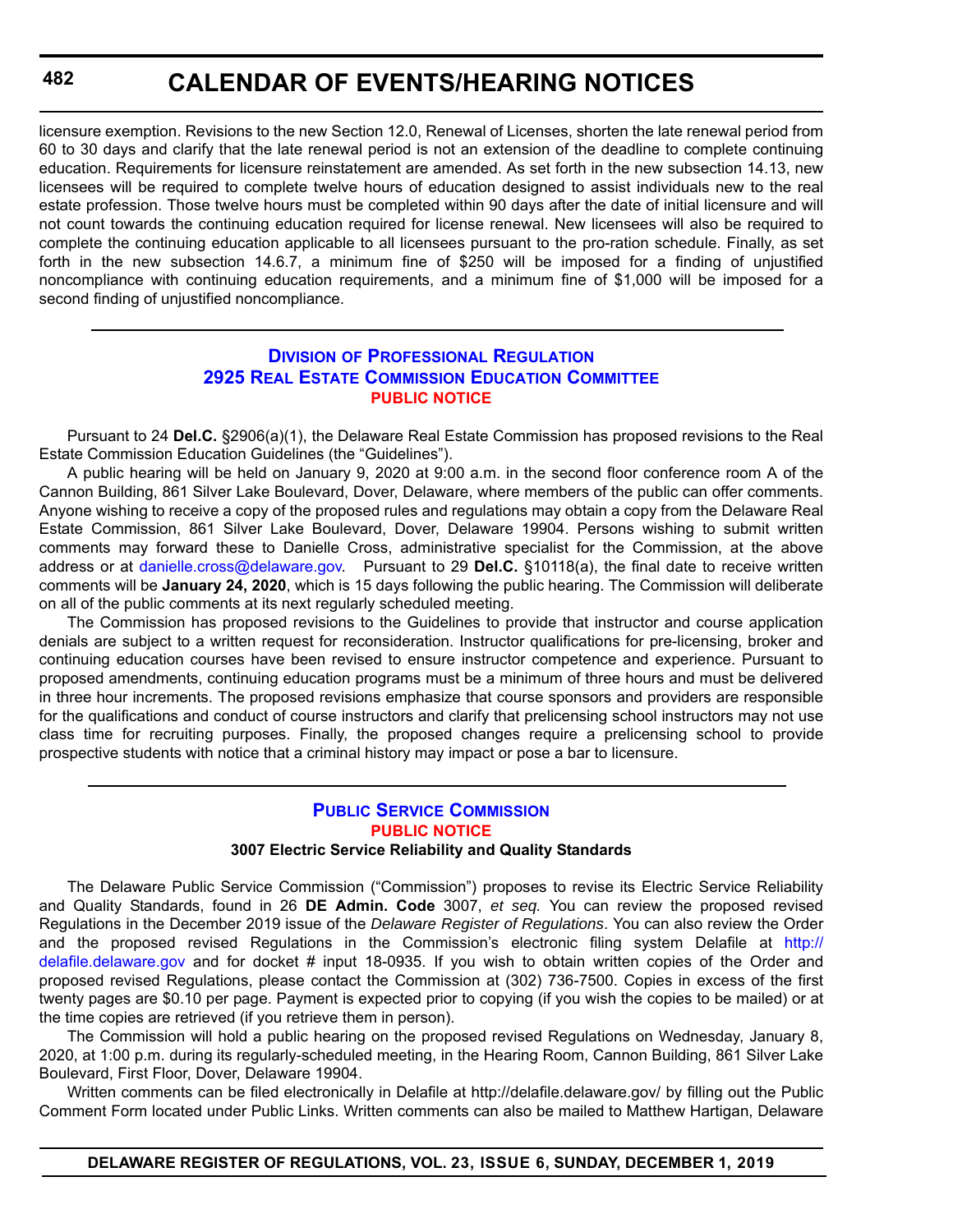licensure exemption. Revisions to the new Section 12.0, Renewal of Licenses, shorten the late renewal period from 60 to 30 days and clarify that the late renewal period is not an extension of the deadline to complete continuing education. Requirements for licensure reinstatement are amended. As set forth in the new subsection 14.13, new licensees will be required to complete twelve hours of education designed to assist individuals new to the real estate profession. Those twelve hours must be completed within 90 days after the date of initial licensure and will not count towards the continuing education required for license renewal. New licensees will also be required to complete the continuing education applicable to all licensees pursuant to the pro-ration schedule. Finally, as set forth in the new subsection 14.6.7, a minimum fine of $250 will be imposed for a finding of unjustified noncompliance with continuing education requirements, and a minimum fine of $1,000 will be imposed for a second finding of unjustified noncompliance.

---

## Division of Professional Regulation
## 2925 Real Estate Commission Education Committee
### PUBLIC NOTICE

Pursuant to 24 **Del.C.** §2906(a)(1), the Delaware Real Estate Commission has proposed revisions to the Real Estate Commission Education Guidelines (the "Guidelines").

A public hearing will be held on January 9, 2020 at 9:00 a.m. in the second floor conference room A of the Cannon Building, 861 Silver Lake Boulevard, Dover, Delaware, where members of the public can offer comments. Anyone wishing to receive a copy of the proposed rules and regulations may obtain a copy from the Delaware Real Estate Commission, 861 Silver Lake Boulevard, Dover, Delaware 19904. Persons wishing to submit written comments may forward these to Danielle Cross, administrative specialist for the Commission, at the above address or at danielle.cross@delaware.gov. Pursuant to 29 **Del.C.** §10118(a), the final date to receive written comments will be **January 24, 2020**, which is 15 days following the public hearing. The Commission will deliberate on all of the public comments at its next regularly scheduled meeting.

The Commission has proposed revisions to the Guidelines to provide that instructor and course application denials are subject to a written request for reconsideration. Instructor qualifications for pre-licensing, broker and continuing education courses have been revised to ensure instructor competence and experience. Pursuant to proposed amendments, continuing education programs must be a minimum of three hours and must be delivered in three hour increments. The proposed revisions emphasize that course sponsors and providers are responsible for the qualifications and conduct of course instructors and clarify that prelicensing school instructors may not use class time for recruiting purposes. Finally, the proposed changes require a prelicensing school to provide prospective students with notice that a criminal history may impact or pose a bar to licensure.

---

## Public Service Commission
### PUBLIC NOTICE
#### 3007 Electric Service Reliability and Quality Standards

The Delaware Public Service Commission ("Commission") proposes to revise its Electric Service Reliability and Quality Standards, found in 26 **DE Admin. Code** 3007, *et seq.* You can review the proposed revised Regulations in the December 2019 issue of the *Delaware Register of Regulations*. You can also review the Order and the proposed revised Regulations in the Commission's electronic filing system Delafile at http://delafile.delaware.gov and for docket # input 18-0935. If you wish to obtain written copies of the Order and proposed revised Regulations, please contact the Commission at (302) 736-7500. Copies in excess of the first twenty pages are $0.10 per page. Payment is expected prior to copying (if you wish the copies to be mailed) or at the time copies are retrieved (if you retrieve them in person).

The Commission will hold a public hearing on the proposed revised Regulations on Wednesday, January 8, 2020, at 1:00 p.m. during its regularly-scheduled meeting, in the Hearing Room, Cannon Building, 861 Silver Lake Boulevard, First Floor, Dover, Delaware 19904.

Written comments can be filed electronically in Delafile at http://delafile.delaware.gov/ by filling out the Public Comment Form located under Public Links. Written comments can also be mailed to Matthew Hartigan, Delaware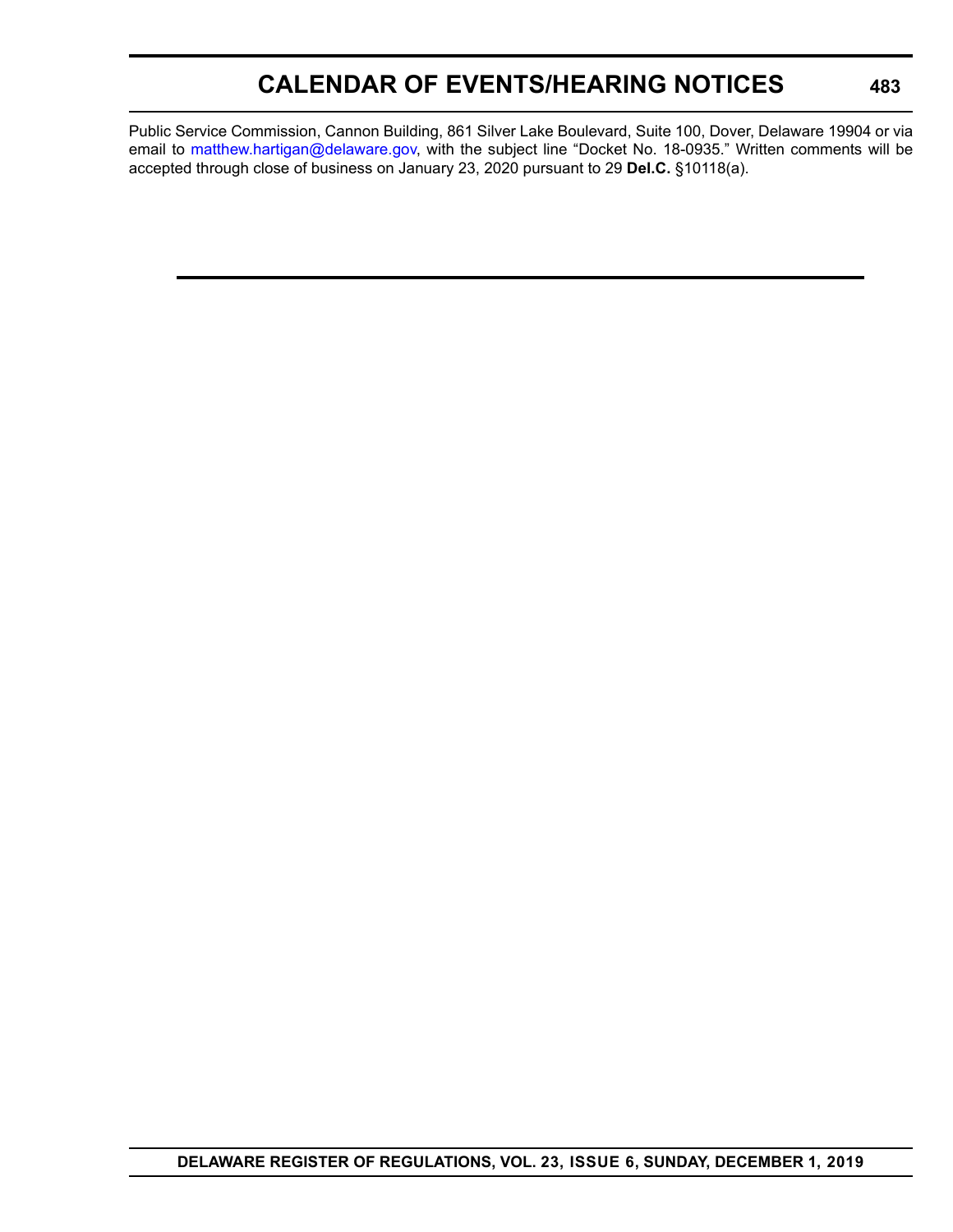Public Service Commission, Cannon Building, 861 Silver Lake Boulevard, Suite 100, Dover, Delaware 19904 or via email to matthew.hartigan@delaware.gov, with the subject line “Docket No. 18-0935.” Written comments will be accepted through close of business on January 23, 2020 pursuant to 29 **Del.C.** §10118(a).